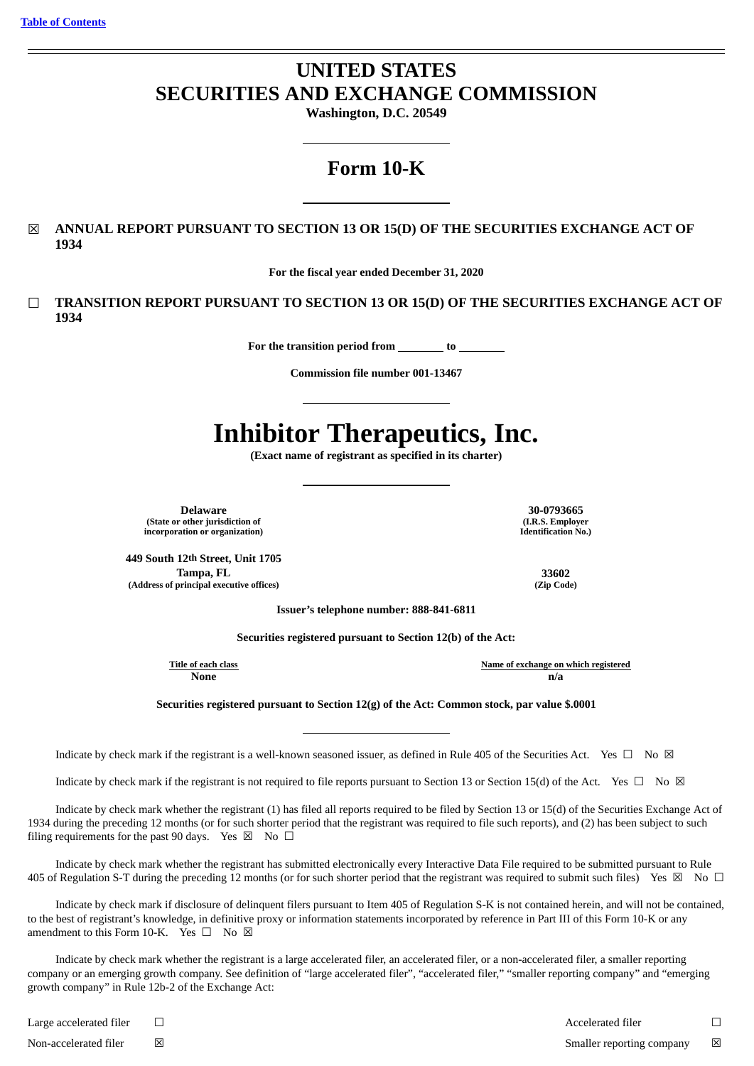[Table of Contents](#)

# UNITED STATES
# SECURITIES AND EXCHANGE COMMISSION

**Washington, D.C. 20549**

## Form 10-K

☒ **ANNUAL REPORT PURSUANT TO SECTION 13 OR 15(D) OF THE SECURITIES EXCHANGE ACT OF 1934**

**For the fiscal year ended December 31, 2020**

☐ **TRANSITION REPORT PURSUANT TO SECTION 13 OR 15(D) OF THE SECURITIES EXCHANGE ACT OF 1934**

**For the transition period from ________ to ________**

**Commission file number 001-13467**

# Inhibitor Therapeutics, Inc.

**(Exact name of registrant as specified in its charter)**

| | |
|---|---|
| **Delaware**<br>**(State or other jurisdiction of incorporation or organization)** | **30-0793665**<br>**(I.R.S. Employer Identification No.)** |
| **449 South 12th Street, Unit 1705**<br>**Tampa, FL**<br>**(Address of principal executive offices)** | **33602**<br>**(Zip Code)** |

**Issuer's telephone number: 888-841-6811**

**Securities registered pursuant to Section 12(b) of the Act:**

| Title of each class | Name of exchange on which registered |
|---|---|
| **None** | **n/a** |

**Securities registered pursuant to Section 12(g) of the Act: Common stock, par value $.0001**

Indicate by check mark if the registrant is a well-known seasoned issuer, as defined in Rule 405 of the Securities Act. Yes ☐ No ☒

Indicate by check mark if the registrant is not required to file reports pursuant to Section 13 or Section 15(d) of the Act. Yes ☐ No ☒

Indicate by check mark whether the registrant (1) has filed all reports required to be filed by Section 13 or 15(d) of the Securities Exchange Act of 1934 during the preceding 12 months (or for such shorter period that the registrant was required to file such reports), and (2) has been subject to such filing requirements for the past 90 days. Yes ☒ No ☐

Indicate by check mark whether the registrant has submitted electronically every Interactive Data File required to be submitted pursuant to Rule 405 of Regulation S-T during the preceding 12 months (or for such shorter period that the registrant was required to submit such files) Yes ☒ No ☐

Indicate by check mark if disclosure of delinquent filers pursuant to Item 405 of Regulation S-K is not contained herein, and will not be contained, to the best of registrant's knowledge, in definitive proxy or information statements incorporated by reference in Part III of this Form 10-K or any amendment to this Form 10-K. Yes ☐ No ☒

Indicate by check mark whether the registrant is a large accelerated filer, an accelerated filer, or a non-accelerated filer, a smaller reporting company or an emerging growth company. See definition of "large accelerated filer", "accelerated filer," "smaller reporting company" and "emerging growth company" in Rule 12b-2 of the Exchange Act:

| | | | |
|---|---|---|---|
| Large accelerated filer | ☐ | Accelerated filer | ☐ |
| Non-accelerated filer | ☒ | Smaller reporting company | ☒ |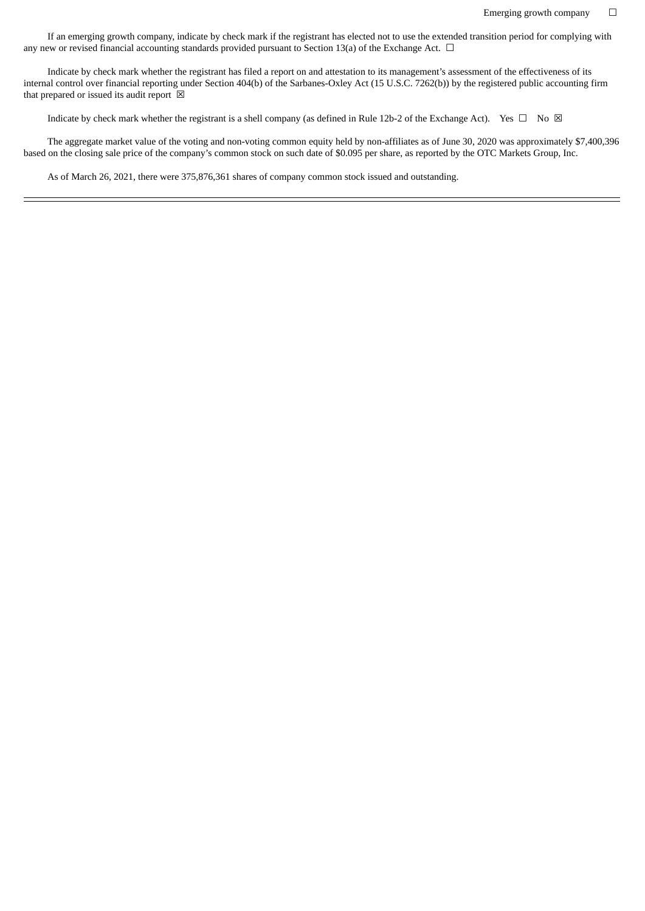Emerging growth company ☐

If an emerging growth company, indicate by check mark if the registrant has elected not to use the extended transition period for complying with any new or revised financial accounting standards provided pursuant to Section 13(a) of the Exchange Act. ☐

Indicate by check mark whether the registrant has filed a report on and attestation to its management's assessment of the effectiveness of its internal control over financial reporting under Section 404(b) of the Sarbanes-Oxley Act (15 U.S.C. 7262(b)) by the registered public accounting firm that prepared or issued its audit report ☒

Indicate by check mark whether the registrant is a shell company (as defined in Rule 12b-2 of the Exchange Act). Yes ☐ No ☒

The aggregate market value of the voting and non-voting common equity held by non-affiliates as of June 30, 2020 was approximately $7,400,396 based on the closing sale price of the company's common stock on such date of $0.095 per share, as reported by the OTC Markets Group, Inc.

As of March 26, 2021, there were 375,876,361 shares of company common stock issued and outstanding.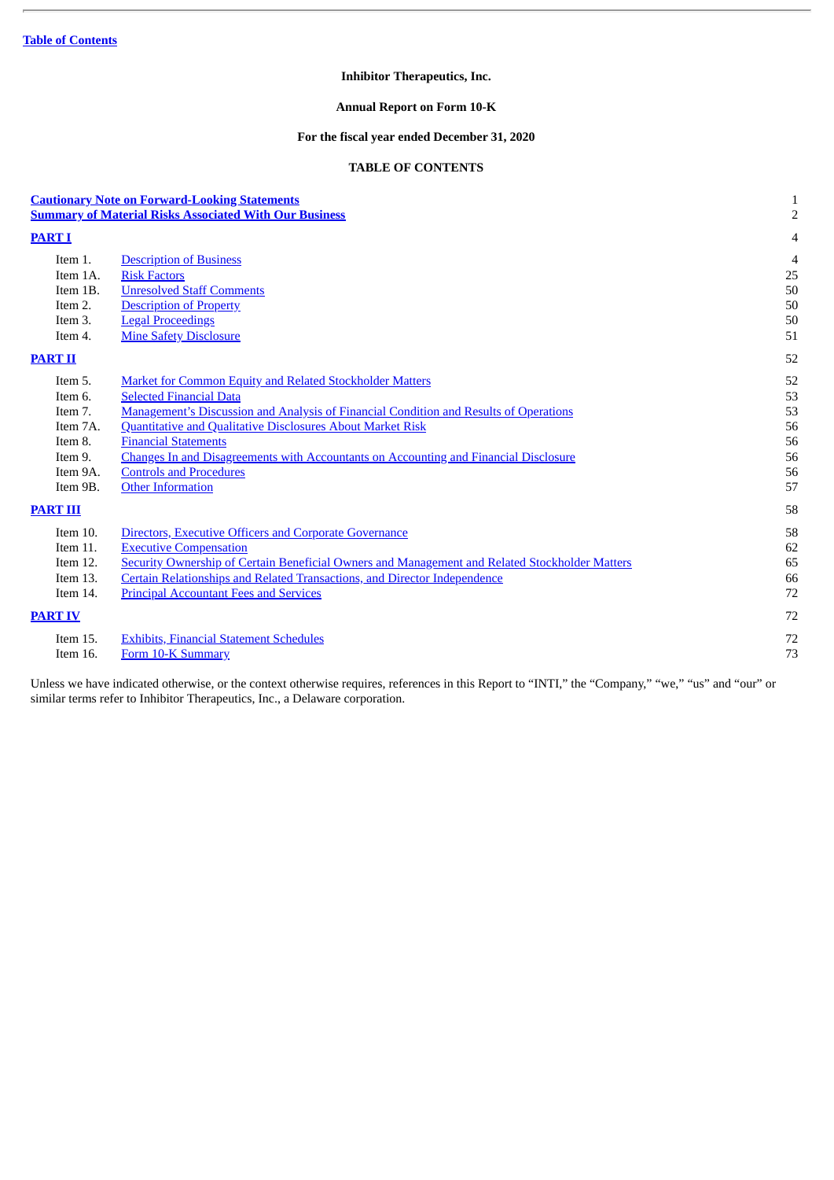[Table of Contents](#)

**Inhibitor Therapeutics, Inc.**

**Annual Report on Form 10-K**

**For the fiscal year ended December 31, 2020**

**TABLE OF CONTENTS**

| | | |
|---|---|---|
| **Cautionary Note on Forward-Looking Statements** | | 1 |
| **Summary of Material Risks Associated With Our Business** | | 2 |
| **PART I** | | 4 |
| Item 1. | Description of Business | 4 |
| Item 1A. | Risk Factors | 25 |
| Item 1B. | Unresolved Staff Comments | 50 |
| Item 2. | Description of Property | 50 |
| Item 3. | Legal Proceedings | 50 |
| Item 4. | Mine Safety Disclosure | 51 |
| **PART II** | | 52 |
| Item 5. | Market for Common Equity and Related Stockholder Matters | 52 |
| Item 6. | Selected Financial Data | 53 |
| Item 7. | Management's Discussion and Analysis of Financial Condition and Results of Operations | 53 |
| Item 7A. | Quantitative and Qualitative Disclosures About Market Risk | 56 |
| Item 8. | Financial Statements | 56 |
| Item 9. | Changes In and Disagreements with Accountants on Accounting and Financial Disclosure | 56 |
| Item 9A. | Controls and Procedures | 56 |
| Item 9B. | Other Information | 57 |
| **PART III** | | 58 |
| Item 10. | Directors, Executive Officers and Corporate Governance | 58 |
| Item 11. | Executive Compensation | 62 |
| Item 12. | Security Ownership of Certain Beneficial Owners and Management and Related Stockholder Matters | 65 |
| Item 13. | Certain Relationships and Related Transactions, and Director Independence | 66 |
| Item 14. | Principal Accountant Fees and Services | 72 |
| **PART IV** | | 72 |
| Item 15. | Exhibits, Financial Statement Schedules | 72 |
| Item 16. | Form 10-K Summary | 73 |

Unless we have indicated otherwise, or the context otherwise requires, references in this Report to "INTI," the "Company," "we," "us" and "our" or similar terms refer to Inhibitor Therapeutics, Inc., a Delaware corporation.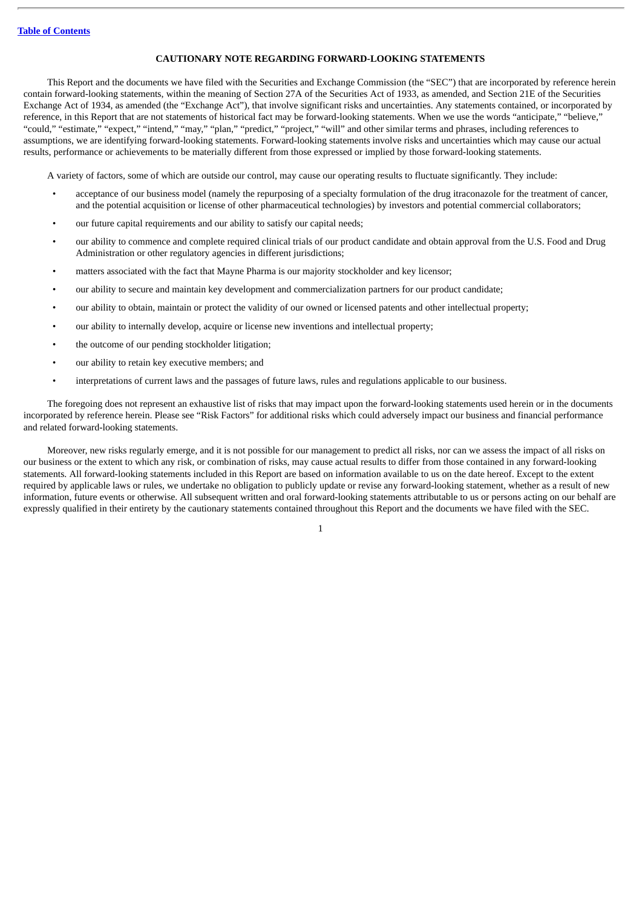## CAUTIONARY NOTE REGARDING FORWARD-LOOKING STATEMENTS

This Report and the documents we have filed with the Securities and Exchange Commission (the "SEC") that are incorporated by reference herein contain forward-looking statements, within the meaning of Section 27A of the Securities Act of 1933, as amended, and Section 21E of the Securities Exchange Act of 1934, as amended (the "Exchange Act"), that involve significant risks and uncertainties. Any statements contained, or incorporated by reference, in this Report that are not statements of historical fact may be forward-looking statements. When we use the words "anticipate," "believe," "could," "estimate," "expect," "intend," "may," "plan," "predict," "project," "will" and other similar terms and phrases, including references to assumptions, we are identifying forward-looking statements. Forward-looking statements involve risks and uncertainties which may cause our actual results, performance or achievements to be materially different from those expressed or implied by those forward-looking statements.

A variety of factors, some of which are outside our control, may cause our operating results to fluctuate significantly. They include:

- acceptance of our business model (namely the repurposing of a specialty formulation of the drug itraconazole for the treatment of cancer, and the potential acquisition or license of other pharmaceutical technologies) by investors and potential commercial collaborators;
- our future capital requirements and our ability to satisfy our capital needs;
- our ability to commence and complete required clinical trials of our product candidate and obtain approval from the U.S. Food and Drug Administration or other regulatory agencies in different jurisdictions;
- matters associated with the fact that Mayne Pharma is our majority stockholder and key licensor;
- our ability to secure and maintain key development and commercialization partners for our product candidate;
- our ability to obtain, maintain or protect the validity of our owned or licensed patents and other intellectual property;
- our ability to internally develop, acquire or license new inventions and intellectual property;
- the outcome of our pending stockholder litigation;
- our ability to retain key executive members; and
- interpretations of current laws and the passages of future laws, rules and regulations applicable to our business.

The foregoing does not represent an exhaustive list of risks that may impact upon the forward-looking statements used herein or in the documents incorporated by reference herein. Please see "Risk Factors" for additional risks which could adversely impact our business and financial performance and related forward-looking statements.

Moreover, new risks regularly emerge, and it is not possible for our management to predict all risks, nor can we assess the impact of all risks on our business or the extent to which any risk, or combination of risks, may cause actual results to differ from those contained in any forward-looking statements. All forward-looking statements included in this Report are based on information available to us on the date hereof. Except to the extent required by applicable laws or rules, we undertake no obligation to publicly update or revise any forward-looking statement, whether as a result of new information, future events or otherwise. All subsequent written and oral forward-looking statements attributable to us or persons acting on our behalf are expressly qualified in their entirety by the cautionary statements contained throughout this Report and the documents we have filed with the SEC.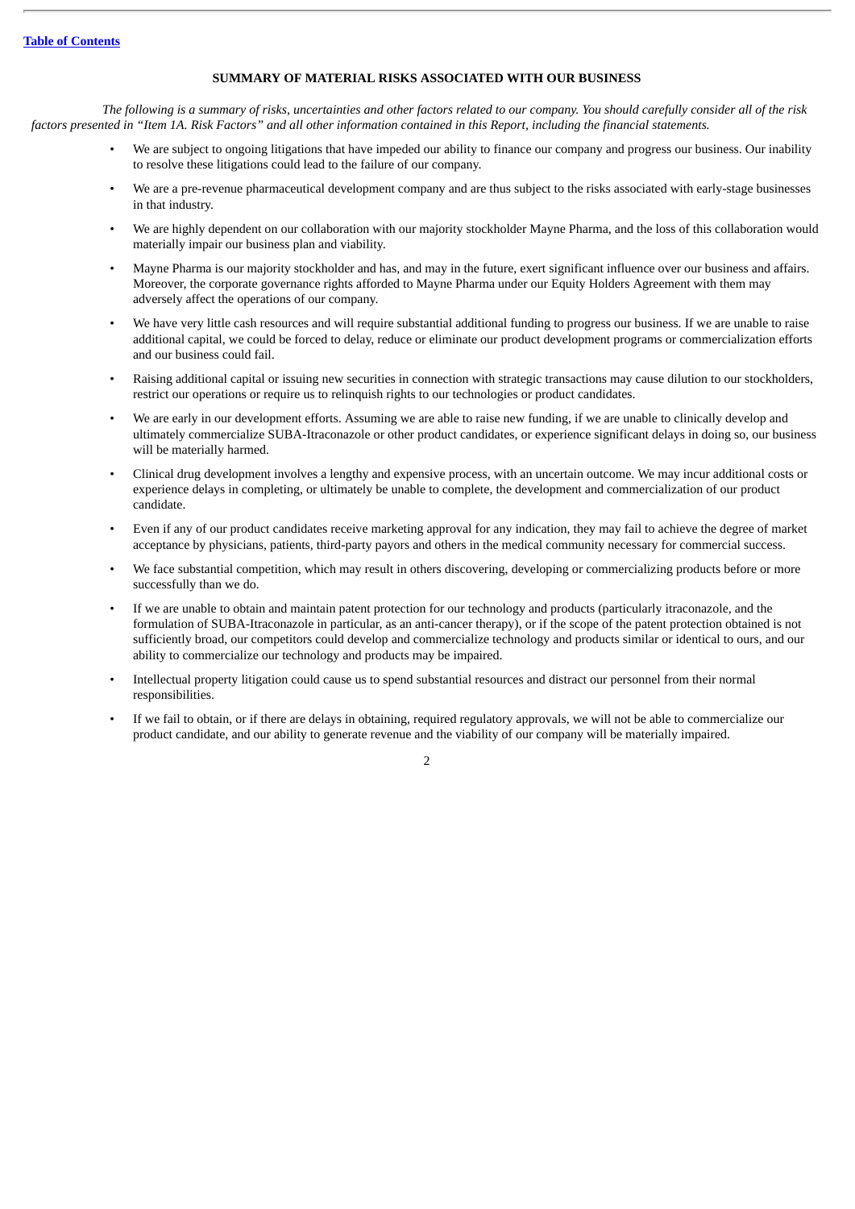## SUMMARY OF MATERIAL RISKS ASSOCIATED WITH OUR BUSINESS

*The following is a summary of risks, uncertainties and other factors related to our company. You should carefully consider all of the risk factors presented in "Item 1A. Risk Factors" and all other information contained in this Report, including the financial statements.*

- We are subject to ongoing litigations that have impeded our ability to finance our company and progress our business. Our inability to resolve these litigations could lead to the failure of our company.
- We are a pre-revenue pharmaceutical development company and are thus subject to the risks associated with early-stage businesses in that industry.
- We are highly dependent on our collaboration with our majority stockholder Mayne Pharma, and the loss of this collaboration would materially impair our business plan and viability.
- Mayne Pharma is our majority stockholder and has, and may in the future, exert significant influence over our business and affairs. Moreover, the corporate governance rights afforded to Mayne Pharma under our Equity Holders Agreement with them may adversely affect the operations of our company.
- We have very little cash resources and will require substantial additional funding to progress our business. If we are unable to raise additional capital, we could be forced to delay, reduce or eliminate our product development programs or commercialization efforts and our business could fail.
- Raising additional capital or issuing new securities in connection with strategic transactions may cause dilution to our stockholders, restrict our operations or require us to relinquish rights to our technologies or product candidates.
- We are early in our development efforts. Assuming we are able to raise new funding, if we are unable to clinically develop and ultimately commercialize SUBA-Itraconazole or other product candidates, or experience significant delays in doing so, our business will be materially harmed.
- Clinical drug development involves a lengthy and expensive process, with an uncertain outcome. We may incur additional costs or experience delays in completing, or ultimately be unable to complete, the development and commercialization of our product candidate.
- Even if any of our product candidates receive marketing approval for any indication, they may fail to achieve the degree of market acceptance by physicians, patients, third-party payors and others in the medical community necessary for commercial success.
- We face substantial competition, which may result in others discovering, developing or commercializing products before or more successfully than we do.
- If we are unable to obtain and maintain patent protection for our technology and products (particularly itraconazole, and the formulation of SUBA-Itraconazole in particular, as an anti-cancer therapy), or if the scope of the patent protection obtained is not sufficiently broad, our competitors could develop and commercialize technology and products similar or identical to ours, and our ability to commercialize our technology and products may be impaired.
- Intellectual property litigation could cause us to spend substantial resources and distract our personnel from their normal responsibilities.
- If we fail to obtain, or if there are delays in obtaining, required regulatory approvals, we will not be able to commercialize our product candidate, and our ability to generate revenue and the viability of our company will be materially impaired.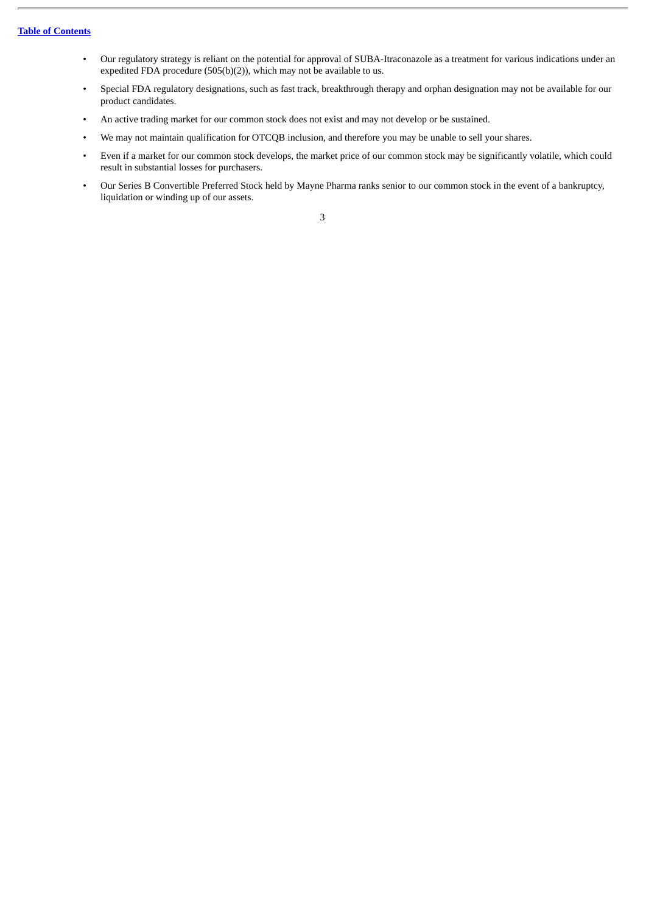- Our regulatory strategy is reliant on the potential for approval of SUBA-Itraconazole as a treatment for various indications under an expedited FDA procedure (505(b)(2)), which may not be available to us.
- Special FDA regulatory designations, such as fast track, breakthrough therapy and orphan designation may not be available for our product candidates.
- An active trading market for our common stock does not exist and may not develop or be sustained.
- We may not maintain qualification for OTCQB inclusion, and therefore you may be unable to sell your shares.
- Even if a market for our common stock develops, the market price of our common stock may be significantly volatile, which could result in substantial losses for purchasers.
- Our Series B Convertible Preferred Stock held by Mayne Pharma ranks senior to our common stock in the event of a bankruptcy, liquidation or winding up of our assets.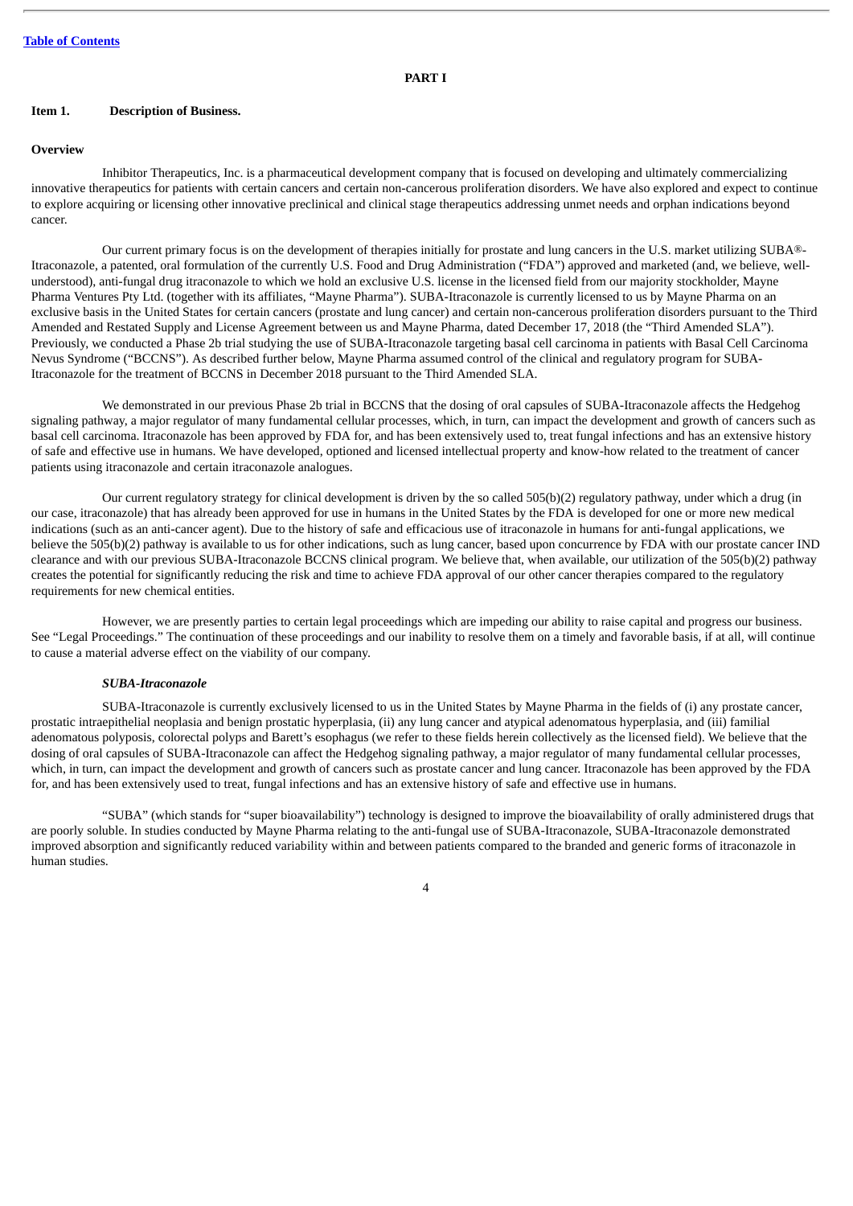PART I

## Item 1. Description of Business.

### Overview

Inhibitor Therapeutics, Inc. is a pharmaceutical development company that is focused on developing and ultimately commercializing innovative therapeutics for patients with certain cancers and certain non-cancerous proliferation disorders. We have also explored and expect to continue to explore acquiring or licensing other innovative preclinical and clinical stage therapeutics addressing unmet needs and orphan indications beyond cancer.

Our current primary focus is on the development of therapies initially for prostate and lung cancers in the U.S. market utilizing SUBA®-Itraconazole, a patented, oral formulation of the currently U.S. Food and Drug Administration ("FDA") approved and marketed (and, we believe, well-understood), anti-fungal drug itraconazole to which we hold an exclusive U.S. license in the licensed field from our majority stockholder, Mayne Pharma Ventures Pty Ltd. (together with its affiliates, "Mayne Pharma"). SUBA-Itraconazole is currently licensed to us by Mayne Pharma on an exclusive basis in the United States for certain cancers (prostate and lung cancer) and certain non-cancerous proliferation disorders pursuant to the Third Amended and Restated Supply and License Agreement between us and Mayne Pharma, dated December 17, 2018 (the "Third Amended SLA"). Previously, we conducted a Phase 2b trial studying the use of SUBA-Itraconazole targeting basal cell carcinoma in patients with Basal Cell Carcinoma Nevus Syndrome ("BCCNS"). As described further below, Mayne Pharma assumed control of the clinical and regulatory program for SUBA-Itraconazole for the treatment of BCCNS in December 2018 pursuant to the Third Amended SLA.

We demonstrated in our previous Phase 2b trial in BCCNS that the dosing of oral capsules of SUBA-Itraconazole affects the Hedgehog signaling pathway, a major regulator of many fundamental cellular processes, which, in turn, can impact the development and growth of cancers such as basal cell carcinoma. Itraconazole has been approved by FDA for, and has been extensively used to, treat fungal infections and has an extensive history of safe and effective use in humans. We have developed, optioned and licensed intellectual property and know-how related to the treatment of cancer patients using itraconazole and certain itraconazole analogues.

Our current regulatory strategy for clinical development is driven by the so called 505(b)(2) regulatory pathway, under which a drug (in our case, itraconazole) that has already been approved for use in humans in the United States by the FDA is developed for one or more new medical indications (such as an anti-cancer agent). Due to the history of safe and efficacious use of itraconazole in humans for anti-fungal applications, we believe the 505(b)(2) pathway is available to us for other indications, such as lung cancer, based upon concurrence by FDA with our prostate cancer IND clearance and with our previous SUBA-Itraconazole BCCNS clinical program. We believe that, when available, our utilization of the 505(b)(2) pathway creates the potential for significantly reducing the risk and time to achieve FDA approval of our other cancer therapies compared to the regulatory requirements for new chemical entities.

However, we are presently parties to certain legal proceedings which are impeding our ability to raise capital and progress our business. See "Legal Proceedings." The continuation of these proceedings and our inability to resolve them on a timely and favorable basis, if at all, will continue to cause a material adverse effect on the viability of our company.

#### *SUBA-Itraconazole*

SUBA-Itraconazole is currently exclusively licensed to us in the United States by Mayne Pharma in the fields of (i) any prostate cancer, prostatic intraepithelial neoplasia and benign prostatic hyperplasia, (ii) any lung cancer and atypical adenomatous hyperplasia, and (iii) familial adenomatous polyposis, colorectal polyps and Barett's esophagus (we refer to these fields herein collectively as the licensed field). We believe that the dosing of oral capsules of SUBA-Itraconazole can affect the Hedgehog signaling pathway, a major regulator of many fundamental cellular processes, which, in turn, can impact the development and growth of cancers such as prostate cancer and lung cancer. Itraconazole has been approved by the FDA for, and has been extensively used to treat, fungal infections and has an extensive history of safe and effective use in humans.

"SUBA" (which stands for "super bioavailability") technology is designed to improve the bioavailability of orally administered drugs that are poorly soluble. In studies conducted by Mayne Pharma relating to the anti-fungal use of SUBA-Itraconazole, SUBA-Itraconazole demonstrated improved absorption and significantly reduced variability within and between patients compared to the branded and generic forms of itraconazole in human studies.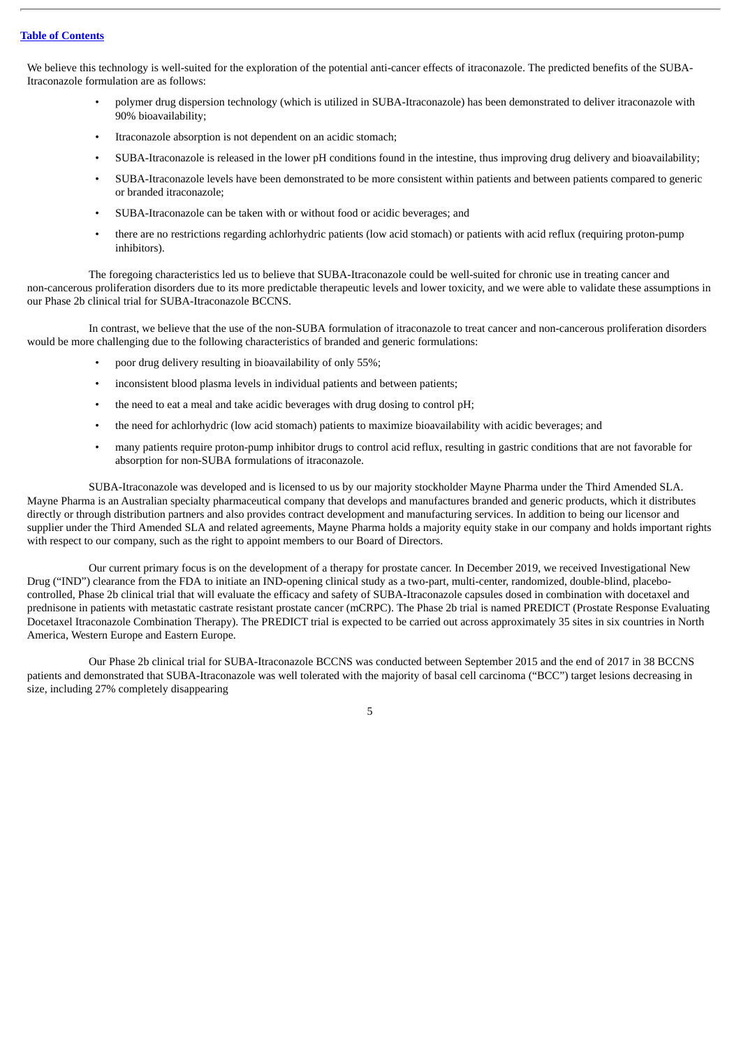We believe this technology is well-suited for the exploration of the potential anti-cancer effects of itraconazole. The predicted benefits of the SUBA-Itraconazole formulation are as follows:

- polymer drug dispersion technology (which is utilized in SUBA-Itraconazole) has been demonstrated to deliver itraconazole with 90% bioavailability;
- Itraconazole absorption is not dependent on an acidic stomach;
- SUBA-Itraconazole is released in the lower pH conditions found in the intestine, thus improving drug delivery and bioavailability;
- SUBA-Itraconazole levels have been demonstrated to be more consistent within patients and between patients compared to generic or branded itraconazole;
- SUBA-Itraconazole can be taken with or without food or acidic beverages; and
- there are no restrictions regarding achlorhydric patients (low acid stomach) or patients with acid reflux (requiring proton-pump inhibitors).

The foregoing characteristics led us to believe that SUBA-Itraconazole could be well-suited for chronic use in treating cancer and non-cancerous proliferation disorders due to its more predictable therapeutic levels and lower toxicity, and we were able to validate these assumptions in our Phase 2b clinical trial for SUBA-Itraconazole BCCNS.

In contrast, we believe that the use of the non-SUBA formulation of itraconazole to treat cancer and non-cancerous proliferation disorders would be more challenging due to the following characteristics of branded and generic formulations:

- poor drug delivery resulting in bioavailability of only 55%;
- inconsistent blood plasma levels in individual patients and between patients;
- the need to eat a meal and take acidic beverages with drug dosing to control pH;
- the need for achlorhydric (low acid stomach) patients to maximize bioavailability with acidic beverages; and
- many patients require proton-pump inhibitor drugs to control acid reflux, resulting in gastric conditions that are not favorable for absorption for non-SUBA formulations of itraconazole.

SUBA-Itraconazole was developed and is licensed to us by our majority stockholder Mayne Pharma under the Third Amended SLA. Mayne Pharma is an Australian specialty pharmaceutical company that develops and manufactures branded and generic products, which it distributes directly or through distribution partners and also provides contract development and manufacturing services. In addition to being our licensor and supplier under the Third Amended SLA and related agreements, Mayne Pharma holds a majority equity stake in our company and holds important rights with respect to our company, such as the right to appoint members to our Board of Directors.

Our current primary focus is on the development of a therapy for prostate cancer. In December 2019, we received Investigational New Drug ("IND") clearance from the FDA to initiate an IND-opening clinical study as a two-part, multi-center, randomized, double-blind, placebo-controlled, Phase 2b clinical trial that will evaluate the efficacy and safety of SUBA-Itraconazole capsules dosed in combination with docetaxel and prednisone in patients with metastatic castrate resistant prostate cancer (mCRPC). The Phase 2b trial is named PREDICT (Prostate Response Evaluating Docetaxel Itraconazole Combination Therapy). The PREDICT trial is expected to be carried out across approximately 35 sites in six countries in North America, Western Europe and Eastern Europe.

Our Phase 2b clinical trial for SUBA-Itraconazole BCCNS was conducted between September 2015 and the end of 2017 in 38 BCCNS patients and demonstrated that SUBA-Itraconazole was well tolerated with the majority of basal cell carcinoma ("BCC") target lesions decreasing in size, including 27% completely disappearing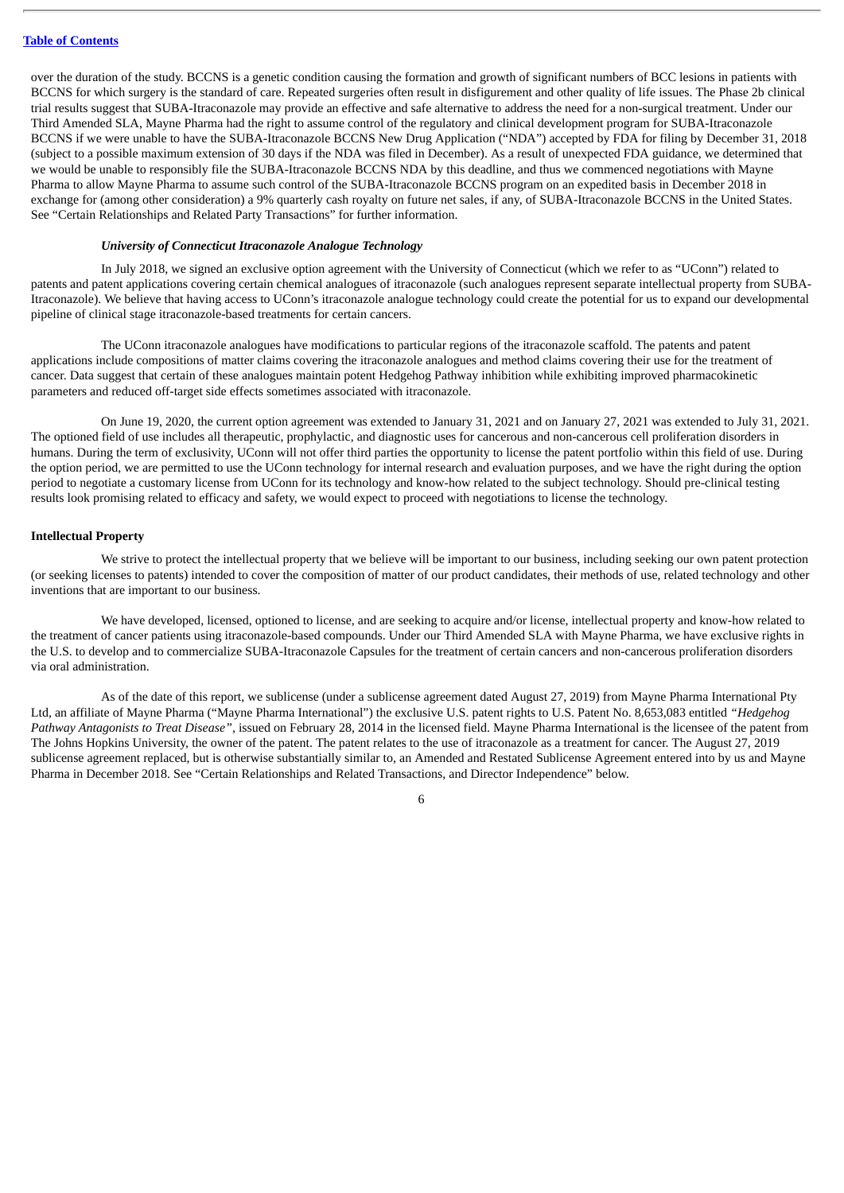over the duration of the study. BCCNS is a genetic condition causing the formation and growth of significant numbers of BCC lesions in patients with BCCNS for which surgery is the standard of care. Repeated surgeries often result in disfigurement and other quality of life issues. The Phase 2b clinical trial results suggest that SUBA-Itraconazole may provide an effective and safe alternative to address the need for a non-surgical treatment. Under our Third Amended SLA, Mayne Pharma had the right to assume control of the regulatory and clinical development program for SUBA-Itraconazole BCCNS if we were unable to have the SUBA-Itraconazole BCCNS New Drug Application ("NDA") accepted by FDA for filing by December 31, 2018 (subject to a possible maximum extension of 30 days if the NDA was filed in December). As a result of unexpected FDA guidance, we determined that we would be unable to responsibly file the SUBA-Itraconazole BCCNS NDA by this deadline, and thus we commenced negotiations with Mayne Pharma to allow Mayne Pharma to assume such control of the SUBA-Itraconazole BCCNS program on an expedited basis in December 2018 in exchange for (among other consideration) a 9% quarterly cash royalty on future net sales, if any, of SUBA-Itraconazole BCCNS in the United States. See "Certain Relationships and Related Party Transactions" for further information.

### *University of Connecticut Itraconazole Analogue Technology*

In July 2018, we signed an exclusive option agreement with the University of Connecticut (which we refer to as "UConn") related to patents and patent applications covering certain chemical analogues of itraconazole (such analogues represent separate intellectual property from SUBA-Itraconazole). We believe that having access to UConn's itraconazole analogue technology could create the potential for us to expand our developmental pipeline of clinical stage itraconazole-based treatments for certain cancers.

The UConn itraconazole analogues have modifications to particular regions of the itraconazole scaffold. The patents and patent applications include compositions of matter claims covering the itraconazole analogues and method claims covering their use for the treatment of cancer. Data suggest that certain of these analogues maintain potent Hedgehog Pathway inhibition while exhibiting improved pharmacokinetic parameters and reduced off-target side effects sometimes associated with itraconazole.

On June 19, 2020, the current option agreement was extended to January 31, 2021 and on January 27, 2021 was extended to July 31, 2021. The optioned field of use includes all therapeutic, prophylactic, and diagnostic uses for cancerous and non-cancerous cell proliferation disorders in humans. During the term of exclusivity, UConn will not offer third parties the opportunity to license the patent portfolio within this field of use. During the option period, we are permitted to use the UConn technology for internal research and evaluation purposes, and we have the right during the option period to negotiate a customary license from UConn for its technology and know-how related to the subject technology. Should pre-clinical testing results look promising related to efficacy and safety, we would expect to proceed with negotiations to license the technology.

## Intellectual Property

We strive to protect the intellectual property that we believe will be important to our business, including seeking our own patent protection (or seeking licenses to patents) intended to cover the composition of matter of our product candidates, their methods of use, related technology and other inventions that are important to our business.

We have developed, licensed, optioned to license, and are seeking to acquire and/or license, intellectual property and know-how related to the treatment of cancer patients using itraconazole-based compounds. Under our Third Amended SLA with Mayne Pharma, we have exclusive rights in the U.S. to develop and to commercialize SUBA-Itraconazole Capsules for the treatment of certain cancers and non-cancerous proliferation disorders via oral administration.

As of the date of this report, we sublicense (under a sublicense agreement dated August 27, 2019) from Mayne Pharma International Pty Ltd, an affiliate of Mayne Pharma ("Mayne Pharma International") the exclusive U.S. patent rights to U.S. Patent No. 8,653,083 entitled *"Hedgehog Pathway Antagonists to Treat Disease"*, issued on February 28, 2014 in the licensed field. Mayne Pharma International is the licensee of the patent from The Johns Hopkins University, the owner of the patent. The patent relates to the use of itraconazole as a treatment for cancer. The August 27, 2019 sublicense agreement replaced, but is otherwise substantially similar to, an Amended and Restated Sublicense Agreement entered into by us and Mayne Pharma in December 2018. See "Certain Relationships and Related Transactions, and Director Independence" below.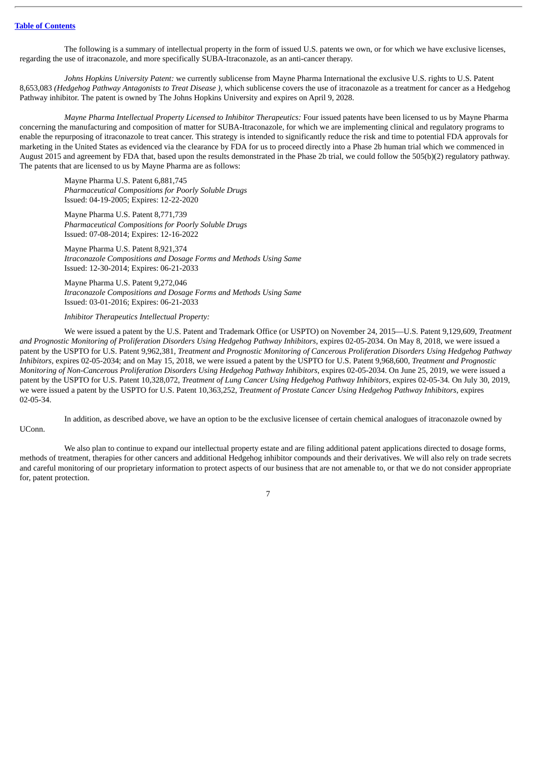The following is a summary of intellectual property in the form of issued U.S. patents we own, or for which we have exclusive licenses, regarding the use of itraconazole, and more specifically SUBA-Itraconazole, as an anti-cancer therapy.

*Johns Hopkins University Patent:* we currently sublicense from Mayne Pharma International the exclusive U.S. rights to U.S. Patent 8,653,083 *(Hedgehog Pathway Antagonists to Treat Disease ),* which sublicense covers the use of itraconazole as a treatment for cancer as a Hedgehog Pathway inhibitor. The patent is owned by The Johns Hopkins University and expires on April 9, 2028.

*Mayne Pharma Intellectual Property Licensed to Inhibitor Therapeutics:* Four issued patents have been licensed to us by Mayne Pharma concerning the manufacturing and composition of matter for SUBA-Itraconazole, for which we are implementing clinical and regulatory programs to enable the repurposing of itraconazole to treat cancer. This strategy is intended to significantly reduce the risk and time to potential FDA approvals for marketing in the United States as evidenced via the clearance by FDA for us to proceed directly into a Phase 2b human trial which we commenced in August 2015 and agreement by FDA that, based upon the results demonstrated in the Phase 2b trial, we could follow the 505(b)(2) regulatory pathway. The patents that are licensed to us by Mayne Pharma are as follows:

Mayne Pharma U.S. Patent 6,881,745
*Pharmaceutical Compositions for Poorly Soluble Drugs*
Issued: 04-19-2005; Expires: 12-22-2020

Mayne Pharma U.S. Patent 8,771,739
*Pharmaceutical Compositions for Poorly Soluble Drugs*
Issued: 07-08-2014; Expires: 12-16-2022

Mayne Pharma U.S. Patent 8,921,374
*Itraconazole Compositions and Dosage Forms and Methods Using Same*
Issued: 12-30-2014; Expires: 06-21-2033

Mayne Pharma U.S. Patent 9,272,046
*Itraconazole Compositions and Dosage Forms and Methods Using Same*
Issued: 03-01-2016; Expires: 06-21-2033

*Inhibitor Therapeutics Intellectual Property:*

We were issued a patent by the U.S. Patent and Trademark Office (or USPTO) on November 24, 2015—U.S. Patent 9,129,609, *Treatment and Prognostic Monitoring of Proliferation Disorders Using Hedgehog Pathway Inhibitors*, expires 02-05-2034. On May 8, 2018, we were issued a patent by the USPTO for U.S. Patent 9,962,381, *Treatment and Prognostic Monitoring of Cancerous Proliferation Disorders Using Hedgehog Pathway Inhibitors*, expires 02-05-2034; and on May 15, 2018, we were issued a patent by the USPTO for U.S. Patent 9,968,600, *Treatment and Prognostic Monitoring of Non-Cancerous Proliferation Disorders Using Hedgehog Pathway Inhibitors*, expires 02-05-2034. On June 25, 2019, we were issued a patent by the USPTO for U.S. Patent 10,328,072, *Treatment of Lung Cancer Using Hedgehog Pathway Inhibitors*, expires 02-05-34*.* On July 30, 2019, we were issued a patent by the USPTO for U.S. Patent 10,363,252, *Treatment of Prostate Cancer Using Hedgehog Pathway Inhibitors*, expires 02-05-34.

In addition, as described above, we have an option to be the exclusive licensee of certain chemical analogues of itraconazole owned by UConn.

We also plan to continue to expand our intellectual property estate and are filing additional patent applications directed to dosage forms, methods of treatment, therapies for other cancers and additional Hedgehog inhibitor compounds and their derivatives. We will also rely on trade secrets and careful monitoring of our proprietary information to protect aspects of our business that are not amenable to, or that we do not consider appropriate for, patent protection.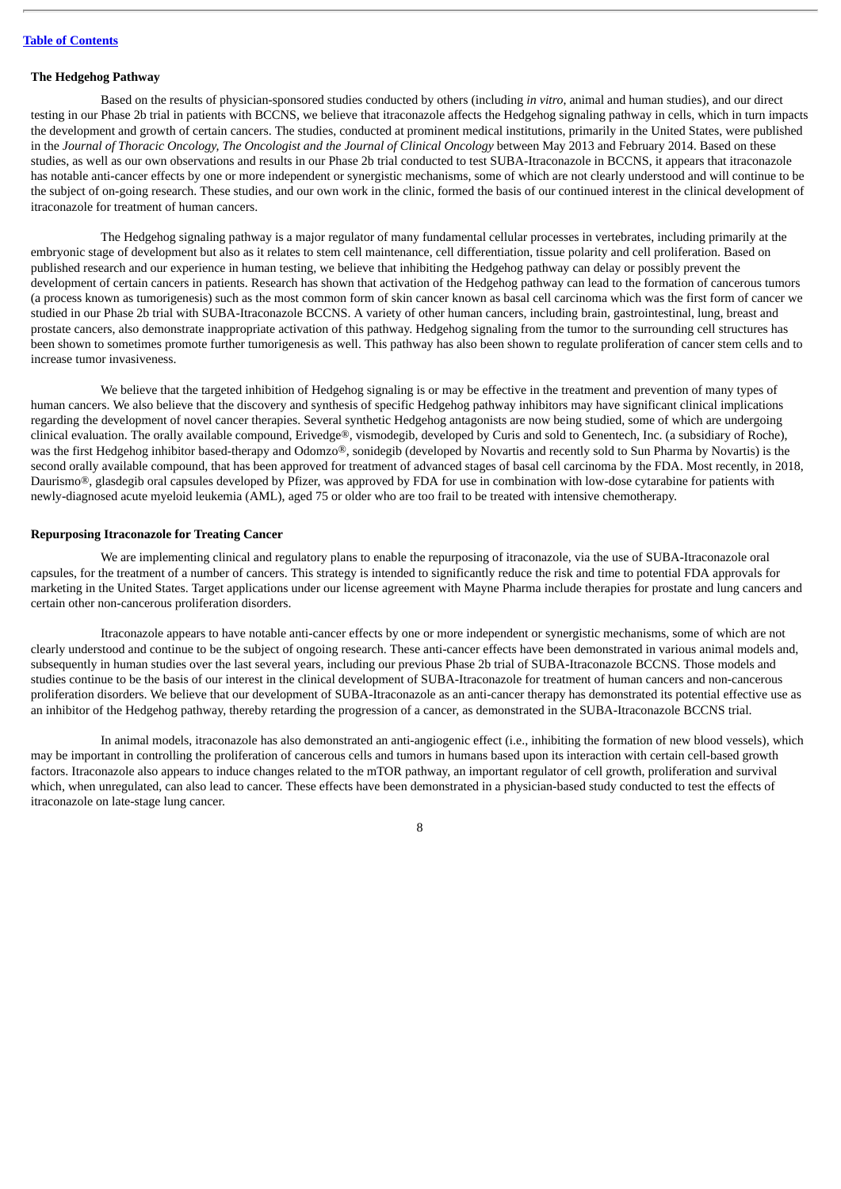### The Hedgehog Pathway

Based on the results of physician-sponsored studies conducted by others (including *in vitro*, animal and human studies), and our direct testing in our Phase 2b trial in patients with BCCNS, we believe that itraconazole affects the Hedgehog signaling pathway in cells, which in turn impacts the development and growth of certain cancers. The studies, conducted at prominent medical institutions, primarily in the United States, were published in the *Journal of Thoracic Oncology, The Oncologist and the Journal of Clinical Oncology* between May 2013 and February 2014. Based on these studies, as well as our own observations and results in our Phase 2b trial conducted to test SUBA-Itraconazole in BCCNS, it appears that itraconazole has notable anti-cancer effects by one or more independent or synergistic mechanisms, some of which are not clearly understood and will continue to be the subject of on-going research. These studies, and our own work in the clinic, formed the basis of our continued interest in the clinical development of itraconazole for treatment of human cancers.

The Hedgehog signaling pathway is a major regulator of many fundamental cellular processes in vertebrates, including primarily at the embryonic stage of development but also as it relates to stem cell maintenance, cell differentiation, tissue polarity and cell proliferation. Based on published research and our experience in human testing, we believe that inhibiting the Hedgehog pathway can delay or possibly prevent the development of certain cancers in patients. Research has shown that activation of the Hedgehog pathway can lead to the formation of cancerous tumors (a process known as tumorigenesis) such as the most common form of skin cancer known as basal cell carcinoma which was the first form of cancer we studied in our Phase 2b trial with SUBA-Itraconazole BCCNS. A variety of other human cancers, including brain, gastrointestinal, lung, breast and prostate cancers, also demonstrate inappropriate activation of this pathway. Hedgehog signaling from the tumor to the surrounding cell structures has been shown to sometimes promote further tumorigenesis as well. This pathway has also been shown to regulate proliferation of cancer stem cells and to increase tumor invasiveness.

We believe that the targeted inhibition of Hedgehog signaling is or may be effective in the treatment and prevention of many types of human cancers. We also believe that the discovery and synthesis of specific Hedgehog pathway inhibitors may have significant clinical implications regarding the development of novel cancer therapies. Several synthetic Hedgehog antagonists are now being studied, some of which are undergoing clinical evaluation. The orally available compound, Erivedge®, vismodegib, developed by Curis and sold to Genentech, Inc. (a subsidiary of Roche), was the first Hedgehog inhibitor based-therapy and Odomzo®, sonidegib (developed by Novartis and recently sold to Sun Pharma by Novartis) is the second orally available compound, that has been approved for treatment of advanced stages of basal cell carcinoma by the FDA. Most recently, in 2018, Daurismo®, glasdegib oral capsules developed by Pfizer, was approved by FDA for use in combination with low-dose cytarabine for patients with newly-diagnosed acute myeloid leukemia (AML), aged 75 or older who are too frail to be treated with intensive chemotherapy.

### Repurposing Itraconazole for Treating Cancer

We are implementing clinical and regulatory plans to enable the repurposing of itraconazole, via the use of SUBA-Itraconazole oral capsules, for the treatment of a number of cancers. This strategy is intended to significantly reduce the risk and time to potential FDA approvals for marketing in the United States. Target applications under our license agreement with Mayne Pharma include therapies for prostate and lung cancers and certain other non-cancerous proliferation disorders.

Itraconazole appears to have notable anti-cancer effects by one or more independent or synergistic mechanisms, some of which are not clearly understood and continue to be the subject of ongoing research. These anti-cancer effects have been demonstrated in various animal models and, subsequently in human studies over the last several years, including our previous Phase 2b trial of SUBA-Itraconazole BCCNS. Those models and studies continue to be the basis of our interest in the clinical development of SUBA-Itraconazole for treatment of human cancers and non-cancerous proliferation disorders. We believe that our development of SUBA-Itraconazole as an anti-cancer therapy has demonstrated its potential effective use as an inhibitor of the Hedgehog pathway, thereby retarding the progression of a cancer, as demonstrated in the SUBA-Itraconazole BCCNS trial.

In animal models, itraconazole has also demonstrated an anti-angiogenic effect (i.e., inhibiting the formation of new blood vessels), which may be important in controlling the proliferation of cancerous cells and tumors in humans based upon its interaction with certain cell-based growth factors. Itraconazole also appears to induce changes related to the mTOR pathway, an important regulator of cell growth, proliferation and survival which, when unregulated, can also lead to cancer. These effects have been demonstrated in a physician-based study conducted to test the effects of itraconazole on late-stage lung cancer.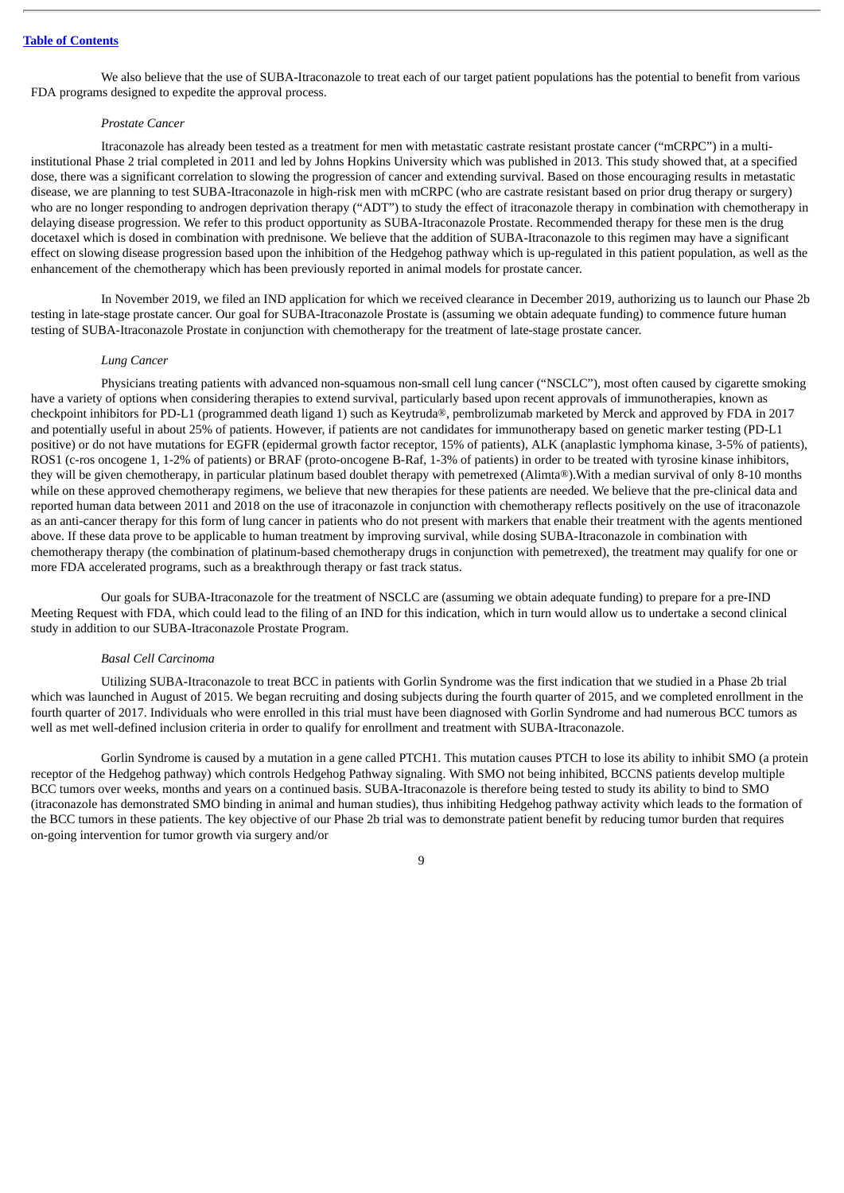We also believe that the use of SUBA-Itraconazole to treat each of our target patient populations has the potential to benefit from various FDA programs designed to expedite the approval process.

*Prostate Cancer*

Itraconazole has already been tested as a treatment for men with metastatic castrate resistant prostate cancer ("mCRPC") in a multi-institutional Phase 2 trial completed in 2011 and led by Johns Hopkins University which was published in 2013. This study showed that, at a specified dose, there was a significant correlation to slowing the progression of cancer and extending survival. Based on those encouraging results in metastatic disease, we are planning to test SUBA-Itraconazole in high-risk men with mCRPC (who are castrate resistant based on prior drug therapy or surgery) who are no longer responding to androgen deprivation therapy ("ADT") to study the effect of itraconazole therapy in combination with chemotherapy in delaying disease progression. We refer to this product opportunity as SUBA-Itraconazole Prostate. Recommended therapy for these men is the drug docetaxel which is dosed in combination with prednisone. We believe that the addition of SUBA-Itraconazole to this regimen may have a significant effect on slowing disease progression based upon the inhibition of the Hedgehog pathway which is up-regulated in this patient population, as well as the enhancement of the chemotherapy which has been previously reported in animal models for prostate cancer.

In November 2019, we filed an IND application for which we received clearance in December 2019, authorizing us to launch our Phase 2b testing in late-stage prostate cancer. Our goal for SUBA-Itraconazole Prostate is (assuming we obtain adequate funding) to commence future human testing of SUBA-Itraconazole Prostate in conjunction with chemotherapy for the treatment of late-stage prostate cancer.

*Lung Cancer*

Physicians treating patients with advanced non-squamous non-small cell lung cancer ("NSCLC"), most often caused by cigarette smoking have a variety of options when considering therapies to extend survival, particularly based upon recent approvals of immunotherapies, known as checkpoint inhibitors for PD-L1 (programmed death ligand 1) such as Keytruda®, pembrolizumab marketed by Merck and approved by FDA in 2017 and potentially useful in about 25% of patients. However, if patients are not candidates for immunotherapy based on genetic marker testing (PD-L1 positive) or do not have mutations for EGFR (epidermal growth factor receptor, 15% of patients), ALK (anaplastic lymphoma kinase, 3-5% of patients), ROS1 (c-ros oncogene 1, 1-2% of patients) or BRAF (proto-oncogene B-Raf, 1-3% of patients) in order to be treated with tyrosine kinase inhibitors, they will be given chemotherapy, in particular platinum based doublet therapy with pemetrexed (Alimta®).With a median survival of only 8-10 months while on these approved chemotherapy regimens, we believe that new therapies for these patients are needed. We believe that the pre-clinical data and reported human data between 2011 and 2018 on the use of itraconazole in conjunction with chemotherapy reflects positively on the use of itraconazole as an anti-cancer therapy for this form of lung cancer in patients who do not present with markers that enable their treatment with the agents mentioned above. If these data prove to be applicable to human treatment by improving survival, while dosing SUBA-Itraconazole in combination with chemotherapy therapy (the combination of platinum-based chemotherapy drugs in conjunction with pemetrexed), the treatment may qualify for one or more FDA accelerated programs, such as a breakthrough therapy or fast track status.

Our goals for SUBA-Itraconazole for the treatment of NSCLC are (assuming we obtain adequate funding) to prepare for a pre-IND Meeting Request with FDA, which could lead to the filing of an IND for this indication, which in turn would allow us to undertake a second clinical study in addition to our SUBA-Itraconazole Prostate Program.

*Basal Cell Carcinoma*

Utilizing SUBA-Itraconazole to treat BCC in patients with Gorlin Syndrome was the first indication that we studied in a Phase 2b trial which was launched in August of 2015. We began recruiting and dosing subjects during the fourth quarter of 2015, and we completed enrollment in the fourth quarter of 2017. Individuals who were enrolled in this trial must have been diagnosed with Gorlin Syndrome and had numerous BCC tumors as well as met well-defined inclusion criteria in order to qualify for enrollment and treatment with SUBA-Itraconazole.

Gorlin Syndrome is caused by a mutation in a gene called PTCH1. This mutation causes PTCH to lose its ability to inhibit SMO (a protein receptor of the Hedgehog pathway) which controls Hedgehog Pathway signaling. With SMO not being inhibited, BCCNS patients develop multiple BCC tumors over weeks, months and years on a continued basis. SUBA-Itraconazole is therefore being tested to study its ability to bind to SMO (itraconazole has demonstrated SMO binding in animal and human studies), thus inhibiting Hedgehog pathway activity which leads to the formation of the BCC tumors in these patients. The key objective of our Phase 2b trial was to demonstrate patient benefit by reducing tumor burden that requires on-going intervention for tumor growth via surgery and/or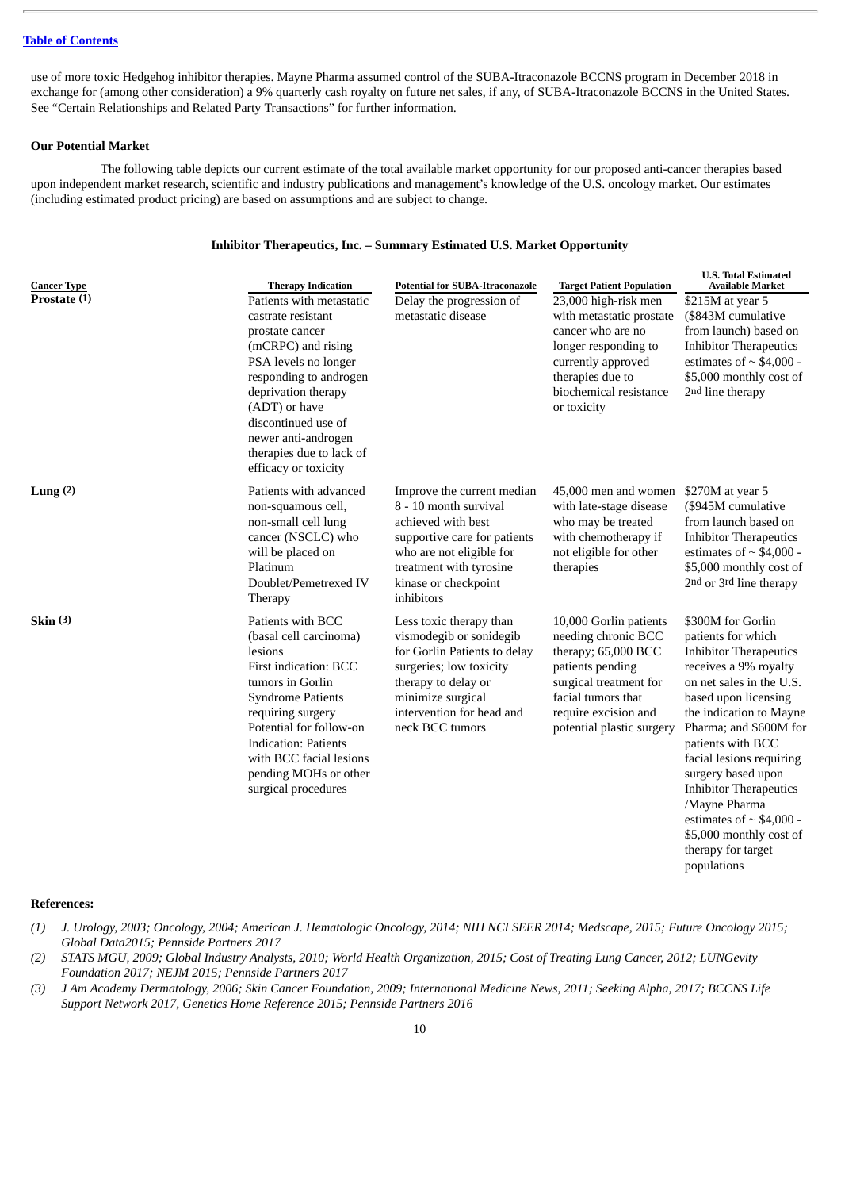use of more toxic Hedgehog inhibitor therapies. Mayne Pharma assumed control of the SUBA-Itraconazole BCCNS program in December 2018 in exchange for (among other consideration) a 9% quarterly cash royalty on future net sales, if any, of SUBA-Itraconazole BCCNS in the United States. See "Certain Relationships and Related Party Transactions" for further information.

**Our Potential Market**

The following table depicts our current estimate of the total available market opportunity for our proposed anti-cancer therapies based upon independent market research, scientific and industry publications and management's knowledge of the U.S. oncology market. Our estimates (including estimated product pricing) are based on assumptions and are subject to change.

**Inhibitor Therapeutics, Inc. – Summary Estimated U.S. Market Opportunity**

| Cancer Type | Therapy Indication | Potential for SUBA-Itraconazole | Target Patient Population | U.S. Total Estimated Available Market |
|---|---|---|---|---|
| **Prostate (1)** | Patients with metastatic castrate resistant prostate cancer (mCRPC) and rising PSA levels no longer responding to androgen deprivation therapy (ADT) or have discontinued use of newer anti-androgen therapies due to lack of efficacy or toxicity | Delay the progression of metastatic disease | 23,000 high-risk men with metastatic prostate cancer who are no longer responding to currently approved therapies due to biochemical resistance or toxicity | $215M at year 5 ($843M cumulative from launch) based on Inhibitor Therapeutics estimates of ~ $4,000 - $5,000 monthly cost of 2nd line therapy |
| **Lung (2)** | Patients with advanced non-squamous cell, non-small cell lung cancer (NSCLC) who will be placed on Platinum Doublet/Pemetrexed IV Therapy | Improve the current median 8 - 10 month survival achieved with best supportive care for patients who are not eligible for treatment with tyrosine kinase or checkpoint inhibitors | 45,000 men and women with late-stage disease who may be treated with chemotherapy if not eligible for other therapies | $270M at year 5 ($945M cumulative from launch based on Inhibitor Therapeutics estimates of ~ $4,000 - $5,000 monthly cost of 2nd or 3rd line therapy |
| **Skin (3)** | Patients with BCC (basal cell carcinoma) lesions<br>First indication: BCC tumors in Gorlin Syndrome Patients requiring surgery<br>Potential for follow-on Indication: Patients with BCC facial lesions pending MOHs or other surgical procedures | Less toxic therapy than vismodegib or sonidegib for Gorlin Patients to delay surgeries; low toxicity therapy to delay or minimize surgical intervention for head and neck BCC tumors | 10,000 Gorlin patients needing chronic BCC therapy; 65,000 BCC patients pending surgical treatment for facial tumors that require excision and potential plastic surgery | $300M for Gorlin patients for which Inhibitor Therapeutics receives a 9% royalty on net sales in the U.S. based upon licensing the indication to Mayne Pharma; and $600M for patients with BCC facial lesions requiring surgery based upon Inhibitor Therapeutics /Mayne Pharma estimates of ~ $4,000 - $5,000 monthly cost of therapy for target populations |

**References:**

(1) *J. Urology, 2003; Oncology, 2004; American J. Hematologic Oncology, 2014; NIH NCI SEER 2014; Medscape, 2015; Future Oncology 2015; Global Data2015; Pennside Partners 2017*

(2) *STATS MGU, 2009; Global Industry Analysts, 2010; World Health Organization, 2015; Cost of Treating Lung Cancer, 2012; LUNGevity Foundation 2017; NEJM 2015; Pennside Partners 2017*

(3) *J Am Academy Dermatology, 2006; Skin Cancer Foundation, 2009; International Medicine News, 2011; Seeking Alpha, 2017; BCCNS Life Support Network 2017, Genetics Home Reference 2015; Pennside Partners 2016*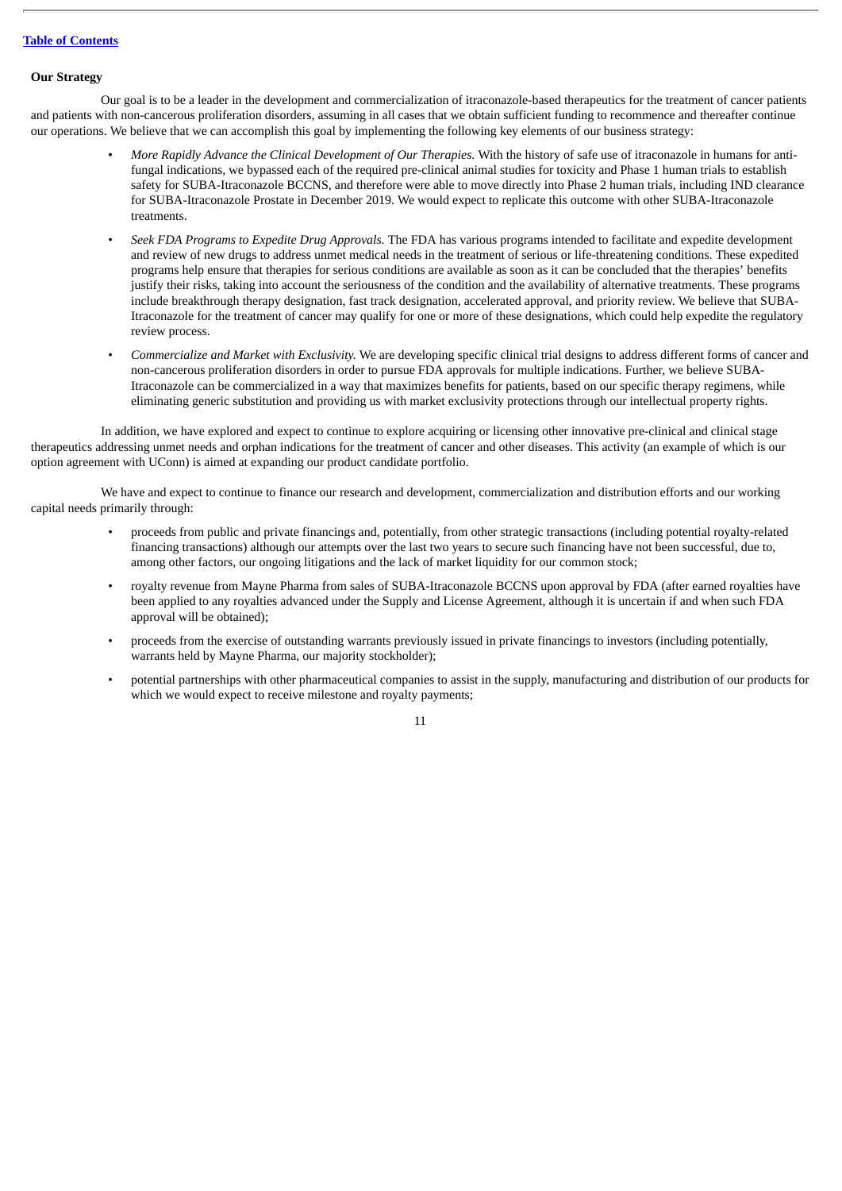### Our Strategy

Our goal is to be a leader in the development and commercialization of itraconazole-based therapeutics for the treatment of cancer patients and patients with non-cancerous proliferation disorders, assuming in all cases that we obtain sufficient funding to recommence and thereafter continue our operations. We believe that we can accomplish this goal by implementing the following key elements of our business strategy:

- *More Rapidly Advance the Clinical Development of Our Therapies.* With the history of safe use of itraconazole in humans for anti-fungal indications, we bypassed each of the required pre-clinical animal studies for toxicity and Phase 1 human trials to establish safety for SUBA-Itraconazole BCCNS, and therefore were able to move directly into Phase 2 human trials, including IND clearance for SUBA-Itraconazole Prostate in December 2019. We would expect to replicate this outcome with other SUBA-Itraconazole treatments.
- *Seek FDA Programs to Expedite Drug Approvals.* The FDA has various programs intended to facilitate and expedite development and review of new drugs to address unmet medical needs in the treatment of serious or life-threatening conditions. These expedited programs help ensure that therapies for serious conditions are available as soon as it can be concluded that the therapies' benefits justify their risks, taking into account the seriousness of the condition and the availability of alternative treatments. These programs include breakthrough therapy designation, fast track designation, accelerated approval, and priority review. We believe that SUBA-Itraconazole for the treatment of cancer may qualify for one or more of these designations, which could help expedite the regulatory review process.
- *Commercialize and Market with Exclusivity.* We are developing specific clinical trial designs to address different forms of cancer and non-cancerous proliferation disorders in order to pursue FDA approvals for multiple indications. Further, we believe SUBA-Itraconazole can be commercialized in a way that maximizes benefits for patients, based on our specific therapy regimens, while eliminating generic substitution and providing us with market exclusivity protections through our intellectual property rights.

In addition, we have explored and expect to continue to explore acquiring or licensing other innovative pre-clinical and clinical stage therapeutics addressing unmet needs and orphan indications for the treatment of cancer and other diseases. This activity (an example of which is our option agreement with UConn) is aimed at expanding our product candidate portfolio.

We have and expect to continue to finance our research and development, commercialization and distribution efforts and our working capital needs primarily through:

- proceeds from public and private financings and, potentially, from other strategic transactions (including potential royalty-related financing transactions) although our attempts over the last two years to secure such financing have not been successful, due to, among other factors, our ongoing litigations and the lack of market liquidity for our common stock;
- royalty revenue from Mayne Pharma from sales of SUBA-Itraconazole BCCNS upon approval by FDA (after earned royalties have been applied to any royalties advanced under the Supply and License Agreement, although it is uncertain if and when such FDA approval will be obtained);
- proceeds from the exercise of outstanding warrants previously issued in private financings to investors (including potentially, warrants held by Mayne Pharma, our majority stockholder);
- potential partnerships with other pharmaceutical companies to assist in the supply, manufacturing and distribution of our products for which we would expect to receive milestone and royalty payments;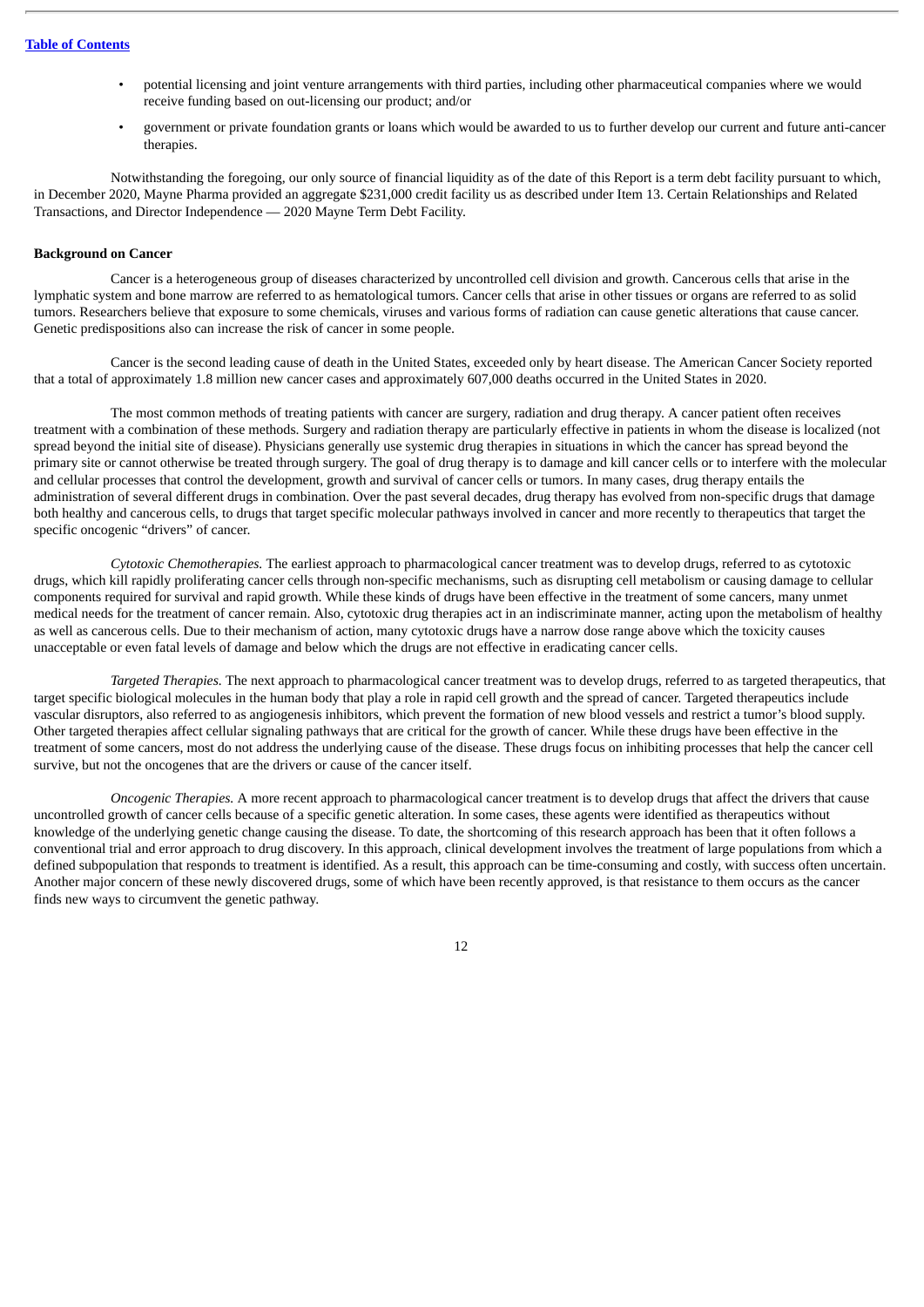- potential licensing and joint venture arrangements with third parties, including other pharmaceutical companies where we would receive funding based on out-licensing our product; and/or
- government or private foundation grants or loans which would be awarded to us to further develop our current and future anti-cancer therapies.

Notwithstanding the foregoing, our only source of financial liquidity as of the date of this Report is a term debt facility pursuant to which, in December 2020, Mayne Pharma provided an aggregate $231,000 credit facility us as described under Item 13. Certain Relationships and Related Transactions, and Director Independence — 2020 Mayne Term Debt Facility.

**Background on Cancer**

Cancer is a heterogeneous group of diseases characterized by uncontrolled cell division and growth. Cancerous cells that arise in the lymphatic system and bone marrow are referred to as hematological tumors. Cancer cells that arise in other tissues or organs are referred to as solid tumors. Researchers believe that exposure to some chemicals, viruses and various forms of radiation can cause genetic alterations that cause cancer. Genetic predispositions also can increase the risk of cancer in some people.

Cancer is the second leading cause of death in the United States, exceeded only by heart disease. The American Cancer Society reported that a total of approximately 1.8 million new cancer cases and approximately 607,000 deaths occurred in the United States in 2020.

The most common methods of treating patients with cancer are surgery, radiation and drug therapy. A cancer patient often receives treatment with a combination of these methods. Surgery and radiation therapy are particularly effective in patients in whom the disease is localized (not spread beyond the initial site of disease). Physicians generally use systemic drug therapies in situations in which the cancer has spread beyond the primary site or cannot otherwise be treated through surgery. The goal of drug therapy is to damage and kill cancer cells or to interfere with the molecular and cellular processes that control the development, growth and survival of cancer cells or tumors. In many cases, drug therapy entails the administration of several different drugs in combination. Over the past several decades, drug therapy has evolved from non-specific drugs that damage both healthy and cancerous cells, to drugs that target specific molecular pathways involved in cancer and more recently to therapeutics that target the specific oncogenic "drivers" of cancer.

*Cytotoxic Chemotherapies.* The earliest approach to pharmacological cancer treatment was to develop drugs, referred to as cytotoxic drugs, which kill rapidly proliferating cancer cells through non-specific mechanisms, such as disrupting cell metabolism or causing damage to cellular components required for survival and rapid growth. While these kinds of drugs have been effective in the treatment of some cancers, many unmet medical needs for the treatment of cancer remain. Also, cytotoxic drug therapies act in an indiscriminate manner, acting upon the metabolism of healthy as well as cancerous cells. Due to their mechanism of action, many cytotoxic drugs have a narrow dose range above which the toxicity causes unacceptable or even fatal levels of damage and below which the drugs are not effective in eradicating cancer cells.

*Targeted Therapies.* The next approach to pharmacological cancer treatment was to develop drugs, referred to as targeted therapeutics, that target specific biological molecules in the human body that play a role in rapid cell growth and the spread of cancer. Targeted therapeutics include vascular disruptors, also referred to as angiogenesis inhibitors, which prevent the formation of new blood vessels and restrict a tumor's blood supply. Other targeted therapies affect cellular signaling pathways that are critical for the growth of cancer. While these drugs have been effective in the treatment of some cancers, most do not address the underlying cause of the disease. These drugs focus on inhibiting processes that help the cancer cell survive, but not the oncogenes that are the drivers or cause of the cancer itself.

*Oncogenic Therapies.* A more recent approach to pharmacological cancer treatment is to develop drugs that affect the drivers that cause uncontrolled growth of cancer cells because of a specific genetic alteration. In some cases, these agents were identified as therapeutics without knowledge of the underlying genetic change causing the disease. To date, the shortcoming of this research approach has been that it often follows a conventional trial and error approach to drug discovery. In this approach, clinical development involves the treatment of large populations from which a defined subpopulation that responds to treatment is identified. As a result, this approach can be time-consuming and costly, with success often uncertain. Another major concern of these newly discovered drugs, some of which have been recently approved, is that resistance to them occurs as the cancer finds new ways to circumvent the genetic pathway.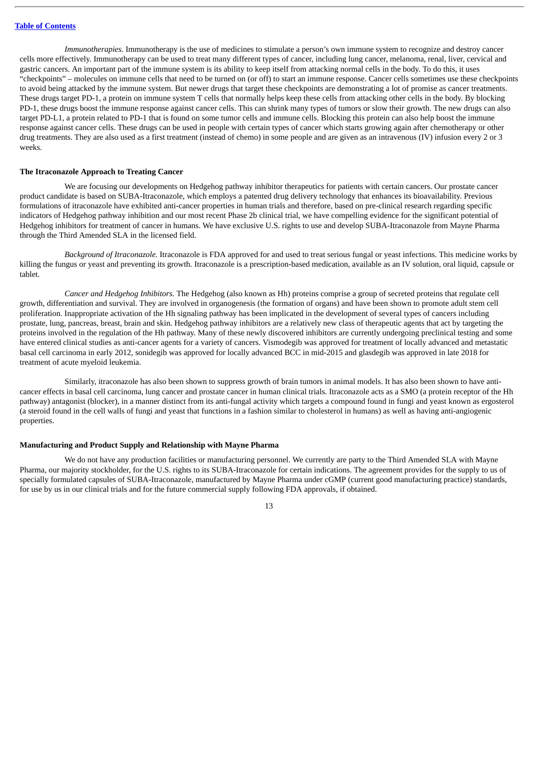*Immunotherapies.* Immunotherapy is the use of medicines to stimulate a person's own immune system to recognize and destroy cancer cells more effectively. Immunotherapy can be used to treat many different types of cancer, including lung cancer, melanoma, renal, liver, cervical and gastric cancers. An important part of the immune system is its ability to keep itself from attacking normal cells in the body. To do this, it uses "checkpoints" – molecules on immune cells that need to be turned on (or off) to start an immune response. Cancer cells sometimes use these checkpoints to avoid being attacked by the immune system. But newer drugs that target these checkpoints are demonstrating a lot of promise as cancer treatments. These drugs target PD-1, a protein on immune system T cells that normally helps keep these cells from attacking other cells in the body. By blocking PD-1, these drugs boost the immune response against cancer cells. This can shrink many types of tumors or slow their growth. The new drugs can also target PD-L1, a protein related to PD-1 that is found on some tumor cells and immune cells. Blocking this protein can also help boost the immune response against cancer cells. These drugs can be used in people with certain types of cancer which starts growing again after chemotherapy or other drug treatments. They are also used as a first treatment (instead of chemo) in some people and are given as an intravenous (IV) infusion every 2 or 3 weeks.

**The Itraconazole Approach to Treating Cancer**

We are focusing our developments on Hedgehog pathway inhibitor therapeutics for patients with certain cancers. Our prostate cancer product candidate is based on SUBA-Itraconazole, which employs a patented drug delivery technology that enhances its bioavailability. Previous formulations of itraconazole have exhibited anti-cancer properties in human trials and therefore, based on pre-clinical research regarding specific indicators of Hedgehog pathway inhibition and our most recent Phase 2b clinical trial, we have compelling evidence for the significant potential of Hedgehog inhibitors for treatment of cancer in humans. We have exclusive U.S. rights to use and develop SUBA-Itraconazole from Mayne Pharma through the Third Amended SLA in the licensed field.

*Background of Itraconazole.* Itraconazole is FDA approved for and used to treat serious fungal or yeast infections. This medicine works by killing the fungus or yeast and preventing its growth. Itraconazole is a prescription-based medication, available as an IV solution, oral liquid, capsule or tablet.

*Cancer and Hedgehog Inhibitors.* The Hedgehog (also known as Hh) proteins comprise a group of secreted proteins that regulate cell growth, differentiation and survival. They are involved in organogenesis (the formation of organs) and have been shown to promote adult stem cell proliferation. Inappropriate activation of the Hh signaling pathway has been implicated in the development of several types of cancers including prostate, lung, pancreas, breast, brain and skin. Hedgehog pathway inhibitors are a relatively new class of therapeutic agents that act by targeting the proteins involved in the regulation of the Hh pathway. Many of these newly discovered inhibitors are currently undergoing preclinical testing and some have entered clinical studies as anti-cancer agents for a variety of cancers. Vismodegib was approved for treatment of locally advanced and metastatic basal cell carcinoma in early 2012, sonidegib was approved for locally advanced BCC in mid-2015 and glasdegib was approved in late 2018 for treatment of acute myeloid leukemia.

Similarly, itraconazole has also been shown to suppress growth of brain tumors in animal models. It has also been shown to have anti-cancer effects in basal cell carcinoma, lung cancer and prostate cancer in human clinical trials. Itraconazole acts as a SMO (a protein receptor of the Hh pathway) antagonist (blocker), in a manner distinct from its anti-fungal activity which targets a compound found in fungi and yeast known as ergosterol (a steroid found in the cell walls of fungi and yeast that functions in a fashion similar to cholesterol in humans) as well as having anti-angiogenic properties.

**Manufacturing and Product Supply and Relationship with Mayne Pharma**

We do not have any production facilities or manufacturing personnel. We currently are party to the Third Amended SLA with Mayne Pharma, our majority stockholder, for the U.S. rights to its SUBA-Itraconazole for certain indications. The agreement provides for the supply to us of specially formulated capsules of SUBA-Itraconazole, manufactured by Mayne Pharma under cGMP (current good manufacturing practice) standards, for use by us in our clinical trials and for the future commercial supply following FDA approvals, if obtained.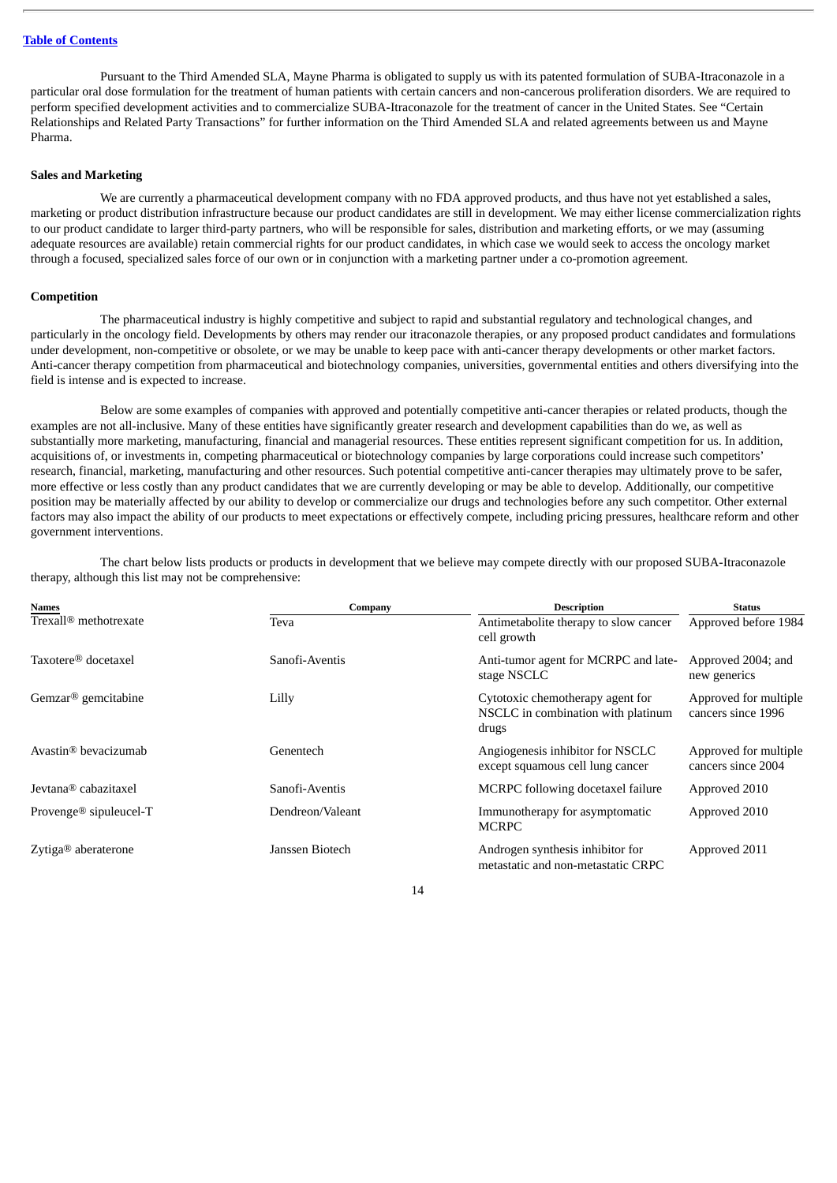Pursuant to the Third Amended SLA, Mayne Pharma is obligated to supply us with its patented formulation of SUBA-Itraconazole in a particular oral dose formulation for the treatment of human patients with certain cancers and non-cancerous proliferation disorders. We are required to perform specified development activities and to commercialize SUBA-Itraconazole for the treatment of cancer in the United States. See "Certain Relationships and Related Party Transactions" for further information on the Third Amended SLA and related agreements between us and Mayne Pharma.

**Sales and Marketing**

We are currently a pharmaceutical development company with no FDA approved products, and thus have not yet established a sales, marketing or product distribution infrastructure because our product candidates are still in development. We may either license commercialization rights to our product candidate to larger third-party partners, who will be responsible for sales, distribution and marketing efforts, or we may (assuming adequate resources are available) retain commercial rights for our product candidates, in which case we would seek to access the oncology market through a focused, specialized sales force of our own or in conjunction with a marketing partner under a co-promotion agreement.

**Competition**

The pharmaceutical industry is highly competitive and subject to rapid and substantial regulatory and technological changes, and particularly in the oncology field. Developments by others may render our itraconazole therapies, or any proposed product candidates and formulations under development, non-competitive or obsolete, or we may be unable to keep pace with anti-cancer therapy developments or other market factors. Anti-cancer therapy competition from pharmaceutical and biotechnology companies, universities, governmental entities and others diversifying into the field is intense and is expected to increase.

Below are some examples of companies with approved and potentially competitive anti-cancer therapies or related products, though the examples are not all-inclusive. Many of these entities have significantly greater research and development capabilities than do we, as well as substantially more marketing, manufacturing, financial and managerial resources. These entities represent significant competition for us. In addition, acquisitions of, or investments in, competing pharmaceutical or biotechnology companies by large corporations could increase such competitors' research, financial, marketing, manufacturing and other resources. Such potential competitive anti-cancer therapies may ultimately prove to be safer, more effective or less costly than any product candidates that we are currently developing or may be able to develop. Additionally, our competitive position may be materially affected by our ability to develop or commercialize our drugs and technologies before any such competitor. Other external factors may also impact the ability of our products to meet expectations or effectively compete, including pricing pressures, healthcare reform and other government interventions.

The chart below lists products or products in development that we believe may compete directly with our proposed SUBA-Itraconazole therapy, although this list may not be comprehensive:

| Names | Company | Description | Status |
|---|---|---|---|
| Trexall® methotrexate | Teva | Antimetabolite therapy to slow cancer cell growth | Approved before 1984 |
| Taxotere® docetaxel | Sanofi-Aventis | Anti-tumor agent for MCRPC and late-stage NSCLC | Approved 2004; and new generics |
| Gemzar® gemcitabine | Lilly | Cytotoxic chemotherapy agent for NSCLC in combination with platinum drugs | Approved for multiple cancers since 1996 |
| Avastin® bevacizumab | Genentech | Angiogenesis inhibitor for NSCLC except squamous cell lung cancer | Approved for multiple cancers since 2004 |
| Jevtana® cabazitaxel | Sanofi-Aventis | MCRPC following docetaxel failure | Approved 2010 |
| Provenge® sipuleucel-T | Dendreon/Valeant | Immunotherapy for asymptomatic MCRPC | Approved 2010 |
| Zytiga® aberaterone | Janssen Biotech | Androgen synthesis inhibitor for metastatic and non-metastatic CRPC | Approved 2011 |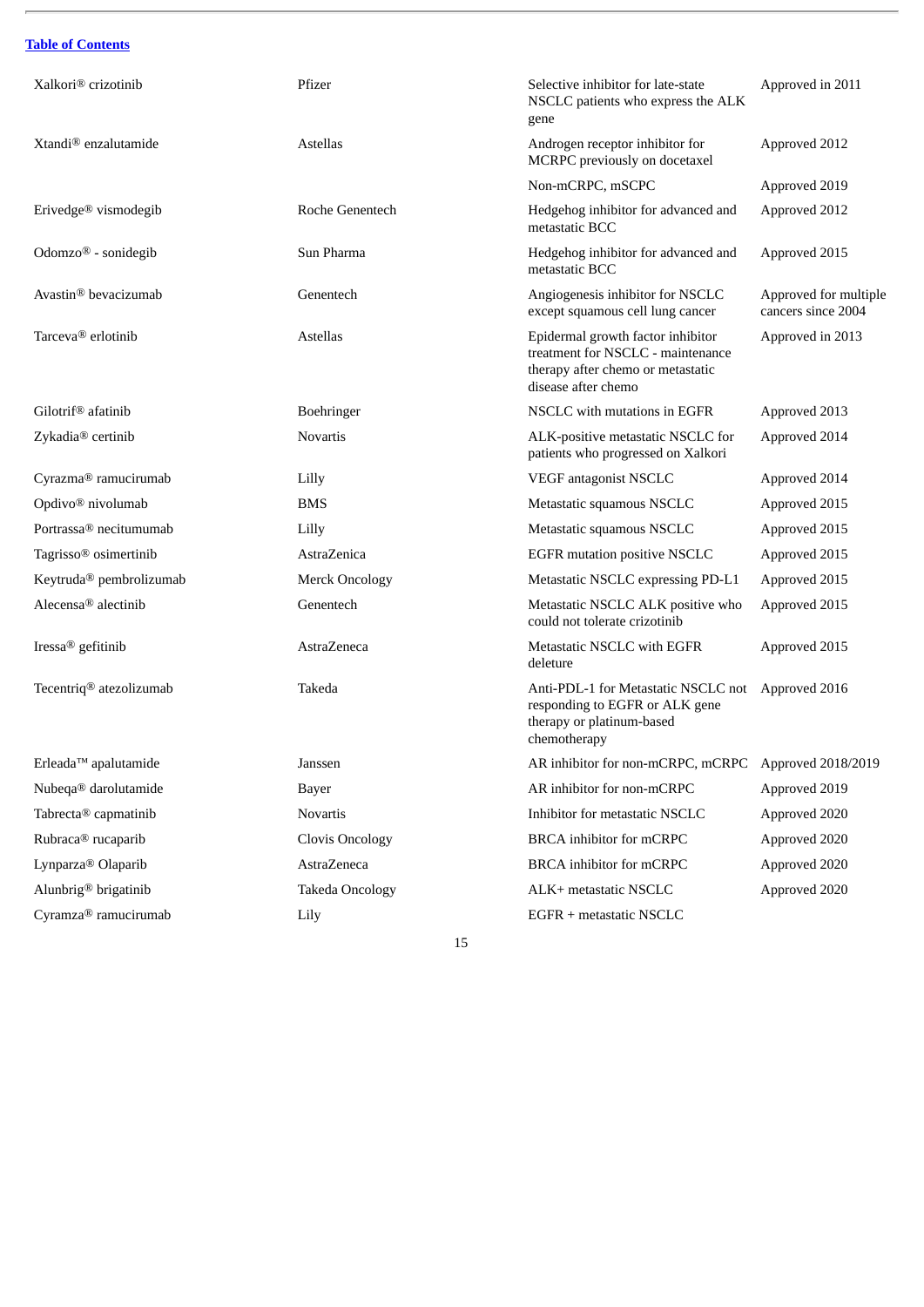[Table of Contents](#)

| | | | |
|---|---|---|---|
| Xalkori® crizotinib | Pfizer | Selective inhibitor for late-state NSCLC patients who express the ALK gene | Approved in 2011 |
| Xtandi® enzalutamide | Astellas | Androgen receptor inhibitor for MCRPC previously on docetaxel | Approved 2012 |
| | | Non-mCRPC, mSCPC | Approved 2019 |
| Erivedge® vismodegib | Roche Genentech | Hedgehog inhibitor for advanced and metastatic BCC | Approved 2012 |
| Odomzo® - sonidegib | Sun Pharma | Hedgehog inhibitor for advanced and metastatic BCC | Approved 2015 |
| Avastin® bevacizumab | Genentech | Angiogenesis inhibitor for NSCLC except squamous cell lung cancer | Approved for multiple cancers since 2004 |
| Tarceva® erlotinib | Astellas | Epidermal growth factor inhibitor treatment for NSCLC - maintenance therapy after chemo or metastatic disease after chemo | Approved in 2013 |
| Gilotrif® afatinib | Boehringer | NSCLC with mutations in EGFR | Approved 2013 |
| Zykadia® certinib | Novartis | ALK-positive metastatic NSCLC for patients who progressed on Xalkori | Approved 2014 |
| Cyrazma® ramucirumab | Lilly | VEGF antagonist NSCLC | Approved 2014 |
| Opdivo® nivolumab | BMS | Metastatic squamous NSCLC | Approved 2015 |
| Portrassa® necitumumab | Lilly | Metastatic squamous NSCLC | Approved 2015 |
| Tagrisso® osimertinib | AstraZenica | EGFR mutation positive NSCLC | Approved 2015 |
| Keytruda® pembrolizumab | Merck Oncology | Metastatic NSCLC expressing PD-L1 | Approved 2015 |
| Alecensa® alectinib | Genentech | Metastatic NSCLC ALK positive who could not tolerate crizotinib | Approved 2015 |
| Iressa® gefitinib | AstraZeneca | Metastatic NSCLC with EGFR deleture | Approved 2015 |
| Tecentriq® atezolizumab | Takeda | Anti-PDL-1 for Metastatic NSCLC not responding to EGFR or ALK gene therapy or platinum-based chemotherapy | Approved 2016 |
| Erleada™ apalutamide | Janssen | AR inhibitor for non-mCRPC, mCRPC | Approved 2018/2019 |
| Nubeqa® darolutamide | Bayer | AR inhibitor for non-mCRPC | Approved 2019 |
| Tabrecta® capmatinib | Novartis | Inhibitor for metastatic NSCLC | Approved 2020 |
| Rubraca® rucaparib | Clovis Oncology | BRCA inhibitor for mCRPC | Approved 2020 |
| Lynparza® Olaparib | AstraZeneca | BRCA inhibitor for mCRPC | Approved 2020 |
| Alunbrig® brigatinib | Takeda Oncology | ALK+ metastatic NSCLC | Approved 2020 |
| Cyramza® ramucirumab | Lily | EGFR + metastatic NSCLC | |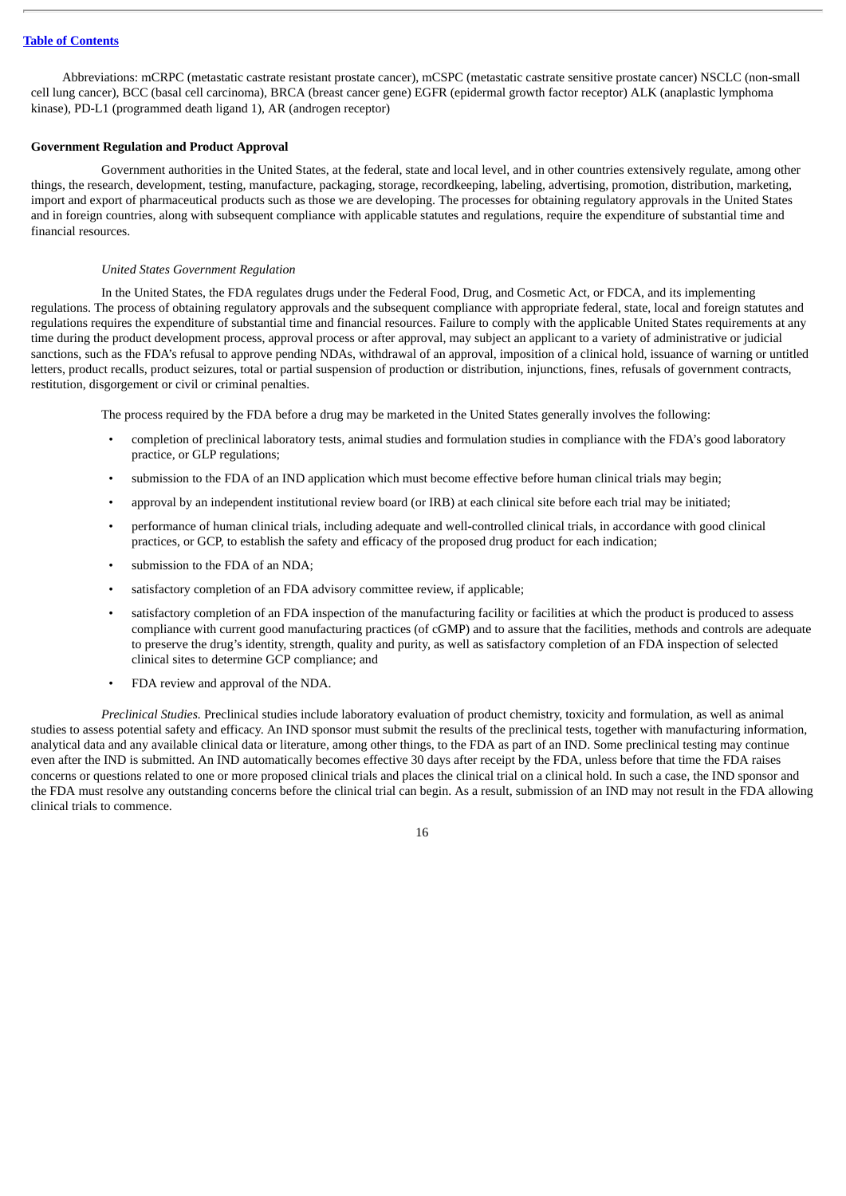Abbreviations: mCRPC (metastatic castrate resistant prostate cancer), mCSPC (metastatic castrate sensitive prostate cancer) NSCLC (non-small cell lung cancer), BCC (basal cell carcinoma), BRCA (breast cancer gene) EGFR (epidermal growth factor receptor) ALK (anaplastic lymphoma kinase), PD-L1 (programmed death ligand 1), AR (androgen receptor)

**Government Regulation and Product Approval**

Government authorities in the United States, at the federal, state and local level, and in other countries extensively regulate, among other things, the research, development, testing, manufacture, packaging, storage, recordkeeping, labeling, advertising, promotion, distribution, marketing, import and export of pharmaceutical products such as those we are developing. The processes for obtaining regulatory approvals in the United States and in foreign countries, along with subsequent compliance with applicable statutes and regulations, require the expenditure of substantial time and financial resources.

*United States Government Regulation*

In the United States, the FDA regulates drugs under the Federal Food, Drug, and Cosmetic Act, or FDCA, and its implementing regulations. The process of obtaining regulatory approvals and the subsequent compliance with appropriate federal, state, local and foreign statutes and regulations requires the expenditure of substantial time and financial resources. Failure to comply with the applicable United States requirements at any time during the product development process, approval process or after approval, may subject an applicant to a variety of administrative or judicial sanctions, such as the FDA's refusal to approve pending NDAs, withdrawal of an approval, imposition of a clinical hold, issuance of warning or untitled letters, product recalls, product seizures, total or partial suspension of production or distribution, injunctions, fines, refusals of government contracts, restitution, disgorgement or civil or criminal penalties.

The process required by the FDA before a drug may be marketed in the United States generally involves the following:

- completion of preclinical laboratory tests, animal studies and formulation studies in compliance with the FDA's good laboratory practice, or GLP regulations;
- submission to the FDA of an IND application which must become effective before human clinical trials may begin;
- approval by an independent institutional review board (or IRB) at each clinical site before each trial may be initiated;
- performance of human clinical trials, including adequate and well-controlled clinical trials, in accordance with good clinical practices, or GCP, to establish the safety and efficacy of the proposed drug product for each indication;
- submission to the FDA of an NDA;
- satisfactory completion of an FDA advisory committee review, if applicable;
- satisfactory completion of an FDA inspection of the manufacturing facility or facilities at which the product is produced to assess compliance with current good manufacturing practices (of cGMP) and to assure that the facilities, methods and controls are adequate to preserve the drug's identity, strength, quality and purity, as well as satisfactory completion of an FDA inspection of selected clinical sites to determine GCP compliance; and
- FDA review and approval of the NDA.

*Preclinical Studies.* Preclinical studies include laboratory evaluation of product chemistry, toxicity and formulation, as well as animal studies to assess potential safety and efficacy. An IND sponsor must submit the results of the preclinical tests, together with manufacturing information, analytical data and any available clinical data or literature, among other things, to the FDA as part of an IND. Some preclinical testing may continue even after the IND is submitted. An IND automatically becomes effective 30 days after receipt by the FDA, unless before that time the FDA raises concerns or questions related to one or more proposed clinical trials and places the clinical trial on a clinical hold. In such a case, the IND sponsor and the FDA must resolve any outstanding concerns before the clinical trial can begin. As a result, submission of an IND may not result in the FDA allowing clinical trials to commence.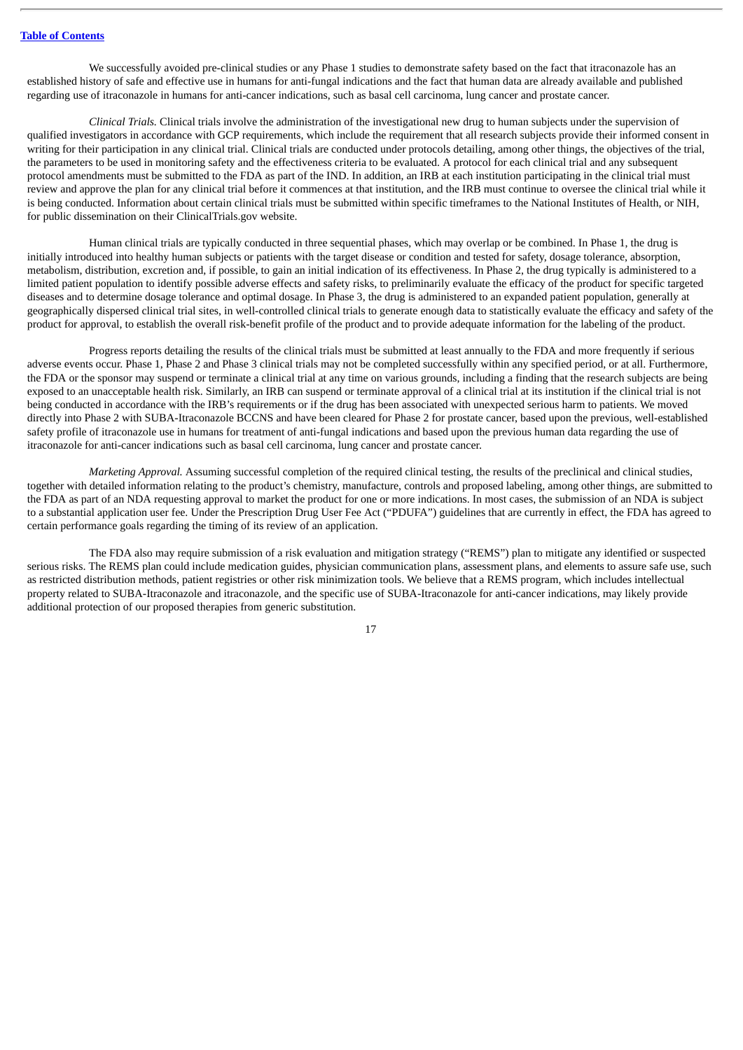We successfully avoided pre-clinical studies or any Phase 1 studies to demonstrate safety based on the fact that itraconazole has an established history of safe and effective use in humans for anti-fungal indications and the fact that human data are already available and published regarding use of itraconazole in humans for anti-cancer indications, such as basal cell carcinoma, lung cancer and prostate cancer.

*Clinical Trials.* Clinical trials involve the administration of the investigational new drug to human subjects under the supervision of qualified investigators in accordance with GCP requirements, which include the requirement that all research subjects provide their informed consent in writing for their participation in any clinical trial. Clinical trials are conducted under protocols detailing, among other things, the objectives of the trial, the parameters to be used in monitoring safety and the effectiveness criteria to be evaluated. A protocol for each clinical trial and any subsequent protocol amendments must be submitted to the FDA as part of the IND. In addition, an IRB at each institution participating in the clinical trial must review and approve the plan for any clinical trial before it commences at that institution, and the IRB must continue to oversee the clinical trial while it is being conducted. Information about certain clinical trials must be submitted within specific timeframes to the National Institutes of Health, or NIH, for public dissemination on their ClinicalTrials.gov website.

Human clinical trials are typically conducted in three sequential phases, which may overlap or be combined. In Phase 1, the drug is initially introduced into healthy human subjects or patients with the target disease or condition and tested for safety, dosage tolerance, absorption, metabolism, distribution, excretion and, if possible, to gain an initial indication of its effectiveness. In Phase 2, the drug typically is administered to a limited patient population to identify possible adverse effects and safety risks, to preliminarily evaluate the efficacy of the product for specific targeted diseases and to determine dosage tolerance and optimal dosage. In Phase 3, the drug is administered to an expanded patient population, generally at geographically dispersed clinical trial sites, in well-controlled clinical trials to generate enough data to statistically evaluate the efficacy and safety of the product for approval, to establish the overall risk-benefit profile of the product and to provide adequate information for the labeling of the product.

Progress reports detailing the results of the clinical trials must be submitted at least annually to the FDA and more frequently if serious adverse events occur. Phase 1, Phase 2 and Phase 3 clinical trials may not be completed successfully within any specified period, or at all. Furthermore, the FDA or the sponsor may suspend or terminate a clinical trial at any time on various grounds, including a finding that the research subjects are being exposed to an unacceptable health risk. Similarly, an IRB can suspend or terminate approval of a clinical trial at its institution if the clinical trial is not being conducted in accordance with the IRB's requirements or if the drug has been associated with unexpected serious harm to patients. We moved directly into Phase 2 with SUBA-Itraconazole BCCNS and have been cleared for Phase 2 for prostate cancer, based upon the previous, well-established safety profile of itraconazole use in humans for treatment of anti-fungal indications and based upon the previous human data regarding the use of itraconazole for anti-cancer indications such as basal cell carcinoma, lung cancer and prostate cancer.

*Marketing Approval.* Assuming successful completion of the required clinical testing, the results of the preclinical and clinical studies, together with detailed information relating to the product's chemistry, manufacture, controls and proposed labeling, among other things, are submitted to the FDA as part of an NDA requesting approval to market the product for one or more indications. In most cases, the submission of an NDA is subject to a substantial application user fee. Under the Prescription Drug User Fee Act ("PDUFA") guidelines that are currently in effect, the FDA has agreed to certain performance goals regarding the timing of its review of an application.

The FDA also may require submission of a risk evaluation and mitigation strategy ("REMS") plan to mitigate any identified or suspected serious risks. The REMS plan could include medication guides, physician communication plans, assessment plans, and elements to assure safe use, such as restricted distribution methods, patient registries or other risk minimization tools. We believe that a REMS program, which includes intellectual property related to SUBA-Itraconazole and itraconazole, and the specific use of SUBA-Itraconazole for anti-cancer indications, may likely provide additional protection of our proposed therapies from generic substitution.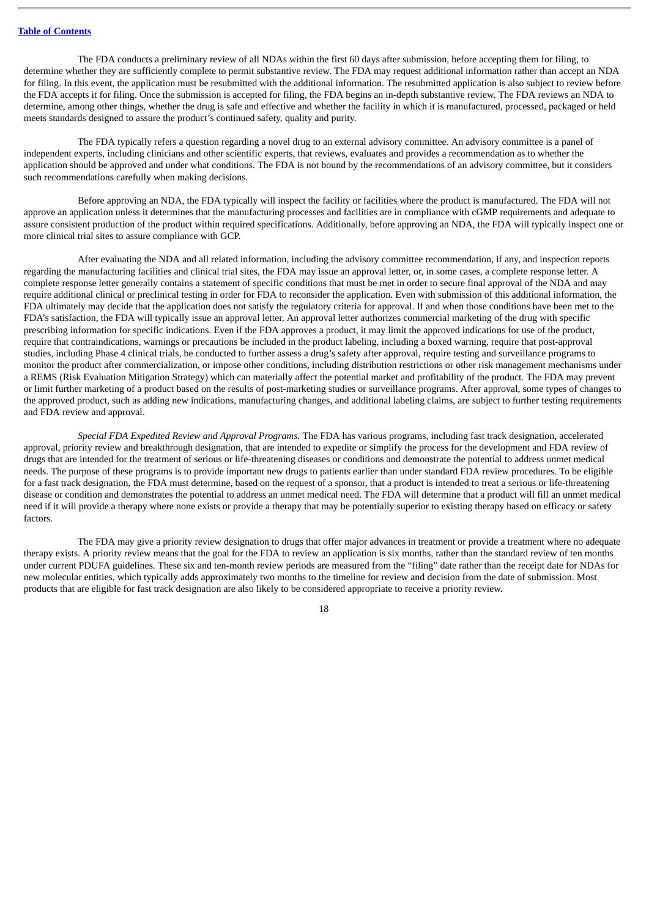The FDA conducts a preliminary review of all NDAs within the first 60 days after submission, before accepting them for filing, to determine whether they are sufficiently complete to permit substantive review. The FDA may request additional information rather than accept an NDA for filing. In this event, the application must be resubmitted with the additional information. The resubmitted application is also subject to review before the FDA accepts it for filing. Once the submission is accepted for filing, the FDA begins an in-depth substantive review. The FDA reviews an NDA to determine, among other things, whether the drug is safe and effective and whether the facility in which it is manufactured, processed, packaged or held meets standards designed to assure the product's continued safety, quality and purity.

The FDA typically refers a question regarding a novel drug to an external advisory committee. An advisory committee is a panel of independent experts, including clinicians and other scientific experts, that reviews, evaluates and provides a recommendation as to whether the application should be approved and under what conditions. The FDA is not bound by the recommendations of an advisory committee, but it considers such recommendations carefully when making decisions.

Before approving an NDA, the FDA typically will inspect the facility or facilities where the product is manufactured. The FDA will not approve an application unless it determines that the manufacturing processes and facilities are in compliance with cGMP requirements and adequate to assure consistent production of the product within required specifications. Additionally, before approving an NDA, the FDA will typically inspect one or more clinical trial sites to assure compliance with GCP.

After evaluating the NDA and all related information, including the advisory committee recommendation, if any, and inspection reports regarding the manufacturing facilities and clinical trial sites, the FDA may issue an approval letter, or, in some cases, a complete response letter. A complete response letter generally contains a statement of specific conditions that must be met in order to secure final approval of the NDA and may require additional clinical or preclinical testing in order for FDA to reconsider the application. Even with submission of this additional information, the FDA ultimately may decide that the application does not satisfy the regulatory criteria for approval. If and when those conditions have been met to the FDA's satisfaction, the FDA will typically issue an approval letter. An approval letter authorizes commercial marketing of the drug with specific prescribing information for specific indications. Even if the FDA approves a product, it may limit the approved indications for use of the product, require that contraindications, warnings or precautions be included in the product labeling, including a boxed warning, require that post-approval studies, including Phase 4 clinical trials, be conducted to further assess a drug's safety after approval, require testing and surveillance programs to monitor the product after commercialization, or impose other conditions, including distribution restrictions or other risk management mechanisms under a REMS (Risk Evaluation Mitigation Strategy) which can materially affect the potential market and profitability of the product. The FDA may prevent or limit further marketing of a product based on the results of post-marketing studies or surveillance programs. After approval, some types of changes to the approved product, such as adding new indications, manufacturing changes, and additional labeling claims, are subject to further testing requirements and FDA review and approval.

*Special FDA Expedited Review and Approval Programs.* The FDA has various programs, including fast track designation, accelerated approval, priority review and breakthrough designation, that are intended to expedite or simplify the process for the development and FDA review of drugs that are intended for the treatment of serious or life-threatening diseases or conditions and demonstrate the potential to address unmet medical needs. The purpose of these programs is to provide important new drugs to patients earlier than under standard FDA review procedures. To be eligible for a fast track designation, the FDA must determine, based on the request of a sponsor, that a product is intended to treat a serious or life-threatening disease or condition and demonstrates the potential to address an unmet medical need. The FDA will determine that a product will fill an unmet medical need if it will provide a therapy where none exists or provide a therapy that may be potentially superior to existing therapy based on efficacy or safety factors.

The FDA may give a priority review designation to drugs that offer major advances in treatment or provide a treatment where no adequate therapy exists. A priority review means that the goal for the FDA to review an application is six months, rather than the standard review of ten months under current PDUFA guidelines. These six and ten-month review periods are measured from the "filing" date rather than the receipt date for NDAs for new molecular entities, which typically adds approximately two months to the timeline for review and decision from the date of submission. Most products that are eligible for fast track designation are also likely to be considered appropriate to receive a priority review.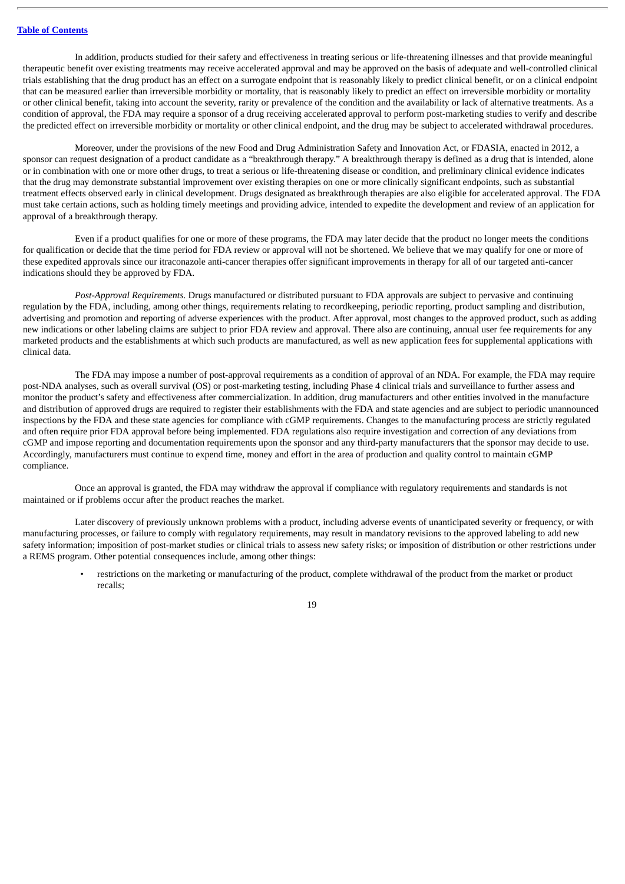In addition, products studied for their safety and effectiveness in treating serious or life-threatening illnesses and that provide meaningful therapeutic benefit over existing treatments may receive accelerated approval and may be approved on the basis of adequate and well-controlled clinical trials establishing that the drug product has an effect on a surrogate endpoint that is reasonably likely to predict clinical benefit, or on a clinical endpoint that can be measured earlier than irreversible morbidity or mortality, that is reasonably likely to predict an effect on irreversible morbidity or mortality or other clinical benefit, taking into account the severity, rarity or prevalence of the condition and the availability or lack of alternative treatments. As a condition of approval, the FDA may require a sponsor of a drug receiving accelerated approval to perform post-marketing studies to verify and describe the predicted effect on irreversible morbidity or mortality or other clinical endpoint, and the drug may be subject to accelerated withdrawal procedures.

Moreover, under the provisions of the new Food and Drug Administration Safety and Innovation Act, or FDASIA, enacted in 2012, a sponsor can request designation of a product candidate as a "breakthrough therapy." A breakthrough therapy is defined as a drug that is intended, alone or in combination with one or more other drugs, to treat a serious or life-threatening disease or condition, and preliminary clinical evidence indicates that the drug may demonstrate substantial improvement over existing therapies on one or more clinically significant endpoints, such as substantial treatment effects observed early in clinical development. Drugs designated as breakthrough therapies are also eligible for accelerated approval. The FDA must take certain actions, such as holding timely meetings and providing advice, intended to expedite the development and review of an application for approval of a breakthrough therapy.

Even if a product qualifies for one or more of these programs, the FDA may later decide that the product no longer meets the conditions for qualification or decide that the time period for FDA review or approval will not be shortened. We believe that we may qualify for one or more of these expedited approvals since our itraconazole anti-cancer therapies offer significant improvements in therapy for all of our targeted anti-cancer indications should they be approved by FDA.

*Post-Approval Requirements.* Drugs manufactured or distributed pursuant to FDA approvals are subject to pervasive and continuing regulation by the FDA, including, among other things, requirements relating to recordkeeping, periodic reporting, product sampling and distribution, advertising and promotion and reporting of adverse experiences with the product. After approval, most changes to the approved product, such as adding new indications or other labeling claims are subject to prior FDA review and approval. There also are continuing, annual user fee requirements for any marketed products and the establishments at which such products are manufactured, as well as new application fees for supplemental applications with clinical data.

The FDA may impose a number of post-approval requirements as a condition of approval of an NDA. For example, the FDA may require post-NDA analyses, such as overall survival (OS) or post-marketing testing, including Phase 4 clinical trials and surveillance to further assess and monitor the product's safety and effectiveness after commercialization. In addition, drug manufacturers and other entities involved in the manufacture and distribution of approved drugs are required to register their establishments with the FDA and state agencies and are subject to periodic unannounced inspections by the FDA and these state agencies for compliance with cGMP requirements. Changes to the manufacturing process are strictly regulated and often require prior FDA approval before being implemented. FDA regulations also require investigation and correction of any deviations from cGMP and impose reporting and documentation requirements upon the sponsor and any third-party manufacturers that the sponsor may decide to use. Accordingly, manufacturers must continue to expend time, money and effort in the area of production and quality control to maintain cGMP compliance.

Once an approval is granted, the FDA may withdraw the approval if compliance with regulatory requirements and standards is not maintained or if problems occur after the product reaches the market.

Later discovery of previously unknown problems with a product, including adverse events of unanticipated severity or frequency, or with manufacturing processes, or failure to comply with regulatory requirements, may result in mandatory revisions to the approved labeling to add new safety information; imposition of post-market studies or clinical trials to assess new safety risks; or imposition of distribution or other restrictions under a REMS program. Other potential consequences include, among other things:

- restrictions on the marketing or manufacturing of the product, complete withdrawal of the product from the market or product recalls;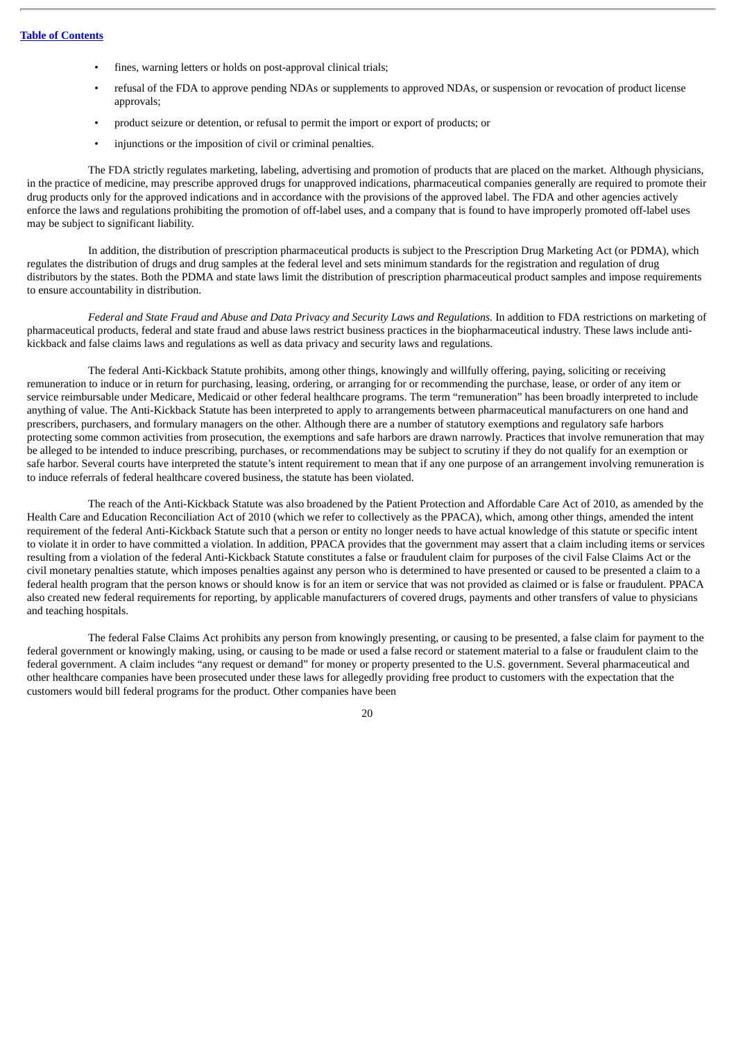- fines, warning letters or holds on post-approval clinical trials;
- refusal of the FDA to approve pending NDAs or supplements to approved NDAs, or suspension or revocation of product license approvals;
- product seizure or detention, or refusal to permit the import or export of products; or
- injunctions or the imposition of civil or criminal penalties.

The FDA strictly regulates marketing, labeling, advertising and promotion of products that are placed on the market. Although physicians, in the practice of medicine, may prescribe approved drugs for unapproved indications, pharmaceutical companies generally are required to promote their drug products only for the approved indications and in accordance with the provisions of the approved label. The FDA and other agencies actively enforce the laws and regulations prohibiting the promotion of off-label uses, and a company that is found to have improperly promoted off-label uses may be subject to significant liability.

In addition, the distribution of prescription pharmaceutical products is subject to the Prescription Drug Marketing Act (or PDMA), which regulates the distribution of drugs and drug samples at the federal level and sets minimum standards for the registration and regulation of drug distributors by the states. Both the PDMA and state laws limit the distribution of prescription pharmaceutical product samples and impose requirements to ensure accountability in distribution.

*Federal and State Fraud and Abuse and Data Privacy and Security Laws and Regulations.* In addition to FDA restrictions on marketing of pharmaceutical products, federal and state fraud and abuse laws restrict business practices in the biopharmaceutical industry. These laws include anti-kickback and false claims laws and regulations as well as data privacy and security laws and regulations.

The federal Anti-Kickback Statute prohibits, among other things, knowingly and willfully offering, paying, soliciting or receiving remuneration to induce or in return for purchasing, leasing, ordering, or arranging for or recommending the purchase, lease, or order of any item or service reimbursable under Medicare, Medicaid or other federal healthcare programs. The term "remuneration" has been broadly interpreted to include anything of value. The Anti-Kickback Statute has been interpreted to apply to arrangements between pharmaceutical manufacturers on one hand and prescribers, purchasers, and formulary managers on the other. Although there are a number of statutory exemptions and regulatory safe harbors protecting some common activities from prosecution, the exemptions and safe harbors are drawn narrowly. Practices that involve remuneration that may be alleged to be intended to induce prescribing, purchases, or recommendations may be subject to scrutiny if they do not qualify for an exemption or safe harbor. Several courts have interpreted the statute's intent requirement to mean that if any one purpose of an arrangement involving remuneration is to induce referrals of federal healthcare covered business, the statute has been violated.

The reach of the Anti-Kickback Statute was also broadened by the Patient Protection and Affordable Care Act of 2010, as amended by the Health Care and Education Reconciliation Act of 2010 (which we refer to collectively as the PPACA), which, among other things, amended the intent requirement of the federal Anti-Kickback Statute such that a person or entity no longer needs to have actual knowledge of this statute or specific intent to violate it in order to have committed a violation. In addition, PPACA provides that the government may assert that a claim including items or services resulting from a violation of the federal Anti-Kickback Statute constitutes a false or fraudulent claim for purposes of the civil False Claims Act or the civil monetary penalties statute, which imposes penalties against any person who is determined to have presented or caused to be presented a claim to a federal health program that the person knows or should know is for an item or service that was not provided as claimed or is false or fraudulent. PPACA also created new federal requirements for reporting, by applicable manufacturers of covered drugs, payments and other transfers of value to physicians and teaching hospitals.

The federal False Claims Act prohibits any person from knowingly presenting, or causing to be presented, a false claim for payment to the federal government or knowingly making, using, or causing to be made or used a false record or statement material to a false or fraudulent claim to the federal government. A claim includes "any request or demand" for money or property presented to the U.S. government. Several pharmaceutical and other healthcare companies have been prosecuted under these laws for allegedly providing free product to customers with the expectation that the customers would bill federal programs for the product. Other companies have been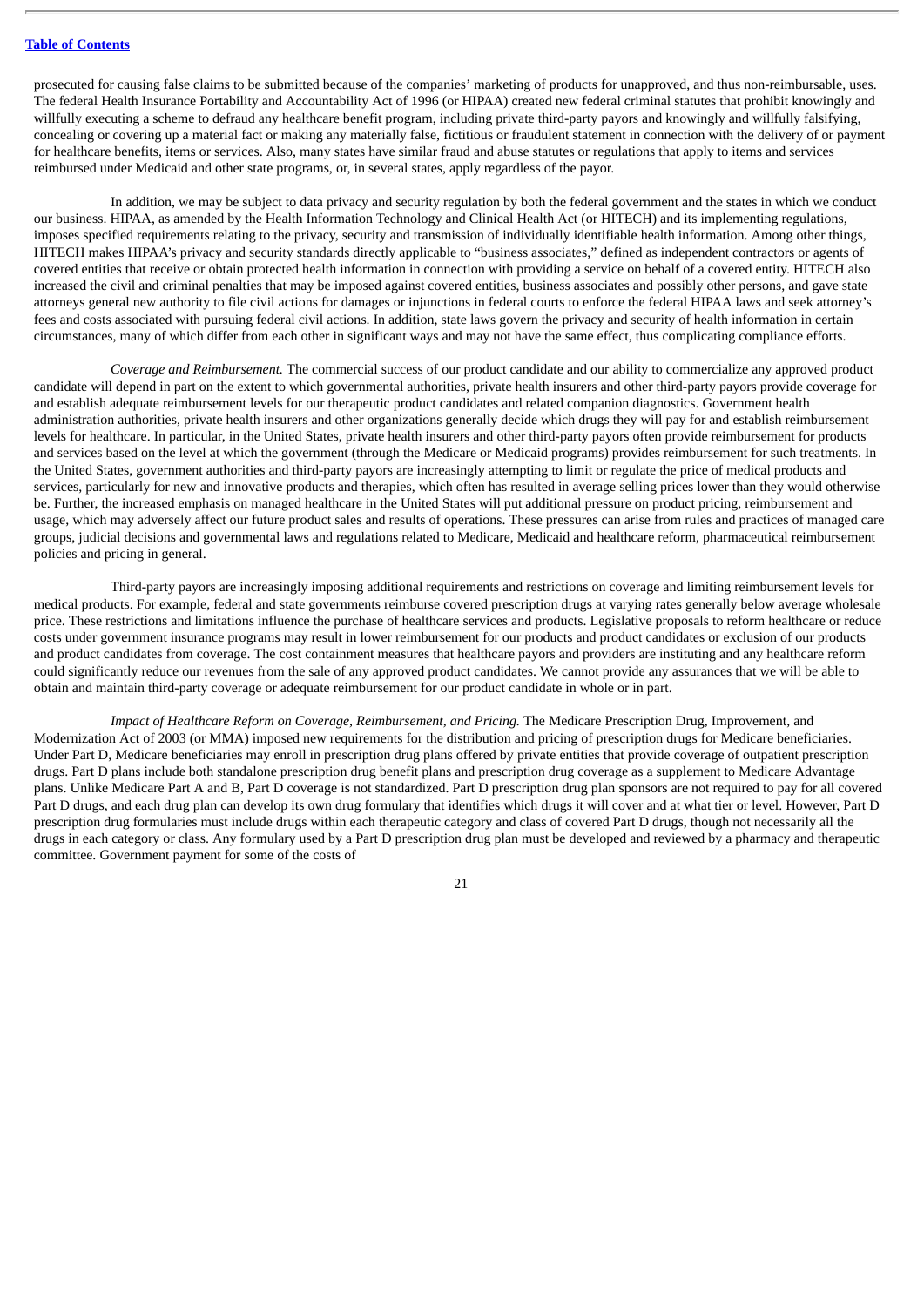prosecuted for causing false claims to be submitted because of the companies' marketing of products for unapproved, and thus non-reimbursable, uses. The federal Health Insurance Portability and Accountability Act of 1996 (or HIPAA) created new federal criminal statutes that prohibit knowingly and willfully executing a scheme to defraud any healthcare benefit program, including private third-party payors and knowingly and willfully falsifying, concealing or covering up a material fact or making any materially false, fictitious or fraudulent statement in connection with the delivery of or payment for healthcare benefits, items or services. Also, many states have similar fraud and abuse statutes or regulations that apply to items and services reimbursed under Medicaid and other state programs, or, in several states, apply regardless of the payor.

In addition, we may be subject to data privacy and security regulation by both the federal government and the states in which we conduct our business. HIPAA, as amended by the Health Information Technology and Clinical Health Act (or HITECH) and its implementing regulations, imposes specified requirements relating to the privacy, security and transmission of individually identifiable health information. Among other things, HITECH makes HIPAA's privacy and security standards directly applicable to "business associates," defined as independent contractors or agents of covered entities that receive or obtain protected health information in connection with providing a service on behalf of a covered entity. HITECH also increased the civil and criminal penalties that may be imposed against covered entities, business associates and possibly other persons, and gave state attorneys general new authority to file civil actions for damages or injunctions in federal courts to enforce the federal HIPAA laws and seek attorney's fees and costs associated with pursuing federal civil actions. In addition, state laws govern the privacy and security of health information in certain circumstances, many of which differ from each other in significant ways and may not have the same effect, thus complicating compliance efforts.

*Coverage and Reimbursement.* The commercial success of our product candidate and our ability to commercialize any approved product candidate will depend in part on the extent to which governmental authorities, private health insurers and other third-party payors provide coverage for and establish adequate reimbursement levels for our therapeutic product candidates and related companion diagnostics. Government health administration authorities, private health insurers and other organizations generally decide which drugs they will pay for and establish reimbursement levels for healthcare. In particular, in the United States, private health insurers and other third-party payors often provide reimbursement for products and services based on the level at which the government (through the Medicare or Medicaid programs) provides reimbursement for such treatments. In the United States, government authorities and third-party payors are increasingly attempting to limit or regulate the price of medical products and services, particularly for new and innovative products and therapies, which often has resulted in average selling prices lower than they would otherwise be. Further, the increased emphasis on managed healthcare in the United States will put additional pressure on product pricing, reimbursement and usage, which may adversely affect our future product sales and results of operations. These pressures can arise from rules and practices of managed care groups, judicial decisions and governmental laws and regulations related to Medicare, Medicaid and healthcare reform, pharmaceutical reimbursement policies and pricing in general.

Third-party payors are increasingly imposing additional requirements and restrictions on coverage and limiting reimbursement levels for medical products. For example, federal and state governments reimburse covered prescription drugs at varying rates generally below average wholesale price. These restrictions and limitations influence the purchase of healthcare services and products. Legislative proposals to reform healthcare or reduce costs under government insurance programs may result in lower reimbursement for our products and product candidates or exclusion of our products and product candidates from coverage. The cost containment measures that healthcare payors and providers are instituting and any healthcare reform could significantly reduce our revenues from the sale of any approved product candidates. We cannot provide any assurances that we will be able to obtain and maintain third-party coverage or adequate reimbursement for our product candidate in whole or in part.

*Impact of Healthcare Reform on Coverage, Reimbursement, and Pricing.* The Medicare Prescription Drug, Improvement, and Modernization Act of 2003 (or MMA) imposed new requirements for the distribution and pricing of prescription drugs for Medicare beneficiaries. Under Part D, Medicare beneficiaries may enroll in prescription drug plans offered by private entities that provide coverage of outpatient prescription drugs. Part D plans include both standalone prescription drug benefit plans and prescription drug coverage as a supplement to Medicare Advantage plans. Unlike Medicare Part A and B, Part D coverage is not standardized. Part D prescription drug plan sponsors are not required to pay for all covered Part D drugs, and each drug plan can develop its own drug formulary that identifies which drugs it will cover and at what tier or level. However, Part D prescription drug formularies must include drugs within each therapeutic category and class of covered Part D drugs, though not necessarily all the drugs in each category or class. Any formulary used by a Part D prescription drug plan must be developed and reviewed by a pharmacy and therapeutic committee. Government payment for some of the costs of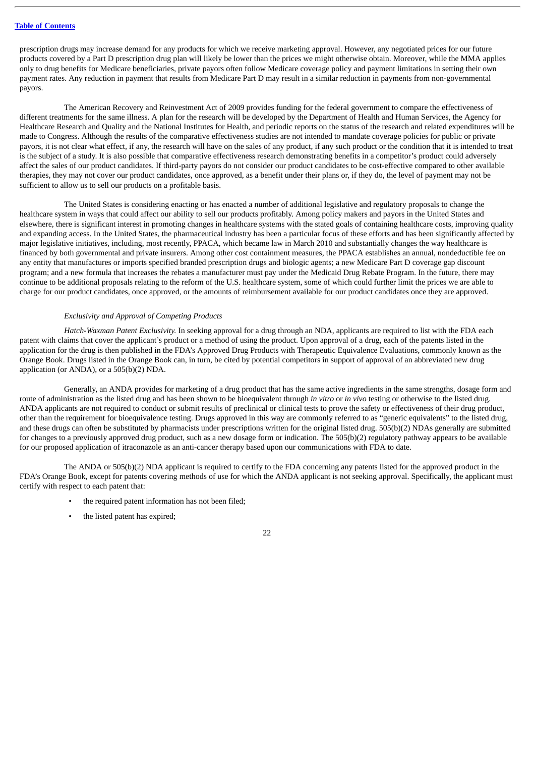prescription drugs may increase demand for any products for which we receive marketing approval. However, any negotiated prices for our future products covered by a Part D prescription drug plan will likely be lower than the prices we might otherwise obtain. Moreover, while the MMA applies only to drug benefits for Medicare beneficiaries, private payors often follow Medicare coverage policy and payment limitations in setting their own payment rates. Any reduction in payment that results from Medicare Part D may result in a similar reduction in payments from non-governmental payors.

The American Recovery and Reinvestment Act of 2009 provides funding for the federal government to compare the effectiveness of different treatments for the same illness. A plan for the research will be developed by the Department of Health and Human Services, the Agency for Healthcare Research and Quality and the National Institutes for Health, and periodic reports on the status of the research and related expenditures will be made to Congress. Although the results of the comparative effectiveness studies are not intended to mandate coverage policies for public or private payors, it is not clear what effect, if any, the research will have on the sales of any product, if any such product or the condition that it is intended to treat is the subject of a study. It is also possible that comparative effectiveness research demonstrating benefits in a competitor's product could adversely affect the sales of our product candidates. If third-party payors do not consider our product candidates to be cost-effective compared to other available therapies, they may not cover our product candidates, once approved, as a benefit under their plans or, if they do, the level of payment may not be sufficient to allow us to sell our products on a profitable basis.

The United States is considering enacting or has enacted a number of additional legislative and regulatory proposals to change the healthcare system in ways that could affect our ability to sell our products profitably. Among policy makers and payors in the United States and elsewhere, there is significant interest in promoting changes in healthcare systems with the stated goals of containing healthcare costs, improving quality and expanding access. In the United States, the pharmaceutical industry has been a particular focus of these efforts and has been significantly affected by major legislative initiatives, including, most recently, PPACA, which became law in March 2010 and substantially changes the way healthcare is financed by both governmental and private insurers. Among other cost containment measures, the PPACA establishes an annual, nondeductible fee on any entity that manufactures or imports specified branded prescription drugs and biologic agents; a new Medicare Part D coverage gap discount program; and a new formula that increases the rebates a manufacturer must pay under the Medicaid Drug Rebate Program. In the future, there may continue to be additional proposals relating to the reform of the U.S. healthcare system, some of which could further limit the prices we are able to charge for our product candidates, once approved, or the amounts of reimbursement available for our product candidates once they are approved.

*Exclusivity and Approval of Competing Products*

*Hatch-Waxman Patent Exclusivity.* In seeking approval for a drug through an NDA, applicants are required to list with the FDA each patent with claims that cover the applicant's product or a method of using the product. Upon approval of a drug, each of the patents listed in the application for the drug is then published in the FDA's Approved Drug Products with Therapeutic Equivalence Evaluations, commonly known as the Orange Book. Drugs listed in the Orange Book can, in turn, be cited by potential competitors in support of approval of an abbreviated new drug application (or ANDA), or a 505(b)(2) NDA.

Generally, an ANDA provides for marketing of a drug product that has the same active ingredients in the same strengths, dosage form and route of administration as the listed drug and has been shown to be bioequivalent through *in vitro* or *in vivo* testing or otherwise to the listed drug. ANDA applicants are not required to conduct or submit results of preclinical or clinical tests to prove the safety or effectiveness of their drug product, other than the requirement for bioequivalence testing. Drugs approved in this way are commonly referred to as "generic equivalents" to the listed drug, and these drugs can often be substituted by pharmacists under prescriptions written for the original listed drug. 505(b)(2) NDAs generally are submitted for changes to a previously approved drug product, such as a new dosage form or indication. The 505(b)(2) regulatory pathway appears to be available for our proposed application of itraconazole as an anti-cancer therapy based upon our communications with FDA to date.

The ANDA or 505(b)(2) NDA applicant is required to certify to the FDA concerning any patents listed for the approved product in the FDA's Orange Book, except for patents covering methods of use for which the ANDA applicant is not seeking approval. Specifically, the applicant must certify with respect to each patent that:

- the required patent information has not been filed;
- the listed patent has expired;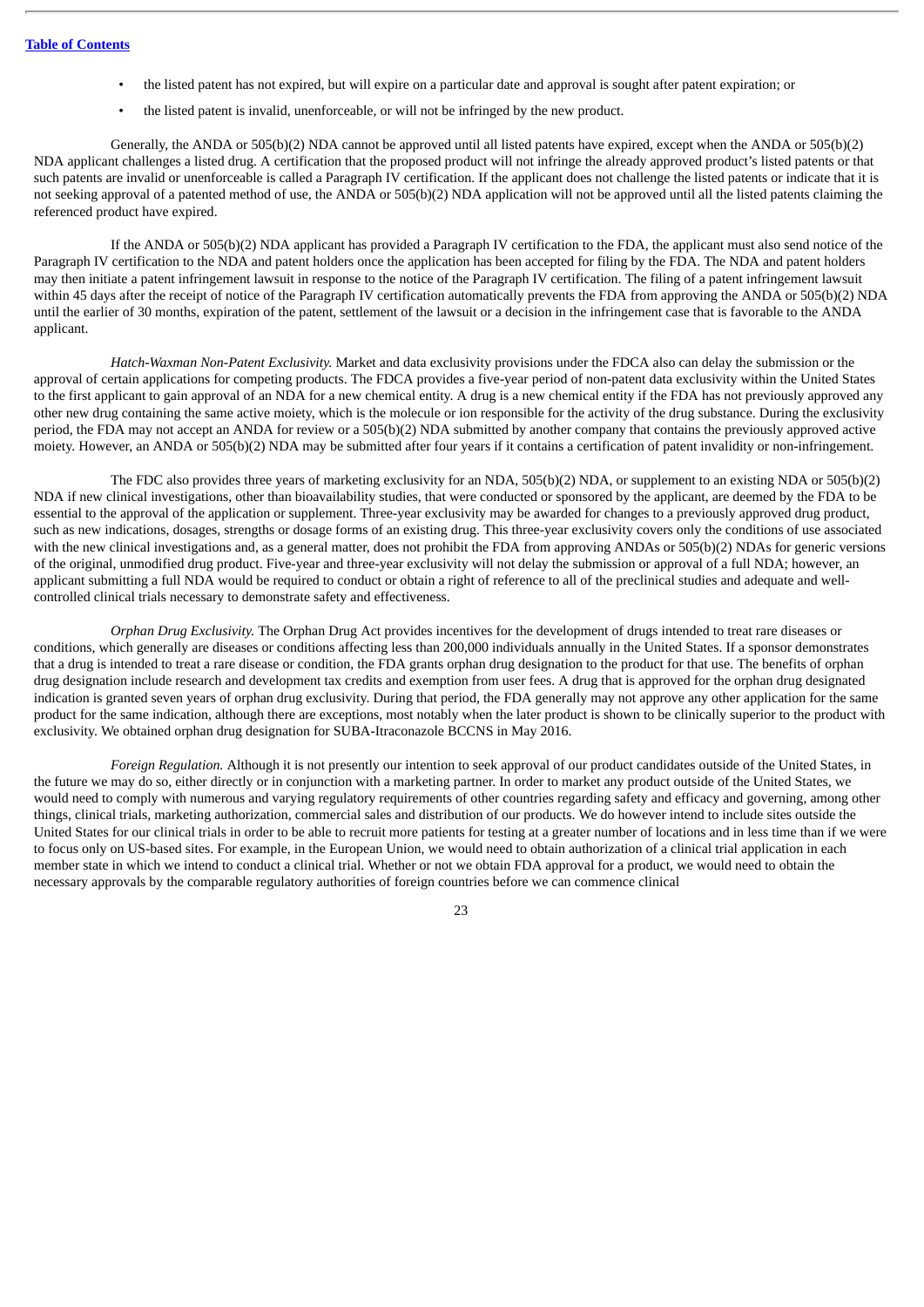- the listed patent has not expired, but will expire on a particular date and approval is sought after patent expiration; or
- the listed patent is invalid, unenforceable, or will not be infringed by the new product.

Generally, the ANDA or 505(b)(2) NDA cannot be approved until all listed patents have expired, except when the ANDA or 505(b)(2) NDA applicant challenges a listed drug. A certification that the proposed product will not infringe the already approved product's listed patents or that such patents are invalid or unenforceable is called a Paragraph IV certification. If the applicant does not challenge the listed patents or indicate that it is not seeking approval of a patented method of use, the ANDA or 505(b)(2) NDA application will not be approved until all the listed patents claiming the referenced product have expired.

If the ANDA or 505(b)(2) NDA applicant has provided a Paragraph IV certification to the FDA, the applicant must also send notice of the Paragraph IV certification to the NDA and patent holders once the application has been accepted for filing by the FDA. The NDA and patent holders may then initiate a patent infringement lawsuit in response to the notice of the Paragraph IV certification. The filing of a patent infringement lawsuit within 45 days after the receipt of notice of the Paragraph IV certification automatically prevents the FDA from approving the ANDA or 505(b)(2) NDA until the earlier of 30 months, expiration of the patent, settlement of the lawsuit or a decision in the infringement case that is favorable to the ANDA applicant.

*Hatch-Waxman Non-Patent Exclusivity.* Market and data exclusivity provisions under the FDCA also can delay the submission or the approval of certain applications for competing products. The FDCA provides a five-year period of non-patent data exclusivity within the United States to the first applicant to gain approval of an NDA for a new chemical entity. A drug is a new chemical entity if the FDA has not previously approved any other new drug containing the same active moiety, which is the molecule or ion responsible for the activity of the drug substance. During the exclusivity period, the FDA may not accept an ANDA for review or a 505(b)(2) NDA submitted by another company that contains the previously approved active moiety. However, an ANDA or 505(b)(2) NDA may be submitted after four years if it contains a certification of patent invalidity or non-infringement.

The FDC also provides three years of marketing exclusivity for an NDA, 505(b)(2) NDA, or supplement to an existing NDA or 505(b)(2) NDA if new clinical investigations, other than bioavailability studies, that were conducted or sponsored by the applicant, are deemed by the FDA to be essential to the approval of the application or supplement. Three-year exclusivity may be awarded for changes to a previously approved drug product, such as new indications, dosages, strengths or dosage forms of an existing drug. This three-year exclusivity covers only the conditions of use associated with the new clinical investigations and, as a general matter, does not prohibit the FDA from approving ANDAs or 505(b)(2) NDAs for generic versions of the original, unmodified drug product. Five-year and three-year exclusivity will not delay the submission or approval of a full NDA; however, an applicant submitting a full NDA would be required to conduct or obtain a right of reference to all of the preclinical studies and adequate and well-controlled clinical trials necessary to demonstrate safety and effectiveness.

*Orphan Drug Exclusivity.* The Orphan Drug Act provides incentives for the development of drugs intended to treat rare diseases or conditions, which generally are diseases or conditions affecting less than 200,000 individuals annually in the United States. If a sponsor demonstrates that a drug is intended to treat a rare disease or condition, the FDA grants orphan drug designation to the product for that use. The benefits of orphan drug designation include research and development tax credits and exemption from user fees. A drug that is approved for the orphan drug designated indication is granted seven years of orphan drug exclusivity. During that period, the FDA generally may not approve any other application for the same product for the same indication, although there are exceptions, most notably when the later product is shown to be clinically superior to the product with exclusivity. We obtained orphan drug designation for SUBA-Itraconazole BCCNS in May 2016.

*Foreign Regulation.* Although it is not presently our intention to seek approval of our product candidates outside of the United States, in the future we may do so, either directly or in conjunction with a marketing partner. In order to market any product outside of the United States, we would need to comply with numerous and varying regulatory requirements of other countries regarding safety and efficacy and governing, among other things, clinical trials, marketing authorization, commercial sales and distribution of our products. We do however intend to include sites outside the United States for our clinical trials in order to be able to recruit more patients for testing at a greater number of locations and in less time than if we were to focus only on US-based sites. For example, in the European Union, we would need to obtain authorization of a clinical trial application in each member state in which we intend to conduct a clinical trial. Whether or not we obtain FDA approval for a product, we would need to obtain the necessary approvals by the comparable regulatory authorities of foreign countries before we can commence clinical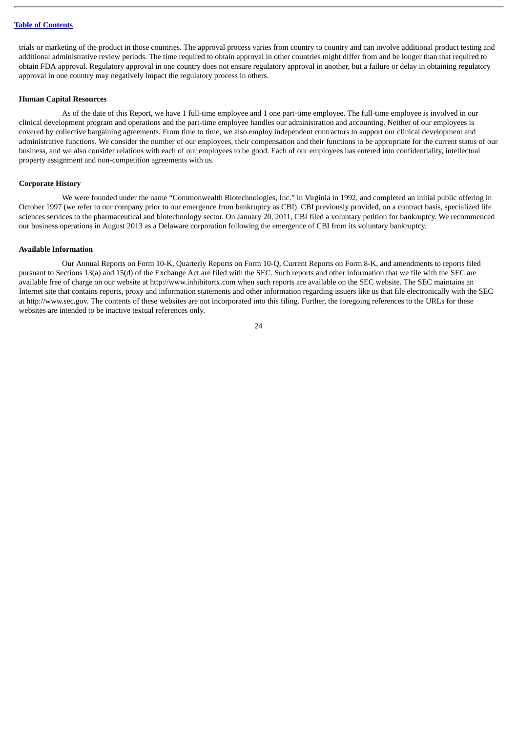trials or marketing of the product in those countries. The approval process varies from country to country and can involve additional product testing and additional administrative review periods. The time required to obtain approval in other countries might differ from and be longer than that required to obtain FDA approval. Regulatory approval in one country does not ensure regulatory approval in another, but a failure or delay in obtaining regulatory approval in one country may negatively impact the regulatory process in others.

**Human Capital Resources**

As of the date of this Report, we have 1 full-time employee and 1 one part-time employee. The full-time employee is involved in our clinical development program and operations and the part-time employee handles our administration and accounting. Neither of our employees is covered by collective bargaining agreements. From time to time, we also employ independent contractors to support our clinical development and administrative functions. We consider the number of our employees, their compensation and their functions to be appropriate for the current status of our business, and we also consider relations with each of our employees to be good. Each of our employees has entered into confidentiality, intellectual property assignment and non-competition agreements with us.

**Corporate History**

We were founded under the name "Commonwealth Biotechnologies, Inc." in Virginia in 1992, and completed an initial public offering in October 1997 (we refer to our company prior to our emergence from bankruptcy as CBI). CBI previously provided, on a contract basis, specialized life sciences services to the pharmaceutical and biotechnology sector. On January 20, 2011, CBI filed a voluntary petition for bankruptcy. We recommenced our business operations in August 2013 as a Delaware corporation following the emergence of CBI from its voluntary bankruptcy.

**Available Information**

Our Annual Reports on Form 10-K, Quarterly Reports on Form 10-Q, Current Reports on Form 8-K, and amendments to reports filed pursuant to Sections 13(a) and 15(d) of the Exchange Act are filed with the SEC. Such reports and other information that we file with the SEC are available free of charge on our website at http://www.inhibitortx.com when such reports are available on the SEC website. The SEC maintains an Internet site that contains reports, proxy and information statements and other information regarding issuers like us that file electronically with the SEC at http://www.sec.gov. The contents of these websites are not incorporated into this filing. Further, the foregoing references to the URLs for these websites are intended to be inactive textual references only.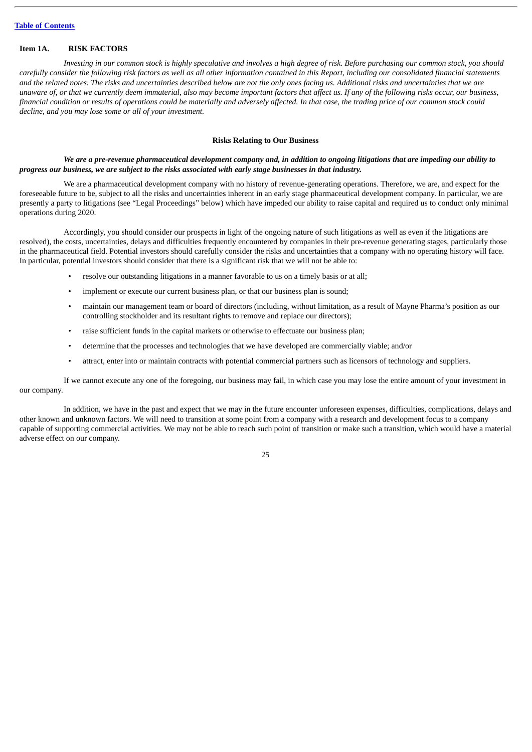## Item 1A. RISK FACTORS

*Investing in our common stock is highly speculative and involves a high degree of risk. Before purchasing our common stock, you should carefully consider the following risk factors as well as all other information contained in this Report, including our consolidated financial statements and the related notes. The risks and uncertainties described below are not the only ones facing us. Additional risks and uncertainties that we are unaware of, or that we currently deem immaterial, also may become important factors that affect us. If any of the following risks occur, our business, financial condition or results of operations could be materially and adversely affected. In that case, the trading price of our common stock could decline, and you may lose some or all of your investment.*

### Risks Relating to Our Business

***We are a pre-revenue pharmaceutical development company and, in addition to ongoing litigations that are impeding our ability to progress our business, we are subject to the risks associated with early stage businesses in that industry.***

We are a pharmaceutical development company with no history of revenue-generating operations. Therefore, we are, and expect for the foreseeable future to be, subject to all the risks and uncertainties inherent in an early stage pharmaceutical development company. In particular, we are presently a party to litigations (see "Legal Proceedings" below) which have impeded our ability to raise capital and required us to conduct only minimal operations during 2020.

Accordingly, you should consider our prospects in light of the ongoing nature of such litigations as well as even if the litigations are resolved), the costs, uncertainties, delays and difficulties frequently encountered by companies in their pre-revenue generating stages, particularly those in the pharmaceutical field. Potential investors should carefully consider the risks and uncertainties that a company with no operating history will face. In particular, potential investors should consider that there is a significant risk that we will not be able to:

- resolve our outstanding litigations in a manner favorable to us on a timely basis or at all;
- implement or execute our current business plan, or that our business plan is sound;
- maintain our management team or board of directors (including, without limitation, as a result of Mayne Pharma's position as our controlling stockholder and its resultant rights to remove and replace our directors);
- raise sufficient funds in the capital markets or otherwise to effectuate our business plan;
- determine that the processes and technologies that we have developed are commercially viable; and/or
- attract, enter into or maintain contracts with potential commercial partners such as licensors of technology and suppliers.

If we cannot execute any one of the foregoing, our business may fail, in which case you may lose the entire amount of your investment in our company.

In addition, we have in the past and expect that we may in the future encounter unforeseen expenses, difficulties, complications, delays and other known and unknown factors. We will need to transition at some point from a company with a research and development focus to a company capable of supporting commercial activities. We may not be able to reach such point of transition or make such a transition, which would have a material adverse effect on our company.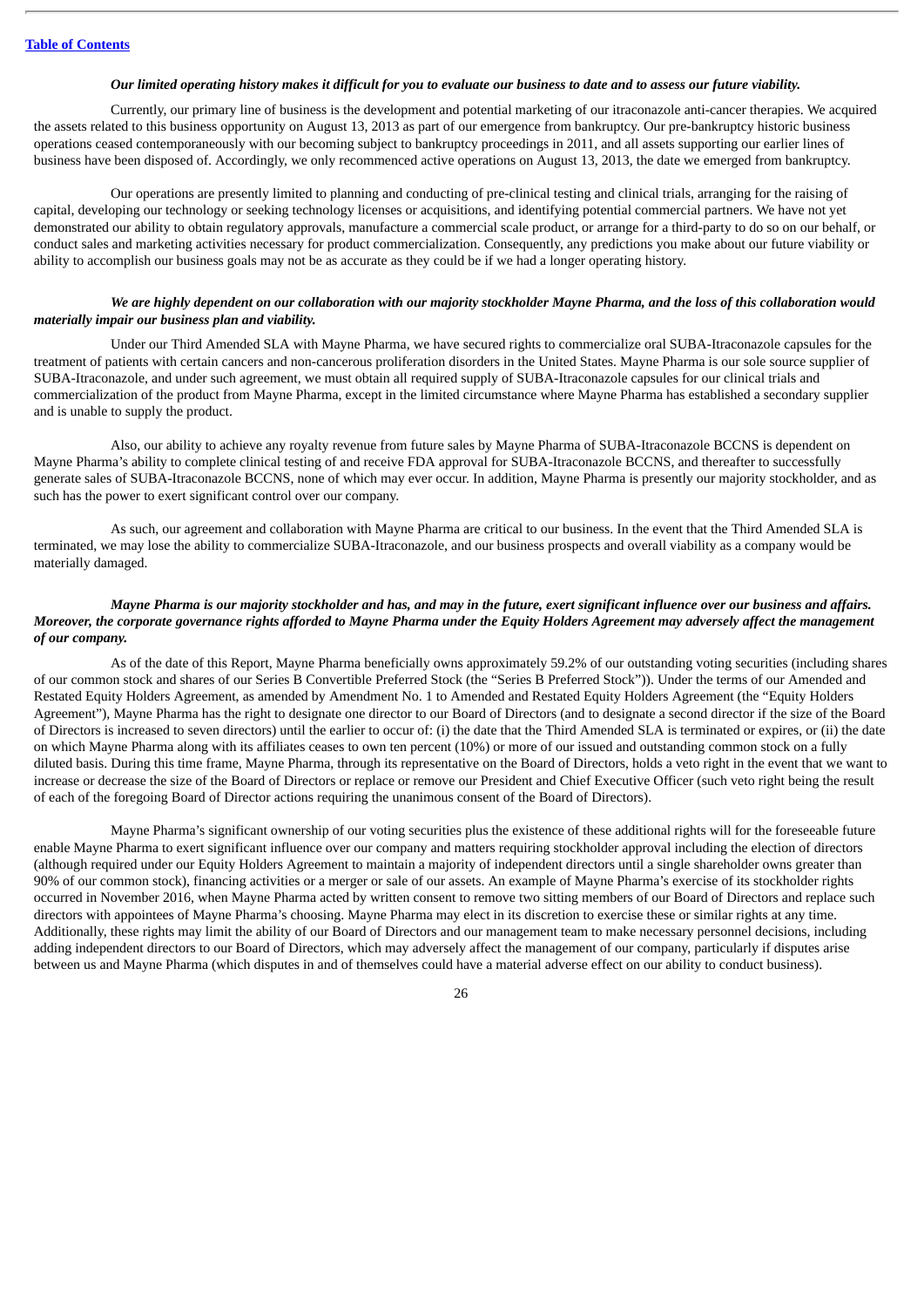***Our limited operating history makes it difficult for you to evaluate our business to date and to assess our future viability.***

Currently, our primary line of business is the development and potential marketing of our itraconazole anti-cancer therapies. We acquired the assets related to this business opportunity on August 13, 2013 as part of our emergence from bankruptcy. Our pre-bankruptcy historic business operations ceased contemporaneously with our becoming subject to bankruptcy proceedings in 2011, and all assets supporting our earlier lines of business have been disposed of. Accordingly, we only recommenced active operations on August 13, 2013, the date we emerged from bankruptcy.

Our operations are presently limited to planning and conducting of pre-clinical testing and clinical trials, arranging for the raising of capital, developing our technology or seeking technology licenses or acquisitions, and identifying potential commercial partners. We have not yet demonstrated our ability to obtain regulatory approvals, manufacture a commercial scale product, or arrange for a third-party to do so on our behalf, or conduct sales and marketing activities necessary for product commercialization. Consequently, any predictions you make about our future viability or ability to accomplish our business goals may not be as accurate as they could be if we had a longer operating history.

***We are highly dependent on our collaboration with our majority stockholder Mayne Pharma, and the loss of this collaboration would materially impair our business plan and viability.***

Under our Third Amended SLA with Mayne Pharma, we have secured rights to commercialize oral SUBA-Itraconazole capsules for the treatment of patients with certain cancers and non-cancerous proliferation disorders in the United States. Mayne Pharma is our sole source supplier of SUBA-Itraconazole, and under such agreement, we must obtain all required supply of SUBA-Itraconazole capsules for our clinical trials and commercialization of the product from Mayne Pharma, except in the limited circumstance where Mayne Pharma has established a secondary supplier and is unable to supply the product.

Also, our ability to achieve any royalty revenue from future sales by Mayne Pharma of SUBA-Itraconazole BCCNS is dependent on Mayne Pharma's ability to complete clinical testing of and receive FDA approval for SUBA-Itraconazole BCCNS, and thereafter to successfully generate sales of SUBA-Itraconazole BCCNS, none of which may ever occur. In addition, Mayne Pharma is presently our majority stockholder, and as such has the power to exert significant control over our company.

As such, our agreement and collaboration with Mayne Pharma are critical to our business. In the event that the Third Amended SLA is terminated, we may lose the ability to commercialize SUBA-Itraconazole, and our business prospects and overall viability as a company would be materially damaged.

***Mayne Pharma is our majority stockholder and has, and may in the future, exert significant influence over our business and affairs. Moreover, the corporate governance rights afforded to Mayne Pharma under the Equity Holders Agreement may adversely affect the management of our company.***

As of the date of this Report, Mayne Pharma beneficially owns approximately 59.2% of our outstanding voting securities (including shares of our common stock and shares of our Series B Convertible Preferred Stock (the "Series B Preferred Stock")). Under the terms of our Amended and Restated Equity Holders Agreement, as amended by Amendment No. 1 to Amended and Restated Equity Holders Agreement (the "Equity Holders Agreement"), Mayne Pharma has the right to designate one director to our Board of Directors (and to designate a second director if the size of the Board of Directors is increased to seven directors) until the earlier to occur of: (i) the date that the Third Amended SLA is terminated or expires, or (ii) the date on which Mayne Pharma along with its affiliates ceases to own ten percent (10%) or more of our issued and outstanding common stock on a fully diluted basis. During this time frame, Mayne Pharma, through its representative on the Board of Directors, holds a veto right in the event that we want to increase or decrease the size of the Board of Directors or replace or remove our President and Chief Executive Officer (such veto right being the result of each of the foregoing Board of Director actions requiring the unanimous consent of the Board of Directors).

Mayne Pharma's significant ownership of our voting securities plus the existence of these additional rights will for the foreseeable future enable Mayne Pharma to exert significant influence over our company and matters requiring stockholder approval including the election of directors (although required under our Equity Holders Agreement to maintain a majority of independent directors until a single shareholder owns greater than 90% of our common stock), financing activities or a merger or sale of our assets. An example of Mayne Pharma's exercise of its stockholder rights occurred in November 2016, when Mayne Pharma acted by written consent to remove two sitting members of our Board of Directors and replace such directors with appointees of Mayne Pharma's choosing. Mayne Pharma may elect in its discretion to exercise these or similar rights at any time. Additionally, these rights may limit the ability of our Board of Directors and our management team to make necessary personnel decisions, including adding independent directors to our Board of Directors, which may adversely affect the management of our company, particularly if disputes arise between us and Mayne Pharma (which disputes in and of themselves could have a material adverse effect on our ability to conduct business).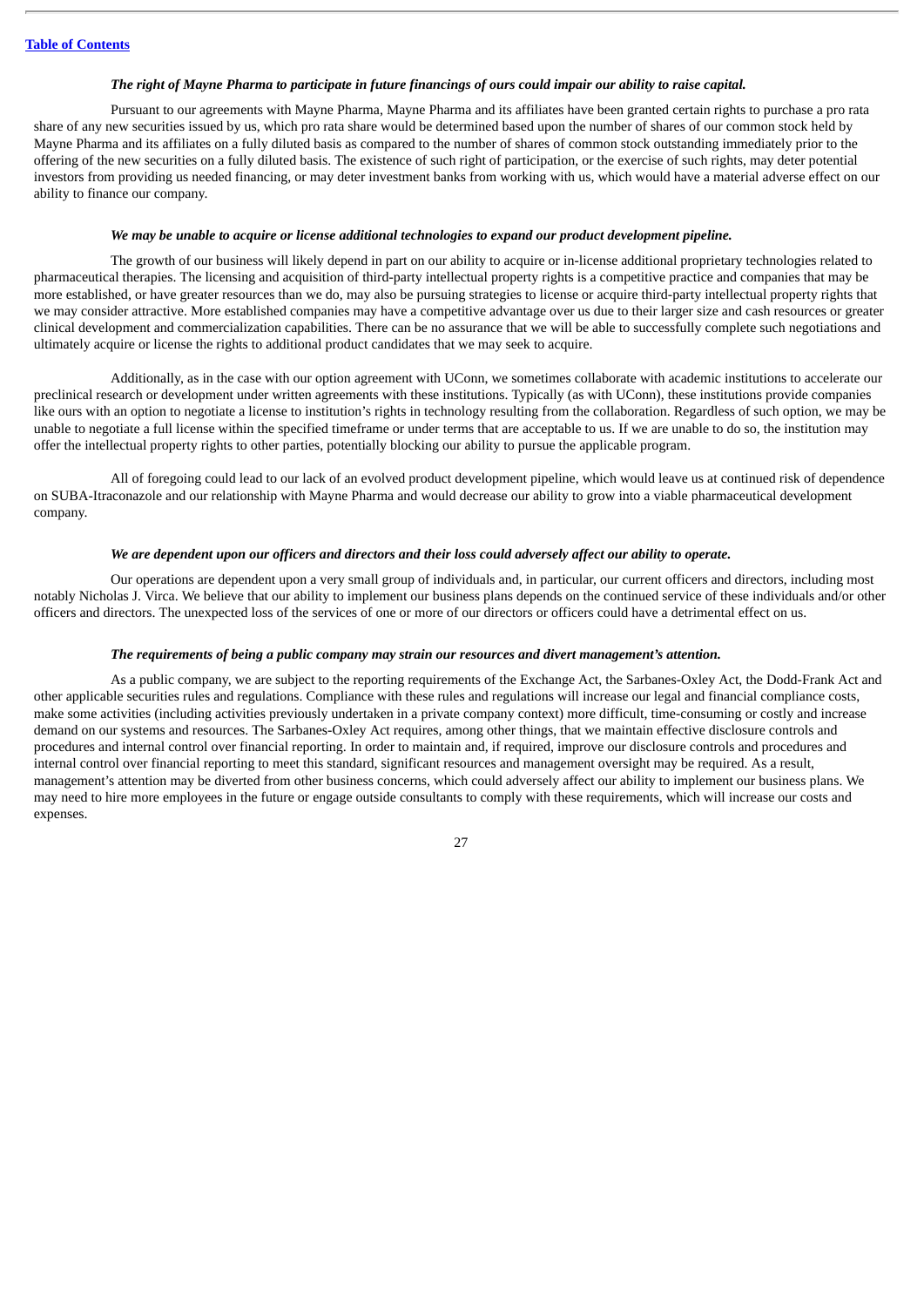***The right of Mayne Pharma to participate in future financings of ours could impair our ability to raise capital.***

Pursuant to our agreements with Mayne Pharma, Mayne Pharma and its affiliates have been granted certain rights to purchase a pro rata share of any new securities issued by us, which pro rata share would be determined based upon the number of shares of our common stock held by Mayne Pharma and its affiliates on a fully diluted basis as compared to the number of shares of common stock outstanding immediately prior to the offering of the new securities on a fully diluted basis. The existence of such right of participation, or the exercise of such rights, may deter potential investors from providing us needed financing, or may deter investment banks from working with us, which would have a material adverse effect on our ability to finance our company.

***We may be unable to acquire or license additional technologies to expand our product development pipeline.***

The growth of our business will likely depend in part on our ability to acquire or in-license additional proprietary technologies related to pharmaceutical therapies. The licensing and acquisition of third-party intellectual property rights is a competitive practice and companies that may be more established, or have greater resources than we do, may also be pursuing strategies to license or acquire third-party intellectual property rights that we may consider attractive. More established companies may have a competitive advantage over us due to their larger size and cash resources or greater clinical development and commercialization capabilities. There can be no assurance that we will be able to successfully complete such negotiations and ultimately acquire or license the rights to additional product candidates that we may seek to acquire.

Additionally, as in the case with our option agreement with UConn, we sometimes collaborate with academic institutions to accelerate our preclinical research or development under written agreements with these institutions. Typically (as with UConn), these institutions provide companies like ours with an option to negotiate a license to institution's rights in technology resulting from the collaboration. Regardless of such option, we may be unable to negotiate a full license within the specified timeframe or under terms that are acceptable to us. If we are unable to do so, the institution may offer the intellectual property rights to other parties, potentially blocking our ability to pursue the applicable program.

All of foregoing could lead to our lack of an evolved product development pipeline, which would leave us at continued risk of dependence on SUBA-Itraconazole and our relationship with Mayne Pharma and would decrease our ability to grow into a viable pharmaceutical development company.

***We are dependent upon our officers and directors and their loss could adversely affect our ability to operate.***

Our operations are dependent upon a very small group of individuals and, in particular, our current officers and directors, including most notably Nicholas J. Virca. We believe that our ability to implement our business plans depends on the continued service of these individuals and/or other officers and directors. The unexpected loss of the services of one or more of our directors or officers could have a detrimental effect on us.

***The requirements of being a public company may strain our resources and divert management's attention.***

As a public company, we are subject to the reporting requirements of the Exchange Act, the Sarbanes-Oxley Act, the Dodd-Frank Act and other applicable securities rules and regulations. Compliance with these rules and regulations will increase our legal and financial compliance costs, make some activities (including activities previously undertaken in a private company context) more difficult, time-consuming or costly and increase demand on our systems and resources. The Sarbanes-Oxley Act requires, among other things, that we maintain effective disclosure controls and procedures and internal control over financial reporting. In order to maintain and, if required, improve our disclosure controls and procedures and internal control over financial reporting to meet this standard, significant resources and management oversight may be required. As a result, management's attention may be diverted from other business concerns, which could adversely affect our ability to implement our business plans. We may need to hire more employees in the future or engage outside consultants to comply with these requirements, which will increase our costs and expenses.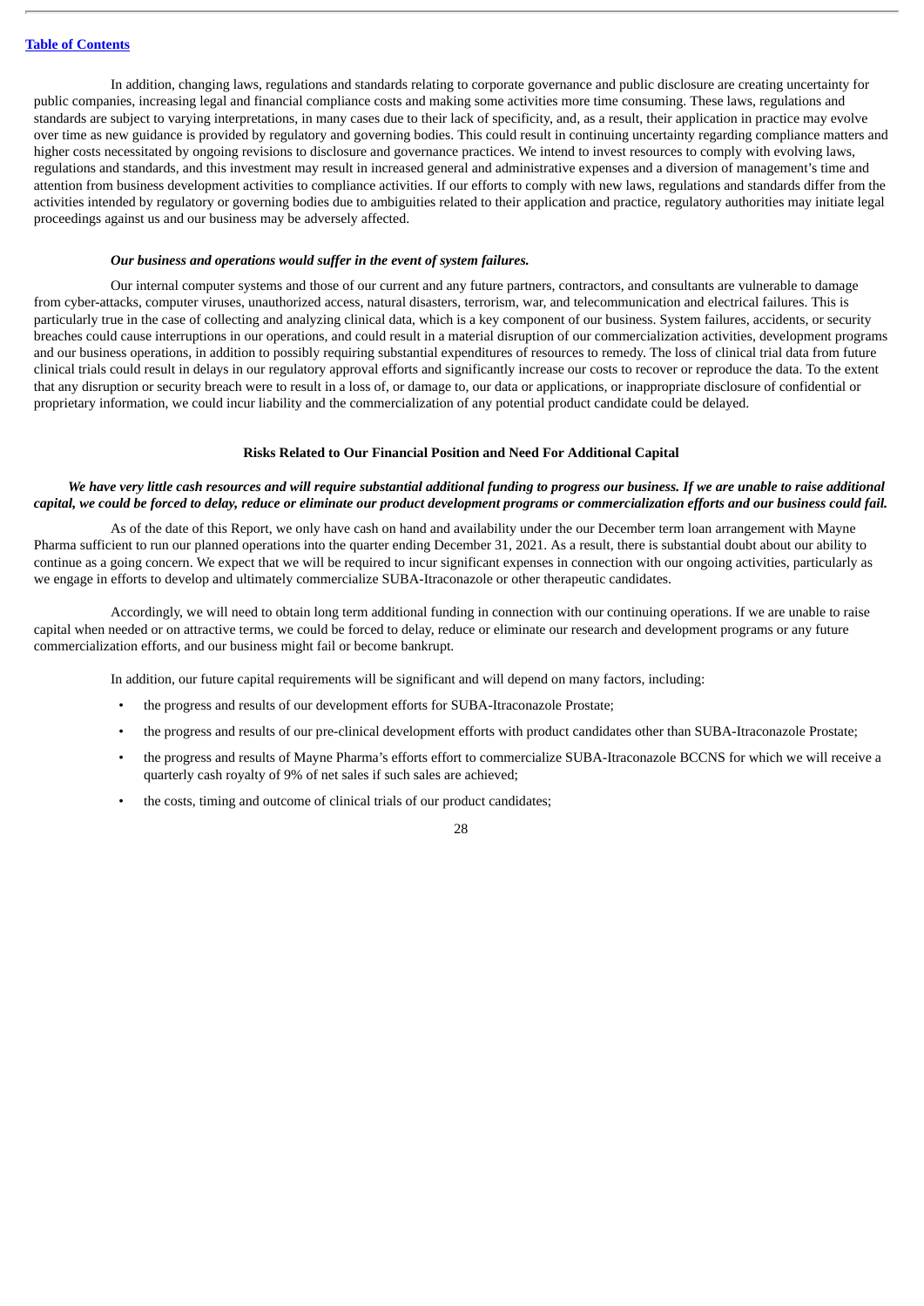In addition, changing laws, regulations and standards relating to corporate governance and public disclosure are creating uncertainty for public companies, increasing legal and financial compliance costs and making some activities more time consuming. These laws, regulations and standards are subject to varying interpretations, in many cases due to their lack of specificity, and, as a result, their application in practice may evolve over time as new guidance is provided by regulatory and governing bodies. This could result in continuing uncertainty regarding compliance matters and higher costs necessitated by ongoing revisions to disclosure and governance practices. We intend to invest resources to comply with evolving laws, regulations and standards, and this investment may result in increased general and administrative expenses and a diversion of management's time and attention from business development activities to compliance activities. If our efforts to comply with new laws, regulations and standards differ from the activities intended by regulatory or governing bodies due to ambiguities related to their application and practice, regulatory authorities may initiate legal proceedings against us and our business may be adversely affected.

***Our business and operations would suffer in the event of system failures.***

Our internal computer systems and those of our current and any future partners, contractors, and consultants are vulnerable to damage from cyber-attacks, computer viruses, unauthorized access, natural disasters, terrorism, war, and telecommunication and electrical failures. This is particularly true in the case of collecting and analyzing clinical data, which is a key component of our business. System failures, accidents, or security breaches could cause interruptions in our operations, and could result in a material disruption of our commercialization activities, development programs and our business operations, in addition to possibly requiring substantial expenditures of resources to remedy. The loss of clinical trial data from future clinical trials could result in delays in our regulatory approval efforts and significantly increase our costs to recover or reproduce the data. To the extent that any disruption or security breach were to result in a loss of, or damage to, our data or applications, or inappropriate disclosure of confidential or proprietary information, we could incur liability and the commercialization of any potential product candidate could be delayed.

**Risks Related to Our Financial Position and Need For Additional Capital**

***We have very little cash resources and will require substantial additional funding to progress our business. If we are unable to raise additional capital, we could be forced to delay, reduce or eliminate our product development programs or commercialization efforts and our business could fail.***

As of the date of this Report, we only have cash on hand and availability under the our December term loan arrangement with Mayne Pharma sufficient to run our planned operations into the quarter ending December 31, 2021. As a result, there is substantial doubt about our ability to continue as a going concern. We expect that we will be required to incur significant expenses in connection with our ongoing activities, particularly as we engage in efforts to develop and ultimately commercialize SUBA-Itraconazole or other therapeutic candidates.

Accordingly, we will need to obtain long term additional funding in connection with our continuing operations. If we are unable to raise capital when needed or on attractive terms, we could be forced to delay, reduce or eliminate our research and development programs or any future commercialization efforts, and our business might fail or become bankrupt.

In addition, our future capital requirements will be significant and will depend on many factors, including:

- the progress and results of our development efforts for SUBA-Itraconazole Prostate;
- the progress and results of our pre-clinical development efforts with product candidates other than SUBA-Itraconazole Prostate;
- the progress and results of Mayne Pharma's efforts effort to commercialize SUBA-Itraconazole BCCNS for which we will receive a quarterly cash royalty of 9% of net sales if such sales are achieved;
- the costs, timing and outcome of clinical trials of our product candidates;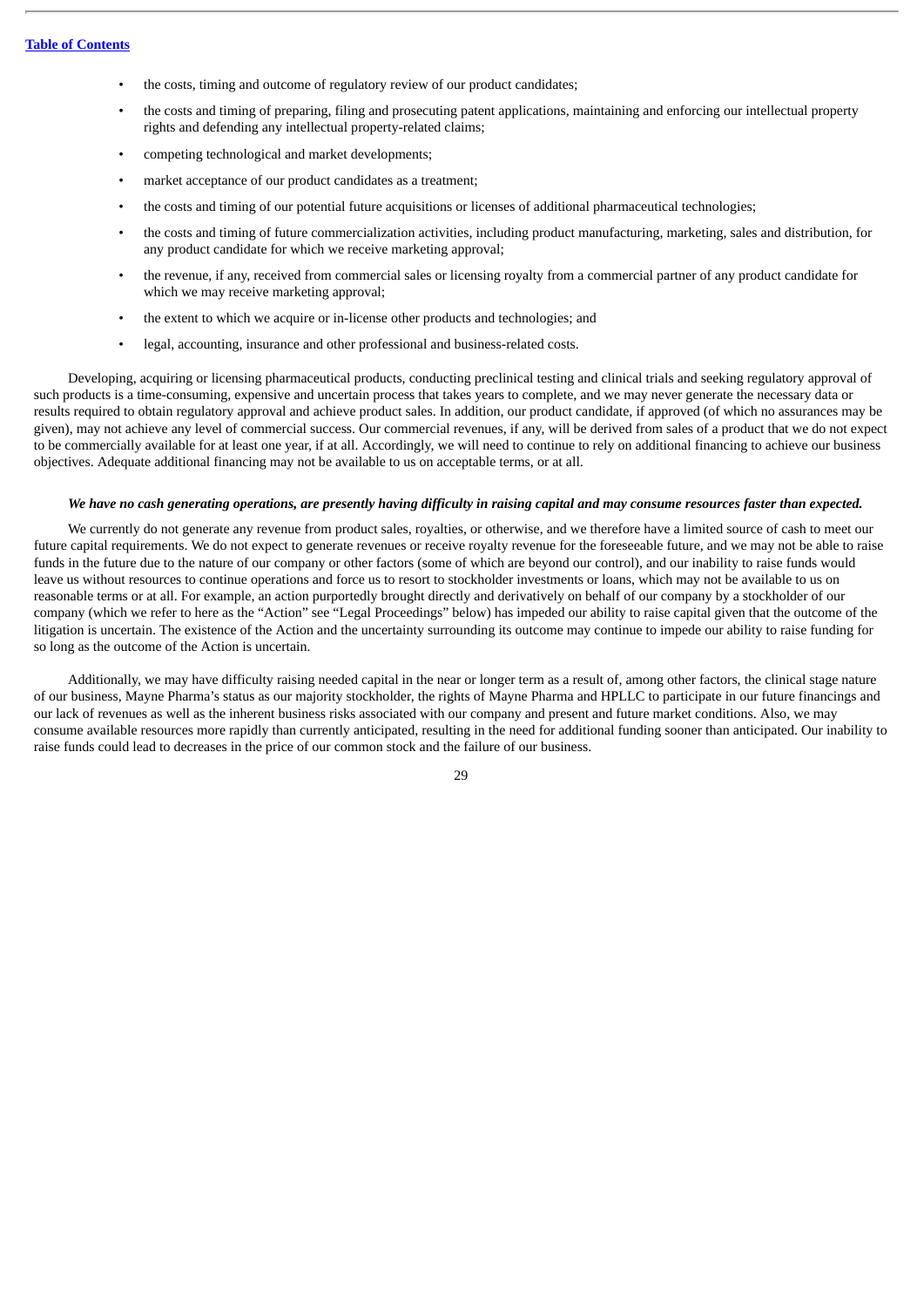- the costs, timing and outcome of regulatory review of our product candidates;
- the costs and timing of preparing, filing and prosecuting patent applications, maintaining and enforcing our intellectual property rights and defending any intellectual property-related claims;
- competing technological and market developments;
- market acceptance of our product candidates as a treatment;
- the costs and timing of our potential future acquisitions or licenses of additional pharmaceutical technologies;
- the costs and timing of future commercialization activities, including product manufacturing, marketing, sales and distribution, for any product candidate for which we receive marketing approval;
- the revenue, if any, received from commercial sales or licensing royalty from a commercial partner of any product candidate for which we may receive marketing approval;
- the extent to which we acquire or in-license other products and technologies; and
- legal, accounting, insurance and other professional and business-related costs.

Developing, acquiring or licensing pharmaceutical products, conducting preclinical testing and clinical trials and seeking regulatory approval of such products is a time-consuming, expensive and uncertain process that takes years to complete, and we may never generate the necessary data or results required to obtain regulatory approval and achieve product sales. In addition, our product candidate, if approved (of which no assurances may be given), may not achieve any level of commercial success. Our commercial revenues, if any, will be derived from sales of a product that we do not expect to be commercially available for at least one year, if at all. Accordingly, we will need to continue to rely on additional financing to achieve our business objectives. Adequate additional financing may not be available to us on acceptable terms, or at all.

***We have no cash generating operations, are presently having difficulty in raising capital and may consume resources faster than expected.***

We currently do not generate any revenue from product sales, royalties, or otherwise, and we therefore have a limited source of cash to meet our future capital requirements. We do not expect to generate revenues or receive royalty revenue for the foreseeable future, and we may not be able to raise funds in the future due to the nature of our company or other factors (some of which are beyond our control), and our inability to raise funds would leave us without resources to continue operations and force us to resort to stockholder investments or loans, which may not be available to us on reasonable terms or at all. For example, an action purportedly brought directly and derivatively on behalf of our company by a stockholder of our company (which we refer to here as the "Action" see "Legal Proceedings" below) has impeded our ability to raise capital given that the outcome of the litigation is uncertain. The existence of the Action and the uncertainty surrounding its outcome may continue to impede our ability to raise funding for so long as the outcome of the Action is uncertain.

Additionally, we may have difficulty raising needed capital in the near or longer term as a result of, among other factors, the clinical stage nature of our business, Mayne Pharma's status as our majority stockholder, the rights of Mayne Pharma and HPLLC to participate in our future financings and our lack of revenues as well as the inherent business risks associated with our company and present and future market conditions. Also, we may consume available resources more rapidly than currently anticipated, resulting in the need for additional funding sooner than anticipated. Our inability to raise funds could lead to decreases in the price of our common stock and the failure of our business.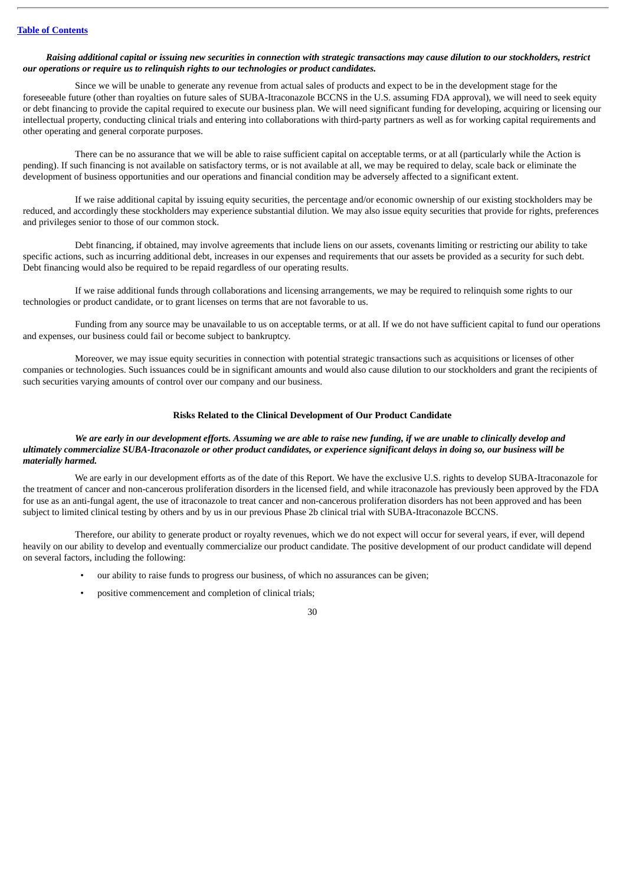***Raising additional capital or issuing new securities in connection with strategic transactions may cause dilution to our stockholders, restrict our operations or require us to relinquish rights to our technologies or product candidates.***

Since we will be unable to generate any revenue from actual sales of products and expect to be in the development stage for the foreseeable future (other than royalties on future sales of SUBA-Itraconazole BCCNS in the U.S. assuming FDA approval), we will need to seek equity or debt financing to provide the capital required to execute our business plan. We will need significant funding for developing, acquiring or licensing our intellectual property, conducting clinical trials and entering into collaborations with third-party partners as well as for working capital requirements and other operating and general corporate purposes.

There can be no assurance that we will be able to raise sufficient capital on acceptable terms, or at all (particularly while the Action is pending). If such financing is not available on satisfactory terms, or is not available at all, we may be required to delay, scale back or eliminate the development of business opportunities and our operations and financial condition may be adversely affected to a significant extent.

If we raise additional capital by issuing equity securities, the percentage and/or economic ownership of our existing stockholders may be reduced, and accordingly these stockholders may experience substantial dilution. We may also issue equity securities that provide for rights, preferences and privileges senior to those of our common stock.

Debt financing, if obtained, may involve agreements that include liens on our assets, covenants limiting or restricting our ability to take specific actions, such as incurring additional debt, increases in our expenses and requirements that our assets be provided as a security for such debt. Debt financing would also be required to be repaid regardless of our operating results.

If we raise additional funds through collaborations and licensing arrangements, we may be required to relinquish some rights to our technologies or product candidate, or to grant licenses on terms that are not favorable to us.

Funding from any source may be unavailable to us on acceptable terms, or at all. If we do not have sufficient capital to fund our operations and expenses, our business could fail or become subject to bankruptcy.

Moreover, we may issue equity securities in connection with potential strategic transactions such as acquisitions or licenses of other companies or technologies. Such issuances could be in significant amounts and would also cause dilution to our stockholders and grant the recipients of such securities varying amounts of control over our company and our business.

**Risks Related to the Clinical Development of Our Product Candidate**

***We are early in our development efforts. Assuming we are able to raise new funding, if we are unable to clinically develop and ultimately commercialize SUBA-Itraconazole or other product candidates, or experience significant delays in doing so, our business will be materially harmed.***

We are early in our development efforts as of the date of this Report. We have the exclusive U.S. rights to develop SUBA-Itraconazole for the treatment of cancer and non-cancerous proliferation disorders in the licensed field, and while itraconazole has previously been approved by the FDA for use as an anti-fungal agent, the use of itraconazole to treat cancer and non-cancerous proliferation disorders has not been approved and has been subject to limited clinical testing by others and by us in our previous Phase 2b clinical trial with SUBA-Itraconazole BCCNS.

Therefore, our ability to generate product or royalty revenues, which we do not expect will occur for several years, if ever, will depend heavily on our ability to develop and eventually commercialize our product candidate. The positive development of our product candidate will depend on several factors, including the following:

- our ability to raise funds to progress our business, of which no assurances can be given;
- positive commencement and completion of clinical trials;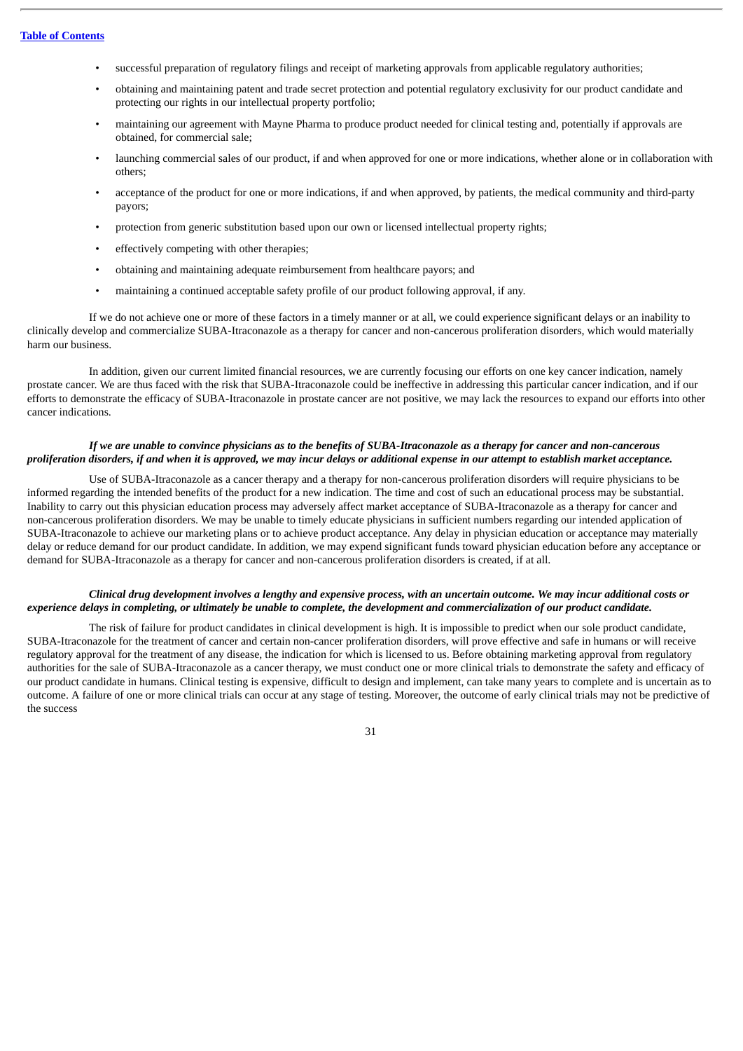- successful preparation of regulatory filings and receipt of marketing approvals from applicable regulatory authorities;
- obtaining and maintaining patent and trade secret protection and potential regulatory exclusivity for our product candidate and protecting our rights in our intellectual property portfolio;
- maintaining our agreement with Mayne Pharma to produce product needed for clinical testing and, potentially if approvals are obtained, for commercial sale;
- launching commercial sales of our product, if and when approved for one or more indications, whether alone or in collaboration with others;
- acceptance of the product for one or more indications, if and when approved, by patients, the medical community and third-party payors;
- protection from generic substitution based upon our own or licensed intellectual property rights;
- effectively competing with other therapies;
- obtaining and maintaining adequate reimbursement from healthcare payors; and
- maintaining a continued acceptable safety profile of our product following approval, if any.

If we do not achieve one or more of these factors in a timely manner or at all, we could experience significant delays or an inability to clinically develop and commercialize SUBA-Itraconazole as a therapy for cancer and non-cancerous proliferation disorders, which would materially harm our business.

In addition, given our current limited financial resources, we are currently focusing our efforts on one key cancer indication, namely prostate cancer. We are thus faced with the risk that SUBA-Itraconazole could be ineffective in addressing this particular cancer indication, and if our efforts to demonstrate the efficacy of SUBA-Itraconazole in prostate cancer are not positive, we may lack the resources to expand our efforts into other cancer indications.

***If we are unable to convince physicians as to the benefits of SUBA-Itraconazole as a therapy for cancer and non-cancerous proliferation disorders, if and when it is approved, we may incur delays or additional expense in our attempt to establish market acceptance.***

Use of SUBA-Itraconazole as a cancer therapy and a therapy for non-cancerous proliferation disorders will require physicians to be informed regarding the intended benefits of the product for a new indication. The time and cost of such an educational process may be substantial. Inability to carry out this physician education process may adversely affect market acceptance of SUBA-Itraconazole as a therapy for cancer and non-cancerous proliferation disorders. We may be unable to timely educate physicians in sufficient numbers regarding our intended application of SUBA-Itraconazole to achieve our marketing plans or to achieve product acceptance. Any delay in physician education or acceptance may materially delay or reduce demand for our product candidate. In addition, we may expend significant funds toward physician education before any acceptance or demand for SUBA-Itraconazole as a therapy for cancer and non-cancerous proliferation disorders is created, if at all.

***Clinical drug development involves a lengthy and expensive process, with an uncertain outcome. We may incur additional costs or experience delays in completing, or ultimately be unable to complete, the development and commercialization of our product candidate.***

The risk of failure for product candidates in clinical development is high. It is impossible to predict when our sole product candidate, SUBA-Itraconazole for the treatment of cancer and certain non-cancer proliferation disorders, will prove effective and safe in humans or will receive regulatory approval for the treatment of any disease, the indication for which is licensed to us. Before obtaining marketing approval from regulatory authorities for the sale of SUBA-Itraconazole as a cancer therapy, we must conduct one or more clinical trials to demonstrate the safety and efficacy of our product candidate in humans. Clinical testing is expensive, difficult to design and implement, can take many years to complete and is uncertain as to outcome. A failure of one or more clinical trials can occur at any stage of testing. Moreover, the outcome of early clinical trials may not be predictive of the success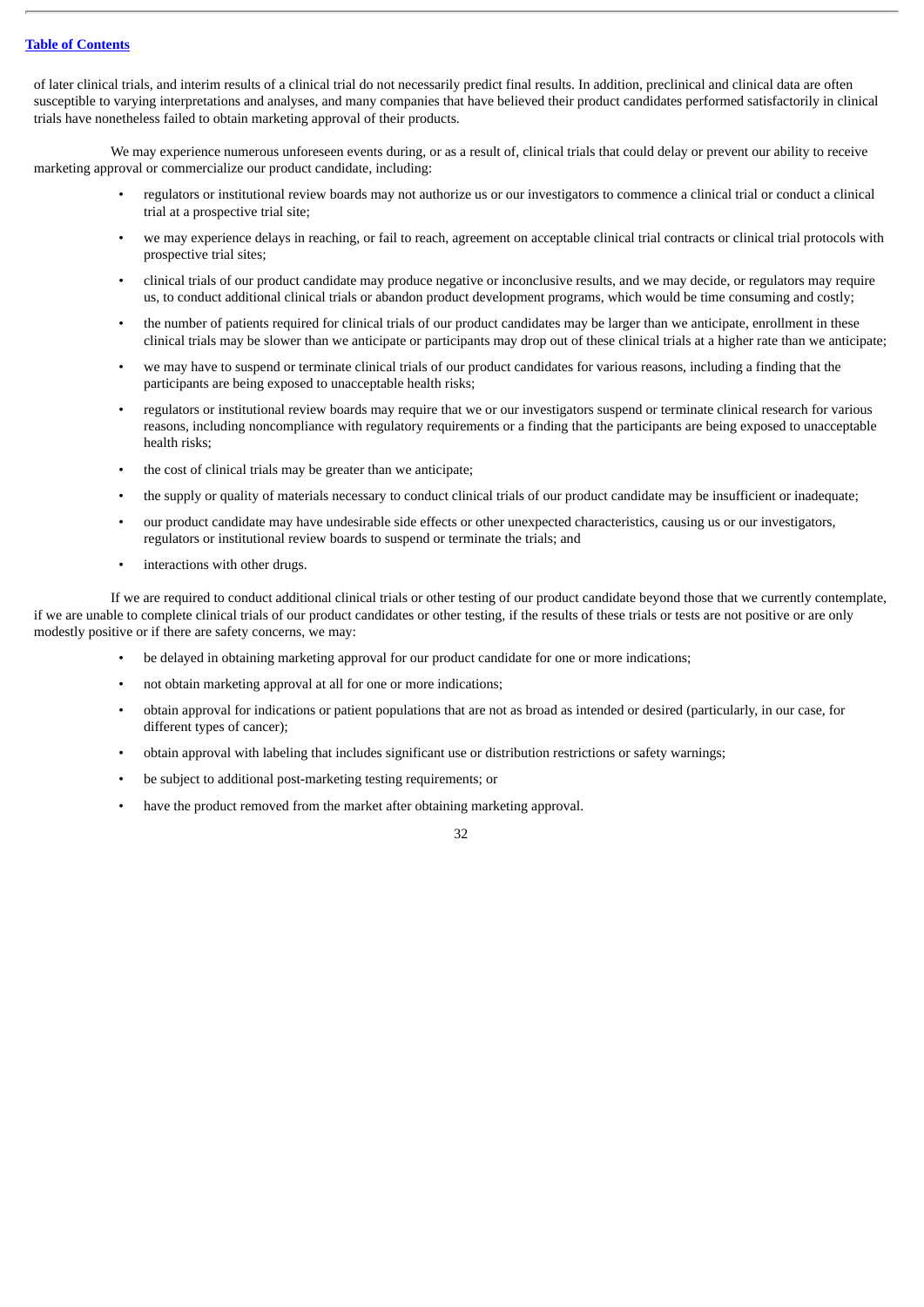of later clinical trials, and interim results of a clinical trial do not necessarily predict final results. In addition, preclinical and clinical data are often susceptible to varying interpretations and analyses, and many companies that have believed their product candidates performed satisfactorily in clinical trials have nonetheless failed to obtain marketing approval of their products.

We may experience numerous unforeseen events during, or as a result of, clinical trials that could delay or prevent our ability to receive marketing approval or commercialize our product candidate, including:

- regulators or institutional review boards may not authorize us or our investigators to commence a clinical trial or conduct a clinical trial at a prospective trial site;
- we may experience delays in reaching, or fail to reach, agreement on acceptable clinical trial contracts or clinical trial protocols with prospective trial sites;
- clinical trials of our product candidate may produce negative or inconclusive results, and we may decide, or regulators may require us, to conduct additional clinical trials or abandon product development programs, which would be time consuming and costly;
- the number of patients required for clinical trials of our product candidates may be larger than we anticipate, enrollment in these clinical trials may be slower than we anticipate or participants may drop out of these clinical trials at a higher rate than we anticipate;
- we may have to suspend or terminate clinical trials of our product candidates for various reasons, including a finding that the participants are being exposed to unacceptable health risks;
- regulators or institutional review boards may require that we or our investigators suspend or terminate clinical research for various reasons, including noncompliance with regulatory requirements or a finding that the participants are being exposed to unacceptable health risks;
- the cost of clinical trials may be greater than we anticipate;
- the supply or quality of materials necessary to conduct clinical trials of our product candidate may be insufficient or inadequate;
- our product candidate may have undesirable side effects or other unexpected characteristics, causing us or our investigators, regulators or institutional review boards to suspend or terminate the trials; and
- interactions with other drugs.

If we are required to conduct additional clinical trials or other testing of our product candidate beyond those that we currently contemplate, if we are unable to complete clinical trials of our product candidates or other testing, if the results of these trials or tests are not positive or are only modestly positive or if there are safety concerns, we may:

- be delayed in obtaining marketing approval for our product candidate for one or more indications;
- not obtain marketing approval at all for one or more indications;
- obtain approval for indications or patient populations that are not as broad as intended or desired (particularly, in our case, for different types of cancer);
- obtain approval with labeling that includes significant use or distribution restrictions or safety warnings;
- be subject to additional post-marketing testing requirements; or
- have the product removed from the market after obtaining marketing approval.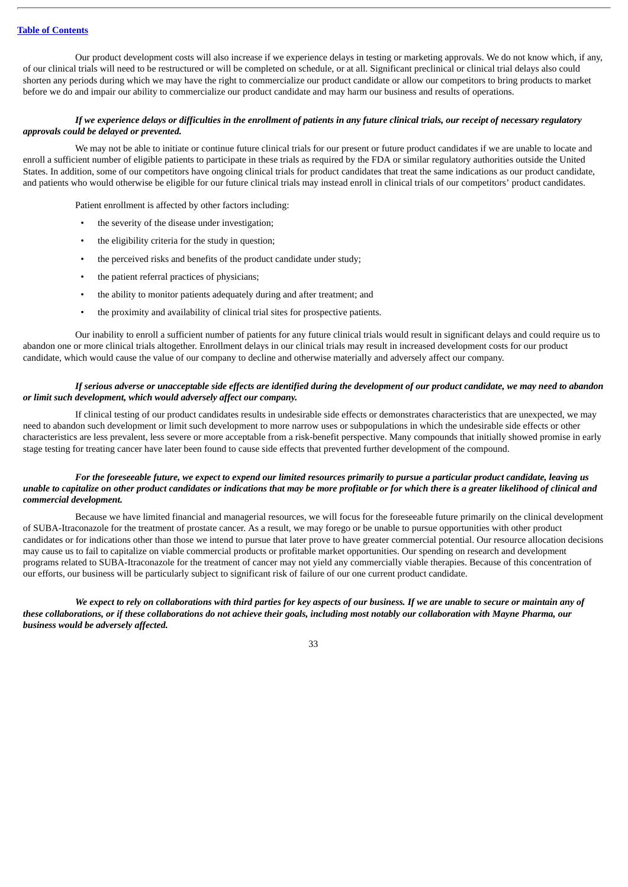Our product development costs will also increase if we experience delays in testing or marketing approvals. We do not know which, if any, of our clinical trials will need to be restructured or will be completed on schedule, or at all. Significant preclinical or clinical trial delays also could shorten any periods during which we may have the right to commercialize our product candidate or allow our competitors to bring products to market before we do and impair our ability to commercialize our product candidate and may harm our business and results of operations.

***If we experience delays or difficulties in the enrollment of patients in any future clinical trials, our receipt of necessary regulatory approvals could be delayed or prevented.***

We may not be able to initiate or continue future clinical trials for our present or future product candidates if we are unable to locate and enroll a sufficient number of eligible patients to participate in these trials as required by the FDA or similar regulatory authorities outside the United States. In addition, some of our competitors have ongoing clinical trials for product candidates that treat the same indications as our product candidate, and patients who would otherwise be eligible for our future clinical trials may instead enroll in clinical trials of our competitors' product candidates.

Patient enrollment is affected by other factors including:

- the severity of the disease under investigation;
- the eligibility criteria for the study in question;
- the perceived risks and benefits of the product candidate under study;
- the patient referral practices of physicians;
- the ability to monitor patients adequately during and after treatment; and
- the proximity and availability of clinical trial sites for prospective patients.

Our inability to enroll a sufficient number of patients for any future clinical trials would result in significant delays and could require us to abandon one or more clinical trials altogether. Enrollment delays in our clinical trials may result in increased development costs for our product candidate, which would cause the value of our company to decline and otherwise materially and adversely affect our company.

***If serious adverse or unacceptable side effects are identified during the development of our product candidate, we may need to abandon or limit such development, which would adversely affect our company.***

If clinical testing of our product candidates results in undesirable side effects or demonstrates characteristics that are unexpected, we may need to abandon such development or limit such development to more narrow uses or subpopulations in which the undesirable side effects or other characteristics are less prevalent, less severe or more acceptable from a risk-benefit perspective. Many compounds that initially showed promise in early stage testing for treating cancer have later been found to cause side effects that prevented further development of the compound.

***For the foreseeable future, we expect to expend our limited resources primarily to pursue a particular product candidate, leaving us unable to capitalize on other product candidates or indications that may be more profitable or for which there is a greater likelihood of clinical and commercial development.***

Because we have limited financial and managerial resources, we will focus for the foreseeable future primarily on the clinical development of SUBA-Itraconazole for the treatment of prostate cancer. As a result, we may forego or be unable to pursue opportunities with other product candidates or for indications other than those we intend to pursue that later prove to have greater commercial potential. Our resource allocation decisions may cause us to fail to capitalize on viable commercial products or profitable market opportunities. Our spending on research and development programs related to SUBA-Itraconazole for the treatment of cancer may not yield any commercially viable therapies. Because of this concentration of our efforts, our business will be particularly subject to significant risk of failure of our one current product candidate.

***We expect to rely on collaborations with third parties for key aspects of our business. If we are unable to secure or maintain any of these collaborations, or if these collaborations do not achieve their goals, including most notably our collaboration with Mayne Pharma, our business would be adversely affected.***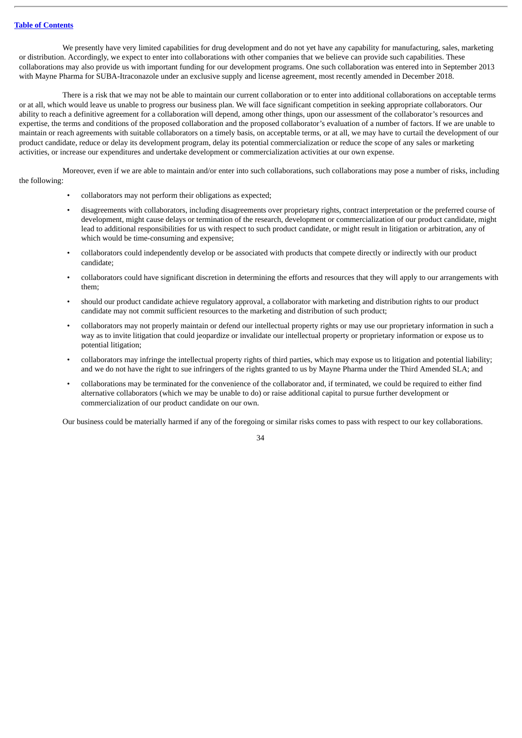We presently have very limited capabilities for drug development and do not yet have any capability for manufacturing, sales, marketing or distribution. Accordingly, we expect to enter into collaborations with other companies that we believe can provide such capabilities. These collaborations may also provide us with important funding for our development programs. One such collaboration was entered into in September 2013 with Mayne Pharma for SUBA-Itraconazole under an exclusive supply and license agreement, most recently amended in December 2018.

There is a risk that we may not be able to maintain our current collaboration or to enter into additional collaborations on acceptable terms or at all, which would leave us unable to progress our business plan. We will face significant competition in seeking appropriate collaborators. Our ability to reach a definitive agreement for a collaboration will depend, among other things, upon our assessment of the collaborator's resources and expertise, the terms and conditions of the proposed collaboration and the proposed collaborator's evaluation of a number of factors. If we are unable to maintain or reach agreements with suitable collaborators on a timely basis, on acceptable terms, or at all, we may have to curtail the development of our product candidate, reduce or delay its development program, delay its potential commercialization or reduce the scope of any sales or marketing activities, or increase our expenditures and undertake development or commercialization activities at our own expense.

Moreover, even if we are able to maintain and/or enter into such collaborations, such collaborations may pose a number of risks, including the following:

- collaborators may not perform their obligations as expected;
- disagreements with collaborators, including disagreements over proprietary rights, contract interpretation or the preferred course of development, might cause delays or termination of the research, development or commercialization of our product candidate, might lead to additional responsibilities for us with respect to such product candidate, or might result in litigation or arbitration, any of which would be time-consuming and expensive;
- collaborators could independently develop or be associated with products that compete directly or indirectly with our product candidate;
- collaborators could have significant discretion in determining the efforts and resources that they will apply to our arrangements with them;
- should our product candidate achieve regulatory approval, a collaborator with marketing and distribution rights to our product candidate may not commit sufficient resources to the marketing and distribution of such product;
- collaborators may not properly maintain or defend our intellectual property rights or may use our proprietary information in such a way as to invite litigation that could jeopardize or invalidate our intellectual property or proprietary information or expose us to potential litigation;
- collaborators may infringe the intellectual property rights of third parties, which may expose us to litigation and potential liability; and we do not have the right to sue infringers of the rights granted to us by Mayne Pharma under the Third Amended SLA; and
- collaborations may be terminated for the convenience of the collaborator and, if terminated, we could be required to either find alternative collaborators (which we may be unable to do) or raise additional capital to pursue further development or commercialization of our product candidate on our own.

Our business could be materially harmed if any of the foregoing or similar risks comes to pass with respect to our key collaborations.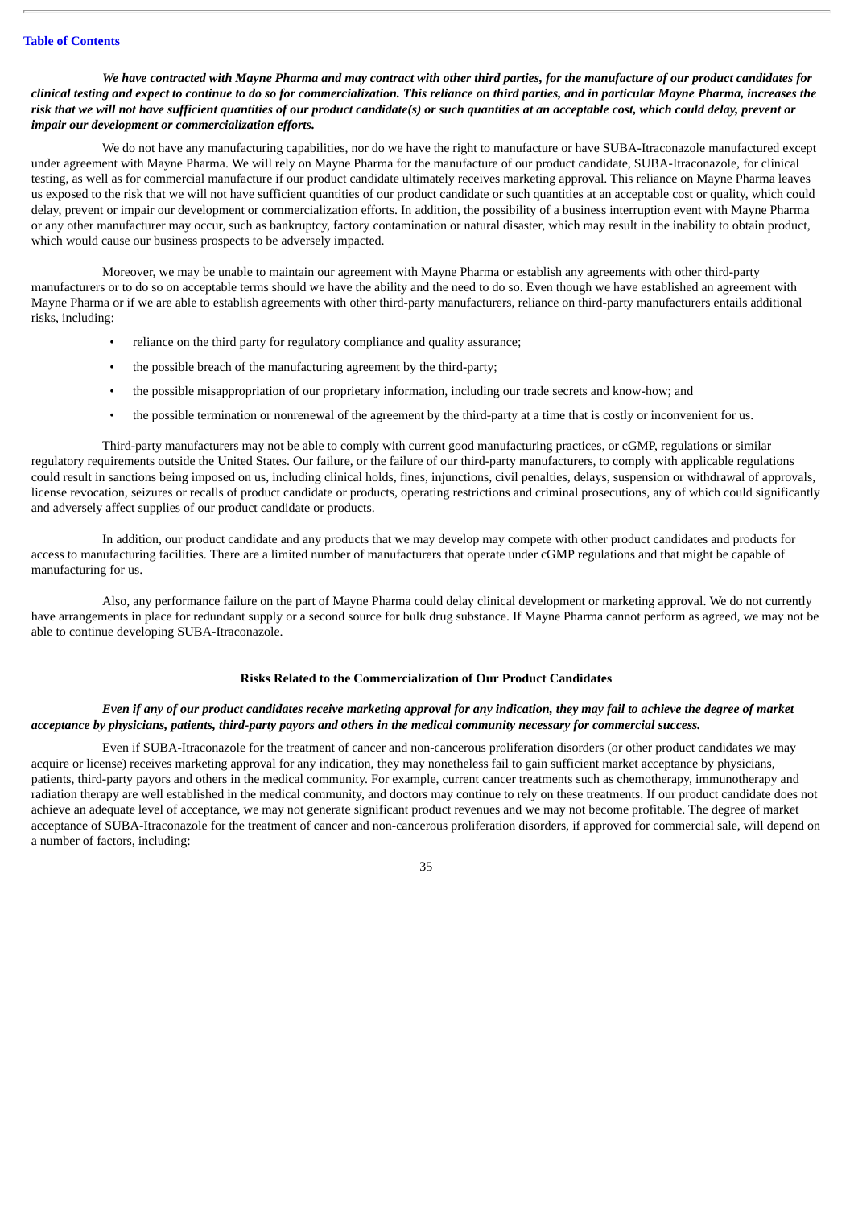***We have contracted with Mayne Pharma and may contract with other third parties, for the manufacture of our product candidates for clinical testing and expect to continue to do so for commercialization. This reliance on third parties, and in particular Mayne Pharma, increases the risk that we will not have sufficient quantities of our product candidate(s) or such quantities at an acceptable cost, which could delay, prevent or impair our development or commercialization efforts.***

We do not have any manufacturing capabilities, nor do we have the right to manufacture or have SUBA-Itraconazole manufactured except under agreement with Mayne Pharma. We will rely on Mayne Pharma for the manufacture of our product candidate, SUBA-Itraconazole, for clinical testing, as well as for commercial manufacture if our product candidate ultimately receives marketing approval. This reliance on Mayne Pharma leaves us exposed to the risk that we will not have sufficient quantities of our product candidate or such quantities at an acceptable cost or quality, which could delay, prevent or impair our development or commercialization efforts. In addition, the possibility of a business interruption event with Mayne Pharma or any other manufacturer may occur, such as bankruptcy, factory contamination or natural disaster, which may result in the inability to obtain product, which would cause our business prospects to be adversely impacted.

Moreover, we may be unable to maintain our agreement with Mayne Pharma or establish any agreements with other third-party manufacturers or to do so on acceptable terms should we have the ability and the need to do so. Even though we have established an agreement with Mayne Pharma or if we are able to establish agreements with other third-party manufacturers, reliance on third-party manufacturers entails additional risks, including:

- reliance on the third party for regulatory compliance and quality assurance;
- the possible breach of the manufacturing agreement by the third-party;
- the possible misappropriation of our proprietary information, including our trade secrets and know-how; and
- the possible termination or nonrenewal of the agreement by the third-party at a time that is costly or inconvenient for us.

Third-party manufacturers may not be able to comply with current good manufacturing practices, or cGMP, regulations or similar regulatory requirements outside the United States. Our failure, or the failure of our third-party manufacturers, to comply with applicable regulations could result in sanctions being imposed on us, including clinical holds, fines, injunctions, civil penalties, delays, suspension or withdrawal of approvals, license revocation, seizures or recalls of product candidate or products, operating restrictions and criminal prosecutions, any of which could significantly and adversely affect supplies of our product candidate or products.

In addition, our product candidate and any products that we may develop may compete with other product candidates and products for access to manufacturing facilities. There are a limited number of manufacturers that operate under cGMP regulations and that might be capable of manufacturing for us.

Also, any performance failure on the part of Mayne Pharma could delay clinical development or marketing approval. We do not currently have arrangements in place for redundant supply or a second source for bulk drug substance. If Mayne Pharma cannot perform as agreed, we may not be able to continue developing SUBA-Itraconazole.

## Risks Related to the Commercialization of Our Product Candidates

***Even if any of our product candidates receive marketing approval for any indication, they may fail to achieve the degree of market acceptance by physicians, patients, third-party payors and others in the medical community necessary for commercial success.***

Even if SUBA-Itraconazole for the treatment of cancer and non-cancerous proliferation disorders (or other product candidates we may acquire or license) receives marketing approval for any indication, they may nonetheless fail to gain sufficient market acceptance by physicians, patients, third-party payors and others in the medical community. For example, current cancer treatments such as chemotherapy, immunotherapy and radiation therapy are well established in the medical community, and doctors may continue to rely on these treatments. If our product candidate does not achieve an adequate level of acceptance, we may not generate significant product revenues and we may not become profitable. The degree of market acceptance of SUBA-Itraconazole for the treatment of cancer and non-cancerous proliferation disorders, if approved for commercial sale, will depend on a number of factors, including: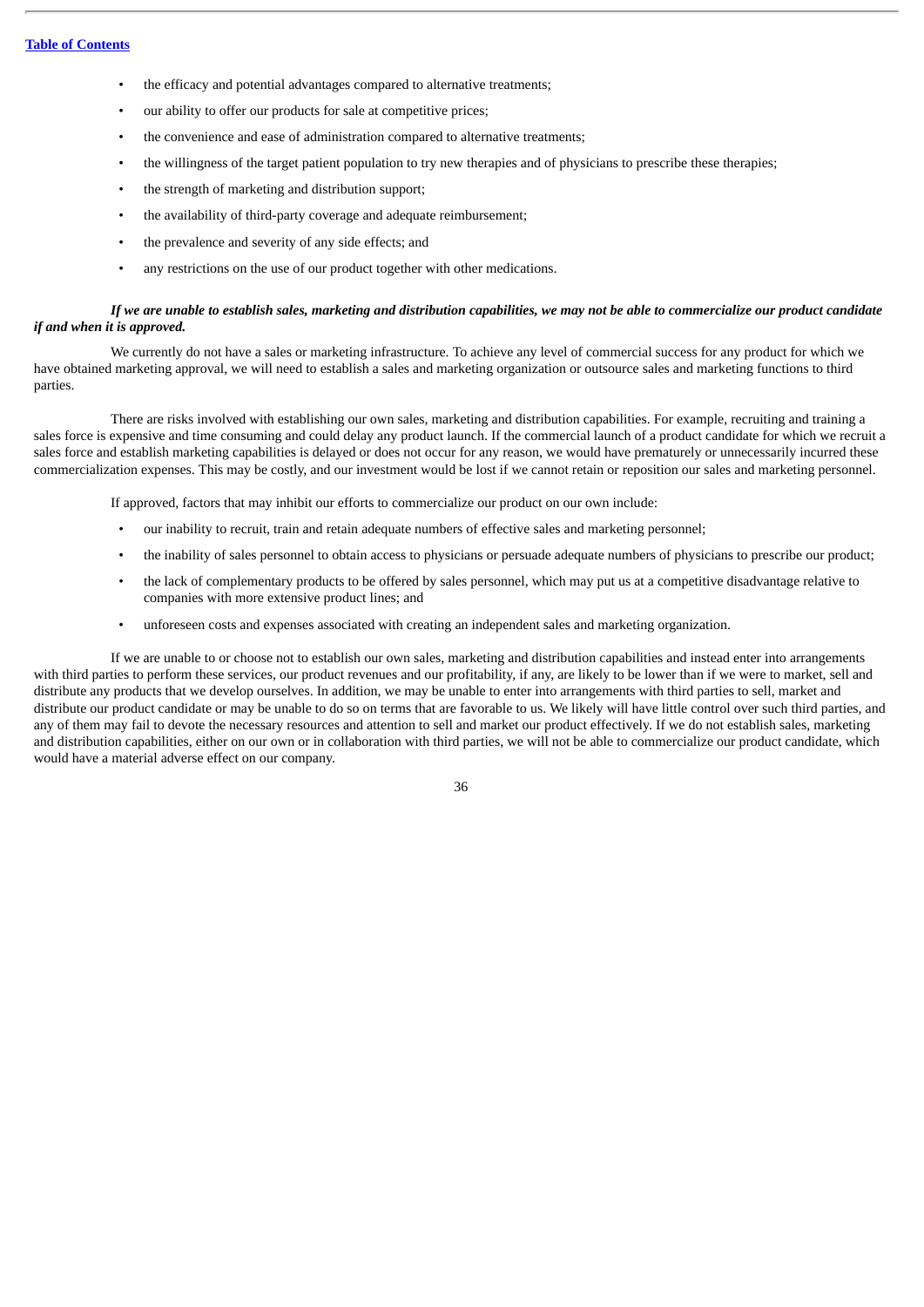- the efficacy and potential advantages compared to alternative treatments;
- our ability to offer our products for sale at competitive prices;
- the convenience and ease of administration compared to alternative treatments;
- the willingness of the target patient population to try new therapies and of physicians to prescribe these therapies;
- the strength of marketing and distribution support;
- the availability of third-party coverage and adequate reimbursement;
- the prevalence and severity of any side effects; and
- any restrictions on the use of our product together with other medications.

***If we are unable to establish sales, marketing and distribution capabilities, we may not be able to commercialize our product candidate if and when it is approved.***

We currently do not have a sales or marketing infrastructure. To achieve any level of commercial success for any product for which we have obtained marketing approval, we will need to establish a sales and marketing organization or outsource sales and marketing functions to third parties.

There are risks involved with establishing our own sales, marketing and distribution capabilities. For example, recruiting and training a sales force is expensive and time consuming and could delay any product launch. If the commercial launch of a product candidate for which we recruit a sales force and establish marketing capabilities is delayed or does not occur for any reason, we would have prematurely or unnecessarily incurred these commercialization expenses. This may be costly, and our investment would be lost if we cannot retain or reposition our sales and marketing personnel.

If approved, factors that may inhibit our efforts to commercialize our product on our own include:

- our inability to recruit, train and retain adequate numbers of effective sales and marketing personnel;
- the inability of sales personnel to obtain access to physicians or persuade adequate numbers of physicians to prescribe our product;
- the lack of complementary products to be offered by sales personnel, which may put us at a competitive disadvantage relative to companies with more extensive product lines; and
- unforeseen costs and expenses associated with creating an independent sales and marketing organization.

If we are unable to or choose not to establish our own sales, marketing and distribution capabilities and instead enter into arrangements with third parties to perform these services, our product revenues and our profitability, if any, are likely to be lower than if we were to market, sell and distribute any products that we develop ourselves. In addition, we may be unable to enter into arrangements with third parties to sell, market and distribute our product candidate or may be unable to do so on terms that are favorable to us. We likely will have little control over such third parties, and any of them may fail to devote the necessary resources and attention to sell and market our product effectively. If we do not establish sales, marketing and distribution capabilities, either on our own or in collaboration with third parties, we will not be able to commercialize our product candidate, which would have a material adverse effect on our company.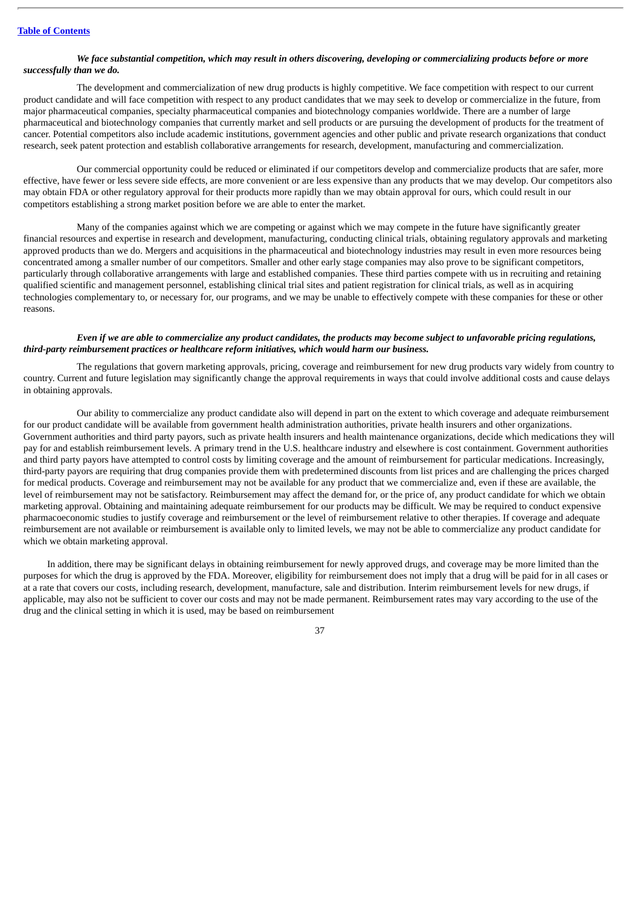***We face substantial competition, which may result in others discovering, developing or commercializing products before or more successfully than we do.***

The development and commercialization of new drug products is highly competitive. We face competition with respect to our current product candidate and will face competition with respect to any product candidates that we may seek to develop or commercialize in the future, from major pharmaceutical companies, specialty pharmaceutical companies and biotechnology companies worldwide. There are a number of large pharmaceutical and biotechnology companies that currently market and sell products or are pursuing the development of products for the treatment of cancer. Potential competitors also include academic institutions, government agencies and other public and private research organizations that conduct research, seek patent protection and establish collaborative arrangements for research, development, manufacturing and commercialization.

Our commercial opportunity could be reduced or eliminated if our competitors develop and commercialize products that are safer, more effective, have fewer or less severe side effects, are more convenient or are less expensive than any products that we may develop. Our competitors also may obtain FDA or other regulatory approval for their products more rapidly than we may obtain approval for ours, which could result in our competitors establishing a strong market position before we are able to enter the market.

Many of the companies against which we are competing or against which we may compete in the future have significantly greater financial resources and expertise in research and development, manufacturing, conducting clinical trials, obtaining regulatory approvals and marketing approved products than we do. Mergers and acquisitions in the pharmaceutical and biotechnology industries may result in even more resources being concentrated among a smaller number of our competitors. Smaller and other early stage companies may also prove to be significant competitors, particularly through collaborative arrangements with large and established companies. These third parties compete with us in recruiting and retaining qualified scientific and management personnel, establishing clinical trial sites and patient registration for clinical trials, as well as in acquiring technologies complementary to, or necessary for, our programs, and we may be unable to effectively compete with these companies for these or other reasons.

***Even if we are able to commercialize any product candidates, the products may become subject to unfavorable pricing regulations, third-party reimbursement practices or healthcare reform initiatives, which would harm our business.***

The regulations that govern marketing approvals, pricing, coverage and reimbursement for new drug products vary widely from country to country. Current and future legislation may significantly change the approval requirements in ways that could involve additional costs and cause delays in obtaining approvals.

Our ability to commercialize any product candidate also will depend in part on the extent to which coverage and adequate reimbursement for our product candidate will be available from government health administration authorities, private health insurers and other organizations. Government authorities and third party payors, such as private health insurers and health maintenance organizations, decide which medications they will pay for and establish reimbursement levels. A primary trend in the U.S. healthcare industry and elsewhere is cost containment. Government authorities and third party payors have attempted to control costs by limiting coverage and the amount of reimbursement for particular medications. Increasingly, third-party payors are requiring that drug companies provide them with predetermined discounts from list prices and are challenging the prices charged for medical products. Coverage and reimbursement may not be available for any product that we commercialize and, even if these are available, the level of reimbursement may not be satisfactory. Reimbursement may affect the demand for, or the price of, any product candidate for which we obtain marketing approval. Obtaining and maintaining adequate reimbursement for our products may be difficult. We may be required to conduct expensive pharmacoeconomic studies to justify coverage and reimbursement or the level of reimbursement relative to other therapies. If coverage and adequate reimbursement are not available or reimbursement is available only to limited levels, we may not be able to commercialize any product candidate for which we obtain marketing approval.

In addition, there may be significant delays in obtaining reimbursement for newly approved drugs, and coverage may be more limited than the purposes for which the drug is approved by the FDA. Moreover, eligibility for reimbursement does not imply that a drug will be paid for in all cases or at a rate that covers our costs, including research, development, manufacture, sale and distribution. Interim reimbursement levels for new drugs, if applicable, may also not be sufficient to cover our costs and may not be made permanent. Reimbursement rates may vary according to the use of the drug and the clinical setting in which it is used, may be based on reimbursement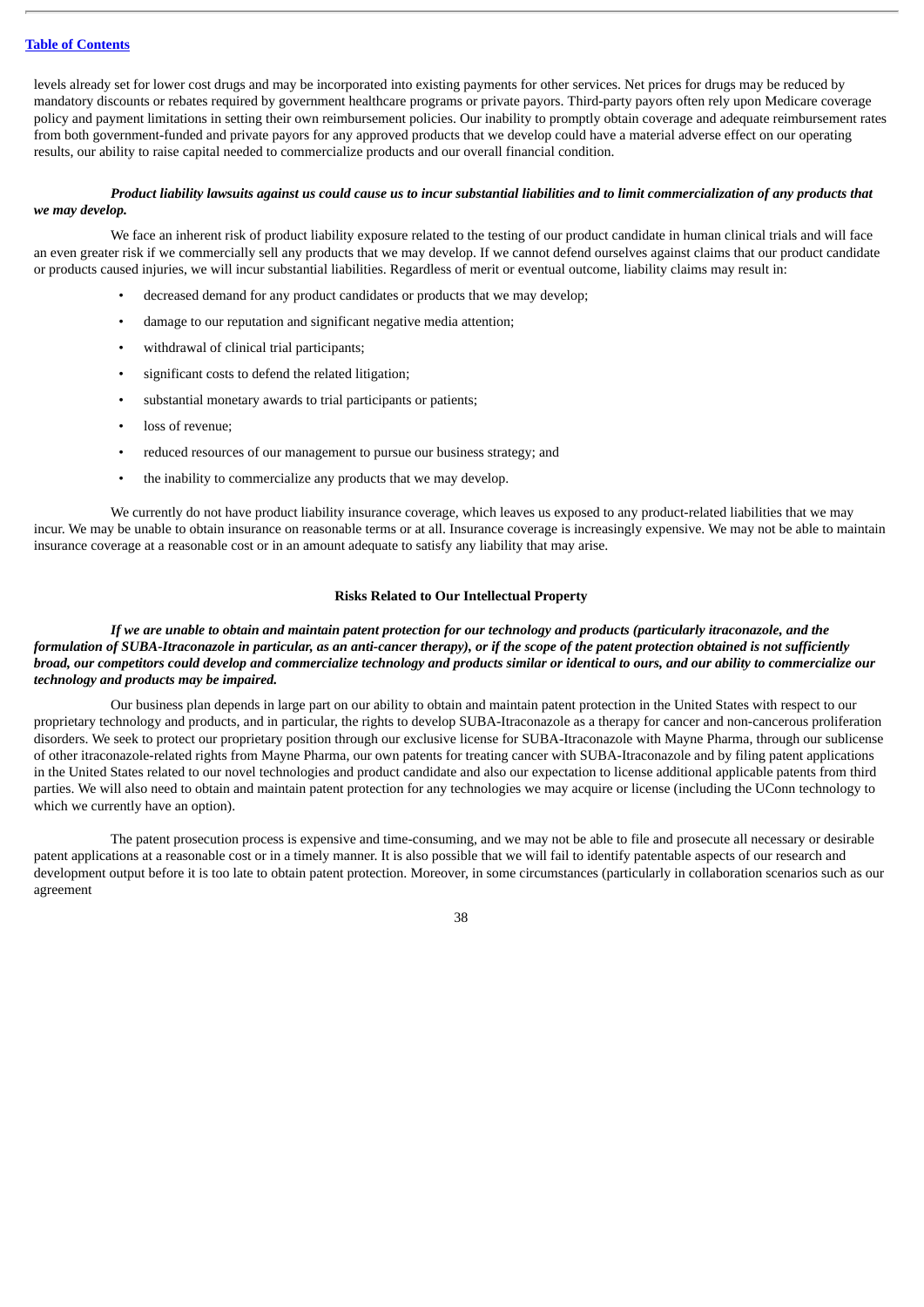levels already set for lower cost drugs and may be incorporated into existing payments for other services. Net prices for drugs may be reduced by mandatory discounts or rebates required by government healthcare programs or private payors. Third-party payors often rely upon Medicare coverage policy and payment limitations in setting their own reimbursement policies. Our inability to promptly obtain coverage and adequate reimbursement rates from both government-funded and private payors for any approved products that we develop could have a material adverse effect on our operating results, our ability to raise capital needed to commercialize products and our overall financial condition.

***Product liability lawsuits against us could cause us to incur substantial liabilities and to limit commercialization of any products that we may develop.***

We face an inherent risk of product liability exposure related to the testing of our product candidate in human clinical trials and will face an even greater risk if we commercially sell any products that we may develop. If we cannot defend ourselves against claims that our product candidate or products caused injuries, we will incur substantial liabilities. Regardless of merit or eventual outcome, liability claims may result in:

- decreased demand for any product candidates or products that we may develop;
- damage to our reputation and significant negative media attention;
- withdrawal of clinical trial participants;
- significant costs to defend the related litigation;
- substantial monetary awards to trial participants or patients;
- loss of revenue;
- reduced resources of our management to pursue our business strategy; and
- the inability to commercialize any products that we may develop.

We currently do not have product liability insurance coverage, which leaves us exposed to any product-related liabilities that we may incur. We may be unable to obtain insurance on reasonable terms or at all. Insurance coverage is increasingly expensive. We may not be able to maintain insurance coverage at a reasonable cost or in an amount adequate to satisfy any liability that may arise.

## Risks Related to Our Intellectual Property

***If we are unable to obtain and maintain patent protection for our technology and products (particularly itraconazole, and the formulation of SUBA-Itraconazole in particular, as an anti-cancer therapy), or if the scope of the patent protection obtained is not sufficiently broad, our competitors could develop and commercialize technology and products similar or identical to ours, and our ability to commercialize our technology and products may be impaired.***

Our business plan depends in large part on our ability to obtain and maintain patent protection in the United States with respect to our proprietary technology and products, and in particular, the rights to develop SUBA-Itraconazole as a therapy for cancer and non-cancerous proliferation disorders. We seek to protect our proprietary position through our exclusive license for SUBA-Itraconazole with Mayne Pharma, through our sublicense of other itraconazole-related rights from Mayne Pharma, our own patents for treating cancer with SUBA-Itraconazole and by filing patent applications in the United States related to our novel technologies and product candidate and also our expectation to license additional applicable patents from third parties. We will also need to obtain and maintain patent protection for any technologies we may acquire or license (including the UConn technology to which we currently have an option).

The patent prosecution process is expensive and time-consuming, and we may not be able to file and prosecute all necessary or desirable patent applications at a reasonable cost or in a timely manner. It is also possible that we will fail to identify patentable aspects of our research and development output before it is too late to obtain patent protection. Moreover, in some circumstances (particularly in collaboration scenarios such as our agreement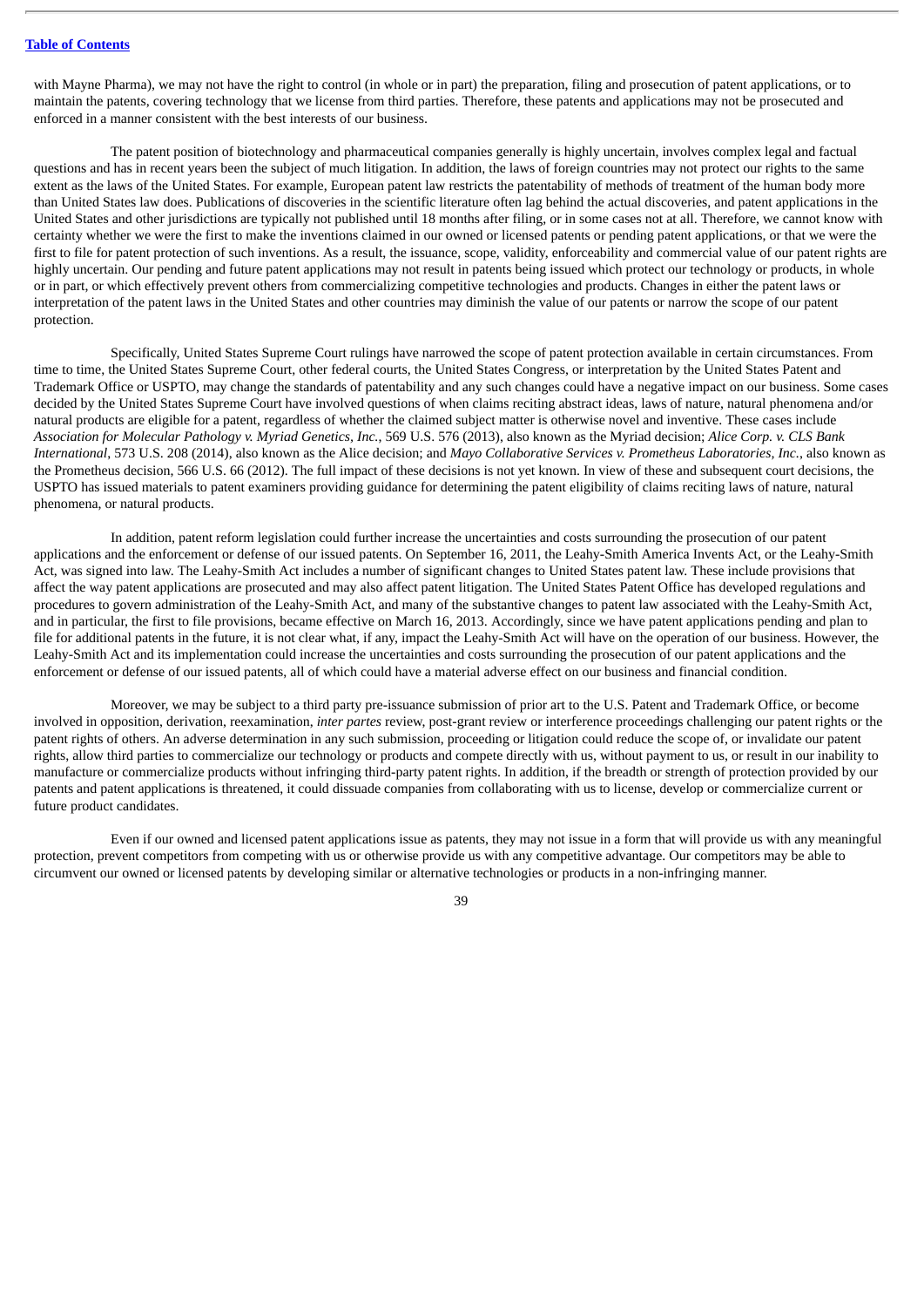with Mayne Pharma), we may not have the right to control (in whole or in part) the preparation, filing and prosecution of patent applications, or to maintain the patents, covering technology that we license from third parties. Therefore, these patents and applications may not be prosecuted and enforced in a manner consistent with the best interests of our business.

The patent position of biotechnology and pharmaceutical companies generally is highly uncertain, involves complex legal and factual questions and has in recent years been the subject of much litigation. In addition, the laws of foreign countries may not protect our rights to the same extent as the laws of the United States. For example, European patent law restricts the patentability of methods of treatment of the human body more than United States law does. Publications of discoveries in the scientific literature often lag behind the actual discoveries, and patent applications in the United States and other jurisdictions are typically not published until 18 months after filing, or in some cases not at all. Therefore, we cannot know with certainty whether we were the first to make the inventions claimed in our owned or licensed patents or pending patent applications, or that we were the first to file for patent protection of such inventions. As a result, the issuance, scope, validity, enforceability and commercial value of our patent rights are highly uncertain. Our pending and future patent applications may not result in patents being issued which protect our technology or products, in whole or in part, or which effectively prevent others from commercializing competitive technologies and products. Changes in either the patent laws or interpretation of the patent laws in the United States and other countries may diminish the value of our patents or narrow the scope of our patent protection.

Specifically, United States Supreme Court rulings have narrowed the scope of patent protection available in certain circumstances. From time to time, the United States Supreme Court, other federal courts, the United States Congress, or interpretation by the United States Patent and Trademark Office or USPTO, may change the standards of patentability and any such changes could have a negative impact on our business. Some cases decided by the United States Supreme Court have involved questions of when claims reciting abstract ideas, laws of nature, natural phenomena and/or natural products are eligible for a patent, regardless of whether the claimed subject matter is otherwise novel and inventive. These cases include *Association for Molecular Pathology v. Myriad Genetics, Inc.*, 569 U.S. 576 (2013), also known as the Myriad decision; *Alice Corp. v. CLS Bank International*, 573 U.S. 208 (2014), also known as the Alice decision; and *Mayo Collaborative Services v. Prometheus Laboratories, Inc.*, also known as the Prometheus decision, 566 U.S. 66 (2012). The full impact of these decisions is not yet known. In view of these and subsequent court decisions, the USPTO has issued materials to patent examiners providing guidance for determining the patent eligibility of claims reciting laws of nature, natural phenomena, or natural products.

In addition, patent reform legislation could further increase the uncertainties and costs surrounding the prosecution of our patent applications and the enforcement or defense of our issued patents. On September 16, 2011, the Leahy-Smith America Invents Act, or the Leahy-Smith Act, was signed into law. The Leahy-Smith Act includes a number of significant changes to United States patent law. These include provisions that affect the way patent applications are prosecuted and may also affect patent litigation. The United States Patent Office has developed regulations and procedures to govern administration of the Leahy-Smith Act, and many of the substantive changes to patent law associated with the Leahy-Smith Act, and in particular, the first to file provisions, became effective on March 16, 2013. Accordingly, since we have patent applications pending and plan to file for additional patents in the future, it is not clear what, if any, impact the Leahy-Smith Act will have on the operation of our business. However, the Leahy-Smith Act and its implementation could increase the uncertainties and costs surrounding the prosecution of our patent applications and the enforcement or defense of our issued patents, all of which could have a material adverse effect on our business and financial condition.

Moreover, we may be subject to a third party pre-issuance submission of prior art to the U.S. Patent and Trademark Office, or become involved in opposition, derivation, reexamination, *inter partes* review, post-grant review or interference proceedings challenging our patent rights or the patent rights of others. An adverse determination in any such submission, proceeding or litigation could reduce the scope of, or invalidate our patent rights, allow third parties to commercialize our technology or products and compete directly with us, without payment to us, or result in our inability to manufacture or commercialize products without infringing third-party patent rights. In addition, if the breadth or strength of protection provided by our patents and patent applications is threatened, it could dissuade companies from collaborating with us to license, develop or commercialize current or future product candidates.

Even if our owned and licensed patent applications issue as patents, they may not issue in a form that will provide us with any meaningful protection, prevent competitors from competing with us or otherwise provide us with any competitive advantage. Our competitors may be able to circumvent our owned or licensed patents by developing similar or alternative technologies or products in a non-infringing manner.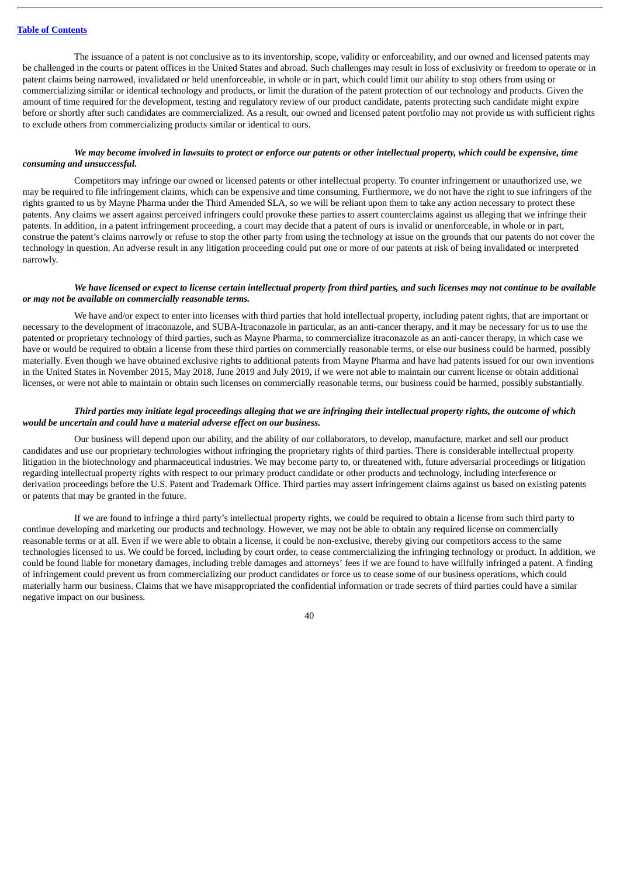The issuance of a patent is not conclusive as to its inventorship, scope, validity or enforceability, and our owned and licensed patents may be challenged in the courts or patent offices in the United States and abroad. Such challenges may result in loss of exclusivity or freedom to operate or in patent claims being narrowed, invalidated or held unenforceable, in whole or in part, which could limit our ability to stop others from using or commercializing similar or identical technology and products, or limit the duration of the patent protection of our technology and products. Given the amount of time required for the development, testing and regulatory review of our product candidate, patents protecting such candidate might expire before or shortly after such candidates are commercialized. As a result, our owned and licensed patent portfolio may not provide us with sufficient rights to exclude others from commercializing products similar or identical to ours.

***We may become involved in lawsuits to protect or enforce our patents or other intellectual property, which could be expensive, time consuming and unsuccessful.***

Competitors may infringe our owned or licensed patents or other intellectual property. To counter infringement or unauthorized use, we may be required to file infringement claims, which can be expensive and time consuming. Furthermore, we do not have the right to sue infringers of the rights granted to us by Mayne Pharma under the Third Amended SLA, so we will be reliant upon them to take any action necessary to protect these patents. Any claims we assert against perceived infringers could provoke these parties to assert counterclaims against us alleging that we infringe their patents. In addition, in a patent infringement proceeding, a court may decide that a patent of ours is invalid or unenforceable, in whole or in part, construe the patent's claims narrowly or refuse to stop the other party from using the technology at issue on the grounds that our patents do not cover the technology in question. An adverse result in any litigation proceeding could put one or more of our patents at risk of being invalidated or interpreted narrowly.

***We have licensed or expect to license certain intellectual property from third parties, and such licenses may not continue to be available or may not be available on commercially reasonable terms.***

We have and/or expect to enter into licenses with third parties that hold intellectual property, including patent rights, that are important or necessary to the development of itraconazole, and SUBA-Itraconazole in particular, as an anti-cancer therapy, and it may be necessary for us to use the patented or proprietary technology of third parties, such as Mayne Pharma, to commercialize itraconazole as an anti-cancer therapy, in which case we have or would be required to obtain a license from these third parties on commercially reasonable terms, or else our business could be harmed, possibly materially. Even though we have obtained exclusive rights to additional patents from Mayne Pharma and have had patents issued for our own inventions in the United States in November 2015, May 2018, June 2019 and July 2019, if we were not able to maintain our current license or obtain additional licenses, or were not able to maintain or obtain such licenses on commercially reasonable terms, our business could be harmed, possibly substantially.

***Third parties may initiate legal proceedings alleging that we are infringing their intellectual property rights, the outcome of which would be uncertain and could have a material adverse effect on our business.***

Our business will depend upon our ability, and the ability of our collaborators, to develop, manufacture, market and sell our product candidates and use our proprietary technologies without infringing the proprietary rights of third parties. There is considerable intellectual property litigation in the biotechnology and pharmaceutical industries. We may become party to, or threatened with, future adversarial proceedings or litigation regarding intellectual property rights with respect to our primary product candidate or other products and technology, including interference or derivation proceedings before the U.S. Patent and Trademark Office. Third parties may assert infringement claims against us based on existing patents or patents that may be granted in the future.

If we are found to infringe a third party's intellectual property rights, we could be required to obtain a license from such third party to continue developing and marketing our products and technology. However, we may not be able to obtain any required license on commercially reasonable terms or at all. Even if we were able to obtain a license, it could be non-exclusive, thereby giving our competitors access to the same technologies licensed to us. We could be forced, including by court order, to cease commercializing the infringing technology or product. In addition, we could be found liable for monetary damages, including treble damages and attorneys' fees if we are found to have willfully infringed a patent. A finding of infringement could prevent us from commercializing our product candidates or force us to cease some of our business operations, which could materially harm our business. Claims that we have misappropriated the confidential information or trade secrets of third parties could have a similar negative impact on our business.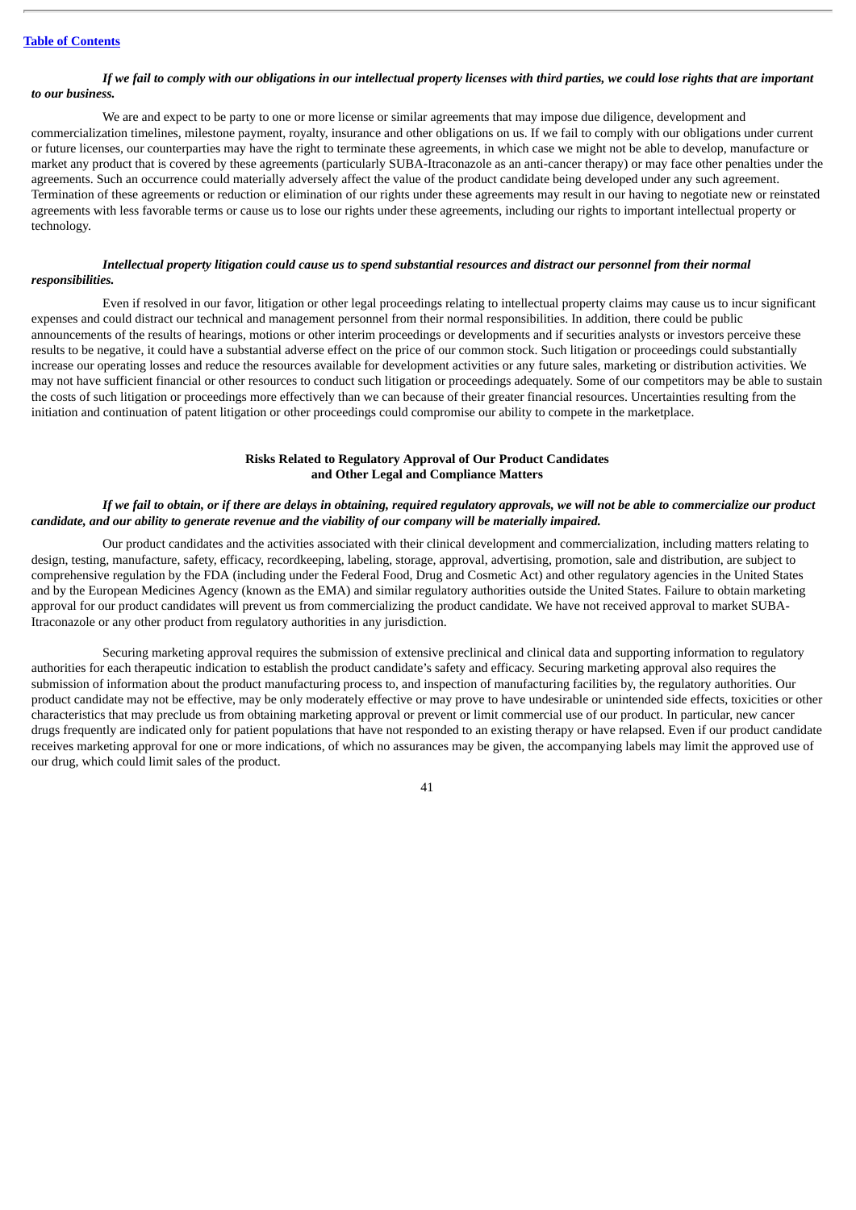***If we fail to comply with our obligations in our intellectual property licenses with third parties, we could lose rights that are important to our business.***

We are and expect to be party to one or more license or similar agreements that may impose due diligence, development and commercialization timelines, milestone payment, royalty, insurance and other obligations on us. If we fail to comply with our obligations under current or future licenses, our counterparties may have the right to terminate these agreements, in which case we might not be able to develop, manufacture or market any product that is covered by these agreements (particularly SUBA-Itraconazole as an anti-cancer therapy) or may face other penalties under the agreements. Such an occurrence could materially adversely affect the value of the product candidate being developed under any such agreement. Termination of these agreements or reduction or elimination of our rights under these agreements may result in our having to negotiate new or reinstated agreements with less favorable terms or cause us to lose our rights under these agreements, including our rights to important intellectual property or technology.

***Intellectual property litigation could cause us to spend substantial resources and distract our personnel from their normal responsibilities.***

Even if resolved in our favor, litigation or other legal proceedings relating to intellectual property claims may cause us to incur significant expenses and could distract our technical and management personnel from their normal responsibilities. In addition, there could be public announcements of the results of hearings, motions or other interim proceedings or developments and if securities analysts or investors perceive these results to be negative, it could have a substantial adverse effect on the price of our common stock. Such litigation or proceedings could substantially increase our operating losses and reduce the resources available for development activities or any future sales, marketing or distribution activities. We may not have sufficient financial or other resources to conduct such litigation or proceedings adequately. Some of our competitors may be able to sustain the costs of such litigation or proceedings more effectively than we can because of their greater financial resources. Uncertainties resulting from the initiation and continuation of patent litigation or other proceedings could compromise our ability to compete in the marketplace.

## Risks Related to Regulatory Approval of Our Product Candidates and Other Legal and Compliance Matters

***If we fail to obtain, or if there are delays in obtaining, required regulatory approvals, we will not be able to commercialize our product candidate, and our ability to generate revenue and the viability of our company will be materially impaired.***

Our product candidates and the activities associated with their clinical development and commercialization, including matters relating to design, testing, manufacture, safety, efficacy, recordkeeping, labeling, storage, approval, advertising, promotion, sale and distribution, are subject to comprehensive regulation by the FDA (including under the Federal Food, Drug and Cosmetic Act) and other regulatory agencies in the United States and by the European Medicines Agency (known as the EMA) and similar regulatory authorities outside the United States. Failure to obtain marketing approval for our product candidates will prevent us from commercializing the product candidate. We have not received approval to market SUBA-Itraconazole or any other product from regulatory authorities in any jurisdiction.

Securing marketing approval requires the submission of extensive preclinical and clinical data and supporting information to regulatory authorities for each therapeutic indication to establish the product candidate's safety and efficacy. Securing marketing approval also requires the submission of information about the product manufacturing process to, and inspection of manufacturing facilities by, the regulatory authorities. Our product candidate may not be effective, may be only moderately effective or may prove to have undesirable or unintended side effects, toxicities or other characteristics that may preclude us from obtaining marketing approval or prevent or limit commercial use of our product. In particular, new cancer drugs frequently are indicated only for patient populations that have not responded to an existing therapy or have relapsed. Even if our product candidate receives marketing approval for one or more indications, of which no assurances may be given, the accompanying labels may limit the approved use of our drug, which could limit sales of the product.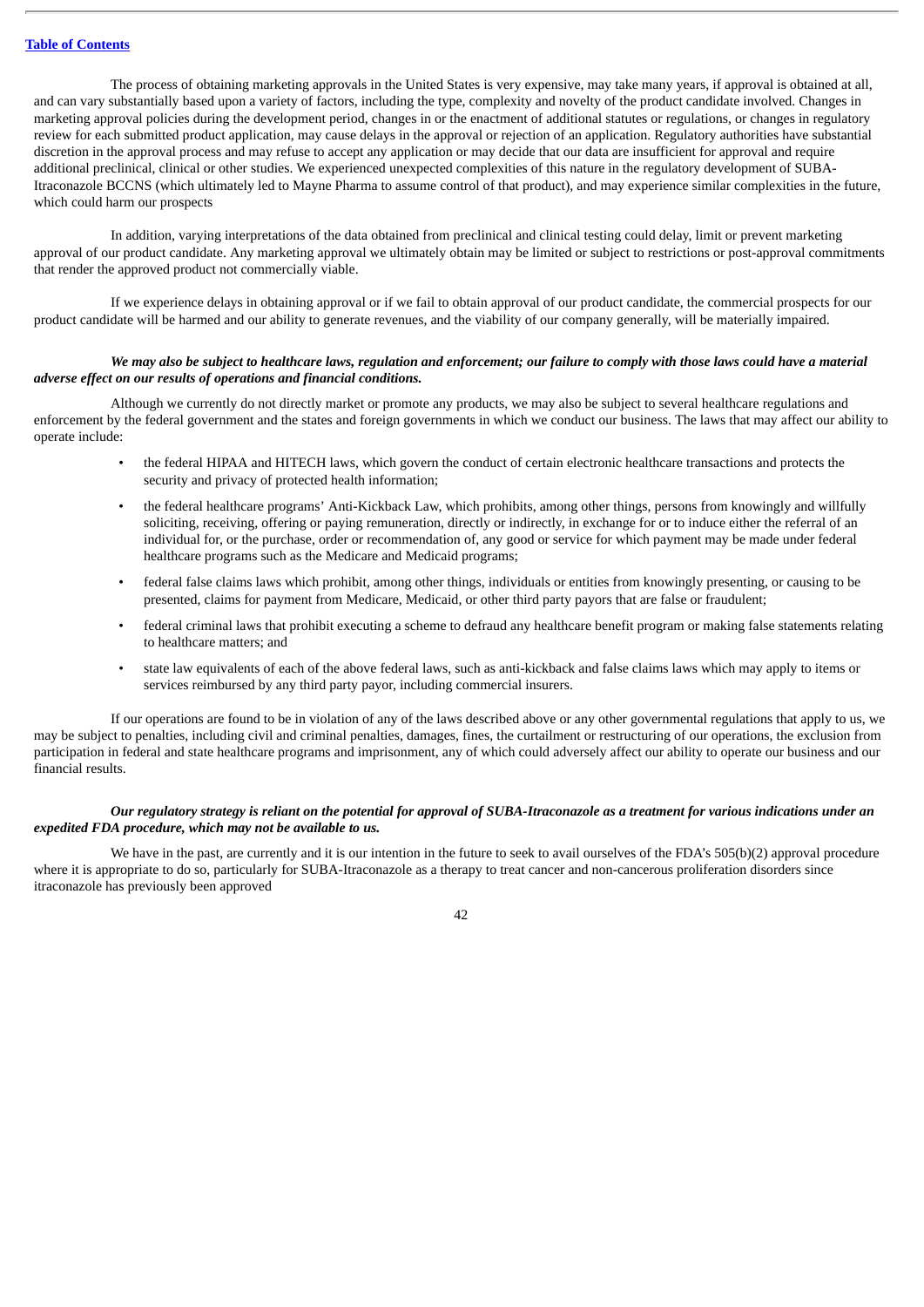The process of obtaining marketing approvals in the United States is very expensive, may take many years, if approval is obtained at all, and can vary substantially based upon a variety of factors, including the type, complexity and novelty of the product candidate involved. Changes in marketing approval policies during the development period, changes in or the enactment of additional statutes or regulations, or changes in regulatory review for each submitted product application, may cause delays in the approval or rejection of an application. Regulatory authorities have substantial discretion in the approval process and may refuse to accept any application or may decide that our data are insufficient for approval and require additional preclinical, clinical or other studies. We experienced unexpected complexities of this nature in the regulatory development of SUBA-Itraconazole BCCNS (which ultimately led to Mayne Pharma to assume control of that product), and may experience similar complexities in the future, which could harm our prospects

In addition, varying interpretations of the data obtained from preclinical and clinical testing could delay, limit or prevent marketing approval of our product candidate. Any marketing approval we ultimately obtain may be limited or subject to restrictions or post-approval commitments that render the approved product not commercially viable.

If we experience delays in obtaining approval or if we fail to obtain approval of our product candidate, the commercial prospects for our product candidate will be harmed and our ability to generate revenues, and the viability of our company generally, will be materially impaired.

***We may also be subject to healthcare laws, regulation and enforcement; our failure to comply with those laws could have a material adverse effect on our results of operations and financial conditions.***

Although we currently do not directly market or promote any products, we may also be subject to several healthcare regulations and enforcement by the federal government and the states and foreign governments in which we conduct our business. The laws that may affect our ability to operate include:

- the federal HIPAA and HITECH laws, which govern the conduct of certain electronic healthcare transactions and protects the security and privacy of protected health information;
- the federal healthcare programs' Anti-Kickback Law, which prohibits, among other things, persons from knowingly and willfully soliciting, receiving, offering or paying remuneration, directly or indirectly, in exchange for or to induce either the referral of an individual for, or the purchase, order or recommendation of, any good or service for which payment may be made under federal healthcare programs such as the Medicare and Medicaid programs;
- federal false claims laws which prohibit, among other things, individuals or entities from knowingly presenting, or causing to be presented, claims for payment from Medicare, Medicaid, or other third party payors that are false or fraudulent;
- federal criminal laws that prohibit executing a scheme to defraud any healthcare benefit program or making false statements relating to healthcare matters; and
- state law equivalents of each of the above federal laws, such as anti-kickback and false claims laws which may apply to items or services reimbursed by any third party payor, including commercial insurers.

If our operations are found to be in violation of any of the laws described above or any other governmental regulations that apply to us, we may be subject to penalties, including civil and criminal penalties, damages, fines, the curtailment or restructuring of our operations, the exclusion from participation in federal and state healthcare programs and imprisonment, any of which could adversely affect our ability to operate our business and our financial results.

***Our regulatory strategy is reliant on the potential for approval of SUBA-Itraconazole as a treatment for various indications under an expedited FDA procedure, which may not be available to us.***

We have in the past, are currently and it is our intention in the future to seek to avail ourselves of the FDA's 505(b)(2) approval procedure where it is appropriate to do so, particularly for SUBA-Itraconazole as a therapy to treat cancer and non-cancerous proliferation disorders since itraconazole has previously been approved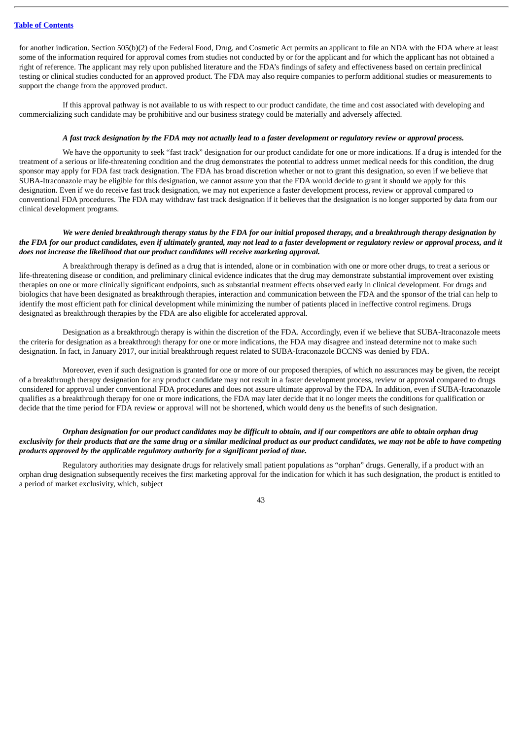for another indication. Section 505(b)(2) of the Federal Food, Drug, and Cosmetic Act permits an applicant to file an NDA with the FDA where at least some of the information required for approval comes from studies not conducted by or for the applicant and for which the applicant has not obtained a right of reference. The applicant may rely upon published literature and the FDA's findings of safety and effectiveness based on certain preclinical testing or clinical studies conducted for an approved product. The FDA may also require companies to perform additional studies or measurements to support the change from the approved product.

If this approval pathway is not available to us with respect to our product candidate, the time and cost associated with developing and commercializing such candidate may be prohibitive and our business strategy could be materially and adversely affected.

***A fast track designation by the FDA may not actually lead to a faster development or regulatory review or approval process.***

We have the opportunity to seek "fast track" designation for our product candidate for one or more indications. If a drug is intended for the treatment of a serious or life-threatening condition and the drug demonstrates the potential to address unmet medical needs for this condition, the drug sponsor may apply for FDA fast track designation. The FDA has broad discretion whether or not to grant this designation, so even if we believe that SUBA-Itraconazole may be eligible for this designation, we cannot assure you that the FDA would decide to grant it should we apply for this designation. Even if we do receive fast track designation, we may not experience a faster development process, review or approval compared to conventional FDA procedures. The FDA may withdraw fast track designation if it believes that the designation is no longer supported by data from our clinical development programs.

***We were denied breakthrough therapy status by the FDA for our initial proposed therapy, and a breakthrough therapy designation by the FDA for our product candidates, even if ultimately granted, may not lead to a faster development or regulatory review or approval process, and it does not increase the likelihood that our product candidates will receive marketing approval.***

A breakthrough therapy is defined as a drug that is intended, alone or in combination with one or more other drugs, to treat a serious or life-threatening disease or condition, and preliminary clinical evidence indicates that the drug may demonstrate substantial improvement over existing therapies on one or more clinically significant endpoints, such as substantial treatment effects observed early in clinical development. For drugs and biologics that have been designated as breakthrough therapies, interaction and communication between the FDA and the sponsor of the trial can help to identify the most efficient path for clinical development while minimizing the number of patients placed in ineffective control regimens. Drugs designated as breakthrough therapies by the FDA are also eligible for accelerated approval.

Designation as a breakthrough therapy is within the discretion of the FDA. Accordingly, even if we believe that SUBA-Itraconazole meets the criteria for designation as a breakthrough therapy for one or more indications, the FDA may disagree and instead determine not to make such designation. In fact, in January 2017, our initial breakthrough request related to SUBA-Itraconazole BCCNS was denied by FDA.

Moreover, even if such designation is granted for one or more of our proposed therapies, of which no assurances may be given, the receipt of a breakthrough therapy designation for any product candidate may not result in a faster development process, review or approval compared to drugs considered for approval under conventional FDA procedures and does not assure ultimate approval by the FDA. In addition, even if SUBA-Itraconazole qualifies as a breakthrough therapy for one or more indications, the FDA may later decide that it no longer meets the conditions for qualification or decide that the time period for FDA review or approval will not be shortened, which would deny us the benefits of such designation.

***Orphan designation for our product candidates may be difficult to obtain, and if our competitors are able to obtain orphan drug exclusivity for their products that are the same drug or a similar medicinal product as our product candidates, we may not be able to have competing products approved by the applicable regulatory authority for a significant period of time.***

Regulatory authorities may designate drugs for relatively small patient populations as "orphan" drugs. Generally, if a product with an orphan drug designation subsequently receives the first marketing approval for the indication for which it has such designation, the product is entitled to a period of market exclusivity, which, subject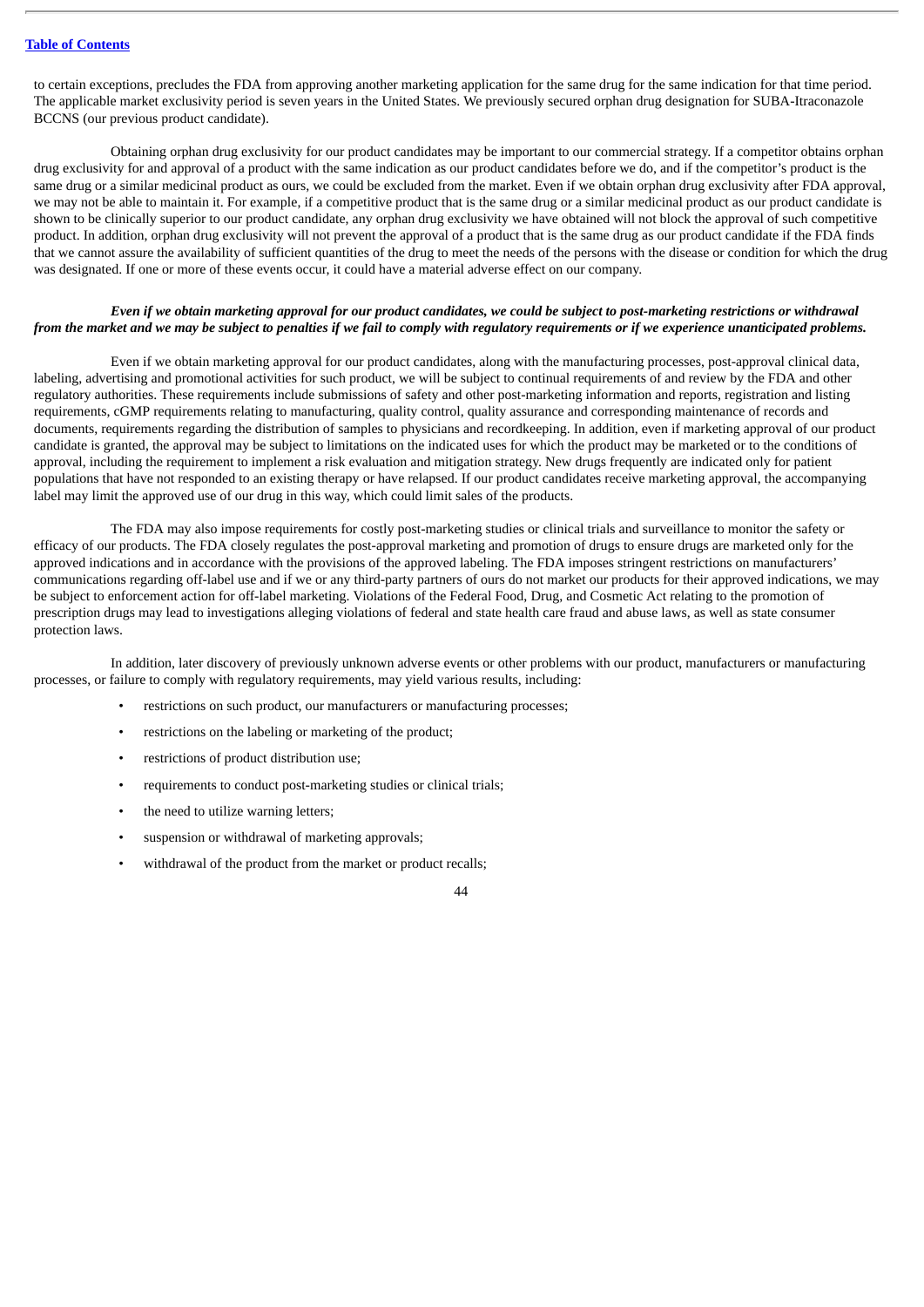to certain exceptions, precludes the FDA from approving another marketing application for the same drug for the same indication for that time period. The applicable market exclusivity period is seven years in the United States. We previously secured orphan drug designation for SUBA-Itraconazole BCCNS (our previous product candidate).

Obtaining orphan drug exclusivity for our product candidates may be important to our commercial strategy. If a competitor obtains orphan drug exclusivity for and approval of a product with the same indication as our product candidates before we do, and if the competitor's product is the same drug or a similar medicinal product as ours, we could be excluded from the market. Even if we obtain orphan drug exclusivity after FDA approval, we may not be able to maintain it. For example, if a competitive product that is the same drug or a similar medicinal product as our product candidate is shown to be clinically superior to our product candidate, any orphan drug exclusivity we have obtained will not block the approval of such competitive product. In addition, orphan drug exclusivity will not prevent the approval of a product that is the same drug as our product candidate if the FDA finds that we cannot assure the availability of sufficient quantities of the drug to meet the needs of the persons with the disease or condition for which the drug was designated. If one or more of these events occur, it could have a material adverse effect on our company.

***Even if we obtain marketing approval for our product candidates, we could be subject to post-marketing restrictions or withdrawal from the market and we may be subject to penalties if we fail to comply with regulatory requirements or if we experience unanticipated problems.***

Even if we obtain marketing approval for our product candidates, along with the manufacturing processes, post-approval clinical data, labeling, advertising and promotional activities for such product, we will be subject to continual requirements of and review by the FDA and other regulatory authorities. These requirements include submissions of safety and other post-marketing information and reports, registration and listing requirements, cGMP requirements relating to manufacturing, quality control, quality assurance and corresponding maintenance of records and documents, requirements regarding the distribution of samples to physicians and recordkeeping. In addition, even if marketing approval of our product candidate is granted, the approval may be subject to limitations on the indicated uses for which the product may be marketed or to the conditions of approval, including the requirement to implement a risk evaluation and mitigation strategy. New drugs frequently are indicated only for patient populations that have not responded to an existing therapy or have relapsed. If our product candidates receive marketing approval, the accompanying label may limit the approved use of our drug in this way, which could limit sales of the products.

The FDA may also impose requirements for costly post-marketing studies or clinical trials and surveillance to monitor the safety or efficacy of our products. The FDA closely regulates the post-approval marketing and promotion of drugs to ensure drugs are marketed only for the approved indications and in accordance with the provisions of the approved labeling. The FDA imposes stringent restrictions on manufacturers' communications regarding off-label use and if we or any third-party partners of ours do not market our products for their approved indications, we may be subject to enforcement action for off-label marketing. Violations of the Federal Food, Drug, and Cosmetic Act relating to the promotion of prescription drugs may lead to investigations alleging violations of federal and state health care fraud and abuse laws, as well as state consumer protection laws.

In addition, later discovery of previously unknown adverse events or other problems with our product, manufacturers or manufacturing processes, or failure to comply with regulatory requirements, may yield various results, including:

- restrictions on such product, our manufacturers or manufacturing processes;
- restrictions on the labeling or marketing of the product;
- restrictions of product distribution use;
- requirements to conduct post-marketing studies or clinical trials;
- the need to utilize warning letters;
- suspension or withdrawal of marketing approvals;
- withdrawal of the product from the market or product recalls;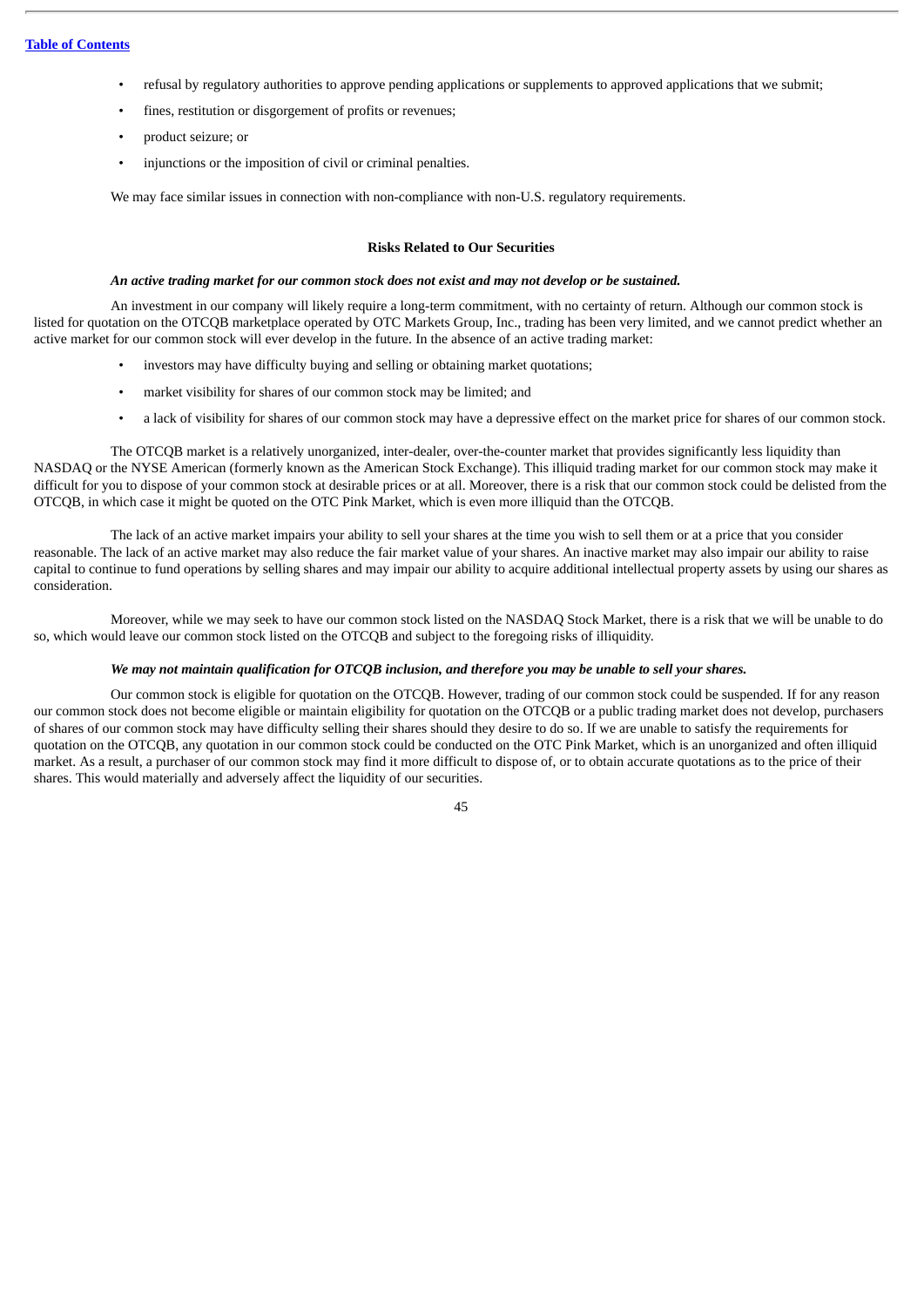- refusal by regulatory authorities to approve pending applications or supplements to approved applications that we submit;
- fines, restitution or disgorgement of profits or revenues;
- product seizure; or
- injunctions or the imposition of civil or criminal penalties.

We may face similar issues in connection with non-compliance with non-U.S. regulatory requirements.

## Risks Related to Our Securities

***An active trading market for our common stock does not exist and may not develop or be sustained.***

An investment in our company will likely require a long-term commitment, with no certainty of return. Although our common stock is listed for quotation on the OTCQB marketplace operated by OTC Markets Group, Inc., trading has been very limited, and we cannot predict whether an active market for our common stock will ever develop in the future. In the absence of an active trading market:

- investors may have difficulty buying and selling or obtaining market quotations;
- market visibility for shares of our common stock may be limited; and
- a lack of visibility for shares of our common stock may have a depressive effect on the market price for shares of our common stock.

The OTCQB market is a relatively unorganized, inter-dealer, over-the-counter market that provides significantly less liquidity than NASDAQ or the NYSE American (formerly known as the American Stock Exchange). This illiquid trading market for our common stock may make it difficult for you to dispose of your common stock at desirable prices or at all. Moreover, there is a risk that our common stock could be delisted from the OTCQB, in which case it might be quoted on the OTC Pink Market, which is even more illiquid than the OTCQB.

The lack of an active market impairs your ability to sell your shares at the time you wish to sell them or at a price that you consider reasonable. The lack of an active market may also reduce the fair market value of your shares. An inactive market may also impair our ability to raise capital to continue to fund operations by selling shares and may impair our ability to acquire additional intellectual property assets by using our shares as consideration.

Moreover, while we may seek to have our common stock listed on the NASDAQ Stock Market, there is a risk that we will be unable to do so, which would leave our common stock listed on the OTCQB and subject to the foregoing risks of illiquidity.

***We may not maintain qualification for OTCQB inclusion, and therefore you may be unable to sell your shares.***

Our common stock is eligible for quotation on the OTCQB. However, trading of our common stock could be suspended. If for any reason our common stock does not become eligible or maintain eligibility for quotation on the OTCQB or a public trading market does not develop, purchasers of shares of our common stock may have difficulty selling their shares should they desire to do so. If we are unable to satisfy the requirements for quotation on the OTCQB, any quotation in our common stock could be conducted on the OTC Pink Market, which is an unorganized and often illiquid market. As a result, a purchaser of our common stock may find it more difficult to dispose of, or to obtain accurate quotations as to the price of their shares. This would materially and adversely affect the liquidity of our securities.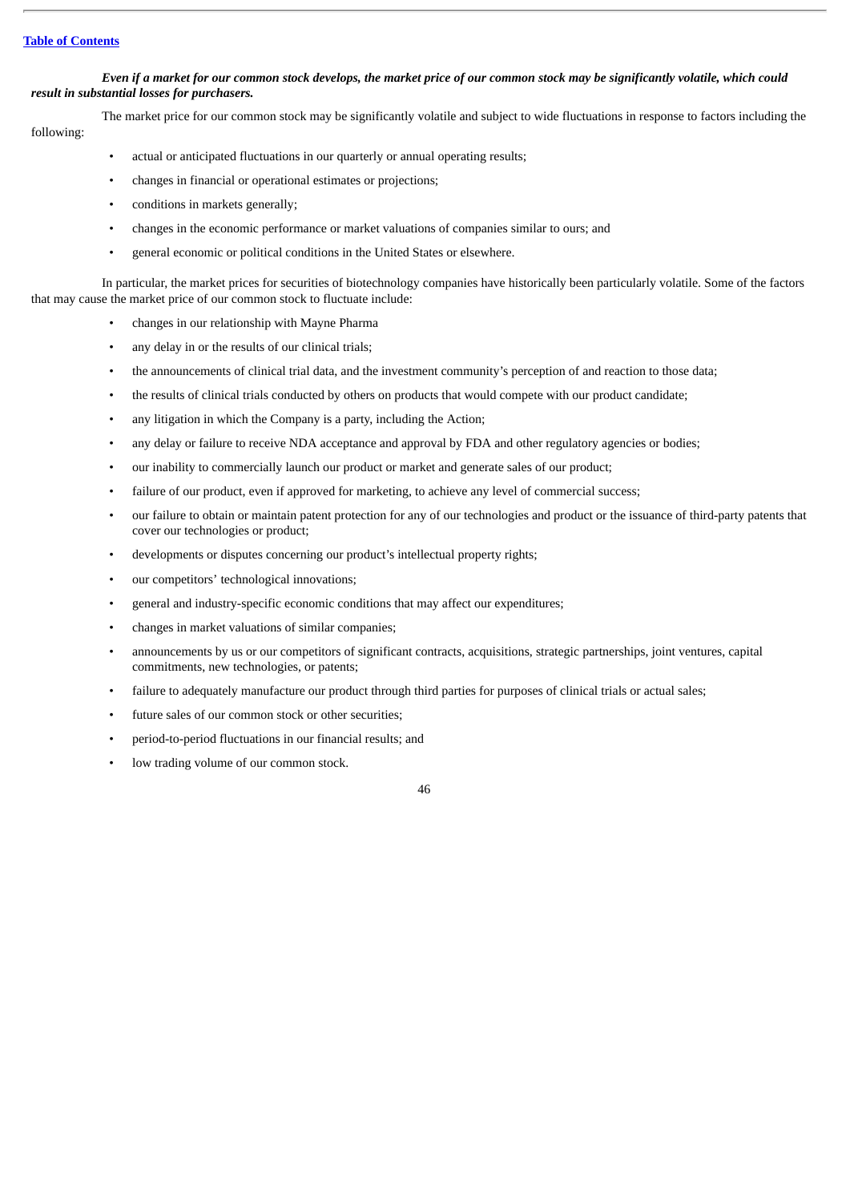***Even if a market for our common stock develops, the market price of our common stock may be significantly volatile, which could result in substantial losses for purchasers.***

The market price for our common stock may be significantly volatile and subject to wide fluctuations in response to factors including the following:

- actual or anticipated fluctuations in our quarterly or annual operating results;
- changes in financial or operational estimates or projections;
- conditions in markets generally;
- changes in the economic performance or market valuations of companies similar to ours; and
- general economic or political conditions in the United States or elsewhere.

In particular, the market prices for securities of biotechnology companies have historically been particularly volatile. Some of the factors that may cause the market price of our common stock to fluctuate include:

- changes in our relationship with Mayne Pharma
- any delay in or the results of our clinical trials;
- the announcements of clinical trial data, and the investment community's perception of and reaction to those data;
- the results of clinical trials conducted by others on products that would compete with our product candidate;
- any litigation in which the Company is a party, including the Action;
- any delay or failure to receive NDA acceptance and approval by FDA and other regulatory agencies or bodies;
- our inability to commercially launch our product or market and generate sales of our product;
- failure of our product, even if approved for marketing, to achieve any level of commercial success;
- our failure to obtain or maintain patent protection for any of our technologies and product or the issuance of third-party patents that cover our technologies or product;
- developments or disputes concerning our product's intellectual property rights;
- our competitors' technological innovations;
- general and industry-specific economic conditions that may affect our expenditures;
- changes in market valuations of similar companies;
- announcements by us or our competitors of significant contracts, acquisitions, strategic partnerships, joint ventures, capital commitments, new technologies, or patents;
- failure to adequately manufacture our product through third parties for purposes of clinical trials or actual sales;
- future sales of our common stock or other securities;
- period-to-period fluctuations in our financial results; and
- low trading volume of our common stock.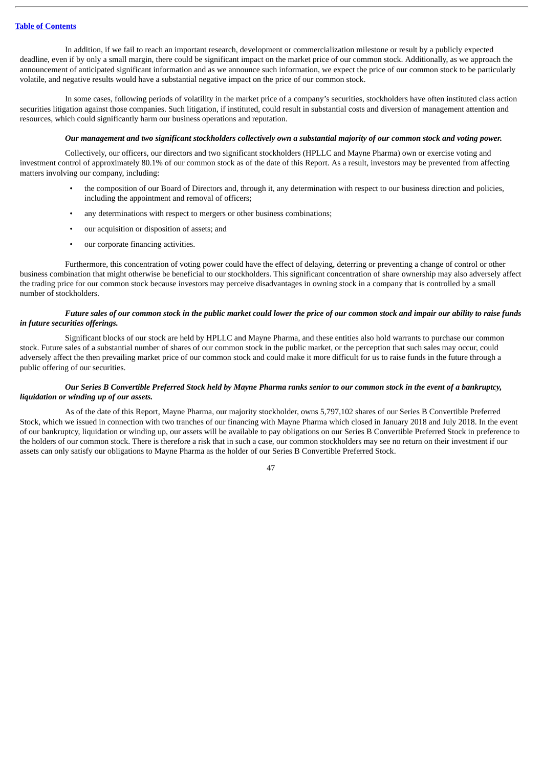In addition, if we fail to reach an important research, development or commercialization milestone or result by a publicly expected deadline, even if by only a small margin, there could be significant impact on the market price of our common stock. Additionally, as we approach the announcement of anticipated significant information and as we announce such information, we expect the price of our common stock to be particularly volatile, and negative results would have a substantial negative impact on the price of our common stock.

In some cases, following periods of volatility in the market price of a company's securities, stockholders have often instituted class action securities litigation against those companies. Such litigation, if instituted, could result in substantial costs and diversion of management attention and resources, which could significantly harm our business operations and reputation.

***Our management and two significant stockholders collectively own a substantial majority of our common stock and voting power.***

Collectively, our officers, our directors and two significant stockholders (HPLLC and Mayne Pharma) own or exercise voting and investment control of approximately 80.1% of our common stock as of the date of this Report. As a result, investors may be prevented from affecting matters involving our company, including:

- the composition of our Board of Directors and, through it, any determination with respect to our business direction and policies, including the appointment and removal of officers;
- any determinations with respect to mergers or other business combinations;
- our acquisition or disposition of assets; and
- our corporate financing activities.

Furthermore, this concentration of voting power could have the effect of delaying, deterring or preventing a change of control or other business combination that might otherwise be beneficial to our stockholders. This significant concentration of share ownership may also adversely affect the trading price for our common stock because investors may perceive disadvantages in owning stock in a company that is controlled by a small number of stockholders.

***Future sales of our common stock in the public market could lower the price of our common stock and impair our ability to raise funds in future securities offerings.***

Significant blocks of our stock are held by HPLLC and Mayne Pharma, and these entities also hold warrants to purchase our common stock. Future sales of a substantial number of shares of our common stock in the public market, or the perception that such sales may occur, could adversely affect the then prevailing market price of our common stock and could make it more difficult for us to raise funds in the future through a public offering of our securities.

***Our Series B Convertible Preferred Stock held by Mayne Pharma ranks senior to our common stock in the event of a bankruptcy, liquidation or winding up of our assets.***

As of the date of this Report, Mayne Pharma, our majority stockholder, owns 5,797,102 shares of our Series B Convertible Preferred Stock, which we issued in connection with two tranches of our financing with Mayne Pharma which closed in January 2018 and July 2018. In the event of our bankruptcy, liquidation or winding up, our assets will be available to pay obligations on our Series B Convertible Preferred Stock in preference to the holders of our common stock. There is therefore a risk that in such a case, our common stockholders may see no return on their investment if our assets can only satisfy our obligations to Mayne Pharma as the holder of our Series B Convertible Preferred Stock.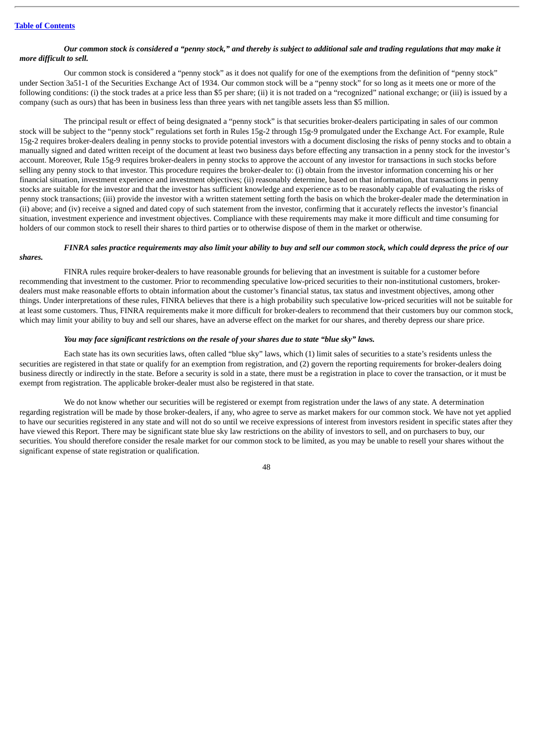***Our common stock is considered a "penny stock," and thereby is subject to additional sale and trading regulations that may make it more difficult to sell.***

Our common stock is considered a "penny stock" as it does not qualify for one of the exemptions from the definition of "penny stock" under Section 3a51-1 of the Securities Exchange Act of 1934. Our common stock will be a "penny stock" for so long as it meets one or more of the following conditions: (i) the stock trades at a price less than $5 per share; (ii) it is not traded on a "recognized" national exchange; or (iii) is issued by a company (such as ours) that has been in business less than three years with net tangible assets less than $5 million.

The principal result or effect of being designated a "penny stock" is that securities broker-dealers participating in sales of our common stock will be subject to the "penny stock" regulations set forth in Rules 15g-2 through 15g-9 promulgated under the Exchange Act. For example, Rule 15g-2 requires broker-dealers dealing in penny stocks to provide potential investors with a document disclosing the risks of penny stocks and to obtain a manually signed and dated written receipt of the document at least two business days before effecting any transaction in a penny stock for the investor's account. Moreover, Rule 15g-9 requires broker-dealers in penny stocks to approve the account of any investor for transactions in such stocks before selling any penny stock to that investor. This procedure requires the broker-dealer to: (i) obtain from the investor information concerning his or her financial situation, investment experience and investment objectives; (ii) reasonably determine, based on that information, that transactions in penny stocks are suitable for the investor and that the investor has sufficient knowledge and experience as to be reasonably capable of evaluating the risks of penny stock transactions; (iii) provide the investor with a written statement setting forth the basis on which the broker-dealer made the determination in (ii) above; and (iv) receive a signed and dated copy of such statement from the investor, confirming that it accurately reflects the investor's financial situation, investment experience and investment objectives. Compliance with these requirements may make it more difficult and time consuming for holders of our common stock to resell their shares to third parties or to otherwise dispose of them in the market or otherwise.

***FINRA sales practice requirements may also limit your ability to buy and sell our common stock, which could depress the price of our shares.***

FINRA rules require broker-dealers to have reasonable grounds for believing that an investment is suitable for a customer before recommending that investment to the customer. Prior to recommending speculative low-priced securities to their non-institutional customers, broker-dealers must make reasonable efforts to obtain information about the customer's financial status, tax status and investment objectives, among other things. Under interpretations of these rules, FINRA believes that there is a high probability such speculative low-priced securities will not be suitable for at least some customers. Thus, FINRA requirements make it more difficult for broker-dealers to recommend that their customers buy our common stock, which may limit your ability to buy and sell our shares, have an adverse effect on the market for our shares, and thereby depress our share price.

***You may face significant restrictions on the resale of your shares due to state "blue sky" laws.***

Each state has its own securities laws, often called "blue sky" laws, which (1) limit sales of securities to a state's residents unless the securities are registered in that state or qualify for an exemption from registration, and (2) govern the reporting requirements for broker-dealers doing business directly or indirectly in the state. Before a security is sold in a state, there must be a registration in place to cover the transaction, or it must be exempt from registration. The applicable broker-dealer must also be registered in that state.

We do not know whether our securities will be registered or exempt from registration under the laws of any state. A determination regarding registration will be made by those broker-dealers, if any, who agree to serve as market makers for our common stock. We have not yet applied to have our securities registered in any state and will not do so until we receive expressions of interest from investors resident in specific states after they have viewed this Report. There may be significant state blue sky law restrictions on the ability of investors to sell, and on purchasers to buy, our securities. You should therefore consider the resale market for our common stock to be limited, as you may be unable to resell your shares without the significant expense of state registration or qualification.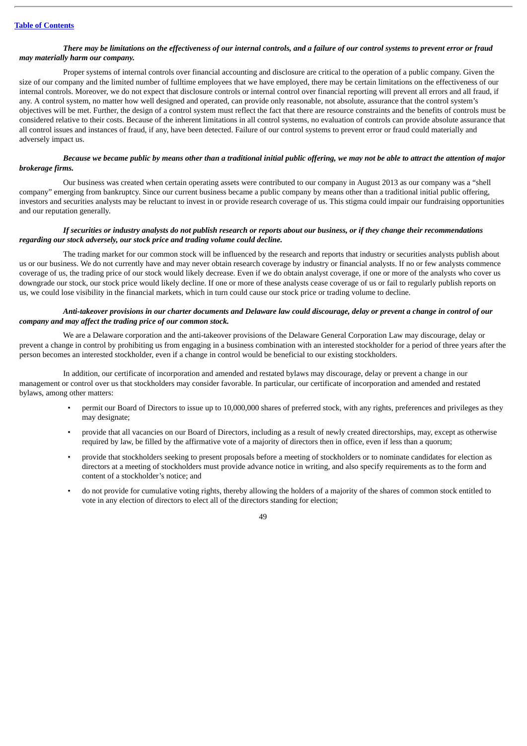***There may be limitations on the effectiveness of our internal controls, and a failure of our control systems to prevent error or fraud may materially harm our company.***

Proper systems of internal controls over financial accounting and disclosure are critical to the operation of a public company. Given the size of our company and the limited number of fulltime employees that we have employed, there may be certain limitations on the effectiveness of our internal controls. Moreover, we do not expect that disclosure controls or internal control over financial reporting will prevent all errors and all fraud, if any. A control system, no matter how well designed and operated, can provide only reasonable, not absolute, assurance that the control system's objectives will be met. Further, the design of a control system must reflect the fact that there are resource constraints and the benefits of controls must be considered relative to their costs. Because of the inherent limitations in all control systems, no evaluation of controls can provide absolute assurance that all control issues and instances of fraud, if any, have been detected. Failure of our control systems to prevent error or fraud could materially and adversely impact us.

***Because we became public by means other than a traditional initial public offering, we may not be able to attract the attention of major brokerage firms.***

Our business was created when certain operating assets were contributed to our company in August 2013 as our company was a "shell company" emerging from bankruptcy. Since our current business became a public company by means other than a traditional initial public offering, investors and securities analysts may be reluctant to invest in or provide research coverage of us. This stigma could impair our fundraising opportunities and our reputation generally.

***If securities or industry analysts do not publish research or reports about our business, or if they change their recommendations regarding our stock adversely, our stock price and trading volume could decline.***

The trading market for our common stock will be influenced by the research and reports that industry or securities analysts publish about us or our business. We do not currently have and may never obtain research coverage by industry or financial analysts. If no or few analysts commence coverage of us, the trading price of our stock would likely decrease. Even if we do obtain analyst coverage, if one or more of the analysts who cover us downgrade our stock, our stock price would likely decline. If one or more of these analysts cease coverage of us or fail to regularly publish reports on us, we could lose visibility in the financial markets, which in turn could cause our stock price or trading volume to decline.

***Anti-takeover provisions in our charter documents and Delaware law could discourage, delay or prevent a change in control of our company and may affect the trading price of our common stock.***

We are a Delaware corporation and the anti-takeover provisions of the Delaware General Corporation Law may discourage, delay or prevent a change in control by prohibiting us from engaging in a business combination with an interested stockholder for a period of three years after the person becomes an interested stockholder, even if a change in control would be beneficial to our existing stockholders.

In addition, our certificate of incorporation and amended and restated bylaws may discourage, delay or prevent a change in our management or control over us that stockholders may consider favorable. In particular, our certificate of incorporation and amended and restated bylaws, among other matters:

- permit our Board of Directors to issue up to 10,000,000 shares of preferred stock, with any rights, preferences and privileges as they may designate;
- provide that all vacancies on our Board of Directors, including as a result of newly created directorships, may, except as otherwise required by law, be filled by the affirmative vote of a majority of directors then in office, even if less than a quorum;
- provide that stockholders seeking to present proposals before a meeting of stockholders or to nominate candidates for election as directors at a meeting of stockholders must provide advance notice in writing, and also specify requirements as to the form and content of a stockholder's notice; and
- do not provide for cumulative voting rights, thereby allowing the holders of a majority of the shares of common stock entitled to vote in any election of directors to elect all of the directors standing for election;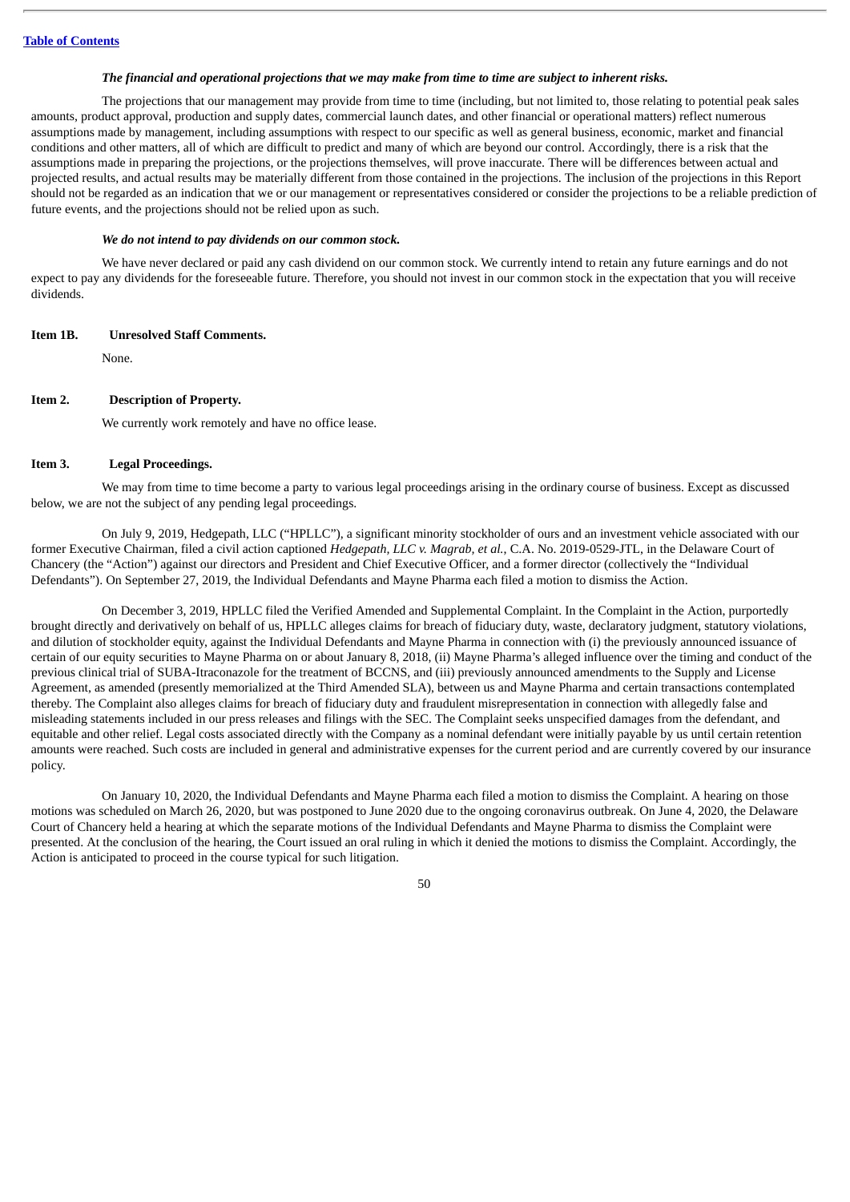***The financial and operational projections that we may make from time to time are subject to inherent risks.***

The projections that our management may provide from time to time (including, but not limited to, those relating to potential peak sales amounts, product approval, production and supply dates, commercial launch dates, and other financial or operational matters) reflect numerous assumptions made by management, including assumptions with respect to our specific as well as general business, economic, market and financial conditions and other matters, all of which are difficult to predict and many of which are beyond our control. Accordingly, there is a risk that the assumptions made in preparing the projections, or the projections themselves, will prove inaccurate. There will be differences between actual and projected results, and actual results may be materially different from those contained in the projections. The inclusion of the projections in this Report should not be regarded as an indication that we or our management or representatives considered or consider the projections to be a reliable prediction of future events, and the projections should not be relied upon as such.

***We do not intend to pay dividends on our common stock.***

We have never declared or paid any cash dividend on our common stock. We currently intend to retain any future earnings and do not expect to pay any dividends for the foreseeable future. Therefore, you should not invest in our common stock in the expectation that you will receive dividends.

**Item 1B. Unresolved Staff Comments.**

None.

**Item 2. Description of Property.**

We currently work remotely and have no office lease.

**Item 3. Legal Proceedings.**

We may from time to time become a party to various legal proceedings arising in the ordinary course of business. Except as discussed below, we are not the subject of any pending legal proceedings.

On July 9, 2019, Hedgepath, LLC ("HPLLC"), a significant minority stockholder of ours and an investment vehicle associated with our former Executive Chairman, filed a civil action captioned *Hedgepath, LLC v. Magrab, et al.*, C.A. No. 2019-0529-JTL, in the Delaware Court of Chancery (the "Action") against our directors and President and Chief Executive Officer, and a former director (collectively the "Individual Defendants"). On September 27, 2019, the Individual Defendants and Mayne Pharma each filed a motion to dismiss the Action.

On December 3, 2019, HPLLC filed the Verified Amended and Supplemental Complaint. In the Complaint in the Action, purportedly brought directly and derivatively on behalf of us, HPLLC alleges claims for breach of fiduciary duty, waste, declaratory judgment, statutory violations, and dilution of stockholder equity, against the Individual Defendants and Mayne Pharma in connection with (i) the previously announced issuance of certain of our equity securities to Mayne Pharma on or about January 8, 2018, (ii) Mayne Pharma's alleged influence over the timing and conduct of the previous clinical trial of SUBA-Itraconazole for the treatment of BCCNS, and (iii) previously announced amendments to the Supply and License Agreement, as amended (presently memorialized at the Third Amended SLA), between us and Mayne Pharma and certain transactions contemplated thereby. The Complaint also alleges claims for breach of fiduciary duty and fraudulent misrepresentation in connection with allegedly false and misleading statements included in our press releases and filings with the SEC. The Complaint seeks unspecified damages from the defendant, and equitable and other relief. Legal costs associated directly with the Company as a nominal defendant were initially payable by us until certain retention amounts were reached. Such costs are included in general and administrative expenses for the current period and are currently covered by our insurance policy.

On January 10, 2020, the Individual Defendants and Mayne Pharma each filed a motion to dismiss the Complaint. A hearing on those motions was scheduled on March 26, 2020, but was postponed to June 2020 due to the ongoing coronavirus outbreak. On June 4, 2020, the Delaware Court of Chancery held a hearing at which the separate motions of the Individual Defendants and Mayne Pharma to dismiss the Complaint were presented. At the conclusion of the hearing, the Court issued an oral ruling in which it denied the motions to dismiss the Complaint. Accordingly, the Action is anticipated to proceed in the course typical for such litigation.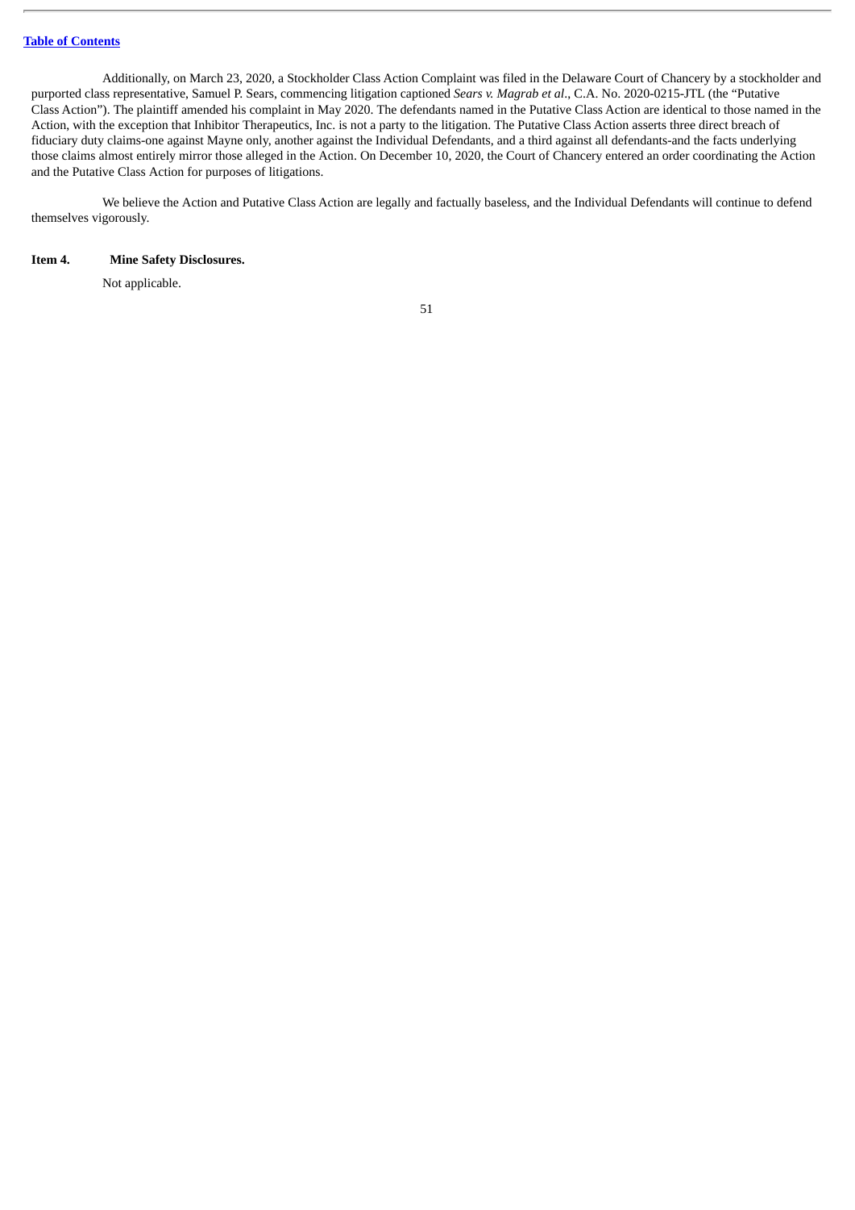Additionally, on March 23, 2020, a Stockholder Class Action Complaint was filed in the Delaware Court of Chancery by a stockholder and purported class representative, Samuel P. Sears, commencing litigation captioned *Sears v. Magrab et al*., C.A. No. 2020-0215-JTL (the "Putative Class Action"). The plaintiff amended his complaint in May 2020. The defendants named in the Putative Class Action are identical to those named in the Action, with the exception that Inhibitor Therapeutics, Inc. is not a party to the litigation. The Putative Class Action asserts three direct breach of fiduciary duty claims-one against Mayne only, another against the Individual Defendants, and a third against all defendants-and the facts underlying those claims almost entirely mirror those alleged in the Action. On December 10, 2020, the Court of Chancery entered an order coordinating the Action and the Putative Class Action for purposes of litigations.

We believe the Action and Putative Class Action are legally and factually baseless, and the Individual Defendants will continue to defend themselves vigorously.

**Item 4. Mine Safety Disclosures.**

Not applicable.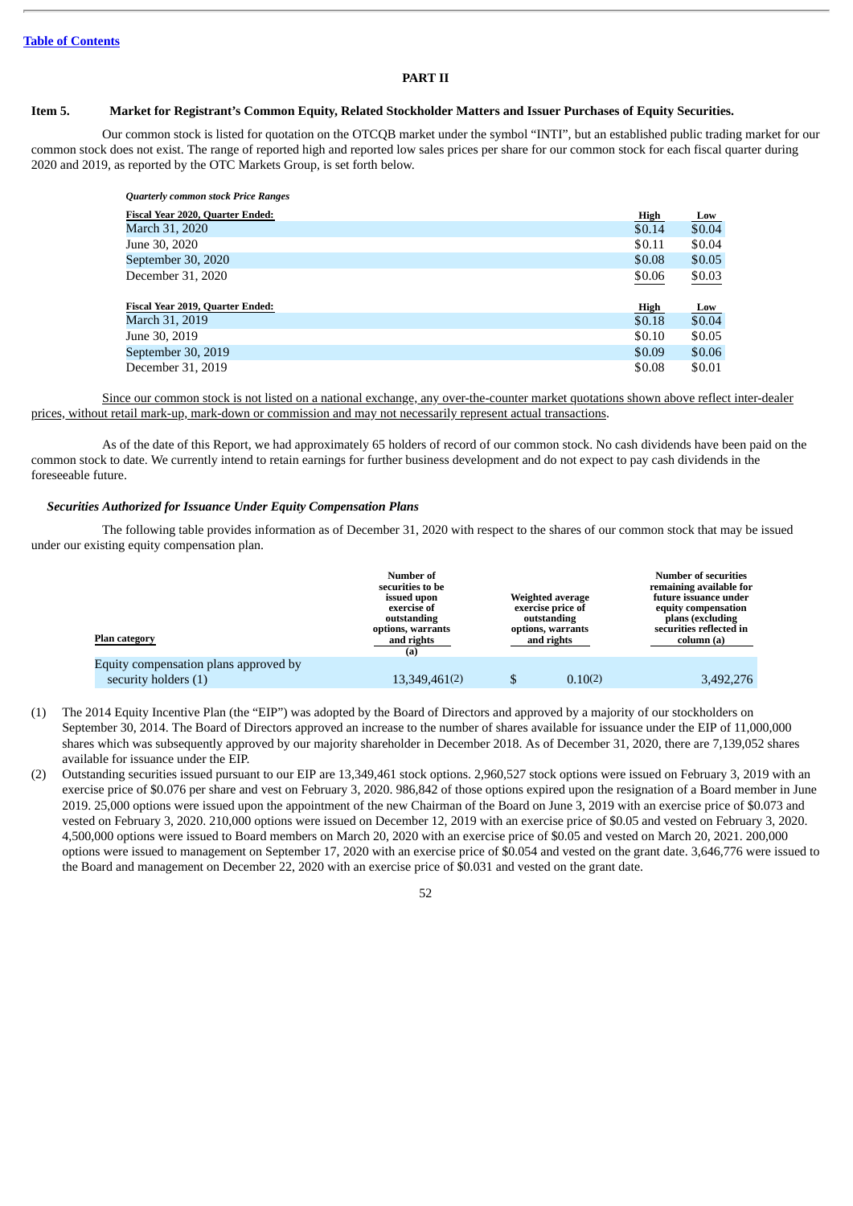[Table of Contents](#)

# PART II

## Item 5. Market for Registrant's Common Equity, Related Stockholder Matters and Issuer Purchases of Equity Securities.

Our common stock is listed for quotation on the OTCQB market under the symbol "INTI", but an established public trading market for our common stock does not exist. The range of reported high and reported low sales prices per share for our common stock for each fiscal quarter during 2020 and 2019, as reported by the OTC Markets Group, is set forth below.

***Quarterly common stock Price Ranges***

| Fiscal Year 2020, Quarter Ended: | High | Low |
|---|---|---|
| March 31, 2020 | $0.14 | $0.04 |
| June 30, 2020 | $0.11 | $0.04 |
| September 30, 2020 | $0.08 | $0.05 |
| December 31, 2020 | $0.06 | $0.03 |

| Fiscal Year 2019, Quarter Ended: | High | Low |
|---|---|---|
| March 31, 2019 | $0.18 | $0.04 |
| June 30, 2019 | $0.10 | $0.05 |
| September 30, 2019 | $0.09 | $0.06 |
| December 31, 2019 | $0.08 | $0.01 |

Since our common stock is not listed on a national exchange, any over-the-counter market quotations shown above reflect inter-dealer prices, without retail mark-up, mark-down or commission and may not necessarily represent actual transactions.

As of the date of this Report, we had approximately 65 holders of record of our common stock. No cash dividends have been paid on the common stock to date. We currently intend to retain earnings for further business development and do not expect to pay cash dividends in the foreseeable future.

***Securities Authorized for Issuance Under Equity Compensation Plans***

The following table provides information as of December 31, 2020 with respect to the shares of our common stock that may be issued under our existing equity compensation plan.

| Plan category | Number of securities to be issued upon exercise of outstanding options, warrants and rights (a) | Weighted average exercise price of outstanding options, warrants and rights | Number of securities remaining available for future issuance under equity compensation plans (excluding securities reflected in column (a) |
|---|---|---|---|
| Equity compensation plans approved by security holders (1) | 13,349,461(2) | $ 0.10(2) | 3,492,276 |

(1) The 2014 Equity Incentive Plan (the "EIP") was adopted by the Board of Directors and approved by a majority of our stockholders on September 30, 2014. The Board of Directors approved an increase to the number of shares available for issuance under the EIP of 11,000,000 shares which was subsequently approved by our majority shareholder in December 2018. As of December 31, 2020, there are 7,139,052 shares available for issuance under the EIP.

(2) Outstanding securities issued pursuant to our EIP are 13,349,461 stock options. 2,960,527 stock options were issued on February 3, 2019 with an exercise price of $0.076 per share and vest on February 3, 2020. 986,842 of those options expired upon the resignation of a Board member in June 2019. 25,000 options were issued upon the appointment of the new Chairman of the Board on June 3, 2019 with an exercise price of $0.073 and vested on February 3, 2020. 210,000 options were issued on December 12, 2019 with an exercise price of $0.05 and vested on February 3, 2020. 4,500,000 options were issued to Board members on March 20, 2020 with an exercise price of $0.05 and vested on March 20, 2021. 200,000 options were issued to management on September 17, 2020 with an exercise price of $0.054 and vested on the grant date. 3,646,776 were issued to the Board and management on December 22, 2020 with an exercise price of $0.031 and vested on the grant date.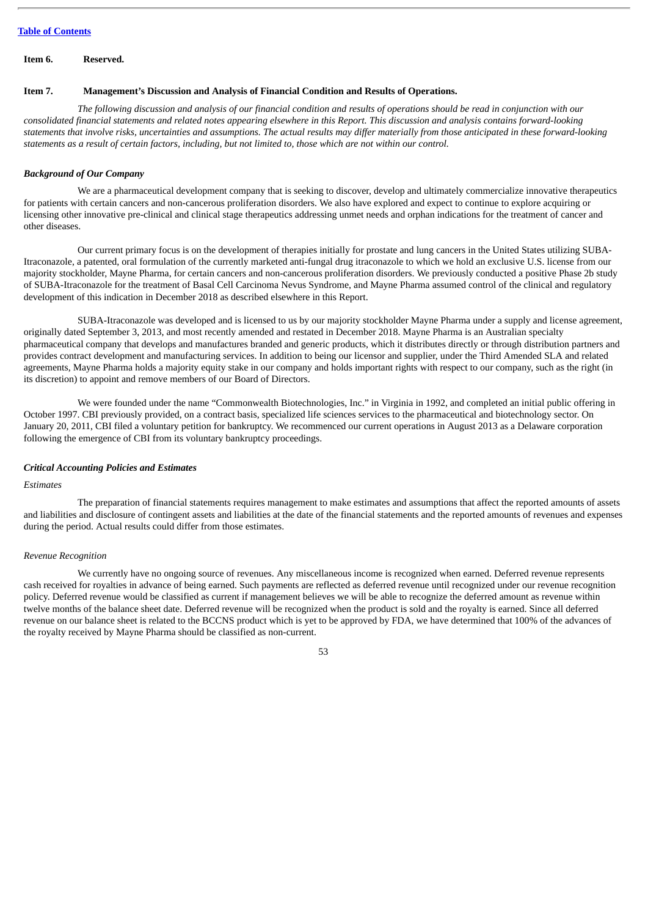**Item 6. Reserved.**

**Item 7. Management's Discussion and Analysis of Financial Condition and Results of Operations.**

*The following discussion and analysis of our financial condition and results of operations should be read in conjunction with our consolidated financial statements and related notes appearing elsewhere in this Report. This discussion and analysis contains forward-looking statements that involve risks, uncertainties and assumptions. The actual results may differ materially from those anticipated in these forward-looking statements as a result of certain factors, including, but not limited to, those which are not within our control.*

***Background of Our Company***

We are a pharmaceutical development company that is seeking to discover, develop and ultimately commercialize innovative therapeutics for patients with certain cancers and non-cancerous proliferation disorders. We also have explored and expect to continue to explore acquiring or licensing other innovative pre-clinical and clinical stage therapeutics addressing unmet needs and orphan indications for the treatment of cancer and other diseases.

Our current primary focus is on the development of therapies initially for prostate and lung cancers in the United States utilizing SUBA-Itraconazole, a patented, oral formulation of the currently marketed anti-fungal drug itraconazole to which we hold an exclusive U.S. license from our majority stockholder, Mayne Pharma, for certain cancers and non-cancerous proliferation disorders. We previously conducted a positive Phase 2b study of SUBA-Itraconazole for the treatment of Basal Cell Carcinoma Nevus Syndrome, and Mayne Pharma assumed control of the clinical and regulatory development of this indication in December 2018 as described elsewhere in this Report.

SUBA-Itraconazole was developed and is licensed to us by our majority stockholder Mayne Pharma under a supply and license agreement, originally dated September 3, 2013, and most recently amended and restated in December 2018. Mayne Pharma is an Australian specialty pharmaceutical company that develops and manufactures branded and generic products, which it distributes directly or through distribution partners and provides contract development and manufacturing services. In addition to being our licensor and supplier, under the Third Amended SLA and related agreements, Mayne Pharma holds a majority equity stake in our company and holds important rights with respect to our company, such as the right (in its discretion) to appoint and remove members of our Board of Directors.

We were founded under the name "Commonwealth Biotechnologies, Inc." in Virginia in 1992, and completed an initial public offering in October 1997. CBI previously provided, on a contract basis, specialized life sciences services to the pharmaceutical and biotechnology sector. On January 20, 2011, CBI filed a voluntary petition for bankruptcy. We recommenced our current operations in August 2013 as a Delaware corporation following the emergence of CBI from its voluntary bankruptcy proceedings.

***Critical Accounting Policies and Estimates***

*Estimates*

The preparation of financial statements requires management to make estimates and assumptions that affect the reported amounts of assets and liabilities and disclosure of contingent assets and liabilities at the date of the financial statements and the reported amounts of revenues and expenses during the period. Actual results could differ from those estimates.

*Revenue Recognition*

We currently have no ongoing source of revenues. Any miscellaneous income is recognized when earned. Deferred revenue represents cash received for royalties in advance of being earned. Such payments are reflected as deferred revenue until recognized under our revenue recognition policy. Deferred revenue would be classified as current if management believes we will be able to recognize the deferred amount as revenue within twelve months of the balance sheet date. Deferred revenue will be recognized when the product is sold and the royalty is earned. Since all deferred revenue on our balance sheet is related to the BCCNS product which is yet to be approved by FDA, we have determined that 100% of the advances of the royalty received by Mayne Pharma should be classified as non-current.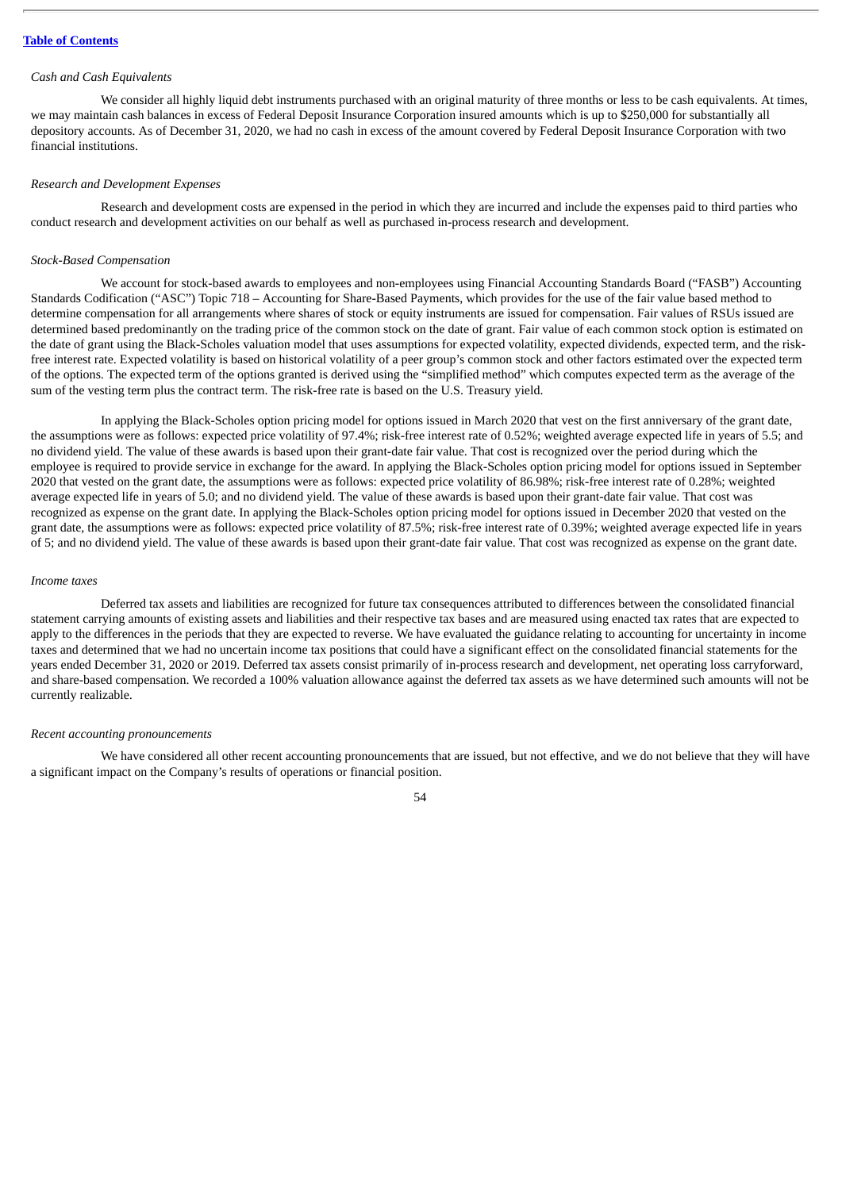*Cash and Cash Equivalents*

We consider all highly liquid debt instruments purchased with an original maturity of three months or less to be cash equivalents. At times, we may maintain cash balances in excess of Federal Deposit Insurance Corporation insured amounts which is up to $250,000 for substantially all depository accounts. As of December 31, 2020, we had no cash in excess of the amount covered by Federal Deposit Insurance Corporation with two financial institutions.

*Research and Development Expenses*

Research and development costs are expensed in the period in which they are incurred and include the expenses paid to third parties who conduct research and development activities on our behalf as well as purchased in-process research and development.

*Stock-Based Compensation*

We account for stock-based awards to employees and non-employees using Financial Accounting Standards Board ("FASB") Accounting Standards Codification ("ASC") Topic 718 – Accounting for Share-Based Payments, which provides for the use of the fair value based method to determine compensation for all arrangements where shares of stock or equity instruments are issued for compensation. Fair values of RSUs issued are determined based predominantly on the trading price of the common stock on the date of grant. Fair value of each common stock option is estimated on the date of grant using the Black-Scholes valuation model that uses assumptions for expected volatility, expected dividends, expected term, and the risk-free interest rate. Expected volatility is based on historical volatility of a peer group's common stock and other factors estimated over the expected term of the options. The expected term of the options granted is derived using the "simplified method" which computes expected term as the average of the sum of the vesting term plus the contract term. The risk-free rate is based on the U.S. Treasury yield.

In applying the Black-Scholes option pricing model for options issued in March 2020 that vest on the first anniversary of the grant date, the assumptions were as follows: expected price volatility of 97.4%; risk-free interest rate of 0.52%; weighted average expected life in years of 5.5; and no dividend yield. The value of these awards is based upon their grant-date fair value. That cost is recognized over the period during which the employee is required to provide service in exchange for the award. In applying the Black-Scholes option pricing model for options issued in September 2020 that vested on the grant date, the assumptions were as follows: expected price volatility of 86.98%; risk-free interest rate of 0.28%; weighted average expected life in years of 5.0; and no dividend yield. The value of these awards is based upon their grant-date fair value. That cost was recognized as expense on the grant date. In applying the Black-Scholes option pricing model for options issued in December 2020 that vested on the grant date, the assumptions were as follows: expected price volatility of 87.5%; risk-free interest rate of 0.39%; weighted average expected life in years of 5; and no dividend yield. The value of these awards is based upon their grant-date fair value. That cost was recognized as expense on the grant date.

*Income taxes*

Deferred tax assets and liabilities are recognized for future tax consequences attributed to differences between the consolidated financial statement carrying amounts of existing assets and liabilities and their respective tax bases and are measured using enacted tax rates that are expected to apply to the differences in the periods that they are expected to reverse. We have evaluated the guidance relating to accounting for uncertainty in income taxes and determined that we had no uncertain income tax positions that could have a significant effect on the consolidated financial statements for the years ended December 31, 2020 or 2019. Deferred tax assets consist primarily of in-process research and development, net operating loss carryforward, and share-based compensation. We recorded a 100% valuation allowance against the deferred tax assets as we have determined such amounts will not be currently realizable.

*Recent accounting pronouncements*

We have considered all other recent accounting pronouncements that are issued, but not effective, and we do not believe that they will have a significant impact on the Company's results of operations or financial position.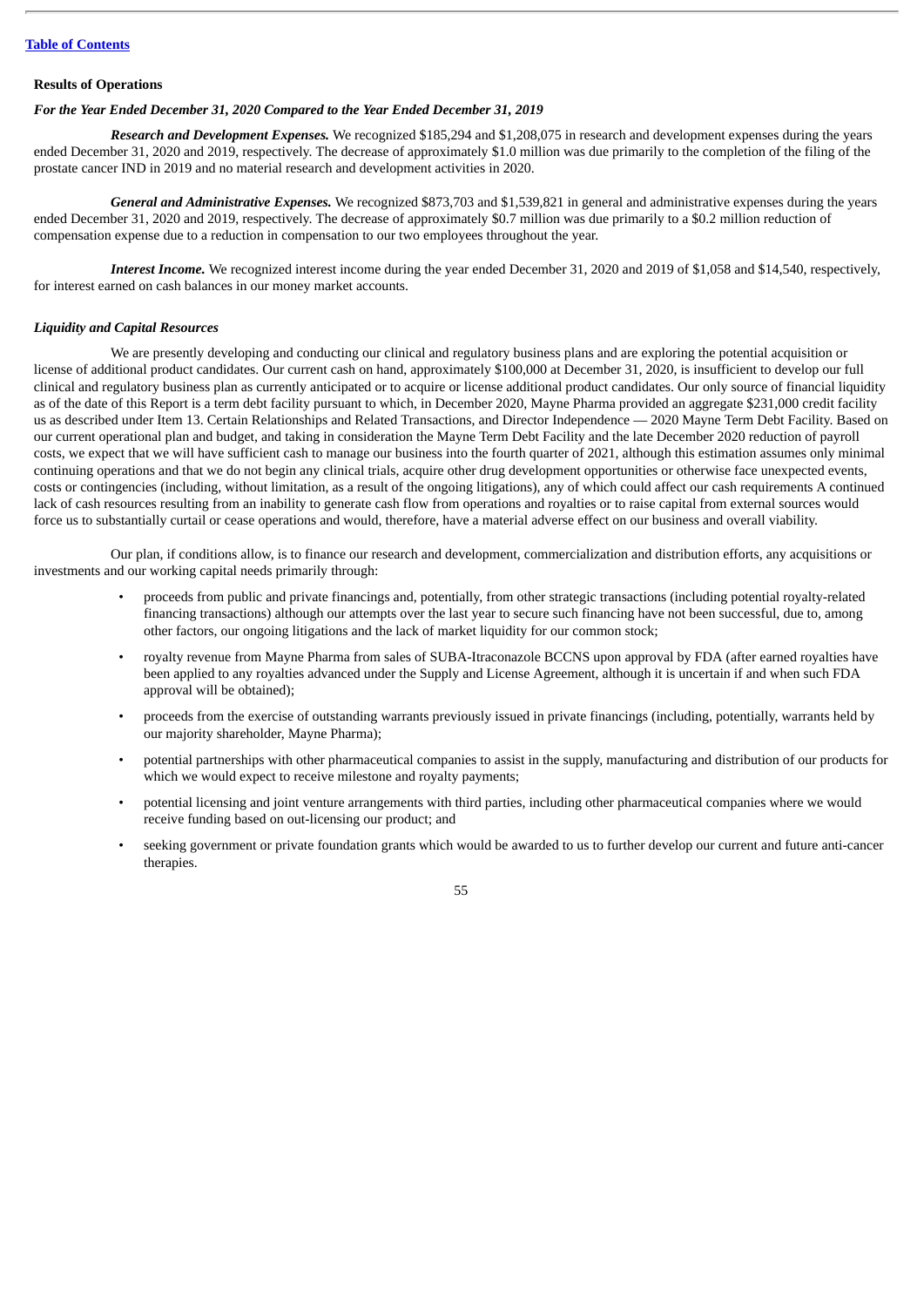[Table of Contents](#)

**Results of Operations**

***For the Year Ended December 31, 2020 Compared to the Year Ended December 31, 2019***

***Research and Development Expenses.*** We recognized $185,294 and $1,208,075 in research and development expenses during the years ended December 31, 2020 and 2019, respectively. The decrease of approximately $1.0 million was due primarily to the completion of the filing of the prostate cancer IND in 2019 and no material research and development activities in 2020.

***General and Administrative Expenses.*** We recognized $873,703 and $1,539,821 in general and administrative expenses during the years ended December 31, 2020 and 2019, respectively. The decrease of approximately $0.7 million was due primarily to a $0.2 million reduction of compensation expense due to a reduction in compensation to our two employees throughout the year.

***Interest Income.*** We recognized interest income during the year ended December 31, 2020 and 2019 of $1,058 and $14,540, respectively, for interest earned on cash balances in our money market accounts.

***Liquidity and Capital Resources***

We are presently developing and conducting our clinical and regulatory business plans and are exploring the potential acquisition or license of additional product candidates. Our current cash on hand, approximately $100,000 at December 31, 2020, is insufficient to develop our full clinical and regulatory business plan as currently anticipated or to acquire or license additional product candidates. Our only source of financial liquidity as of the date of this Report is a term debt facility pursuant to which, in December 2020, Mayne Pharma provided an aggregate $231,000 credit facility us as described under Item 13. Certain Relationships and Related Transactions, and Director Independence — 2020 Mayne Term Debt Facility. Based on our current operational plan and budget, and taking in consideration the Mayne Term Debt Facility and the late December 2020 reduction of payroll costs, we expect that we will have sufficient cash to manage our business into the fourth quarter of 2021, although this estimation assumes only minimal continuing operations and that we do not begin any clinical trials, acquire other drug development opportunities or otherwise face unexpected events, costs or contingencies (including, without limitation, as a result of the ongoing litigations), any of which could affect our cash requirements A continued lack of cash resources resulting from an inability to generate cash flow from operations and royalties or to raise capital from external sources would force us to substantially curtail or cease operations and would, therefore, have a material adverse effect on our business and overall viability.

Our plan, if conditions allow, is to finance our research and development, commercialization and distribution efforts, any acquisitions or investments and our working capital needs primarily through:

- proceeds from public and private financings and, potentially, from other strategic transactions (including potential royalty-related financing transactions) although our attempts over the last year to secure such financing have not been successful, due to, among other factors, our ongoing litigations and the lack of market liquidity for our common stock;
- royalty revenue from Mayne Pharma from sales of SUBA-Itraconazole BCCNS upon approval by FDA (after earned royalties have been applied to any royalties advanced under the Supply and License Agreement, although it is uncertain if and when such FDA approval will be obtained);
- proceeds from the exercise of outstanding warrants previously issued in private financings (including, potentially, warrants held by our majority shareholder, Mayne Pharma);
- potential partnerships with other pharmaceutical companies to assist in the supply, manufacturing and distribution of our products for which we would expect to receive milestone and royalty payments;
- potential licensing and joint venture arrangements with third parties, including other pharmaceutical companies where we would receive funding based on out-licensing our product; and
- seeking government or private foundation grants which would be awarded to us to further develop our current and future anti-cancer therapies.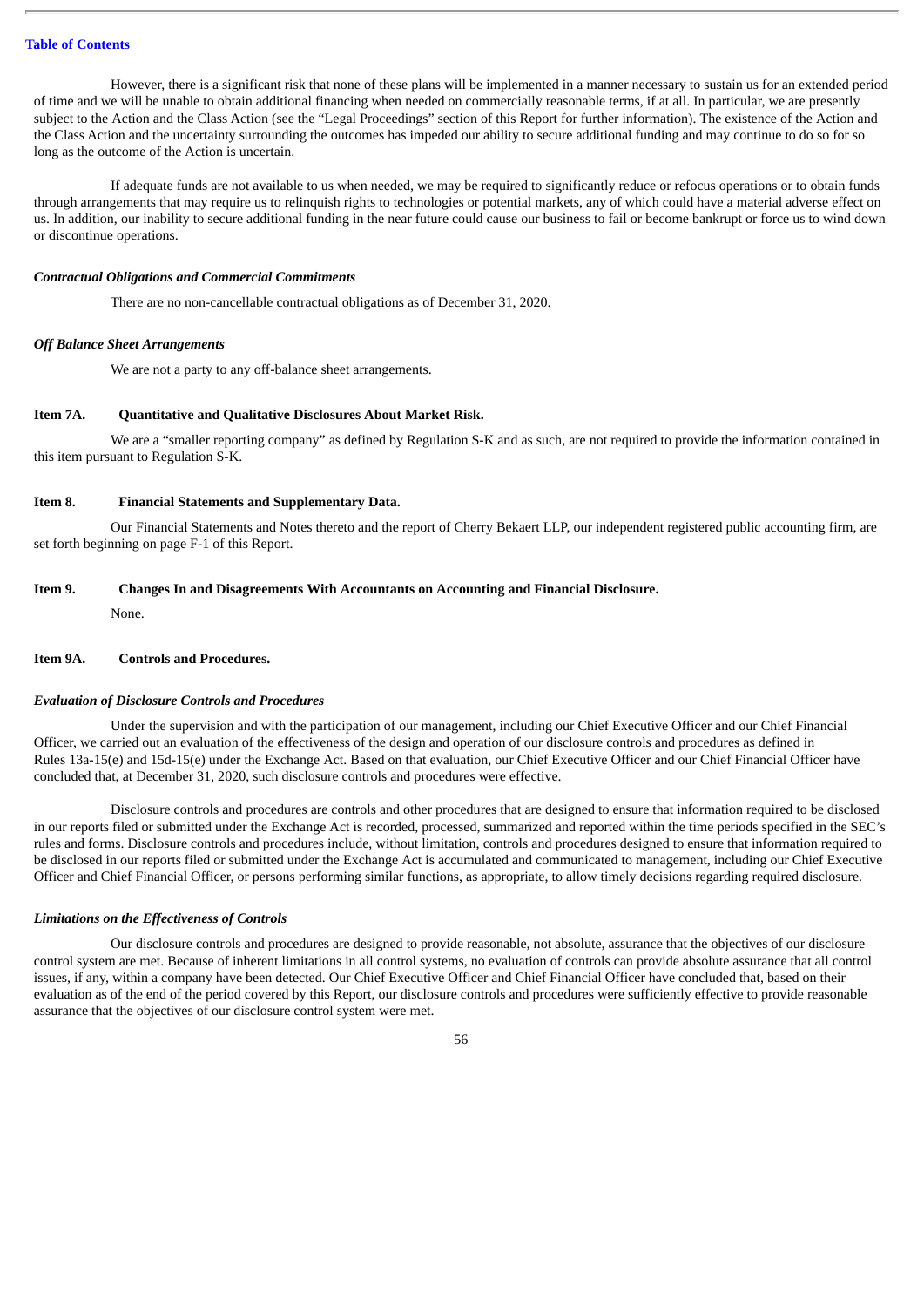However, there is a significant risk that none of these plans will be implemented in a manner necessary to sustain us for an extended period of time and we will be unable to obtain additional financing when needed on commercially reasonable terms, if at all. In particular, we are presently subject to the Action and the Class Action (see the "Legal Proceedings" section of this Report for further information). The existence of the Action and the Class Action and the uncertainty surrounding the outcomes has impeded our ability to secure additional funding and may continue to do so for so long as the outcome of the Action is uncertain.

If adequate funds are not available to us when needed, we may be required to significantly reduce or refocus operations or to obtain funds through arrangements that may require us to relinquish rights to technologies or potential markets, any of which could have a material adverse effect on us. In addition, our inability to secure additional funding in the near future could cause our business to fail or become bankrupt or force us to wind down or discontinue operations.

***Contractual Obligations and Commercial Commitments***

There are no non-cancellable contractual obligations as of December 31, 2020.

***Off Balance Sheet Arrangements***

We are not a party to any off-balance sheet arrangements.

**Item 7A. Quantitative and Qualitative Disclosures About Market Risk.**

We are a "smaller reporting company" as defined by Regulation S-K and as such, are not required to provide the information contained in this item pursuant to Regulation S-K.

**Item 8. Financial Statements and Supplementary Data.**

Our Financial Statements and Notes thereto and the report of Cherry Bekaert LLP, our independent registered public accounting firm, are set forth beginning on page F-1 of this Report.

**Item 9. Changes In and Disagreements With Accountants on Accounting and Financial Disclosure.**

None.

**Item 9A. Controls and Procedures.**

***Evaluation of Disclosure Controls and Procedures***

Under the supervision and with the participation of our management, including our Chief Executive Officer and our Chief Financial Officer, we carried out an evaluation of the effectiveness of the design and operation of our disclosure controls and procedures as defined in Rules 13a-15(e) and 15d-15(e) under the Exchange Act. Based on that evaluation, our Chief Executive Officer and our Chief Financial Officer have concluded that, at December 31, 2020, such disclosure controls and procedures were effective.

Disclosure controls and procedures are controls and other procedures that are designed to ensure that information required to be disclosed in our reports filed or submitted under the Exchange Act is recorded, processed, summarized and reported within the time periods specified in the SEC's rules and forms. Disclosure controls and procedures include, without limitation, controls and procedures designed to ensure that information required to be disclosed in our reports filed or submitted under the Exchange Act is accumulated and communicated to management, including our Chief Executive Officer and Chief Financial Officer, or persons performing similar functions, as appropriate, to allow timely decisions regarding required disclosure.

***Limitations on the Effectiveness of Controls***

Our disclosure controls and procedures are designed to provide reasonable, not absolute, assurance that the objectives of our disclosure control system are met. Because of inherent limitations in all control systems, no evaluation of controls can provide absolute assurance that all control issues, if any, within a company have been detected. Our Chief Executive Officer and Chief Financial Officer have concluded that, based on their evaluation as of the end of the period covered by this Report, our disclosure controls and procedures were sufficiently effective to provide reasonable assurance that the objectives of our disclosure control system were met.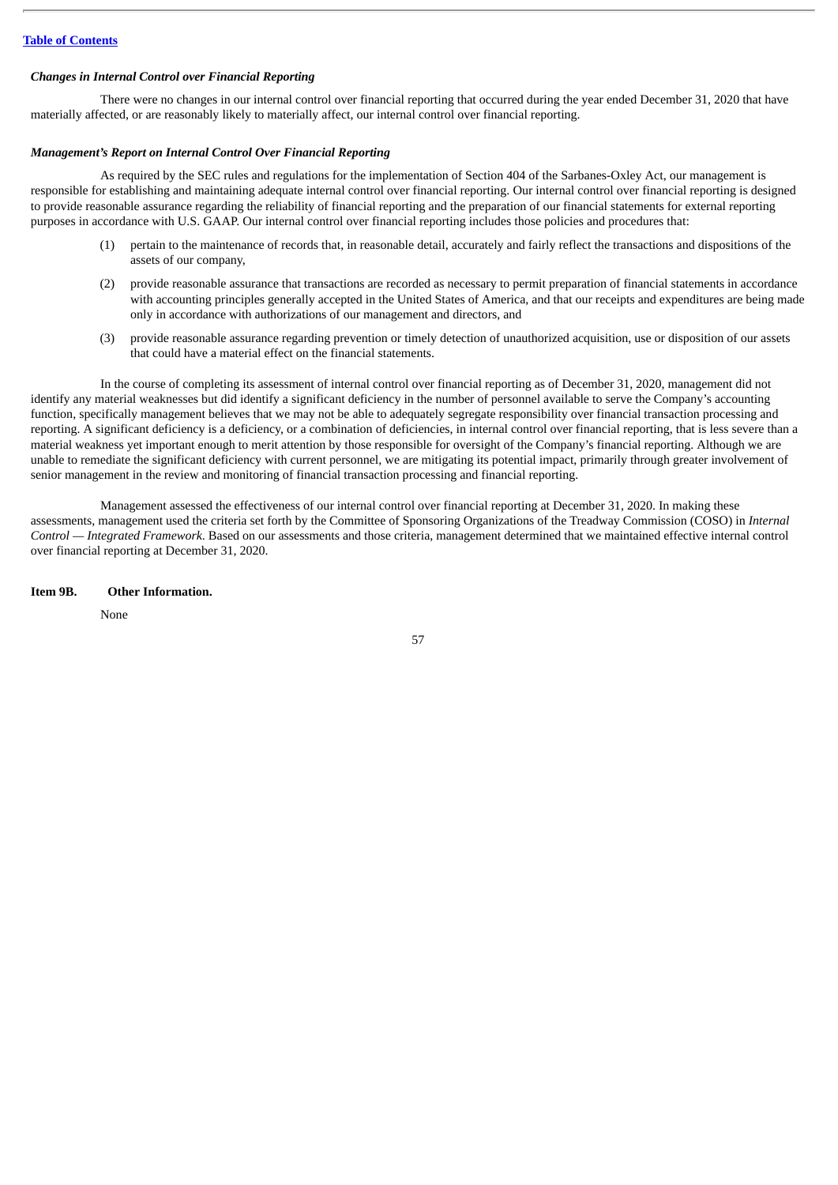### *Changes in Internal Control over Financial Reporting*

There were no changes in our internal control over financial reporting that occurred during the year ended December 31, 2020 that have materially affected, or are reasonably likely to materially affect, our internal control over financial reporting.

### *Management's Report on Internal Control Over Financial Reporting*

As required by the SEC rules and regulations for the implementation of Section 404 of the Sarbanes-Oxley Act, our management is responsible for establishing and maintaining adequate internal control over financial reporting. Our internal control over financial reporting is designed to provide reasonable assurance regarding the reliability of financial reporting and the preparation of our financial statements for external reporting purposes in accordance with U.S. GAAP. Our internal control over financial reporting includes those policies and procedures that:

(1) pertain to the maintenance of records that, in reasonable detail, accurately and fairly reflect the transactions and dispositions of the assets of our company,

(2) provide reasonable assurance that transactions are recorded as necessary to permit preparation of financial statements in accordance with accounting principles generally accepted in the United States of America, and that our receipts and expenditures are being made only in accordance with authorizations of our management and directors, and

(3) provide reasonable assurance regarding prevention or timely detection of unauthorized acquisition, use or disposition of our assets that could have a material effect on the financial statements.

In the course of completing its assessment of internal control over financial reporting as of December 31, 2020, management did not identify any material weaknesses but did identify a significant deficiency in the number of personnel available to serve the Company's accounting function, specifically management believes that we may not be able to adequately segregate responsibility over financial transaction processing and reporting. A significant deficiency is a deficiency, or a combination of deficiencies, in internal control over financial reporting, that is less severe than a material weakness yet important enough to merit attention by those responsible for oversight of the Company's financial reporting. Although we are unable to remediate the significant deficiency with current personnel, we are mitigating its potential impact, primarily through greater involvement of senior management in the review and monitoring of financial transaction processing and financial reporting.

Management assessed the effectiveness of our internal control over financial reporting at December 31, 2020. In making these assessments, management used the criteria set forth by the Committee of Sponsoring Organizations of the Treadway Commission (COSO) in *Internal Control — Integrated Framework*. Based on our assessments and those criteria, management determined that we maintained effective internal control over financial reporting at December 31, 2020.

## Item 9B. Other Information.

None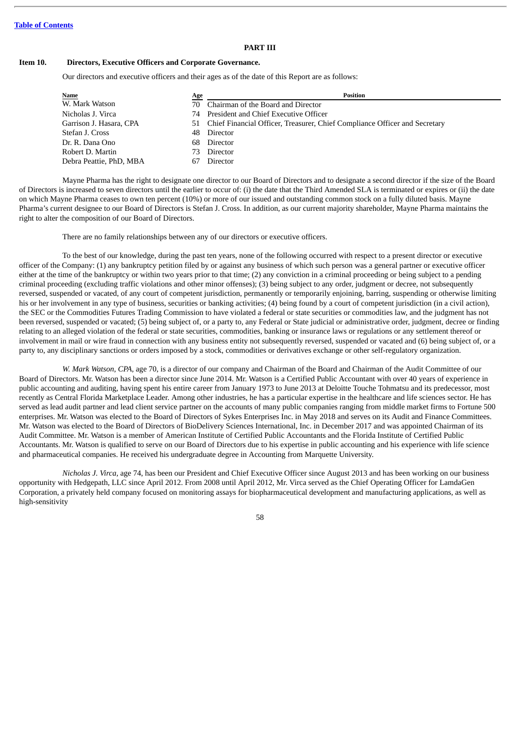[Table of Contents](#)

# PART III

## Item 10. Directors, Executive Officers and Corporate Governance.

Our directors and executive officers and their ages as of the date of this Report are as follows:

| Name | Age | Position |
|---|---|---|
| W. Mark Watson | 70 | Chairman of the Board and Director |
| Nicholas J. Virca | 74 | President and Chief Executive Officer |
| Garrison J. Hasara, CPA | 51 | Chief Financial Officer, Treasurer, Chief Compliance Officer and Secretary |
| Stefan J. Cross | 48 | Director |
| Dr. R. Dana Ono | 68 | Director |
| Robert D. Martin | 73 | Director |
| Debra Peattie, PhD, MBA | 67 | Director |

Mayne Pharma has the right to designate one director to our Board of Directors and to designate a second director if the size of the Board of Directors is increased to seven directors until the earlier to occur of: (i) the date that the Third Amended SLA is terminated or expires or (ii) the date on which Mayne Pharma ceases to own ten percent (10%) or more of our issued and outstanding common stock on a fully diluted basis. Mayne Pharma's current designee to our Board of Directors is Stefan J. Cross. In addition, as our current majority shareholder, Mayne Pharma maintains the right to alter the composition of our Board of Directors.

There are no family relationships between any of our directors or executive officers.

To the best of our knowledge, during the past ten years, none of the following occurred with respect to a present director or executive officer of the Company: (1) any bankruptcy petition filed by or against any business of which such person was a general partner or executive officer either at the time of the bankruptcy or within two years prior to that time; (2) any conviction in a criminal proceeding or being subject to a pending criminal proceeding (excluding traffic violations and other minor offenses); (3) being subject to any order, judgment or decree, not subsequently reversed, suspended or vacated, of any court of competent jurisdiction, permanently or temporarily enjoining, barring, suspending or otherwise limiting his or her involvement in any type of business, securities or banking activities; (4) being found by a court of competent jurisdiction (in a civil action), the SEC or the Commodities Futures Trading Commission to have violated a federal or state securities or commodities law, and the judgment has not been reversed, suspended or vacated; (5) being subject of, or a party to, any Federal or State judicial or administrative order, judgment, decree or finding relating to an alleged violation of the federal or state securities, commodities, banking or insurance laws or regulations or any settlement thereof or involvement in mail or wire fraud in connection with any business entity not subsequently reversed, suspended or vacated and (6) being subject of, or a party to, any disciplinary sanctions or orders imposed by a stock, commodities or derivatives exchange or other self-regulatory organization.

*W. Mark Watson, CPA*, age 70, is a director of our company and Chairman of the Board and Chairman of the Audit Committee of our Board of Directors. Mr. Watson has been a director since June 2014. Mr. Watson is a Certified Public Accountant with over 40 years of experience in public accounting and auditing, having spent his entire career from January 1973 to June 2013 at Deloitte Touche Tohmatsu and its predecessor, most recently as Central Florida Marketplace Leader. Among other industries, he has a particular expertise in the healthcare and life sciences sector. He has served as lead audit partner and lead client service partner on the accounts of many public companies ranging from middle market firms to Fortune 500 enterprises. Mr. Watson was elected to the Board of Directors of Sykes Enterprises Inc. in May 2018 and serves on its Audit and Finance Committees. Mr. Watson was elected to the Board of Directors of BioDelivery Sciences International, Inc. in December 2017 and was appointed Chairman of its Audit Committee. Mr. Watson is a member of American Institute of Certified Public Accountants and the Florida Institute of Certified Public Accountants. Mr. Watson is qualified to serve on our Board of Directors due to his expertise in public accounting and his experience with life science and pharmaceutical companies. He received his undergraduate degree in Accounting from Marquette University.

*Nicholas J. Virca*, age 74, has been our President and Chief Executive Officer since August 2013 and has been working on our business opportunity with Hedgepath, LLC since April 2012. From 2008 until April 2012, Mr. Virca served as the Chief Operating Officer for LamdaGen Corporation, a privately held company focused on monitoring assays for biopharmaceutical development and manufacturing applications, as well as high-sensitivity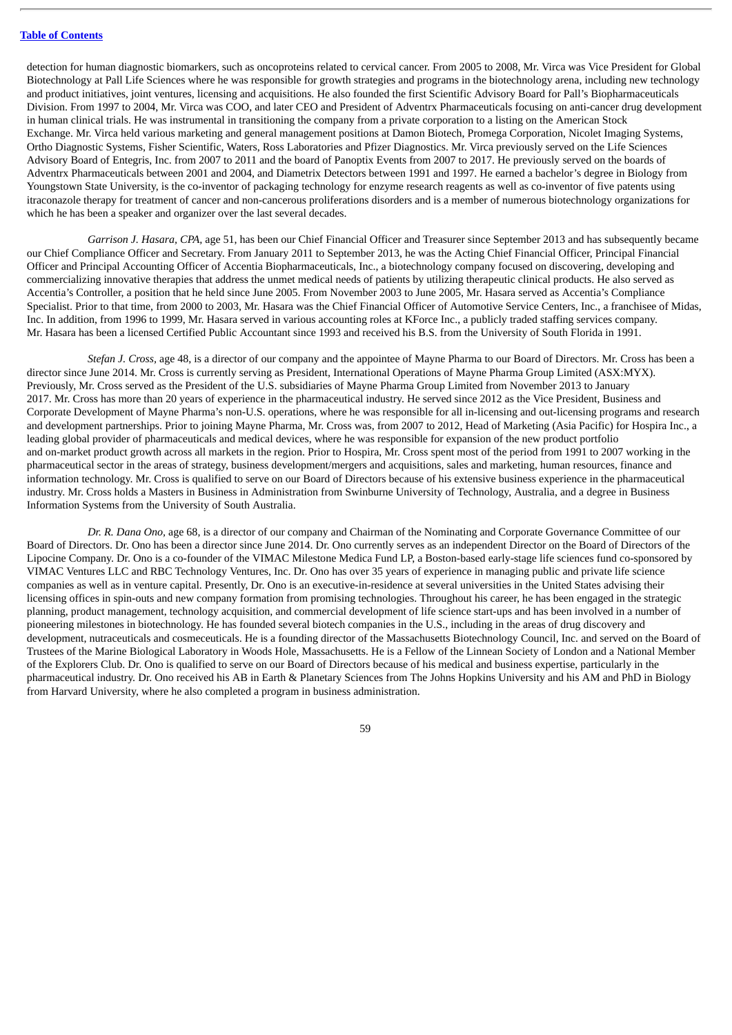detection for human diagnostic biomarkers, such as oncoproteins related to cervical cancer. From 2005 to 2008, Mr. Virca was Vice President for Global Biotechnology at Pall Life Sciences where he was responsible for growth strategies and programs in the biotechnology arena, including new technology and product initiatives, joint ventures, licensing and acquisitions. He also founded the first Scientific Advisory Board for Pall's Biopharmaceuticals Division. From 1997 to 2004, Mr. Virca was COO, and later CEO and President of Adventrx Pharmaceuticals focusing on anti-cancer drug development in human clinical trials. He was instrumental in transitioning the company from a private corporation to a listing on the American Stock Exchange. Mr. Virca held various marketing and general management positions at Damon Biotech, Promega Corporation, Nicolet Imaging Systems, Ortho Diagnostic Systems, Fisher Scientific, Waters, Ross Laboratories and Pfizer Diagnostics. Mr. Virca previously served on the Life Sciences Advisory Board of Entegris, Inc. from 2007 to 2011 and the board of Panoptix Events from 2007 to 2017. He previously served on the boards of Adventrx Pharmaceuticals between 2001 and 2004, and Diametrix Detectors between 1991 and 1997. He earned a bachelor's degree in Biology from Youngstown State University, is the co-inventor of packaging technology for enzyme research reagents as well as co-inventor of five patents using itraconazole therapy for treatment of cancer and non-cancerous proliferations disorders and is a member of numerous biotechnology organizations for which he has been a speaker and organizer over the last several decades.

*Garrison J. Hasara, CPA*, age 51, has been our Chief Financial Officer and Treasurer since September 2013 and has subsequently became our Chief Compliance Officer and Secretary. From January 2011 to September 2013, he was the Acting Chief Financial Officer, Principal Financial Officer and Principal Accounting Officer of Accentia Biopharmaceuticals, Inc., a biotechnology company focused on discovering, developing and commercializing innovative therapies that address the unmet medical needs of patients by utilizing therapeutic clinical products. He also served as Accentia's Controller, a position that he held since June 2005. From November 2003 to June 2005, Mr. Hasara served as Accentia's Compliance Specialist. Prior to that time, from 2000 to 2003, Mr. Hasara was the Chief Financial Officer of Automotive Service Centers, Inc., a franchisee of Midas, Inc. In addition, from 1996 to 1999, Mr. Hasara served in various accounting roles at KForce Inc., a publicly traded staffing services company. Mr. Hasara has been a licensed Certified Public Accountant since 1993 and received his B.S. from the University of South Florida in 1991.

*Stefan J. Cross*, age 48, is a director of our company and the appointee of Mayne Pharma to our Board of Directors. Mr. Cross has been a director since June 2014. Mr. Cross is currently serving as President, International Operations of Mayne Pharma Group Limited (ASX:MYX). Previously, Mr. Cross served as the President of the U.S. subsidiaries of Mayne Pharma Group Limited from November 2013 to January 2017. Mr. Cross has more than 20 years of experience in the pharmaceutical industry. He served since 2012 as the Vice President, Business and Corporate Development of Mayne Pharma's non-U.S. operations, where he was responsible for all in-licensing and out-licensing programs and research and development partnerships. Prior to joining Mayne Pharma, Mr. Cross was, from 2007 to 2012, Head of Marketing (Asia Pacific) for Hospira Inc., a leading global provider of pharmaceuticals and medical devices, where he was responsible for expansion of the new product portfolio and on-market product growth across all markets in the region. Prior to Hospira, Mr. Cross spent most of the period from 1991 to 2007 working in the pharmaceutical sector in the areas of strategy, business development/mergers and acquisitions, sales and marketing, human resources, finance and information technology. Mr. Cross is qualified to serve on our Board of Directors because of his extensive business experience in the pharmaceutical industry. Mr. Cross holds a Masters in Business in Administration from Swinburne University of Technology, Australia, and a degree in Business Information Systems from the University of South Australia.

*Dr. R. Dana Ono*, age 68, is a director of our company and Chairman of the Nominating and Corporate Governance Committee of our Board of Directors. Dr. Ono has been a director since June 2014. Dr. Ono currently serves as an independent Director on the Board of Directors of the Lipocine Company. Dr. Ono is a co-founder of the VIMAC Milestone Medica Fund LP, a Boston-based early-stage life sciences fund co-sponsored by VIMAC Ventures LLC and RBC Technology Ventures, Inc. Dr. Ono has over 35 years of experience in managing public and private life science companies as well as in venture capital. Presently, Dr. Ono is an executive-in-residence at several universities in the United States advising their licensing offices in spin-outs and new company formation from promising technologies. Throughout his career, he has been engaged in the strategic planning, product management, technology acquisition, and commercial development of life science start-ups and has been involved in a number of pioneering milestones in biotechnology. He has founded several biotech companies in the U.S., including in the areas of drug discovery and development, nutraceuticals and cosmeceuticals. He is a founding director of the Massachusetts Biotechnology Council, Inc. and served on the Board of Trustees of the Marine Biological Laboratory in Woods Hole, Massachusetts. He is a Fellow of the Linnean Society of London and a National Member of the Explorers Club. Dr. Ono is qualified to serve on our Board of Directors because of his medical and business expertise, particularly in the pharmaceutical industry. Dr. Ono received his AB in Earth & Planetary Sciences from The Johns Hopkins University and his AM and PhD in Biology from Harvard University, where he also completed a program in business administration.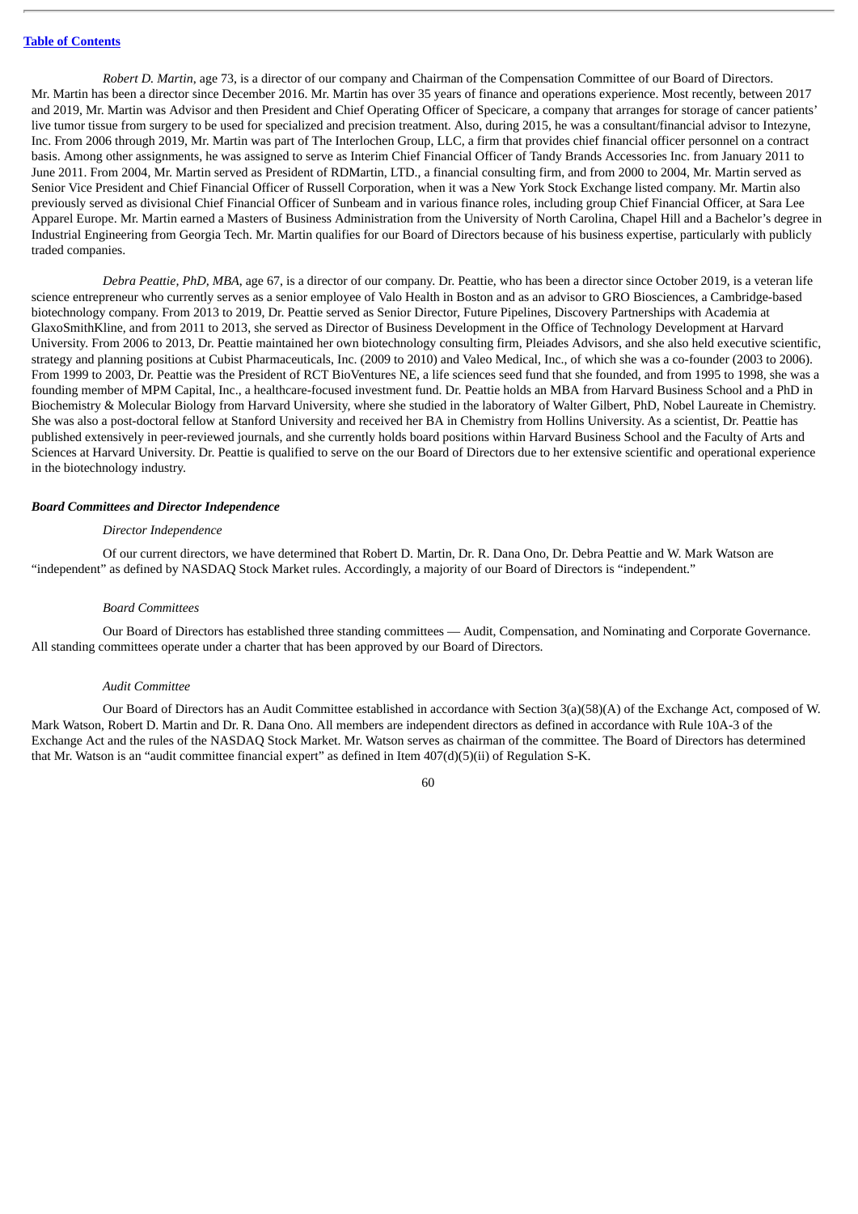*Robert D. Martin*, age 73, is a director of our company and Chairman of the Compensation Committee of our Board of Directors. Mr. Martin has been a director since December 2016. Mr. Martin has over 35 years of finance and operations experience. Most recently, between 2017 and 2019, Mr. Martin was Advisor and then President and Chief Operating Officer of Specicare, a company that arranges for storage of cancer patients' live tumor tissue from surgery to be used for specialized and precision treatment. Also, during 2015, he was a consultant/financial advisor to Intezyne, Inc. From 2006 through 2019, Mr. Martin was part of The Interlochen Group, LLC, a firm that provides chief financial officer personnel on a contract basis. Among other assignments, he was assigned to serve as Interim Chief Financial Officer of Tandy Brands Accessories Inc. from January 2011 to June 2011. From 2004, Mr. Martin served as President of RDMartin, LTD., a financial consulting firm, and from 2000 to 2004, Mr. Martin served as Senior Vice President and Chief Financial Officer of Russell Corporation, when it was a New York Stock Exchange listed company. Mr. Martin also previously served as divisional Chief Financial Officer of Sunbeam and in various finance roles, including group Chief Financial Officer, at Sara Lee Apparel Europe. Mr. Martin earned a Masters of Business Administration from the University of North Carolina, Chapel Hill and a Bachelor's degree in Industrial Engineering from Georgia Tech. Mr. Martin qualifies for our Board of Directors because of his business expertise, particularly with publicly traded companies.

*Debra Peattie, PhD, MBA*, age 67, is a director of our company. Dr. Peattie, who has been a director since October 2019, is a veteran life science entrepreneur who currently serves as a senior employee of Valo Health in Boston and as an advisor to GRO Biosciences, a Cambridge-based biotechnology company. From 2013 to 2019, Dr. Peattie served as Senior Director, Future Pipelines, Discovery Partnerships with Academia at GlaxoSmithKline, and from 2011 to 2013, she served as Director of Business Development in the Office of Technology Development at Harvard University. From 2006 to 2013, Dr. Peattie maintained her own biotechnology consulting firm, Pleiades Advisors, and she also held executive scientific, strategy and planning positions at Cubist Pharmaceuticals, Inc. (2009 to 2010) and Valeo Medical, Inc., of which she was a co-founder (2003 to 2006). From 1999 to 2003, Dr. Peattie was the President of RCT BioVentures NE, a life sciences seed fund that she founded, and from 1995 to 1998, she was a founding member of MPM Capital, Inc., a healthcare-focused investment fund. Dr. Peattie holds an MBA from Harvard Business School and a PhD in Biochemistry & Molecular Biology from Harvard University, where she studied in the laboratory of Walter Gilbert, PhD, Nobel Laureate in Chemistry. She was also a post-doctoral fellow at Stanford University and received her BA in Chemistry from Hollins University. As a scientist, Dr. Peattie has published extensively in peer-reviewed journals, and she currently holds board positions within Harvard Business School and the Faculty of Arts and Sciences at Harvard University. Dr. Peattie is qualified to serve on the our Board of Directors due to her extensive scientific and operational experience in the biotechnology industry.

### *Board Committees and Director Independence*

*Director Independence*

Of our current directors, we have determined that Robert D. Martin, Dr. R. Dana Ono, Dr. Debra Peattie and W. Mark Watson are "independent" as defined by NASDAQ Stock Market rules. Accordingly, a majority of our Board of Directors is "independent."

*Board Committees*

Our Board of Directors has established three standing committees — Audit, Compensation, and Nominating and Corporate Governance. All standing committees operate under a charter that has been approved by our Board of Directors.

*Audit Committee*

Our Board of Directors has an Audit Committee established in accordance with Section 3(a)(58)(A) of the Exchange Act, composed of W. Mark Watson, Robert D. Martin and Dr. R. Dana Ono. All members are independent directors as defined in accordance with Rule 10A-3 of the Exchange Act and the rules of the NASDAQ Stock Market. Mr. Watson serves as chairman of the committee. The Board of Directors has determined that Mr. Watson is an "audit committee financial expert" as defined in Item 407(d)(5)(ii) of Regulation S-K.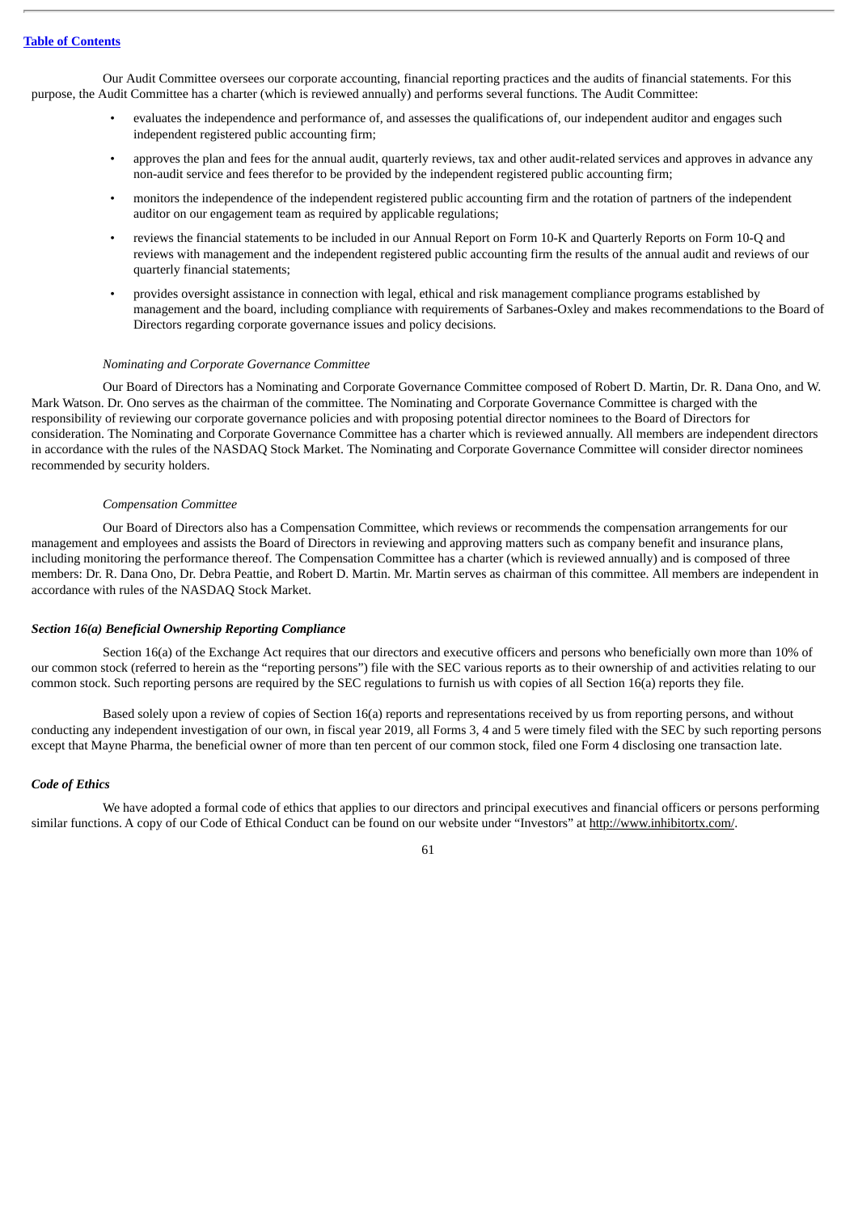Our Audit Committee oversees our corporate accounting, financial reporting practices and the audits of financial statements. For this purpose, the Audit Committee has a charter (which is reviewed annually) and performs several functions. The Audit Committee:

- evaluates the independence and performance of, and assesses the qualifications of, our independent auditor and engages such independent registered public accounting firm;
- approves the plan and fees for the annual audit, quarterly reviews, tax and other audit-related services and approves in advance any non-audit service and fees therefor to be provided by the independent registered public accounting firm;
- monitors the independence of the independent registered public accounting firm and the rotation of partners of the independent auditor on our engagement team as required by applicable regulations;
- reviews the financial statements to be included in our Annual Report on Form 10-K and Quarterly Reports on Form 10-Q and reviews with management and the independent registered public accounting firm the results of the annual audit and reviews of our quarterly financial statements;
- provides oversight assistance in connection with legal, ethical and risk management compliance programs established by management and the board, including compliance with requirements of Sarbanes-Oxley and makes recommendations to the Board of Directors regarding corporate governance issues and policy decisions.

*Nominating and Corporate Governance Committee*

Our Board of Directors has a Nominating and Corporate Governance Committee composed of Robert D. Martin, Dr. R. Dana Ono, and W. Mark Watson. Dr. Ono serves as the chairman of the committee. The Nominating and Corporate Governance Committee is charged with the responsibility of reviewing our corporate governance policies and with proposing potential director nominees to the Board of Directors for consideration. The Nominating and Corporate Governance Committee has a charter which is reviewed annually. All members are independent directors in accordance with the rules of the NASDAQ Stock Market. The Nominating and Corporate Governance Committee will consider director nominees recommended by security holders.

*Compensation Committee*

Our Board of Directors also has a Compensation Committee, which reviews or recommends the compensation arrangements for our management and employees and assists the Board of Directors in reviewing and approving matters such as company benefit and insurance plans, including monitoring the performance thereof. The Compensation Committee has a charter (which is reviewed annually) and is composed of three members: Dr. R. Dana Ono, Dr. Debra Peattie, and Robert D. Martin. Mr. Martin serves as chairman of this committee. All members are independent in accordance with rules of the NASDAQ Stock Market.

***Section 16(a) Beneficial Ownership Reporting Compliance***

Section 16(a) of the Exchange Act requires that our directors and executive officers and persons who beneficially own more than 10% of our common stock (referred to herein as the "reporting persons") file with the SEC various reports as to their ownership of and activities relating to our common stock. Such reporting persons are required by the SEC regulations to furnish us with copies of all Section 16(a) reports they file.

Based solely upon a review of copies of Section 16(a) reports and representations received by us from reporting persons, and without conducting any independent investigation of our own, in fiscal year 2019, all Forms 3, 4 and 5 were timely filed with the SEC by such reporting persons except that Mayne Pharma, the beneficial owner of more than ten percent of our common stock, filed one Form 4 disclosing one transaction late.

***Code of Ethics***

We have adopted a formal code of ethics that applies to our directors and principal executives and financial officers or persons performing similar functions. A copy of our Code of Ethical Conduct can be found on our website under "Investors" at http://www.inhibitortx.com/.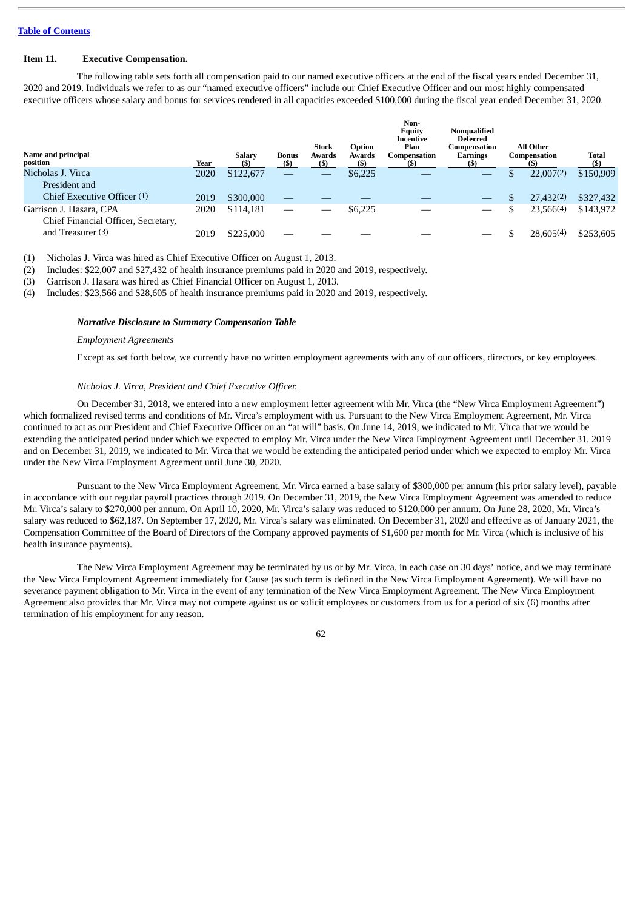[Table of Contents](#)

## Item 11. Executive Compensation.

The following table sets forth all compensation paid to our named executive officers at the end of the fiscal years ended December 31, 2020 and 2019. Individuals we refer to as our "named executive officers" include our Chief Executive Officer and our most highly compensated executive officers whose salary and bonus for services rendered in all capacities exceeded $100,000 during the fiscal year ended December 31, 2020.

| Name and principal position | Year | Salary ($) | Bonus ($) | Stock Awards ($) | Option Awards ($) | Non-Equity Incentive Plan Compensation ($) | Nonqualified Deferred Compensation Earnings ($) | All Other Compensation ($) | Total ($) |
|---|---|---|---|---|---|---|---|---|---|
| Nicholas J. Virca President and Chief Executive Officer (1) | 2020 | $122,677 | — | — | $6,225 | — | — | $ 22,007(2) | $150,909 |
| | 2019 | $300,000 | — | — | — | — | — | $ 27,432(2) | $327,432 |
| Garrison J. Hasara, CPA Chief Financial Officer, Secretary, and Treasurer (3) | 2020 | $114,181 | — | — | $6,225 | — | — | $ 23,566(4) | $143,972 |
| | 2019 | $225,000 | — | — | — | — | — | $ 28,605(4) | $253,605 |

(1) Nicholas J. Virca was hired as Chief Executive Officer on August 1, 2013.
(2) Includes: $22,007 and $27,432 of health insurance premiums paid in 2020 and 2019, respectively.
(3) Garrison J. Hasara was hired as Chief Financial Officer on August 1, 2013.
(4) Includes: $23,566 and $28,605 of health insurance premiums paid in 2020 and 2019, respectively.

### *Narrative Disclosure to Summary Compensation Table*

*Employment Agreements*

Except as set forth below, we currently have no written employment agreements with any of our officers, directors, or key employees.

*Nicholas J. Virca, President and Chief Executive Officer.*

On December 31, 2018, we entered into a new employment letter agreement with Mr. Virca (the "New Virca Employment Agreement") which formalized revised terms and conditions of Mr. Virca's employment with us. Pursuant to the New Virca Employment Agreement, Mr. Virca continued to act as our President and Chief Executive Officer on an "at will" basis. On June 14, 2019, we indicated to Mr. Virca that we would be extending the anticipated period under which we expected to employ Mr. Virca under the New Virca Employment Agreement until December 31, 2019 and on December 31, 2019, we indicated to Mr. Virca that we would be extending the anticipated period under which we expected to employ Mr. Virca under the New Virca Employment Agreement until June 30, 2020.

Pursuant to the New Virca Employment Agreement, Mr. Virca earned a base salary of $300,000 per annum (his prior salary level), payable in accordance with our regular payroll practices through 2019. On December 31, 2019, the New Virca Employment Agreement was amended to reduce Mr. Virca's salary to $270,000 per annum. On April 10, 2020, Mr. Virca's salary was reduced to $120,000 per annum. On June 28, 2020, Mr. Virca's salary was reduced to $62,187. On September 17, 2020, Mr. Virca's salary was eliminated. On December 31, 2020 and effective as of January 2021, the Compensation Committee of the Board of Directors of the Company approved payments of $1,600 per month for Mr. Virca (which is inclusive of his health insurance payments).

The New Virca Employment Agreement may be terminated by us or by Mr. Virca, in each case on 30 days' notice, and we may terminate the New Virca Employment Agreement immediately for Cause (as such term is defined in the New Virca Employment Agreement). We will have no severance payment obligation to Mr. Virca in the event of any termination of the New Virca Employment Agreement. The New Virca Employment Agreement also provides that Mr. Virca may not compete against us or solicit employees or customers from us for a period of six (6) months after termination of his employment for any reason.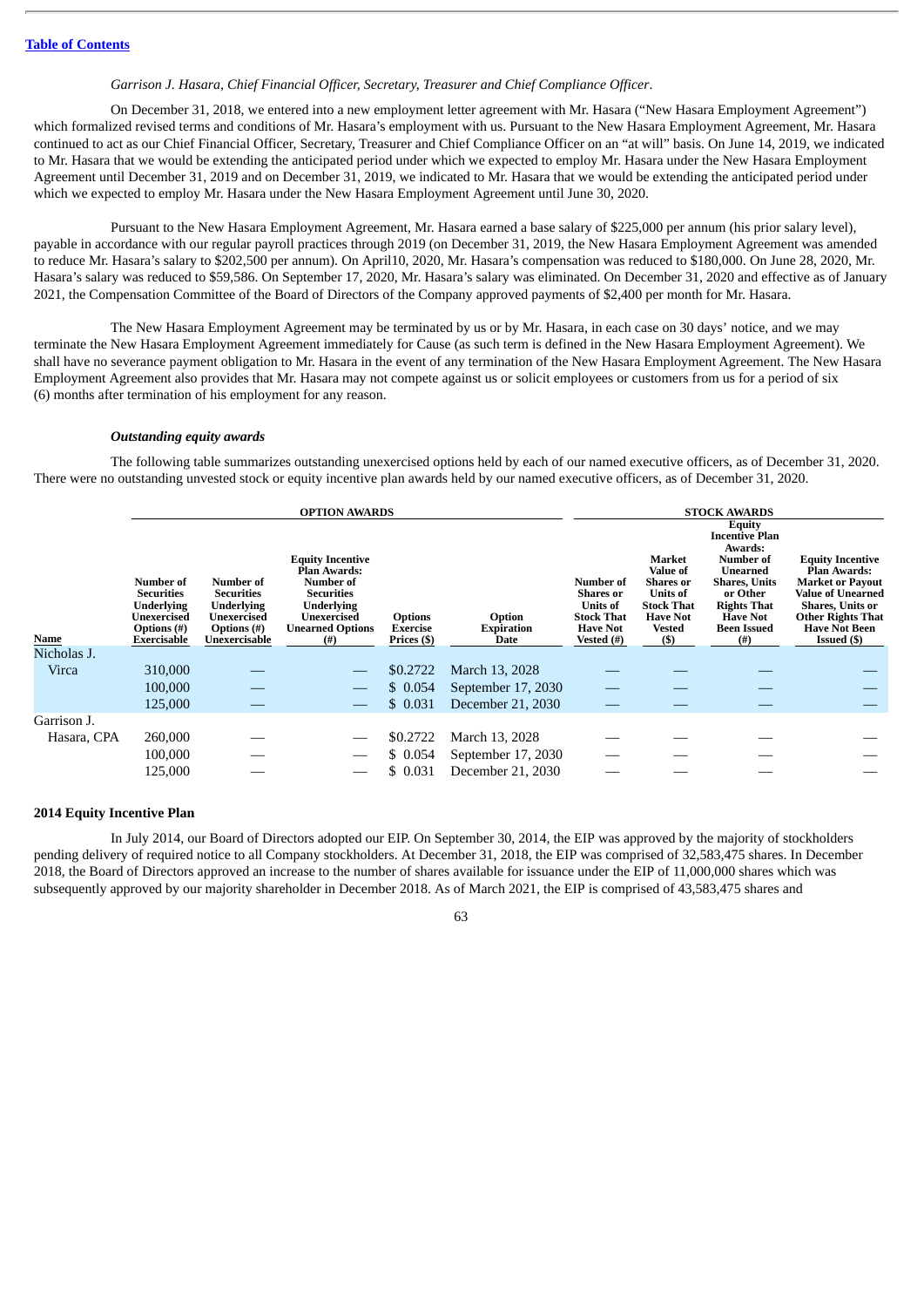*Garrison J. Hasara, Chief Financial Officer, Secretary, Treasurer and Chief Compliance Officer*.

On December 31, 2018, we entered into a new employment letter agreement with Mr. Hasara ("New Hasara Employment Agreement") which formalized revised terms and conditions of Mr. Hasara's employment with us. Pursuant to the New Hasara Employment Agreement, Mr. Hasara continued to act as our Chief Financial Officer, Secretary, Treasurer and Chief Compliance Officer on an "at will" basis. On June 14, 2019, we indicated to Mr. Hasara that we would be extending the anticipated period under which we expected to employ Mr. Hasara under the New Hasara Employment Agreement until December 31, 2019 and on December 31, 2019, we indicated to Mr. Hasara that we would be extending the anticipated period under which we expected to employ Mr. Hasara under the New Hasara Employment Agreement until June 30, 2020.

Pursuant to the New Hasara Employment Agreement, Mr. Hasara earned a base salary of $225,000 per annum (his prior salary level), payable in accordance with our regular payroll practices through 2019 (on December 31, 2019, the New Hasara Employment Agreement was amended to reduce Mr. Hasara's salary to $202,500 per annum). On April10, 2020, Mr. Hasara's compensation was reduced to $180,000. On June 28, 2020, Mr. Hasara's salary was reduced to $59,586. On September 17, 2020, Mr. Hasara's salary was eliminated. On December 31, 2020 and effective as of January 2021, the Compensation Committee of the Board of Directors of the Company approved payments of $2,400 per month for Mr. Hasara.

The New Hasara Employment Agreement may be terminated by us or by Mr. Hasara, in each case on 30 days' notice, and we may terminate the New Hasara Employment Agreement immediately for Cause (as such term is defined in the New Hasara Employment Agreement). We shall have no severance payment obligation to Mr. Hasara in the event of any termination of the New Hasara Employment Agreement. The New Hasara Employment Agreement also provides that Mr. Hasara may not compete against us or solicit employees or customers from us for a period of six (6) months after termination of his employment for any reason.

***Outstanding equity awards***

The following table summarizes outstanding unexercised options held by each of our named executive officers, as of December 31, 2020. There were no outstanding unvested stock or equity incentive plan awards held by our named executive officers, as of December 31, 2020.

| | OPTION AWARDS | | | | | STOCK AWARDS | | | |
|---|---|---|---|---|---|---|---|---|---|
| Name | Number of Securities Underlying Unexercised Options (#) Exercisable | Number of Securities Underlying Unexercised Options (#) Unexercisable | Equity Incentive Plan Awards: Number of Securities Underlying Unexercised Unearned Options (#) | Options Exercise Prices ($) | Option Expiration Date | Number of Shares or Units of Stock That Have Not Vested (#) | Market Value of Shares or Units of Stock That Have Not Vested ($) | Equity Incentive Plan Awards: Number of Unearned Shares, Units or Other Rights That Have Not Been Issued (#) | Equity Incentive Plan Awards: Market or Payout Value of Unearned Shares, Units or Other Rights That Have Not Been Issued ($) |
| Nicholas J. Virca | 310,000 | — | — | $0.2722 | March 13, 2028 | — | — | — | — |
| | 100,000 | — | — | $ 0.054 | September 17, 2030 | — | — | — | — |
| | 125,000 | — | — | $ 0.031 | December 21, 2030 | — | — | — | — |
| Garrison J. Hasara, CPA | 260,000 | — | — | $0.2722 | March 13, 2028 | — | — | — | — |
| | 100,000 | — | — | $ 0.054 | September 17, 2030 | — | — | — | — |
| | 125,000 | — | — | $ 0.031 | December 21, 2030 | — | — | — | — |

**2014 Equity Incentive Plan**

In July 2014, our Board of Directors adopted our EIP. On September 30, 2014, the EIP was approved by the majority of stockholders pending delivery of required notice to all Company stockholders. At December 31, 2018, the EIP was comprised of 32,583,475 shares. In December 2018, the Board of Directors approved an increase to the number of shares available for issuance under the EIP of 11,000,000 shares which was subsequently approved by our majority shareholder in December 2018. As of March 2021, the EIP is comprised of 43,583,475 shares and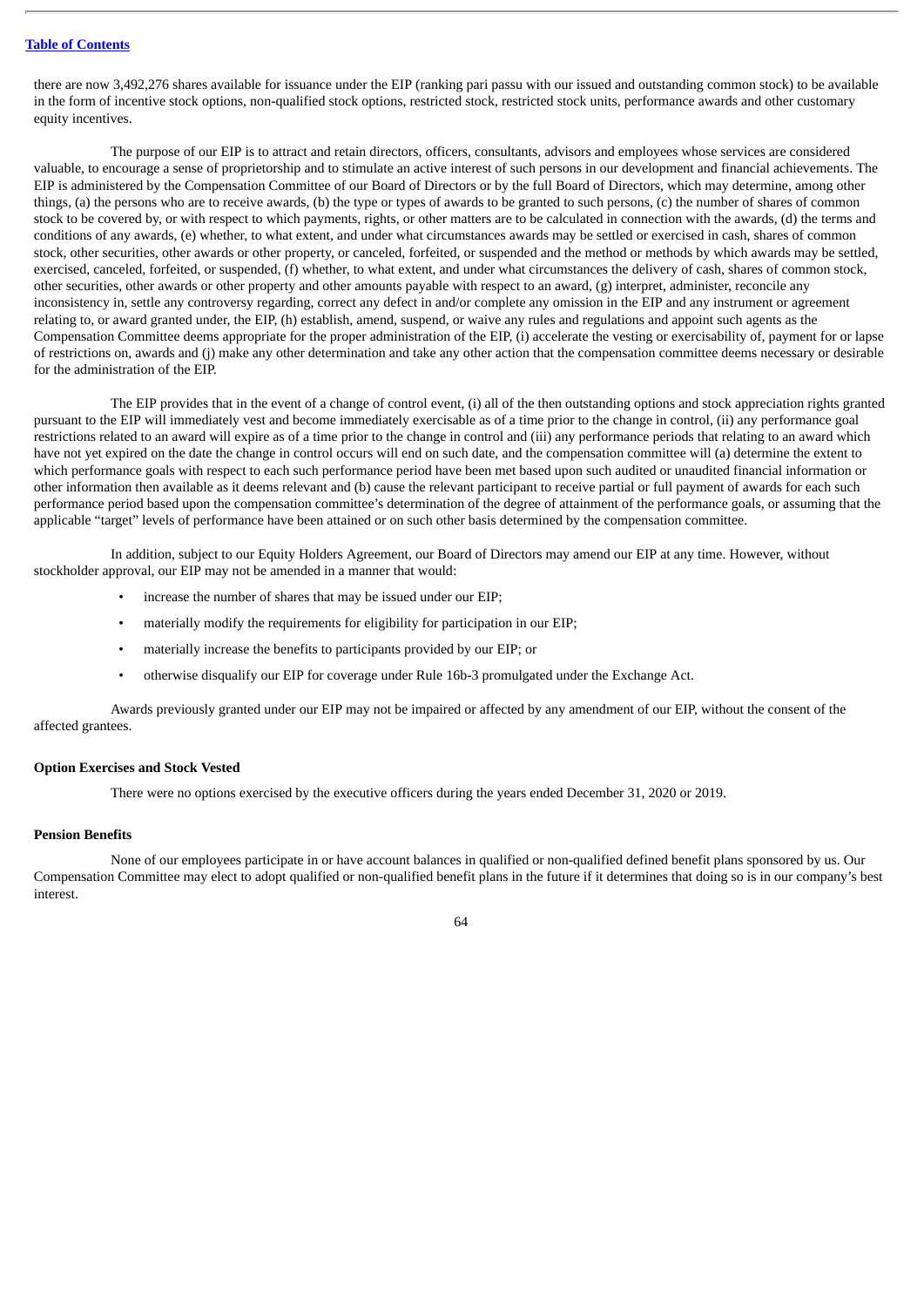there are now 3,492,276 shares available for issuance under the EIP (ranking pari passu with our issued and outstanding common stock) to be available in the form of incentive stock options, non-qualified stock options, restricted stock, restricted stock units, performance awards and other customary equity incentives.

The purpose of our EIP is to attract and retain directors, officers, consultants, advisors and employees whose services are considered valuable, to encourage a sense of proprietorship and to stimulate an active interest of such persons in our development and financial achievements. The EIP is administered by the Compensation Committee of our Board of Directors or by the full Board of Directors, which may determine, among other things, (a) the persons who are to receive awards, (b) the type or types of awards to be granted to such persons, (c) the number of shares of common stock to be covered by, or with respect to which payments, rights, or other matters are to be calculated in connection with the awards, (d) the terms and conditions of any awards, (e) whether, to what extent, and under what circumstances awards may be settled or exercised in cash, shares of common stock, other securities, other awards or other property, or canceled, forfeited, or suspended and the method or methods by which awards may be settled, exercised, canceled, forfeited, or suspended, (f) whether, to what extent, and under what circumstances the delivery of cash, shares of common stock, other securities, other awards or other property and other amounts payable with respect to an award, (g) interpret, administer, reconcile any inconsistency in, settle any controversy regarding, correct any defect in and/or complete any omission in the EIP and any instrument or agreement relating to, or award granted under, the EIP, (h) establish, amend, suspend, or waive any rules and regulations and appoint such agents as the Compensation Committee deems appropriate for the proper administration of the EIP, (i) accelerate the vesting or exercisability of, payment for or lapse of restrictions on, awards and (j) make any other determination and take any other action that the compensation committee deems necessary or desirable for the administration of the EIP.

The EIP provides that in the event of a change of control event, (i) all of the then outstanding options and stock appreciation rights granted pursuant to the EIP will immediately vest and become immediately exercisable as of a time prior to the change in control, (ii) any performance goal restrictions related to an award will expire as of a time prior to the change in control and (iii) any performance periods that relating to an award which have not yet expired on the date the change in control occurs will end on such date, and the compensation committee will (a) determine the extent to which performance goals with respect to each such performance period have been met based upon such audited or unaudited financial information or other information then available as it deems relevant and (b) cause the relevant participant to receive partial or full payment of awards for each such performance period based upon the compensation committee's determination of the degree of attainment of the performance goals, or assuming that the applicable "target" levels of performance have been attained or on such other basis determined by the compensation committee.

In addition, subject to our Equity Holders Agreement, our Board of Directors may amend our EIP at any time. However, without stockholder approval, our EIP may not be amended in a manner that would:

- increase the number of shares that may be issued under our EIP;
- materially modify the requirements for eligibility for participation in our EIP;
- materially increase the benefits to participants provided by our EIP; or
- otherwise disqualify our EIP for coverage under Rule 16b-3 promulgated under the Exchange Act.

Awards previously granted under our EIP may not be impaired or affected by any amendment of our EIP, without the consent of the affected grantees.

**Option Exercises and Stock Vested**

There were no options exercised by the executive officers during the years ended December 31, 2020 or 2019.

**Pension Benefits**

None of our employees participate in or have account balances in qualified or non-qualified defined benefit plans sponsored by us. Our Compensation Committee may elect to adopt qualified or non-qualified benefit plans in the future if it determines that doing so is in our company's best interest.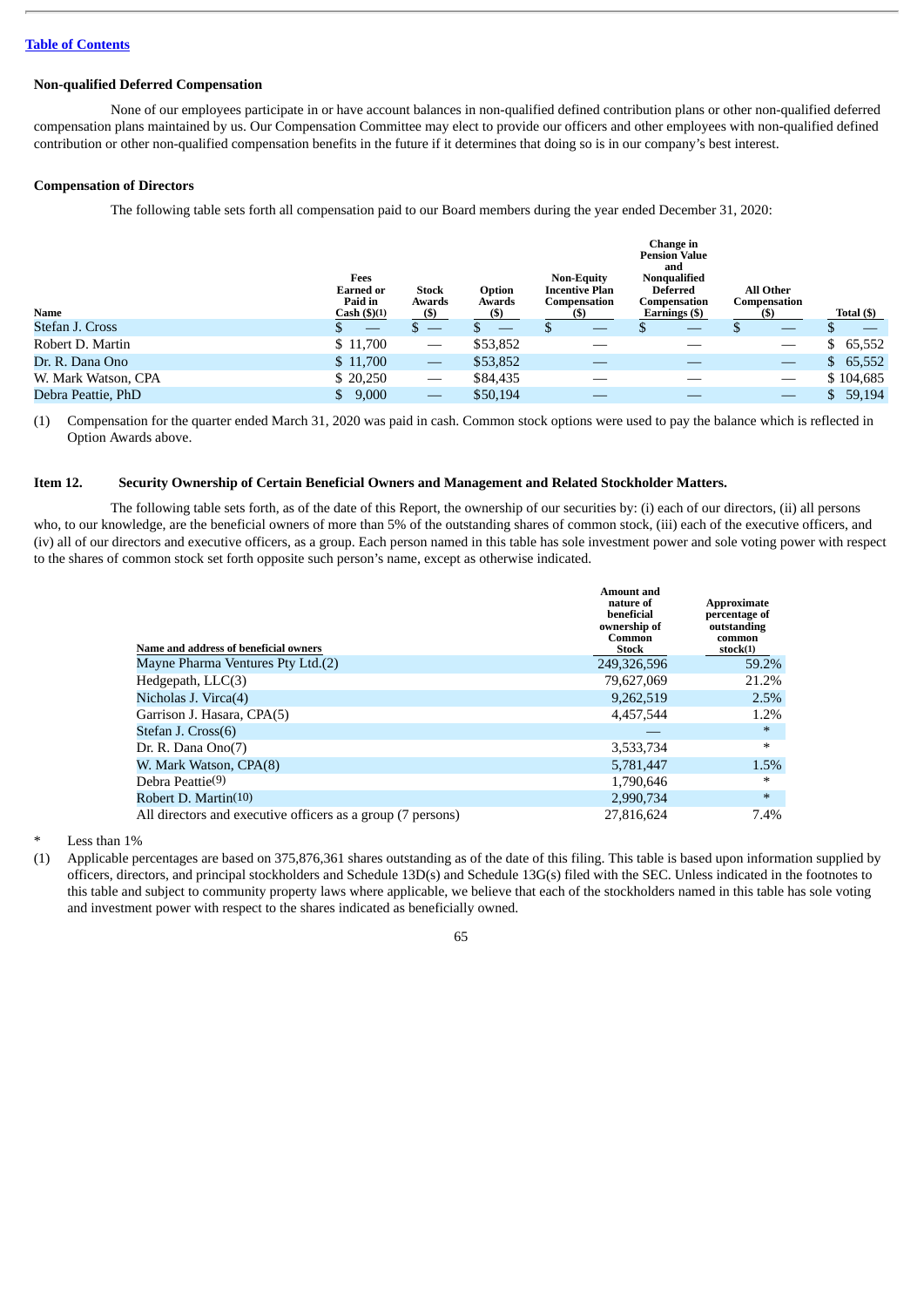[Table of Contents](#)

**Non-qualified Deferred Compensation**

None of our employees participate in or have account balances in non-qualified defined contribution plans or other non-qualified deferred compensation plans maintained by us. Our Compensation Committee may elect to provide our officers and other employees with non-qualified defined contribution or other non-qualified compensation benefits in the future if it determines that doing so is in our company's best interest.

**Compensation of Directors**

The following table sets forth all compensation paid to our Board members during the year ended December 31, 2020:

| Name | Fees Earned or Paid in Cash ($)(1) | Stock Awards ($) | Option Awards ($) | Non-Equity Incentive Plan Compensation ($) | Change in Pension Value and Nonqualified Deferred Compensation Earnings ($) | All Other Compensation ($) | Total ($) |
|---|---|---|---|---|---|---|---|
| Stefan J. Cross | $ — | $ — | $ — | $ — | $ — | $ — | $ — |
| Robert D. Martin | $ 11,700 | — | $53,852 | — | — | — | $ 65,552 |
| Dr. R. Dana Ono | $ 11,700 | — | $53,852 | — | — | — | $ 65,552 |
| W. Mark Watson, CPA | $ 20,250 | — | $84,435 | — | — | — | $ 104,685 |
| Debra Peattie, PhD | $ 9,000 | — | $50,194 | — | — | — | $ 59,194 |

(1) Compensation for the quarter ended March 31, 2020 was paid in cash. Common stock options were used to pay the balance which is reflected in Option Awards above.

**Item 12. Security Ownership of Certain Beneficial Owners and Management and Related Stockholder Matters.**

The following table sets forth, as of the date of this Report, the ownership of our securities by: (i) each of our directors, (ii) all persons who, to our knowledge, are the beneficial owners of more than 5% of the outstanding shares of common stock, (iii) each of the executive officers, and (iv) all of our directors and executive officers, as a group. Each person named in this table has sole investment power and sole voting power with respect to the shares of common stock set forth opposite such person's name, except as otherwise indicated.

| Name and address of beneficial owners | Amount and nature of beneficial ownership of Common Stock | Approximate percentage of outstanding common stock(1) |
|---|---|---|
| Mayne Pharma Ventures Pty Ltd.(2) | 249,326,596 | 59.2% |
| Hedgepath, LLC(3) | 79,627,069 | 21.2% |
| Nicholas J. Virca(4) | 9,262,519 | 2.5% |
| Garrison J. Hasara, CPA(5) | 4,457,544 | 1.2% |
| Stefan J. Cross(6) | — | * |
| Dr. R. Dana Ono(7) | 3,533,734 | * |
| W. Mark Watson, CPA(8) | 5,781,447 | 1.5% |
| Debra Peattie(9) | 1,790,646 | * |
| Robert D. Martin(10) | 2,990,734 | * |
| All directors and executive officers as a group (7 persons) | 27,816,624 | 7.4% |

\* Less than 1%

(1) Applicable percentages are based on 375,876,361 shares outstanding as of the date of this filing. This table is based upon information supplied by officers, directors, and principal stockholders and Schedule 13D(s) and Schedule 13G(s) filed with the SEC. Unless indicated in the footnotes to this table and subject to community property laws where applicable, we believe that each of the stockholders named in this table has sole voting and investment power with respect to the shares indicated as beneficially owned.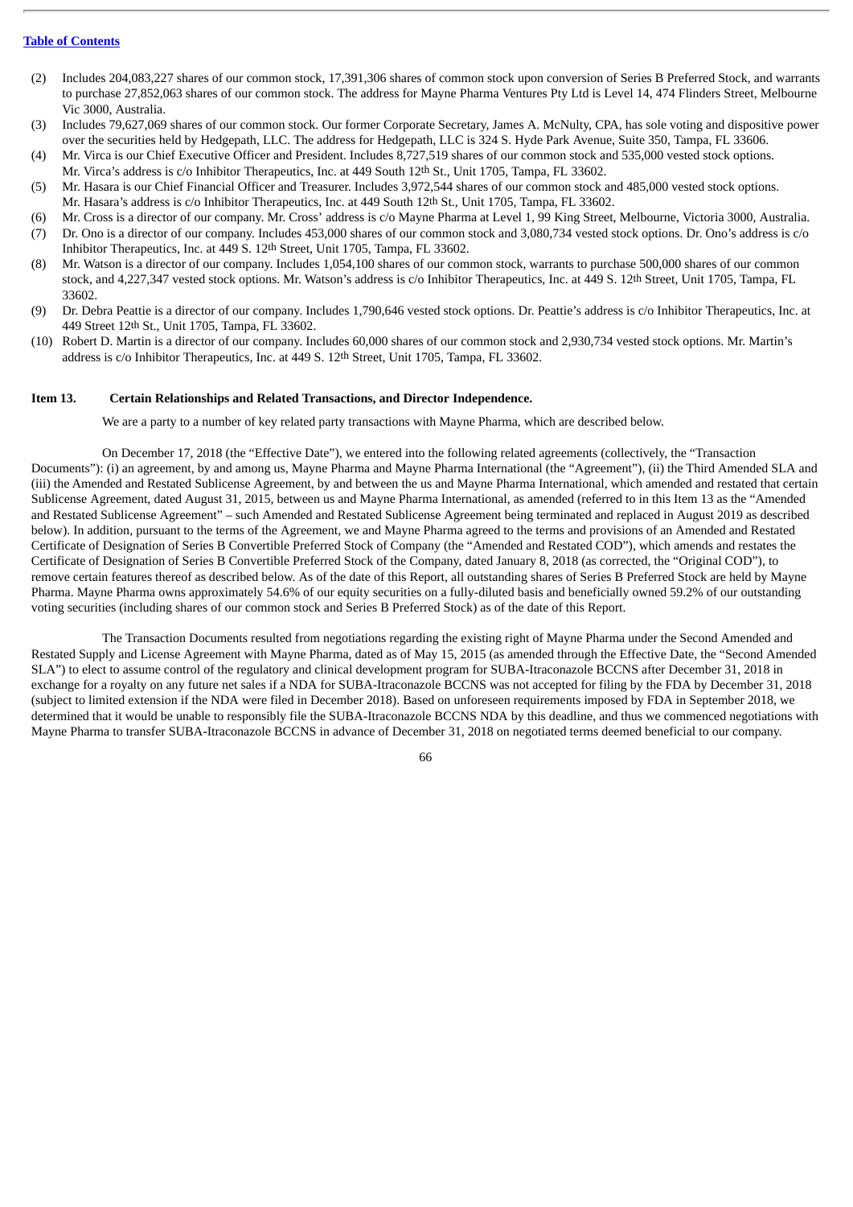(2) Includes 204,083,227 shares of our common stock, 17,391,306 shares of common stock upon conversion of Series B Preferred Stock, and warrants to purchase 27,852,063 shares of our common stock. The address for Mayne Pharma Ventures Pty Ltd is Level 14, 474 Flinders Street, Melbourne Vic 3000, Australia.

(3) Includes 79,627,069 shares of our common stock. Our former Corporate Secretary, James A. McNulty, CPA, has sole voting and dispositive power over the securities held by Hedgepath, LLC. The address for Hedgepath, LLC is 324 S. Hyde Park Avenue, Suite 350, Tampa, FL 33606.

(4) Mr. Virca is our Chief Executive Officer and President. Includes 8,727,519 shares of our common stock and 535,000 vested stock options. Mr. Virca's address is c/o Inhibitor Therapeutics, Inc. at 449 South 12th St., Unit 1705, Tampa, FL 33602.

(5) Mr. Hasara is our Chief Financial Officer and Treasurer. Includes 3,972,544 shares of our common stock and 485,000 vested stock options. Mr. Hasara's address is c/o Inhibitor Therapeutics, Inc. at 449 South 12th St., Unit 1705, Tampa, FL 33602.

(6) Mr. Cross is a director of our company. Mr. Cross' address is c/o Mayne Pharma at Level 1, 99 King Street, Melbourne, Victoria 3000, Australia.

(7) Dr. Ono is a director of our company. Includes 453,000 shares of our common stock and 3,080,734 vested stock options. Dr. Ono's address is c/o Inhibitor Therapeutics, Inc. at 449 S. 12th Street, Unit 1705, Tampa, FL 33602.

(8) Mr. Watson is a director of our company. Includes 1,054,100 shares of our common stock, warrants to purchase 500,000 shares of our common stock, and 4,227,347 vested stock options. Mr. Watson's address is c/o Inhibitor Therapeutics, Inc. at 449 S. 12th Street, Unit 1705, Tampa, FL 33602.

(9) Dr. Debra Peattie is a director of our company. Includes 1,790,646 vested stock options. Dr. Peattie's address is c/o Inhibitor Therapeutics, Inc. at 449 Street 12th St., Unit 1705, Tampa, FL 33602.

(10) Robert D. Martin is a director of our company. Includes 60,000 shares of our common stock and 2,930,734 vested stock options. Mr. Martin's address is c/o Inhibitor Therapeutics, Inc. at 449 S. 12th Street, Unit 1705, Tampa, FL 33602.

## Item 13. Certain Relationships and Related Transactions, and Director Independence.

We are a party to a number of key related party transactions with Mayne Pharma, which are described below.

On December 17, 2018 (the "Effective Date"), we entered into the following related agreements (collectively, the "Transaction Documents"): (i) an agreement, by and among us, Mayne Pharma and Mayne Pharma International (the "Agreement"), (ii) the Third Amended SLA and (iii) the Amended and Restated Sublicense Agreement, by and between the us and Mayne Pharma International, which amended and restated that certain Sublicense Agreement, dated August 31, 2015, between us and Mayne Pharma International, as amended (referred to in this Item 13 as the "Amended and Restated Sublicense Agreement" – such Amended and Restated Sublicense Agreement being terminated and replaced in August 2019 as described below). In addition, pursuant to the terms of the Agreement, we and Mayne Pharma agreed to the terms and provisions of an Amended and Restated Certificate of Designation of Series B Convertible Preferred Stock of Company (the "Amended and Restated COD"), which amends and restates the Certificate of Designation of Series B Convertible Preferred Stock of the Company, dated January 8, 2018 (as corrected, the "Original COD"), to remove certain features thereof as described below. As of the date of this Report, all outstanding shares of Series B Preferred Stock are held by Mayne Pharma. Mayne Pharma owns approximately 54.6% of our equity securities on a fully-diluted basis and beneficially owned 59.2% of our outstanding voting securities (including shares of our common stock and Series B Preferred Stock) as of the date of this Report.

The Transaction Documents resulted from negotiations regarding the existing right of Mayne Pharma under the Second Amended and Restated Supply and License Agreement with Mayne Pharma, dated as of May 15, 2015 (as amended through the Effective Date, the "Second Amended SLA") to elect to assume control of the regulatory and clinical development program for SUBA-Itraconazole BCCNS after December 31, 2018 in exchange for a royalty on any future net sales if a NDA for SUBA-Itraconazole BCCNS was not accepted for filing by the FDA by December 31, 2018 (subject to limited extension if the NDA were filed in December 2018). Based on unforeseen requirements imposed by FDA in September 2018, we determined that it would be unable to responsibly file the SUBA-Itraconazole BCCNS NDA by this deadline, and thus we commenced negotiations with Mayne Pharma to transfer SUBA-Itraconazole BCCNS in advance of December 31, 2018 on negotiated terms deemed beneficial to our company.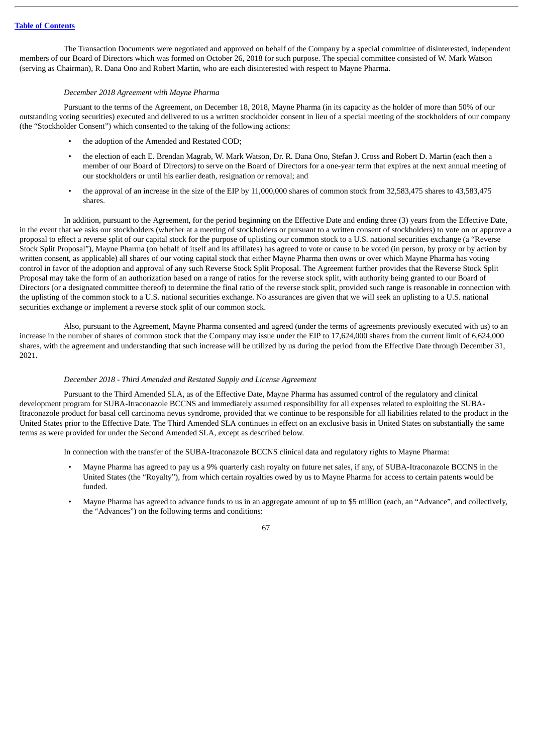The Transaction Documents were negotiated and approved on behalf of the Company by a special committee of disinterested, independent members of our Board of Directors which was formed on October 26, 2018 for such purpose. The special committee consisted of W. Mark Watson (serving as Chairman), R. Dana Ono and Robert Martin, who are each disinterested with respect to Mayne Pharma.

*December 2018 Agreement with Mayne Pharma*

Pursuant to the terms of the Agreement, on December 18, 2018, Mayne Pharma (in its capacity as the holder of more than 50% of our outstanding voting securities) executed and delivered to us a written stockholder consent in lieu of a special meeting of the stockholders of our company (the "Stockholder Consent") which consented to the taking of the following actions:

- the adoption of the Amended and Restated COD;
- the election of each E. Brendan Magrab, W. Mark Watson, Dr. R. Dana Ono, Stefan J. Cross and Robert D. Martin (each then a member of our Board of Directors) to serve on the Board of Directors for a one-year term that expires at the next annual meeting of our stockholders or until his earlier death, resignation or removal; and
- the approval of an increase in the size of the EIP by 11,000,000 shares of common stock from 32,583,475 shares to 43,583,475 shares.

In addition, pursuant to the Agreement, for the period beginning on the Effective Date and ending three (3) years from the Effective Date, in the event that we asks our stockholders (whether at a meeting of stockholders or pursuant to a written consent of stockholders) to vote on or approve a proposal to effect a reverse split of our capital stock for the purpose of uplisting our common stock to a U.S. national securities exchange (a "Reverse Stock Split Proposal"), Mayne Pharma (on behalf of itself and its affiliates) has agreed to vote or cause to be voted (in person, by proxy or by action by written consent, as applicable) all shares of our voting capital stock that either Mayne Pharma then owns or over which Mayne Pharma has voting control in favor of the adoption and approval of any such Reverse Stock Split Proposal. The Agreement further provides that the Reverse Stock Split Proposal may take the form of an authorization based on a range of ratios for the reverse stock split, with authority being granted to our Board of Directors (or a designated committee thereof) to determine the final ratio of the reverse stock split, provided such range is reasonable in connection with the uplisting of the common stock to a U.S. national securities exchange. No assurances are given that we will seek an uplisting to a U.S. national securities exchange or implement a reverse stock split of our common stock.

Also, pursuant to the Agreement, Mayne Pharma consented and agreed (under the terms of agreements previously executed with us) to an increase in the number of shares of common stock that the Company may issue under the EIP to 17,624,000 shares from the current limit of 6,624,000 shares, with the agreement and understanding that such increase will be utilized by us during the period from the Effective Date through December 31, 2021.

*December 2018 - Third Amended and Restated Supply and License Agreement*

Pursuant to the Third Amended SLA, as of the Effective Date, Mayne Pharma has assumed control of the regulatory and clinical development program for SUBA-Itraconazole BCCNS and immediately assumed responsibility for all expenses related to exploiting the SUBA-Itraconazole product for basal cell carcinoma nevus syndrome, provided that we continue to be responsible for all liabilities related to the product in the United States prior to the Effective Date. The Third Amended SLA continues in effect on an exclusive basis in United States on substantially the same terms as were provided for under the Second Amended SLA, except as described below.

In connection with the transfer of the SUBA-Itraconazole BCCNS clinical data and regulatory rights to Mayne Pharma:

- Mayne Pharma has agreed to pay us a 9% quarterly cash royalty on future net sales, if any, of SUBA-Itraconazole BCCNS in the United States (the "Royalty"), from which certain royalties owed by us to Mayne Pharma for access to certain patents would be funded.
- Mayne Pharma has agreed to advance funds to us in an aggregate amount of up to $5 million (each, an "Advance", and collectively, the "Advances") on the following terms and conditions: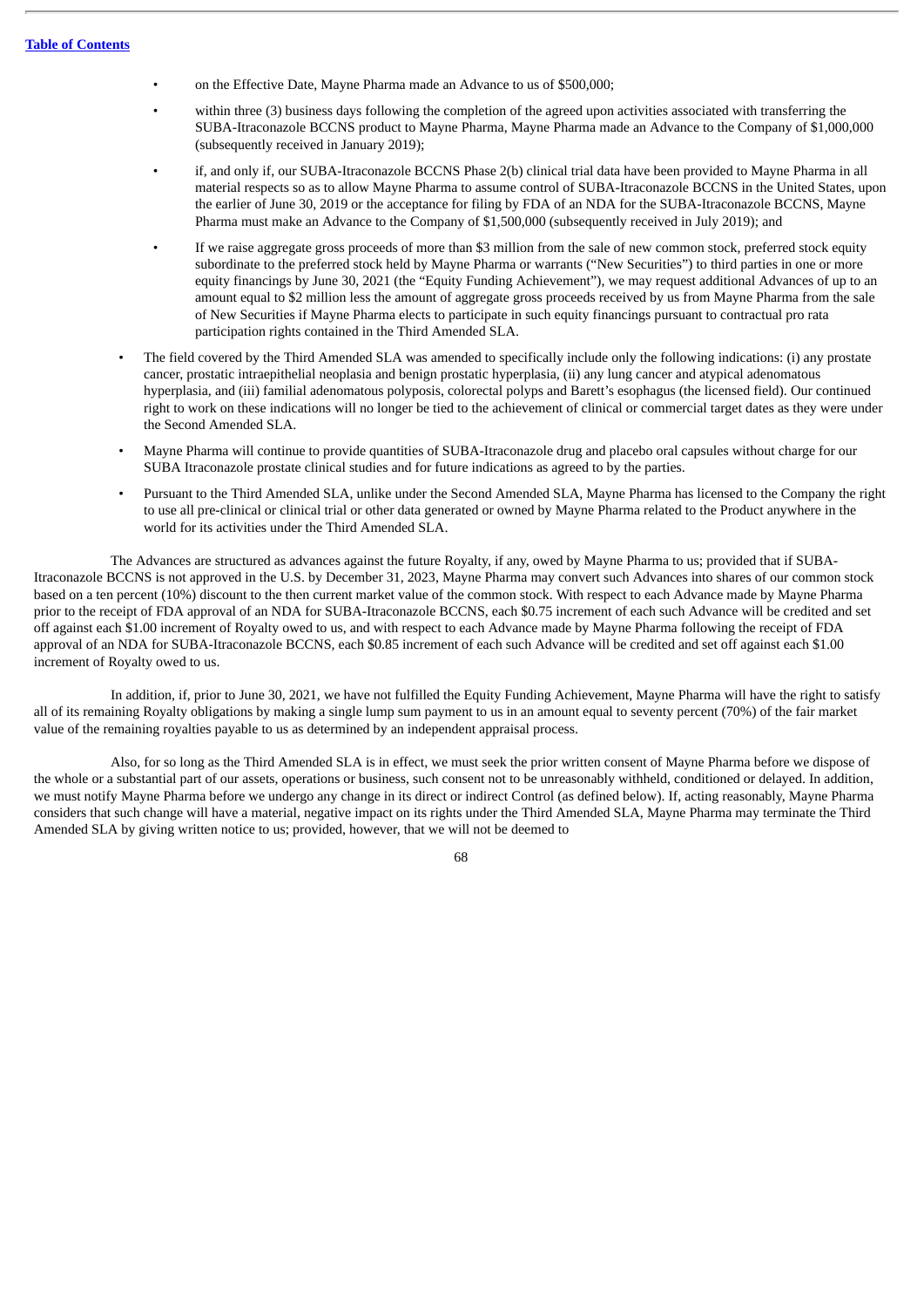- on the Effective Date, Mayne Pharma made an Advance to us of $500,000;
- within three (3) business days following the completion of the agreed upon activities associated with transferring the SUBA-Itraconazole BCCNS product to Mayne Pharma, Mayne Pharma made an Advance to the Company of $1,000,000 (subsequently received in January 2019);
- if, and only if, our SUBA-Itraconazole BCCNS Phase 2(b) clinical trial data have been provided to Mayne Pharma in all material respects so as to allow Mayne Pharma to assume control of SUBA-Itraconazole BCCNS in the United States, upon the earlier of June 30, 2019 or the acceptance for filing by FDA of an NDA for the SUBA-Itraconazole BCCNS, Mayne Pharma must make an Advance to the Company of $1,500,000 (subsequently received in July 2019); and
- If we raise aggregate gross proceeds of more than $3 million from the sale of new common stock, preferred stock equity subordinate to the preferred stock held by Mayne Pharma or warrants ("New Securities") to third parties in one or more equity financings by June 30, 2021 (the "Equity Funding Achievement"), we may request additional Advances of up to an amount equal to $2 million less the amount of aggregate gross proceeds received by us from Mayne Pharma from the sale of New Securities if Mayne Pharma elects to participate in such equity financings pursuant to contractual pro rata participation rights contained in the Third Amended SLA.

- The field covered by the Third Amended SLA was amended to specifically include only the following indications: (i) any prostate cancer, prostatic intraepithelial neoplasia and benign prostatic hyperplasia, (ii) any lung cancer and atypical adenomatous hyperplasia, and (iii) familial adenomatous polyposis, colorectal polyps and Barett's esophagus (the licensed field). Our continued right to work on these indications will no longer be tied to the achievement of clinical or commercial target dates as they were under the Second Amended SLA.
- Mayne Pharma will continue to provide quantities of SUBA-Itraconazole drug and placebo oral capsules without charge for our SUBA Itraconazole prostate clinical studies and for future indications as agreed to by the parties.
- Pursuant to the Third Amended SLA, unlike under the Second Amended SLA, Mayne Pharma has licensed to the Company the right to use all pre-clinical or clinical trial or other data generated or owned by Mayne Pharma related to the Product anywhere in the world for its activities under the Third Amended SLA.

The Advances are structured as advances against the future Royalty, if any, owed by Mayne Pharma to us; provided that if SUBA-Itraconazole BCCNS is not approved in the U.S. by December 31, 2023, Mayne Pharma may convert such Advances into shares of our common stock based on a ten percent (10%) discount to the then current market value of the common stock. With respect to each Advance made by Mayne Pharma prior to the receipt of FDA approval of an NDA for SUBA-Itraconazole BCCNS, each $0.75 increment of each such Advance will be credited and set off against each $1.00 increment of Royalty owed to us, and with respect to each Advance made by Mayne Pharma following the receipt of FDA approval of an NDA for SUBA-Itraconazole BCCNS, each $0.85 increment of each such Advance will be credited and set off against each $1.00 increment of Royalty owed to us.

In addition, if, prior to June 30, 2021, we have not fulfilled the Equity Funding Achievement, Mayne Pharma will have the right to satisfy all of its remaining Royalty obligations by making a single lump sum payment to us in an amount equal to seventy percent (70%) of the fair market value of the remaining royalties payable to us as determined by an independent appraisal process.

Also, for so long as the Third Amended SLA is in effect, we must seek the prior written consent of Mayne Pharma before we dispose of the whole or a substantial part of our assets, operations or business, such consent not to be unreasonably withheld, conditioned or delayed. In addition, we must notify Mayne Pharma before we undergo any change in its direct or indirect Control (as defined below). If, acting reasonably, Mayne Pharma considers that such change will have a material, negative impact on its rights under the Third Amended SLA, Mayne Pharma may terminate the Third Amended SLA by giving written notice to us; provided, however, that we will not be deemed to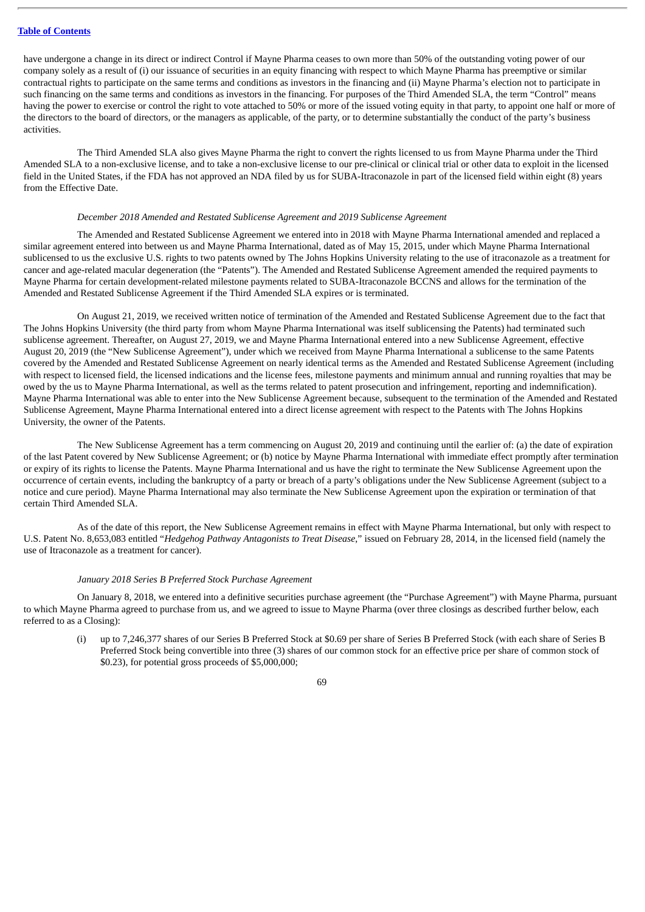have undergone a change in its direct or indirect Control if Mayne Pharma ceases to own more than 50% of the outstanding voting power of our company solely as a result of (i) our issuance of securities in an equity financing with respect to which Mayne Pharma has preemptive or similar contractual rights to participate on the same terms and conditions as investors in the financing and (ii) Mayne Pharma's election not to participate in such financing on the same terms and conditions as investors in the financing. For purposes of the Third Amended SLA, the term "Control" means having the power to exercise or control the right to vote attached to 50% or more of the issued voting equity in that party, to appoint one half or more of the directors to the board of directors, or the managers as applicable, of the party, or to determine substantially the conduct of the party's business activities.

The Third Amended SLA also gives Mayne Pharma the right to convert the rights licensed to us from Mayne Pharma under the Third Amended SLA to a non-exclusive license, and to take a non-exclusive license to our pre-clinical or clinical trial or other data to exploit in the licensed field in the United States, if the FDA has not approved an NDA filed by us for SUBA-Itraconazole in part of the licensed field within eight (8) years from the Effective Date.

*December 2018 Amended and Restated Sublicense Agreement and 2019 Sublicense Agreement*

The Amended and Restated Sublicense Agreement we entered into in 2018 with Mayne Pharma International amended and replaced a similar agreement entered into between us and Mayne Pharma International, dated as of May 15, 2015, under which Mayne Pharma International sublicensed to us the exclusive U.S. rights to two patents owned by The Johns Hopkins University relating to the use of itraconazole as a treatment for cancer and age-related macular degeneration (the "Patents"). The Amended and Restated Sublicense Agreement amended the required payments to Mayne Pharma for certain development-related milestone payments related to SUBA-Itraconazole BCCNS and allows for the termination of the Amended and Restated Sublicense Agreement if the Third Amended SLA expires or is terminated.

On August 21, 2019, we received written notice of termination of the Amended and Restated Sublicense Agreement due to the fact that The Johns Hopkins University (the third party from whom Mayne Pharma International was itself sublicensing the Patents) had terminated such sublicense agreement. Thereafter, on August 27, 2019, we and Mayne Pharma International entered into a new Sublicense Agreement, effective August 20, 2019 (the "New Sublicense Agreement"), under which we received from Mayne Pharma International a sublicense to the same Patents covered by the Amended and Restated Sublicense Agreement on nearly identical terms as the Amended and Restated Sublicense Agreement (including with respect to licensed field, the licensed indications and the license fees, milestone payments and minimum annual and running royalties that may be owed by the us to Mayne Pharma International, as well as the terms related to patent prosecution and infringement, reporting and indemnification). Mayne Pharma International was able to enter into the New Sublicense Agreement because, subsequent to the termination of the Amended and Restated Sublicense Agreement, Mayne Pharma International entered into a direct license agreement with respect to the Patents with The Johns Hopkins University, the owner of the Patents.

The New Sublicense Agreement has a term commencing on August 20, 2019 and continuing until the earlier of: (a) the date of expiration of the last Patent covered by New Sublicense Agreement; or (b) notice by Mayne Pharma International with immediate effect promptly after termination or expiry of its rights to license the Patents. Mayne Pharma International and us have the right to terminate the New Sublicense Agreement upon the occurrence of certain events, including the bankruptcy of a party or breach of a party's obligations under the New Sublicense Agreement (subject to a notice and cure period). Mayne Pharma International may also terminate the New Sublicense Agreement upon the expiration or termination of that certain Third Amended SLA.

As of the date of this report, the New Sublicense Agreement remains in effect with Mayne Pharma International, but only with respect to U.S. Patent No. 8,653,083 entitled "*Hedgehog Pathway Antagonists to Treat Disease*," issued on February 28, 2014, in the licensed field (namely the use of Itraconazole as a treatment for cancer).

*January 2018 Series B Preferred Stock Purchase Agreement*

On January 8, 2018, we entered into a definitive securities purchase agreement (the "Purchase Agreement") with Mayne Pharma, pursuant to which Mayne Pharma agreed to purchase from us, and we agreed to issue to Mayne Pharma (over three closings as described further below, each referred to as a Closing):

(i) up to 7,246,377 shares of our Series B Preferred Stock at $0.69 per share of Series B Preferred Stock (with each share of Series B Preferred Stock being convertible into three (3) shares of our common stock for an effective price per share of common stock of $0.23), for potential gross proceeds of $5,000,000;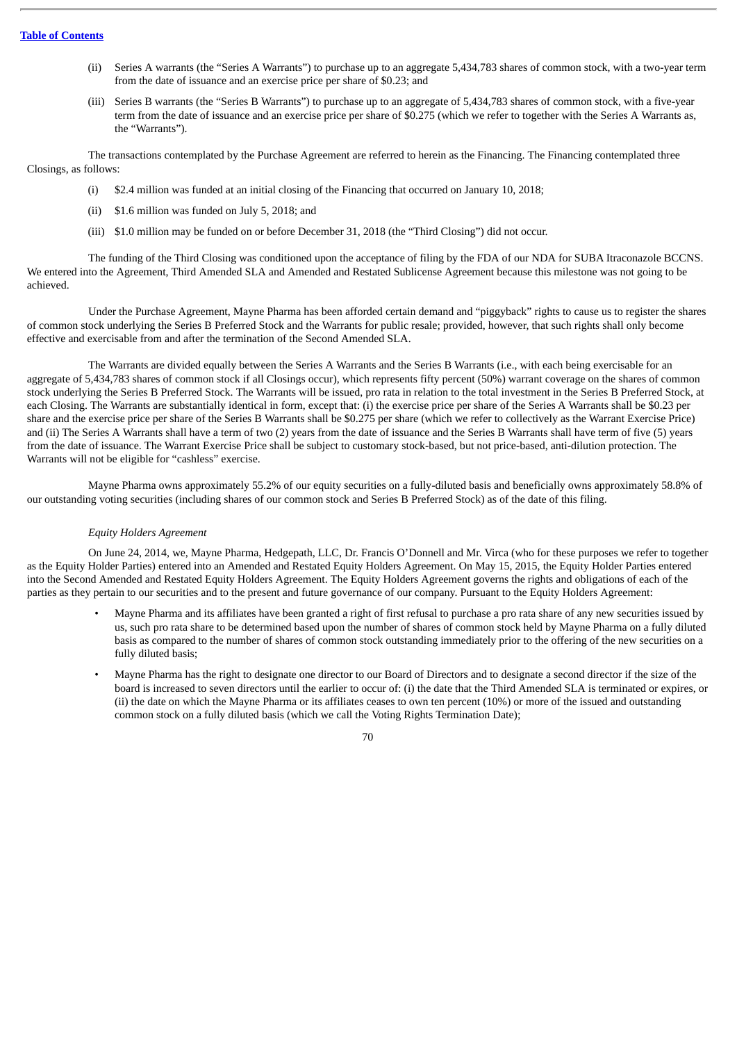(ii) Series A warrants (the "Series A Warrants") to purchase up to an aggregate 5,434,783 shares of common stock, with a two-year term from the date of issuance and an exercise price per share of $0.23; and

(iii) Series B warrants (the "Series B Warrants") to purchase up to an aggregate of 5,434,783 shares of common stock, with a five-year term from the date of issuance and an exercise price per share of $0.275 (which we refer to together with the Series A Warrants as, the "Warrants").

The transactions contemplated by the Purchase Agreement are referred to herein as the Financing. The Financing contemplated three Closings, as follows:

(i) $2.4 million was funded at an initial closing of the Financing that occurred on January 10, 2018;

(ii) $1.6 million was funded on July 5, 2018; and

(iii) $1.0 million may be funded on or before December 31, 2018 (the "Third Closing") did not occur.

The funding of the Third Closing was conditioned upon the acceptance of filing by the FDA of our NDA for SUBA Itraconazole BCCNS. We entered into the Agreement, Third Amended SLA and Amended and Restated Sublicense Agreement because this milestone was not going to be achieved.

Under the Purchase Agreement, Mayne Pharma has been afforded certain demand and "piggyback" rights to cause us to register the shares of common stock underlying the Series B Preferred Stock and the Warrants for public resale; provided, however, that such rights shall only become effective and exercisable from and after the termination of the Second Amended SLA.

The Warrants are divided equally between the Series A Warrants and the Series B Warrants (i.e., with each being exercisable for an aggregate of 5,434,783 shares of common stock if all Closings occur), which represents fifty percent (50%) warrant coverage on the shares of common stock underlying the Series B Preferred Stock. The Warrants will be issued, pro rata in relation to the total investment in the Series B Preferred Stock, at each Closing. The Warrants are substantially identical in form, except that: (i) the exercise price per share of the Series A Warrants shall be $0.23 per share and the exercise price per share of the Series B Warrants shall be $0.275 per share (which we refer to collectively as the Warrant Exercise Price) and (ii) The Series A Warrants shall have a term of two (2) years from the date of issuance and the Series B Warrants shall have term of five (5) years from the date of issuance. The Warrant Exercise Price shall be subject to customary stock-based, but not price-based, anti-dilution protection. The Warrants will not be eligible for "cashless" exercise.

Mayne Pharma owns approximately 55.2% of our equity securities on a fully-diluted basis and beneficially owns approximately 58.8% of our outstanding voting securities (including shares of our common stock and Series B Preferred Stock) as of the date of this filing.

*Equity Holders Agreement*

On June 24, 2014, we, Mayne Pharma, Hedgepath, LLC, Dr. Francis O'Donnell and Mr. Virca (who for these purposes we refer to together as the Equity Holder Parties) entered into an Amended and Restated Equity Holders Agreement. On May 15, 2015, the Equity Holder Parties entered into the Second Amended and Restated Equity Holders Agreement. The Equity Holders Agreement governs the rights and obligations of each of the parties as they pertain to our securities and to the present and future governance of our company. Pursuant to the Equity Holders Agreement:

- Mayne Pharma and its affiliates have been granted a right of first refusal to purchase a pro rata share of any new securities issued by us, such pro rata share to be determined based upon the number of shares of common stock held by Mayne Pharma on a fully diluted basis as compared to the number of shares of common stock outstanding immediately prior to the offering of the new securities on a fully diluted basis;
- Mayne Pharma has the right to designate one director to our Board of Directors and to designate a second director if the size of the board is increased to seven directors until the earlier to occur of: (i) the date that the Third Amended SLA is terminated or expires, or (ii) the date on which the Mayne Pharma or its affiliates ceases to own ten percent (10%) or more of the issued and outstanding common stock on a fully diluted basis (which we call the Voting Rights Termination Date);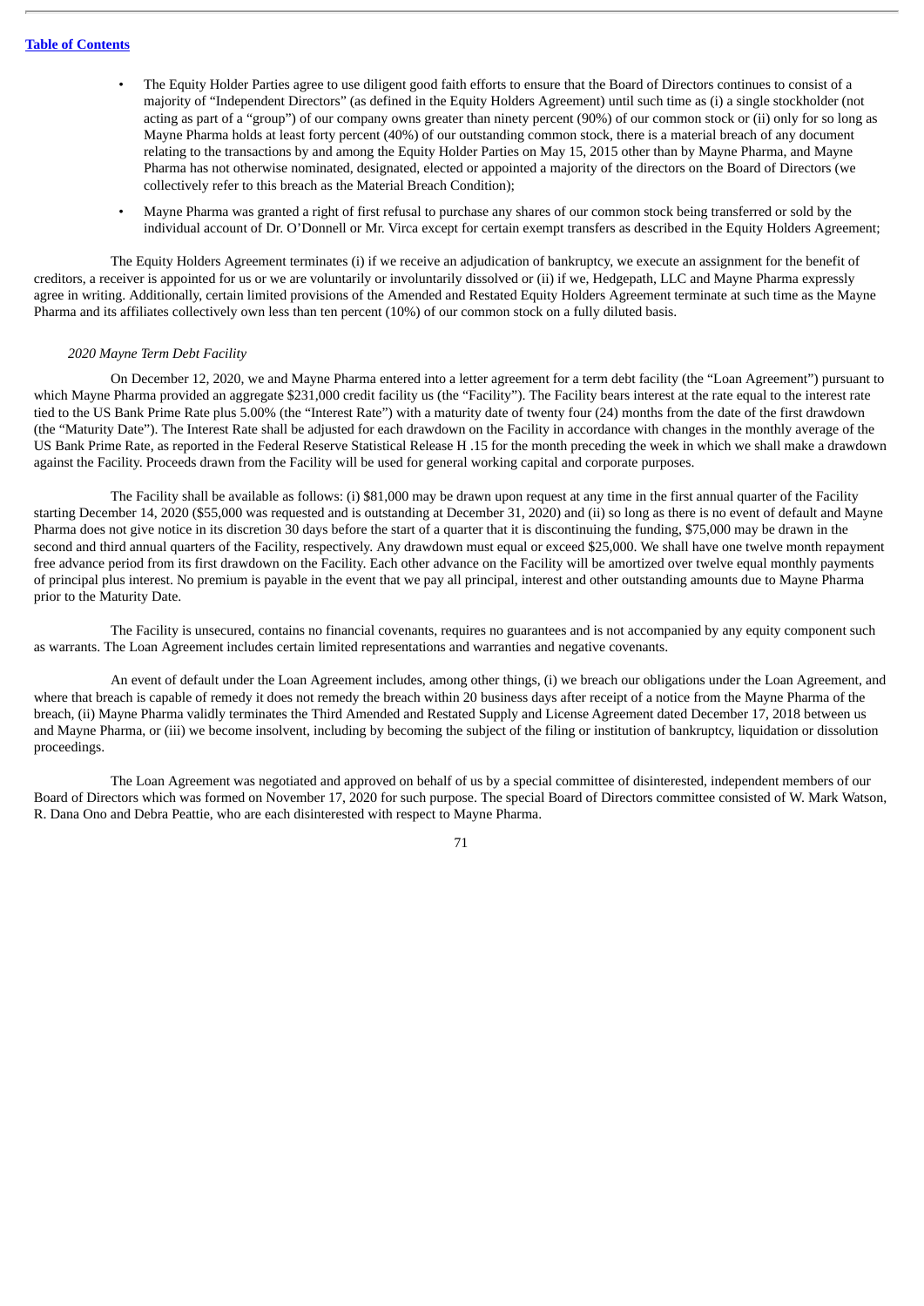- The Equity Holder Parties agree to use diligent good faith efforts to ensure that the Board of Directors continues to consist of a majority of "Independent Directors" (as defined in the Equity Holders Agreement) until such time as (i) a single stockholder (not acting as part of a "group") of our company owns greater than ninety percent (90%) of our common stock or (ii) only for so long as Mayne Pharma holds at least forty percent (40%) of our outstanding common stock, there is a material breach of any document relating to the transactions by and among the Equity Holder Parties on May 15, 2015 other than by Mayne Pharma, and Mayne Pharma has not otherwise nominated, designated, elected or appointed a majority of the directors on the Board of Directors (we collectively refer to this breach as the Material Breach Condition);
- Mayne Pharma was granted a right of first refusal to purchase any shares of our common stock being transferred or sold by the individual account of Dr. O'Donnell or Mr. Virca except for certain exempt transfers as described in the Equity Holders Agreement;

The Equity Holders Agreement terminates (i) if we receive an adjudication of bankruptcy, we execute an assignment for the benefit of creditors, a receiver is appointed for us or we are voluntarily or involuntarily dissolved or (ii) if we, Hedgepath, LLC and Mayne Pharma expressly agree in writing. Additionally, certain limited provisions of the Amended and Restated Equity Holders Agreement terminate at such time as the Mayne Pharma and its affiliates collectively own less than ten percent (10%) of our common stock on a fully diluted basis.

*2020 Mayne Term Debt Facility*

On December 12, 2020, we and Mayne Pharma entered into a letter agreement for a term debt facility (the "Loan Agreement") pursuant to which Mayne Pharma provided an aggregate $231,000 credit facility us (the "Facility"). The Facility bears interest at the rate equal to the interest rate tied to the US Bank Prime Rate plus 5.00% (the "Interest Rate") with a maturity date of twenty four (24) months from the date of the first drawdown (the "Maturity Date"). The Interest Rate shall be adjusted for each drawdown on the Facility in accordance with changes in the monthly average of the US Bank Prime Rate, as reported in the Federal Reserve Statistical Release H .15 for the month preceding the week in which we shall make a drawdown against the Facility. Proceeds drawn from the Facility will be used for general working capital and corporate purposes.

The Facility shall be available as follows: (i) $81,000 may be drawn upon request at any time in the first annual quarter of the Facility starting December 14, 2020 ($55,000 was requested and is outstanding at December 31, 2020) and (ii) so long as there is no event of default and Mayne Pharma does not give notice in its discretion 30 days before the start of a quarter that it is discontinuing the funding, $75,000 may be drawn in the second and third annual quarters of the Facility, respectively. Any drawdown must equal or exceed $25,000. We shall have one twelve month repayment free advance period from its first drawdown on the Facility. Each other advance on the Facility will be amortized over twelve equal monthly payments of principal plus interest. No premium is payable in the event that we pay all principal, interest and other outstanding amounts due to Mayne Pharma prior to the Maturity Date.

The Facility is unsecured, contains no financial covenants, requires no guarantees and is not accompanied by any equity component such as warrants. The Loan Agreement includes certain limited representations and warranties and negative covenants.

An event of default under the Loan Agreement includes, among other things, (i) we breach our obligations under the Loan Agreement, and where that breach is capable of remedy it does not remedy the breach within 20 business days after receipt of a notice from the Mayne Pharma of the breach, (ii) Mayne Pharma validly terminates the Third Amended and Restated Supply and License Agreement dated December 17, 2018 between us and Mayne Pharma, or (iii) we become insolvent, including by becoming the subject of the filing or institution of bankruptcy, liquidation or dissolution proceedings.

The Loan Agreement was negotiated and approved on behalf of us by a special committee of disinterested, independent members of our Board of Directors which was formed on November 17, 2020 for such purpose. The special Board of Directors committee consisted of W. Mark Watson, R. Dana Ono and Debra Peattie, who are each disinterested with respect to Mayne Pharma.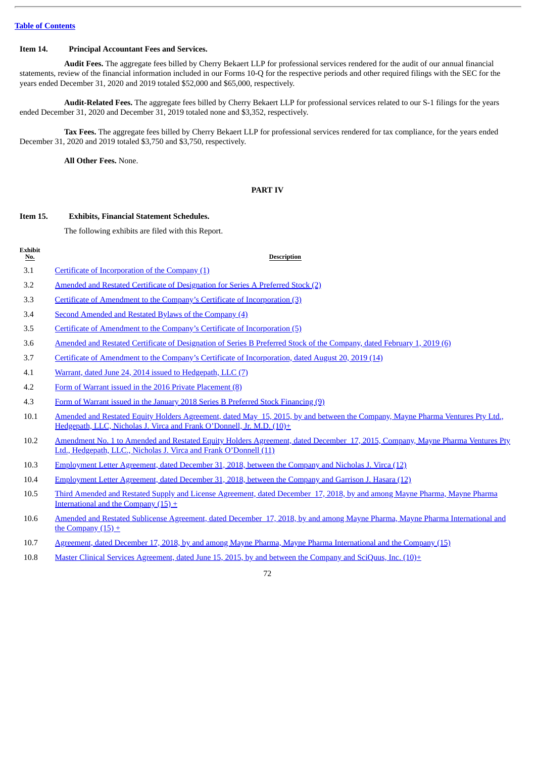[Table of Contents](#)

### Item 14. Principal Accountant Fees and Services.

**Audit Fees.** The aggregate fees billed by Cherry Bekaert LLP for professional services rendered for the audit of our annual financial statements, review of the financial information included in our Forms 10-Q for the respective periods and other required filings with the SEC for the years ended December 31, 2020 and 2019 totaled $52,000 and $65,000, respectively.

**Audit-Related Fees.** The aggregate fees billed by Cherry Bekaert LLP for professional services related to our S-1 filings for the years ended December 31, 2020 and December 31, 2019 totaled none and $3,352, respectively.

**Tax Fees.** The aggregate fees billed by Cherry Bekaert LLP for professional services rendered for tax compliance, for the years ended December 31, 2020 and 2019 totaled $3,750 and $3,750, respectively.

**All Other Fees.** None.

## PART IV

### Item 15. Exhibits, Financial Statement Schedules.

The following exhibits are filed with this Report.

| Exhibit No. | Description |
|---|---|
| 3.1 | Certificate of Incorporation of the Company (1) |
| 3.2 | Amended and Restated Certificate of Designation for Series A Preferred Stock (2) |
| 3.3 | Certificate of Amendment to the Company's Certificate of Incorporation (3) |
| 3.4 | Second Amended and Restated Bylaws of the Company (4) |
| 3.5 | Certificate of Amendment to the Company's Certificate of Incorporation (5) |
| 3.6 | Amended and Restated Certificate of Designation of Series B Preferred Stock of the Company, dated February 1, 2019 (6) |
| 3.7 | Certificate of Amendment to the Company's Certificate of Incorporation, dated August 20, 2019 (14) |
| 4.1 | Warrant, dated June 24, 2014 issued to Hedgepath, LLC (7) |
| 4.2 | Form of Warrant issued in the 2016 Private Placement (8) |
| 4.3 | Form of Warrant issued in the January 2018 Series B Preferred Stock Financing (9) |
| 10.1 | Amended and Restated Equity Holders Agreement, dated May 15, 2015, by and between the Company, Mayne Pharma Ventures Pty Ltd., Hedgepath, LLC, Nicholas J. Virca and Frank O'Donnell, Jr. M.D. (10)+ |
| 10.2 | Amendment No. 1 to Amended and Restated Equity Holders Agreement, dated December 17, 2015, Company, Mayne Pharma Ventures Pty Ltd., Hedgepath, LLC., Nicholas J. Virca and Frank O'Donnell (11) |
| 10.3 | Employment Letter Agreement, dated December 31, 2018, between the Company and Nicholas J. Virca (12) |
| 10.4 | Employment Letter Agreement, dated December 31, 2018, between the Company and Garrison J. Hasara (12) |
| 10.5 | Third Amended and Restated Supply and License Agreement, dated December 17, 2018, by and among Mayne Pharma, Mayne Pharma International and the Company (15) + |
| 10.6 | Amended and Restated Sublicense Agreement, dated December 17, 2018, by and among Mayne Pharma, Mayne Pharma International and the Company (15) + |
| 10.7 | Agreement, dated December 17, 2018, by and among Mayne Pharma, Mayne Pharma International and the Company (15) |
| 10.8 | Master Clinical Services Agreement, dated June 15, 2015, by and between the Company and SciQuus, Inc. (10)+ |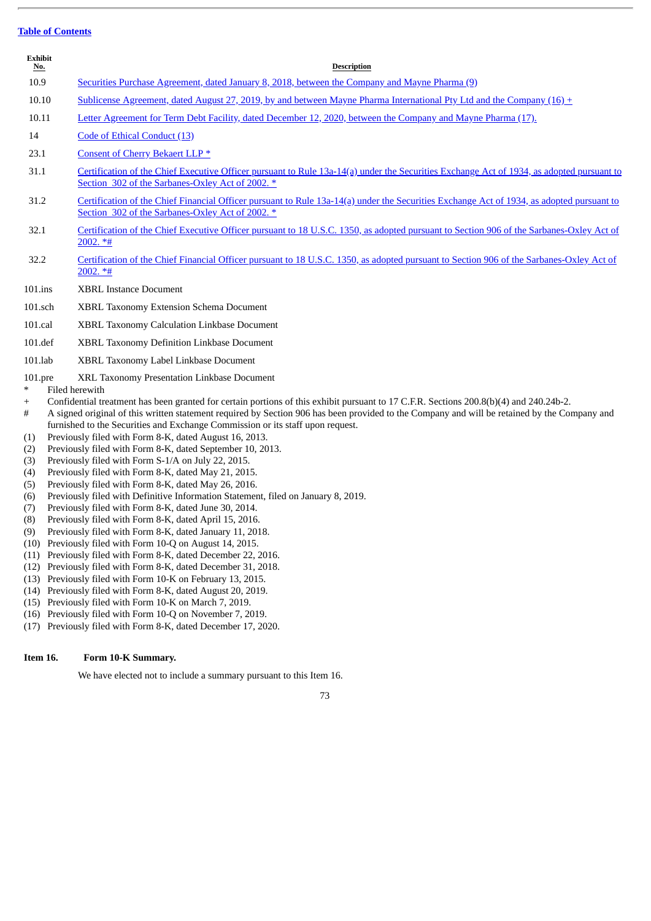[Table of Contents](#)

| Exhibit No. | Description |
|---|---|
| 10.9 | Securities Purchase Agreement, dated January 8, 2018, between the Company and Mayne Pharma (9) |
| 10.10 | Sublicense Agreement, dated August 27, 2019, by and between Mayne Pharma International Pty Ltd and the Company (16) + |
| 10.11 | Letter Agreement for Term Debt Facility, dated December 12, 2020, between the Company and Mayne Pharma (17). |
| 14 | Code of Ethical Conduct (13) |
| 23.1 | Consent of Cherry Bekaert LLP * |
| 31.1 | Certification of the Chief Executive Officer pursuant to Rule 13a-14(a) under the Securities Exchange Act of 1934, as adopted pursuant to Section 302 of the Sarbanes-Oxley Act of 2002. * |
| 31.2 | Certification of the Chief Financial Officer pursuant to Rule 13a-14(a) under the Securities Exchange Act of 1934, as adopted pursuant to Section 302 of the Sarbanes-Oxley Act of 2002. * |
| 32.1 | Certification of the Chief Executive Officer pursuant to 18 U.S.C. 1350, as adopted pursuant to Section 906 of the Sarbanes-Oxley Act of 2002. *# |
| 32.2 | Certification of the Chief Financial Officer pursuant to 18 U.S.C. 1350, as adopted pursuant to Section 906 of the Sarbanes-Oxley Act of 2002. *# |
| 101.ins | XBRL Instance Document |
| 101.sch | XBRL Taxonomy Extension Schema Document |
| 101.cal | XBRL Taxonomy Calculation Linkbase Document |
| 101.def | XBRL Taxonomy Definition Linkbase Document |
| 101.lab | XBRL Taxonomy Label Linkbase Document |
| 101.pre | XRL Taxonomy Presentation Linkbase Document |

\* Filed herewith

\+ Confidential treatment has been granted for certain portions of this exhibit pursuant to 17 C.F.R. Sections 200.8(b)(4) and 240.24b-2.

\# A signed original of this written statement required by Section 906 has been provided to the Company and will be retained by the Company and furnished to the Securities and Exchange Commission or its staff upon request.

(1) Previously filed with Form 8-K, dated August 16, 2013.
(2) Previously filed with Form 8-K, dated September 10, 2013.
(3) Previously filed with Form S-1/A on July 22, 2015.
(4) Previously filed with Form 8-K, dated May 21, 2015.
(5) Previously filed with Form 8-K, dated May 26, 2016.
(6) Previously filed with Definitive Information Statement, filed on January 8, 2019.
(7) Previously filed with Form 8-K, dated June 30, 2014.
(8) Previously filed with Form 8-K, dated April 15, 2016.
(9) Previously filed with Form 8-K, dated January 11, 2018.
(10) Previously filed with Form 10-Q on August 14, 2015.
(11) Previously filed with Form 8-K, dated December 22, 2016.
(12) Previously filed with Form 8-K, dated December 31, 2018.
(13) Previously filed with Form 10-K on February 13, 2015.
(14) Previously filed with Form 8-K, dated August 20, 2019.
(15) Previously filed with Form 10-K on March 7, 2019.
(16) Previously filed with Form 10-Q on November 7, 2019.
(17) Previously filed with Form 8-K, dated December 17, 2020.

**Item 16. Form 10-K Summary.**

We have elected not to include a summary pursuant to this Item 16.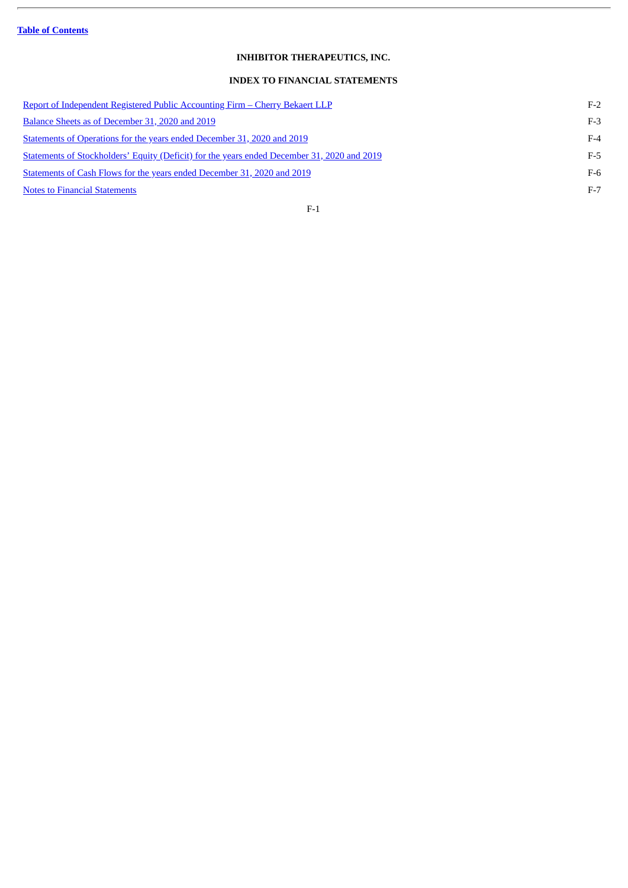[Table of Contents](#)

# INHIBITOR THERAPEUTICS, INC.

## INDEX TO FINANCIAL STATEMENTS

| | |
|---|---|
| [Report of Independent Registered Public Accounting Firm – Cherry Bekaert LLP](#) | F-2 |
| [Balance Sheets as of December 31, 2020 and 2019](#) | F-3 |
| [Statements of Operations for the years ended December 31, 2020 and 2019](#) | F-4 |
| [Statements of Stockholders' Equity (Deficit) for the years ended December 31, 2020 and 2019](#) | F-5 |
| [Statements of Cash Flows for the years ended December 31, 2020 and 2019](#) | F-6 |
| [Notes to Financial Statements](#) | F-7 |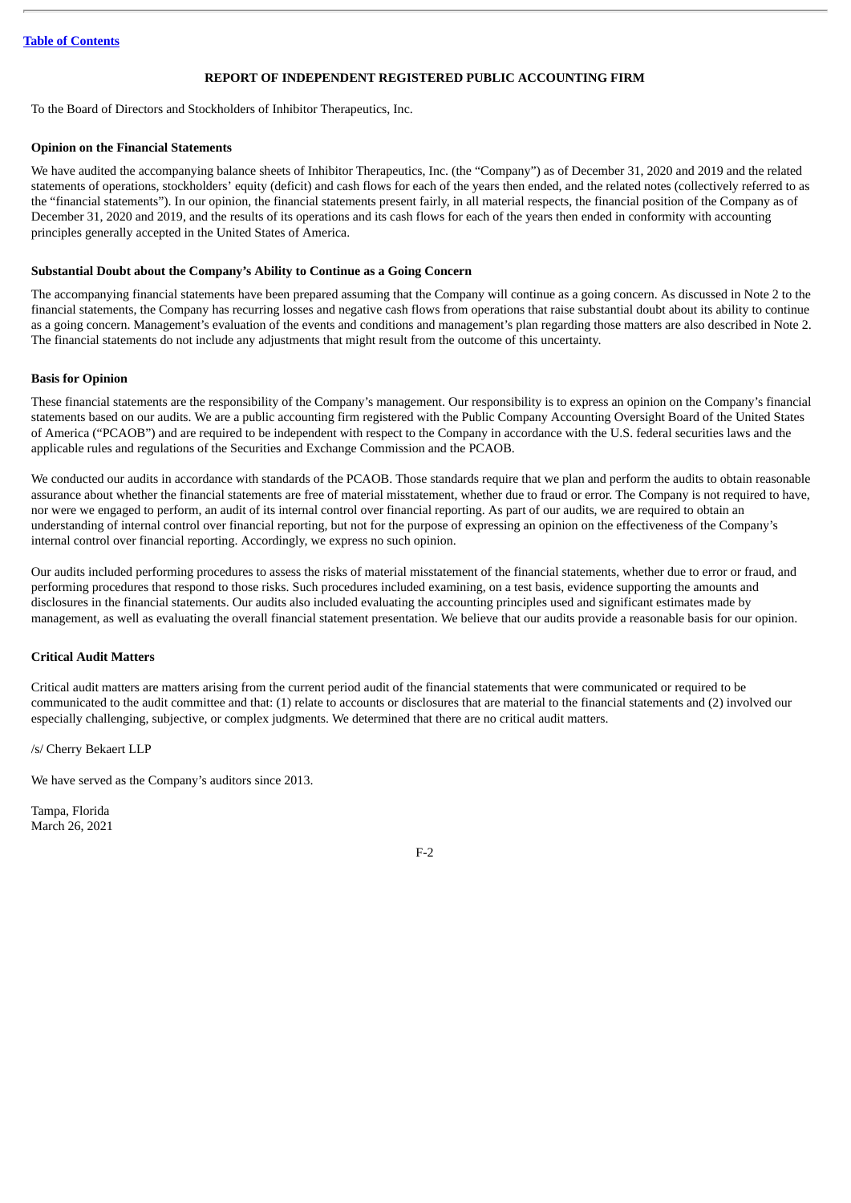[Table of Contents](#)

## REPORT OF INDEPENDENT REGISTERED PUBLIC ACCOUNTING FIRM

To the Board of Directors and Stockholders of Inhibitor Therapeutics, Inc.

**Opinion on the Financial Statements**

We have audited the accompanying balance sheets of Inhibitor Therapeutics, Inc. (the "Company") as of December 31, 2020 and 2019 and the related statements of operations, stockholders' equity (deficit) and cash flows for each of the years then ended, and the related notes (collectively referred to as the "financial statements"). In our opinion, the financial statements present fairly, in all material respects, the financial position of the Company as of December 31, 2020 and 2019, and the results of its operations and its cash flows for each of the years then ended in conformity with accounting principles generally accepted in the United States of America.

**Substantial Doubt about the Company's Ability to Continue as a Going Concern**

The accompanying financial statements have been prepared assuming that the Company will continue as a going concern. As discussed in Note 2 to the financial statements, the Company has recurring losses and negative cash flows from operations that raise substantial doubt about its ability to continue as a going concern. Management's evaluation of the events and conditions and management's plan regarding those matters are also described in Note 2. The financial statements do not include any adjustments that might result from the outcome of this uncertainty.

**Basis for Opinion**

These financial statements are the responsibility of the Company's management. Our responsibility is to express an opinion on the Company's financial statements based on our audits. We are a public accounting firm registered with the Public Company Accounting Oversight Board of the United States of America ("PCAOB") and are required to be independent with respect to the Company in accordance with the U.S. federal securities laws and the applicable rules and regulations of the Securities and Exchange Commission and the PCAOB.

We conducted our audits in accordance with standards of the PCAOB. Those standards require that we plan and perform the audits to obtain reasonable assurance about whether the financial statements are free of material misstatement, whether due to fraud or error. The Company is not required to have, nor were we engaged to perform, an audit of its internal control over financial reporting. As part of our audits, we are required to obtain an understanding of internal control over financial reporting, but not for the purpose of expressing an opinion on the effectiveness of the Company's internal control over financial reporting. Accordingly, we express no such opinion.

Our audits included performing procedures to assess the risks of material misstatement of the financial statements, whether due to error or fraud, and performing procedures that respond to those risks. Such procedures included examining, on a test basis, evidence supporting the amounts and disclosures in the financial statements. Our audits also included evaluating the accounting principles used and significant estimates made by management, as well as evaluating the overall financial statement presentation. We believe that our audits provide a reasonable basis for our opinion.

**Critical Audit Matters**

Critical audit matters are matters arising from the current period audit of the financial statements that were communicated or required to be communicated to the audit committee and that: (1) relate to accounts or disclosures that are material to the financial statements and (2) involved our especially challenging, subjective, or complex judgments. We determined that there are no critical audit matters.

/s/ Cherry Bekaert LLP

We have served as the Company's auditors since 2013.

Tampa, Florida
March 26, 2021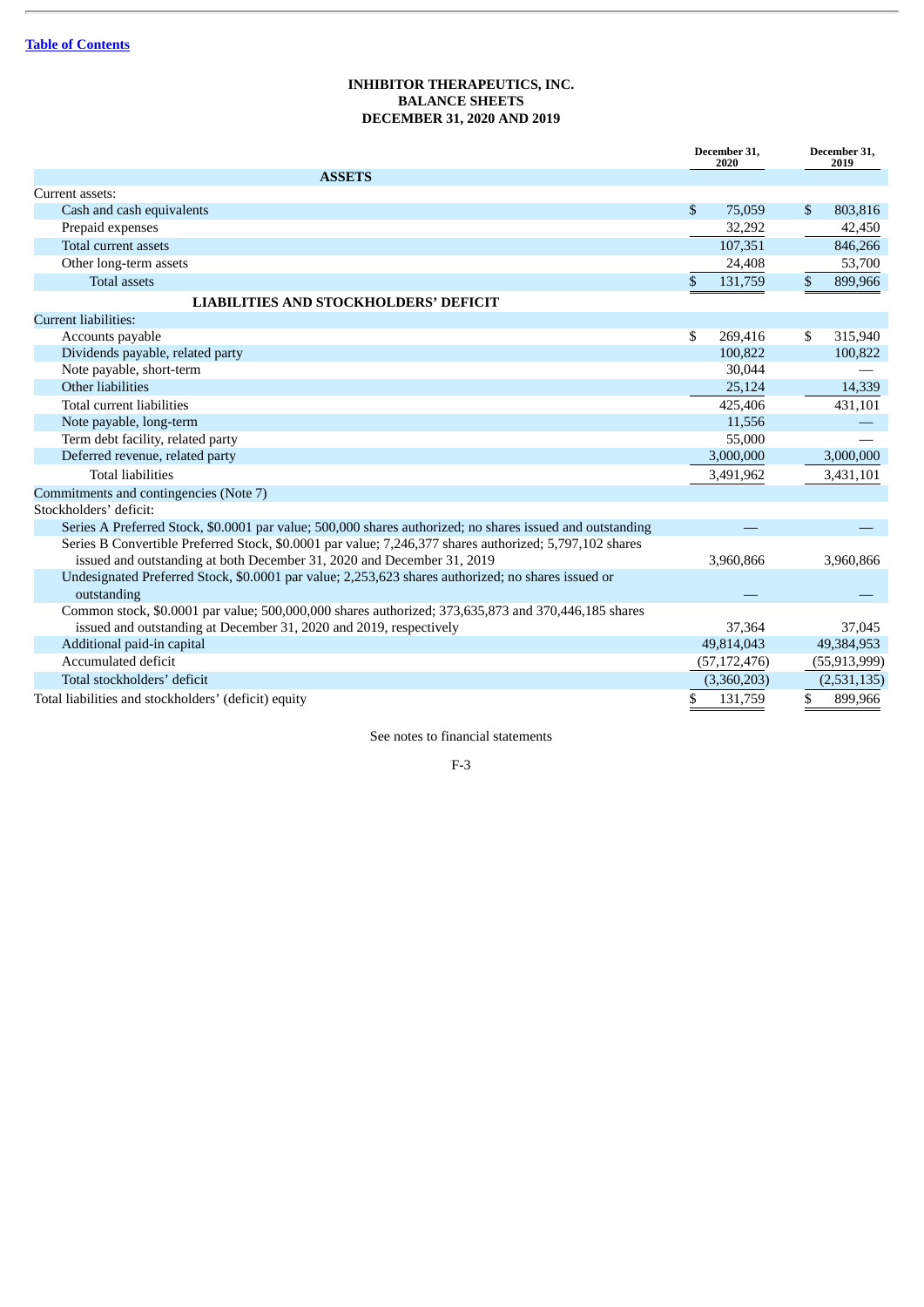[Table of Contents](#)

# INHIBITOR THERAPEUTICS, INC.
## BALANCE SHEETS
## DECEMBER 31, 2020 AND 2019

| | December 31, 2020 | December 31, 2019 |
|---|---|---|
| **ASSETS** | | |
| Current assets: | | |
| Cash and cash equivalents | $ 75,059 | $ 803,816 |
| Prepaid expenses | 32,292 | 42,450 |
| Total current assets | 107,351 | 846,266 |
| Other long-term assets | 24,408 | 53,700 |
| Total assets | $ 131,759 | $ 899,966 |
| **LIABILITIES AND STOCKHOLDERS' DEFICIT** | | |
| Current liabilities: | | |
| Accounts payable | $ 269,416 | $ 315,940 |
| Dividends payable, related party | 100,822 | 100,822 |
| Note payable, short-term | 30,044 | — |
| Other liabilities | 25,124 | 14,339 |
| Total current liabilities | 425,406 | 431,101 |
| Note payable, long-term | 11,556 | — |
| Term debt facility, related party | 55,000 | — |
| Deferred revenue, related party | 3,000,000 | 3,000,000 |
| Total liabilities | 3,491,962 | 3,431,101 |
| Commitments and contingencies (Note 7) | | |
| Stockholders' deficit: | | |
| Series A Preferred Stock, $0.0001 par value; 500,000 shares authorized; no shares issued and outstanding | — | — |
| Series B Convertible Preferred Stock, $0.0001 par value; 7,246,377 shares authorized; 5,797,102 shares issued and outstanding at both December 31, 2020 and December 31, 2019 | 3,960,866 | 3,960,866 |
| Undesignated Preferred Stock, $0.0001 par value; 2,253,623 shares authorized; no shares issued or outstanding | — | — |
| Common stock, $0.0001 par value; 500,000,000 shares authorized; 373,635,873 and 370,446,185 shares issued and outstanding at December 31, 2020 and 2019, respectively | 37,364 | 37,045 |
| Additional paid-in capital | 49,814,043 | 49,384,953 |
| Accumulated deficit | (57,172,476) | (55,913,999) |
| Total stockholders' deficit | (3,360,203) | (2,531,135) |
| Total liabilities and stockholders' (deficit) equity | $ 131,759 | $ 899,966 |

See notes to financial statements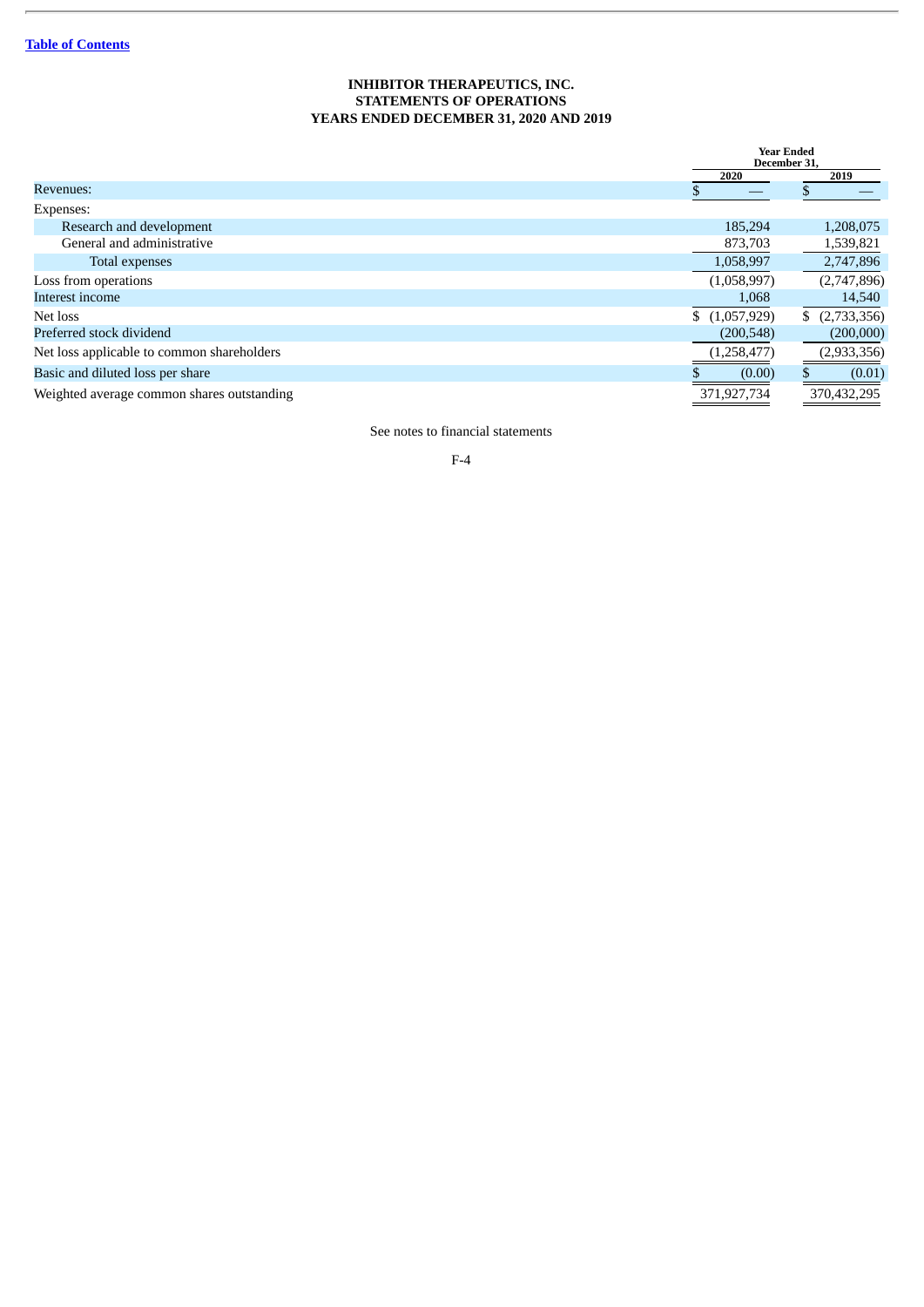**INHIBITOR THERAPEUTICS, INC.**
**STATEMENTS OF OPERATIONS**
**YEARS ENDED DECEMBER 31, 2020 AND 2019**

| | Year Ended December 31, | |
|---|---|---|
| | 2020 | 2019 |
| Revenues: | $ — | $ — |
| Expenses: | | |
| Research and development | 185,294 | 1,208,075 |
| General and administrative | 873,703 | 1,539,821 |
| Total expenses | 1,058,997 | 2,747,896 |
| Loss from operations | (1,058,997) | (2,747,896) |
| Interest income | 1,068 | 14,540 |
| Net loss | $ (1,057,929) | $ (2,733,356) |
| Preferred stock dividend | (200,548) | (200,000) |
| Net loss applicable to common shareholders | (1,258,477) | (2,933,356) |
| Basic and diluted loss per share | $ (0.00) | $ (0.01) |
| Weighted average common shares outstanding | 371,927,734 | 370,432,295 |

See notes to financial statements

F-4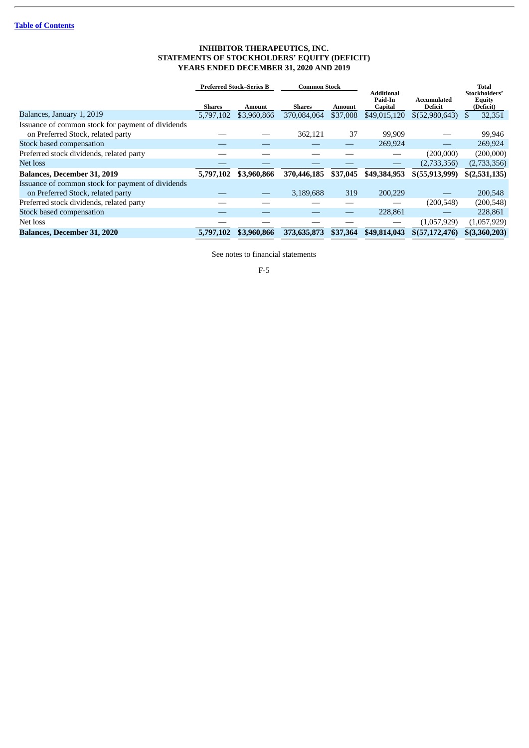[Table of Contents](#)

# INHIBITOR THERAPEUTICS, INC.
## STATEMENTS OF STOCKHOLDERS' EQUITY (DEFICIT)
### YEARS ENDED DECEMBER 31, 2020 AND 2019

| | Preferred Stock–Series B | | Common Stock | | Additional Paid-In Capital | Accumulated Deficit | Total Stockholders' Equity (Deficit) |
|---|---|---|---|---|---|---|---|
| | Shares | Amount | Shares | Amount | | | |
| Balances, January 1, 2019 | 5,797,102 | $3,960,866 | 370,084,064 | $37,008 | $49,015,120 | $(52,980,643) | $ 32,351 |
| Issuance of common stock for payment of dividends on Preferred Stock, related party | — | — | 362,121 | 37 | 99,909 | — | 99,946 |
| Stock based compensation | — | — | — | — | 269,924 | — | 269,924 |
| Preferred stock dividends, related party | — | — | — | — | — | (200,000) | (200,000) |
| Net loss | — | — | — | — | — | (2,733,356) | (2,733,356) |
| **Balances, December 31, 2019** | **5,797,102** | **$3,960,866** | **370,446,185** | **$37,045** | **$49,384,953** | **$(55,913,999)** | **$(2,531,135)** |
| Issuance of common stock for payment of dividends on Preferred Stock, related party | — | — | 3,189,688 | 319 | 200,229 | — | 200,548 |
| Preferred stock dividends, related party | — | — | — | — | — | (200,548) | (200,548) |
| Stock based compensation | — | — | — | — | 228,861 | — | 228,861 |
| Net loss | — | — | — | — | — | (1,057,929) | (1,057,929) |
| **Balances, December 31, 2020** | **5,797,102** | **$3,960,866** | **373,635,873** | **$37,364** | **$49,814,043** | **$(57,172,476)** | **$(3,360,203)** |

See notes to financial statements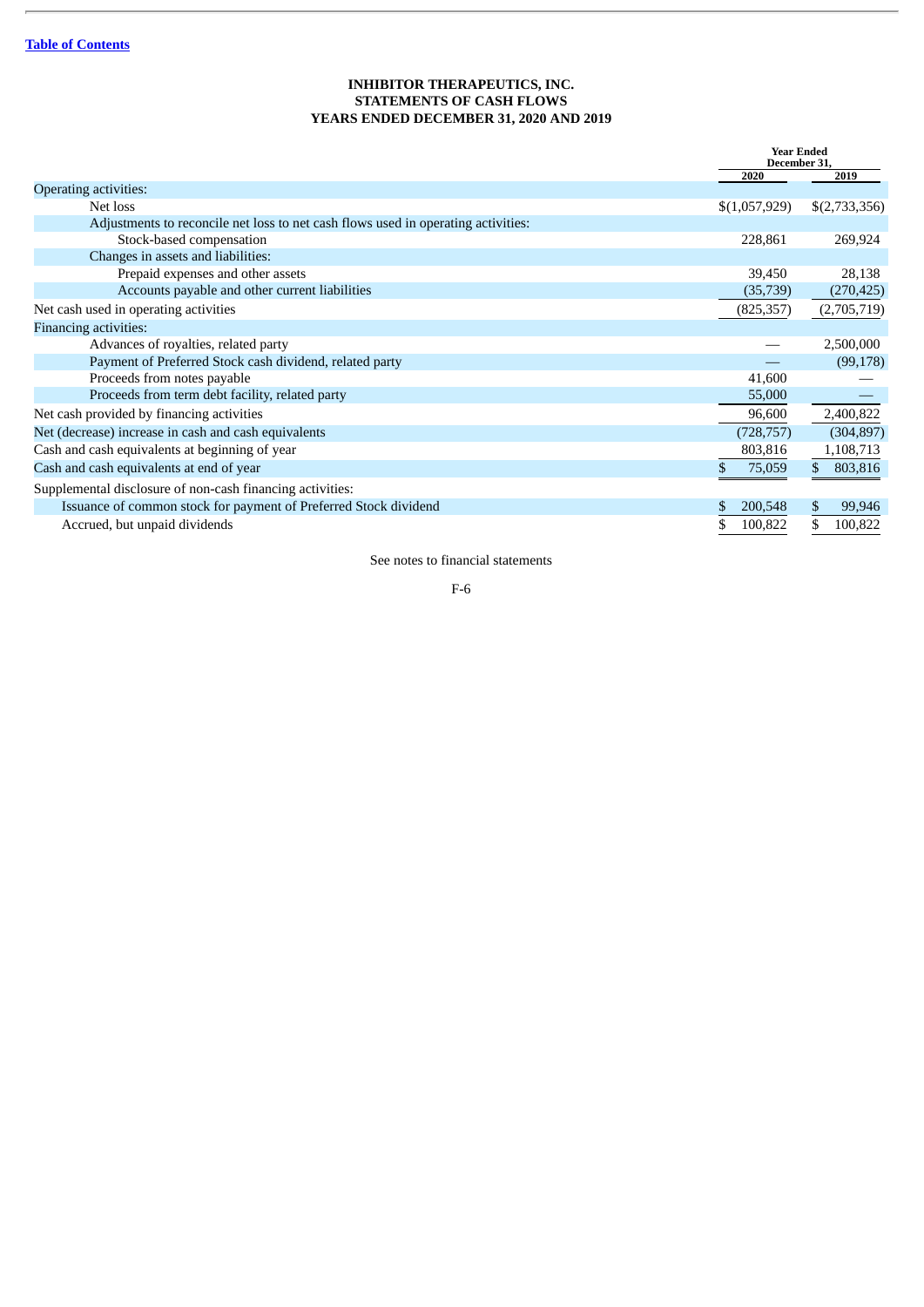[Table of Contents](#)

# INHIBITOR THERAPEUTICS, INC.
## STATEMENTS OF CASH FLOWS
## YEARS ENDED DECEMBER 31, 2020 AND 2019

| | Year Ended December 31, | |
|---|---|---|
| | 2020 | 2019 |
| Operating activities: | | |
| Net loss | $(1,057,929) | $(2,733,356) |
| Adjustments to reconcile net loss to net cash flows used in operating activities: | | |
| Stock-based compensation | 228,861 | 269,924 |
| Changes in assets and liabilities: | | |
| Prepaid expenses and other assets | 39,450 | 28,138 |
| Accounts payable and other current liabilities | (35,739) | (270,425) |
| Net cash used in operating activities | (825,357) | (2,705,719) |
| Financing activities: | | |
| Advances of royalties, related party | — | 2,500,000 |
| Payment of Preferred Stock cash dividend, related party | — | (99,178) |
| Proceeds from notes payable | 41,600 | — |
| Proceeds from term debt facility, related party | 55,000 | — |
| Net cash provided by financing activities | 96,600 | 2,400,822 |
| Net (decrease) increase in cash and cash equivalents | (728,757) | (304,897) |
| Cash and cash equivalents at beginning of year | 803,816 | 1,108,713 |
| Cash and cash equivalents at end of year | $ 75,059 | $ 803,816 |
| Supplemental disclosure of non-cash financing activities: | | |
| Issuance of common stock for payment of Preferred Stock dividend | $ 200,548 | $ 99,946 |
| Accrued, but unpaid dividends | $ 100,822 | $ 100,822 |

See notes to financial statements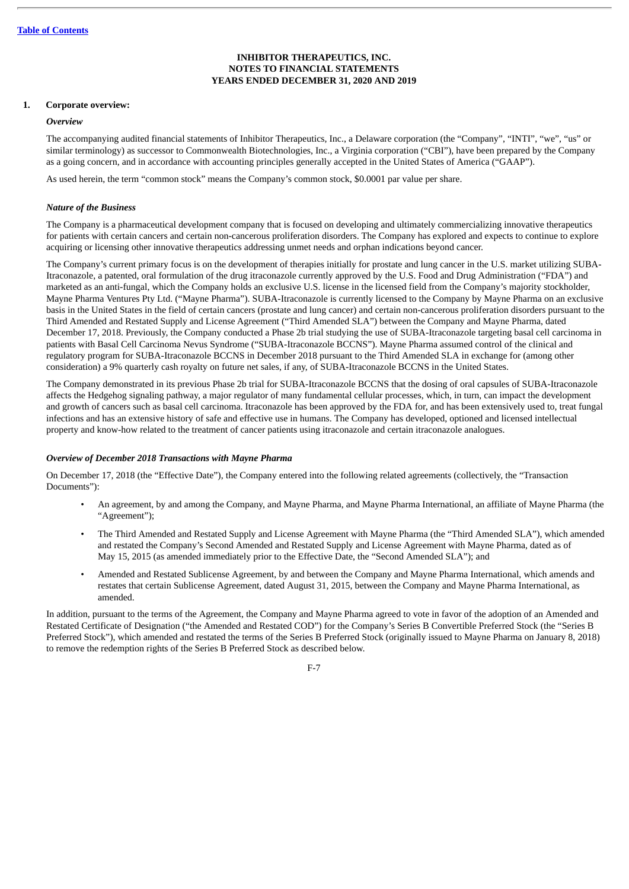**INHIBITOR THERAPEUTICS, INC.**
**NOTES TO FINANCIAL STATEMENTS**
**YEARS ENDED DECEMBER 31, 2020 AND 2019**

## 1. Corporate overview:

### *Overview*

The accompanying audited financial statements of Inhibitor Therapeutics, Inc., a Delaware corporation (the "Company", "INTI", "we", "us" or similar terminology) as successor to Commonwealth Biotechnologies, Inc., a Virginia corporation ("CBI"), have been prepared by the Company as a going concern, and in accordance with accounting principles generally accepted in the United States of America ("GAAP").

As used herein, the term "common stock" means the Company's common stock, $0.0001 par value per share.

### *Nature of the Business*

The Company is a pharmaceutical development company that is focused on developing and ultimately commercializing innovative therapeutics for patients with certain cancers and certain non-cancerous proliferation disorders. The Company has explored and expects to continue to explore acquiring or licensing other innovative therapeutics addressing unmet needs and orphan indications beyond cancer.

The Company's current primary focus is on the development of therapies initially for prostate and lung cancer in the U.S. market utilizing SUBA-Itraconazole, a patented, oral formulation of the drug itraconazole currently approved by the U.S. Food and Drug Administration ("FDA") and marketed as an anti-fungal, which the Company holds an exclusive U.S. license in the licensed field from the Company's majority stockholder, Mayne Pharma Ventures Pty Ltd. ("Mayne Pharma"). SUBA-Itraconazole is currently licensed to the Company by Mayne Pharma on an exclusive basis in the United States in the field of certain cancers (prostate and lung cancer) and certain non-cancerous proliferation disorders pursuant to the Third Amended and Restated Supply and License Agreement ("Third Amended SLA") between the Company and Mayne Pharma, dated December 17, 2018. Previously, the Company conducted a Phase 2b trial studying the use of SUBA-Itraconazole targeting basal cell carcinoma in patients with Basal Cell Carcinoma Nevus Syndrome ("SUBA-Itraconazole BCCNS"). Mayne Pharma assumed control of the clinical and regulatory program for SUBA-Itraconazole BCCNS in December 2018 pursuant to the Third Amended SLA in exchange for (among other consideration) a 9% quarterly cash royalty on future net sales, if any, of SUBA-Itraconazole BCCNS in the United States.

The Company demonstrated in its previous Phase 2b trial for SUBA-Itraconazole BCCNS that the dosing of oral capsules of SUBA-Itraconazole affects the Hedgehog signaling pathway, a major regulator of many fundamental cellular processes, which, in turn, can impact the development and growth of cancers such as basal cell carcinoma. Itraconazole has been approved by the FDA for, and has been extensively used to, treat fungal infections and has an extensive history of safe and effective use in humans. The Company has developed, optioned and licensed intellectual property and know-how related to the treatment of cancer patients using itraconazole and certain itraconazole analogues.

### *Overview of December 2018 Transactions with Mayne Pharma*

On December 17, 2018 (the "Effective Date"), the Company entered into the following related agreements (collectively, the "Transaction Documents"):

- An agreement, by and among the Company, and Mayne Pharma, and Mayne Pharma International, an affiliate of Mayne Pharma (the "Agreement");
- The Third Amended and Restated Supply and License Agreement with Mayne Pharma (the "Third Amended SLA"), which amended and restated the Company's Second Amended and Restated Supply and License Agreement with Mayne Pharma, dated as of May 15, 2015 (as amended immediately prior to the Effective Date, the "Second Amended SLA"); and
- Amended and Restated Sublicense Agreement, by and between the Company and Mayne Pharma International, which amends and restates that certain Sublicense Agreement, dated August 31, 2015, between the Company and Mayne Pharma International, as amended.

In addition, pursuant to the terms of the Agreement, the Company and Mayne Pharma agreed to vote in favor of the adoption of an Amended and Restated Certificate of Designation ("the Amended and Restated COD") for the Company's Series B Convertible Preferred Stock (the "Series B Preferred Stock"), which amended and restated the terms of the Series B Preferred Stock (originally issued to Mayne Pharma on January 8, 2018) to remove the redemption rights of the Series B Preferred Stock as described below.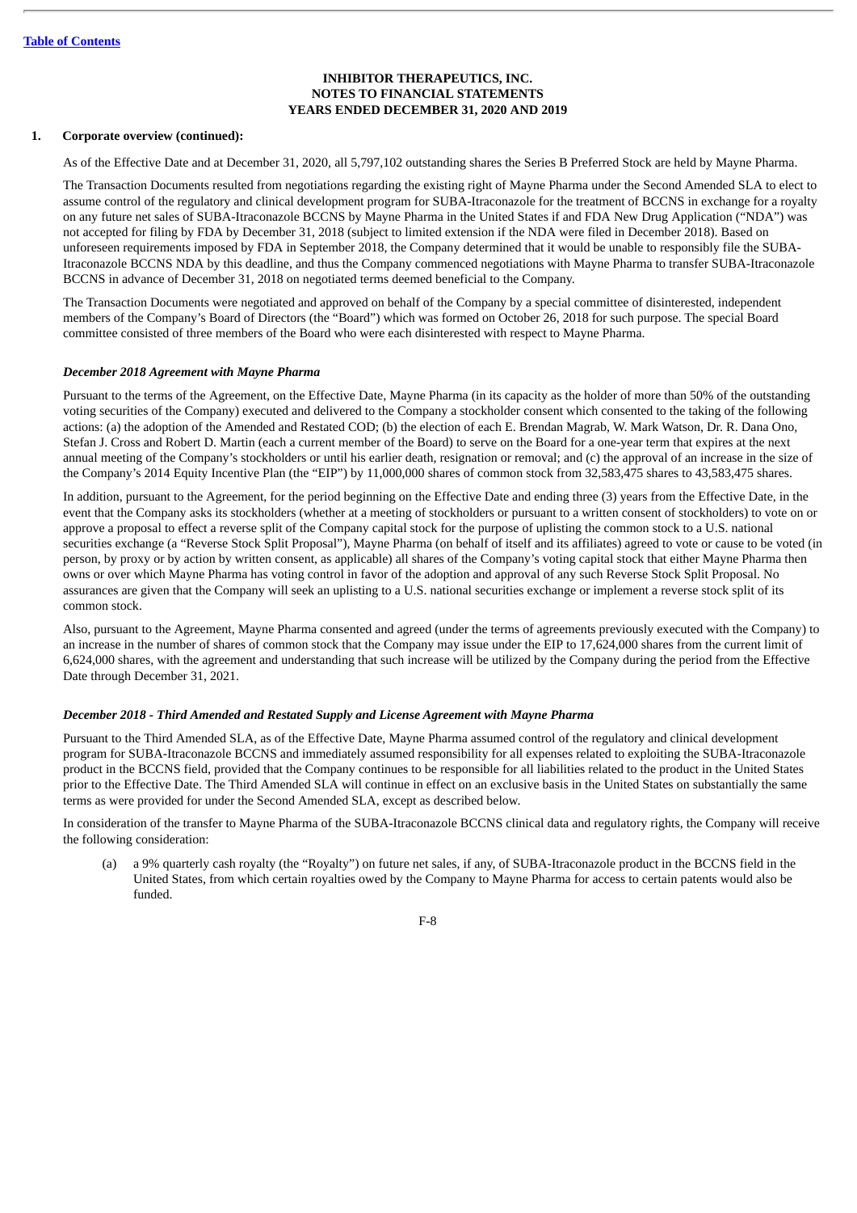**1. Corporate overview (continued):**

As of the Effective Date and at December 31, 2020, all 5,797,102 outstanding shares the Series B Preferred Stock are held by Mayne Pharma.

The Transaction Documents resulted from negotiations regarding the existing right of Mayne Pharma under the Second Amended SLA to elect to assume control of the regulatory and clinical development program for SUBA-Itraconazole for the treatment of BCCNS in exchange for a royalty on any future net sales of SUBA-Itraconazole BCCNS by Mayne Pharma in the United States if and FDA New Drug Application ("NDA") was not accepted for filing by FDA by December 31, 2018 (subject to limited extension if the NDA were filed in December 2018). Based on unforeseen requirements imposed by FDA in September 2018, the Company determined that it would be unable to responsibly file the SUBA-Itraconazole BCCNS NDA by this deadline, and thus the Company commenced negotiations with Mayne Pharma to transfer SUBA-Itraconazole BCCNS in advance of December 31, 2018 on negotiated terms deemed beneficial to the Company.

The Transaction Documents were negotiated and approved on behalf of the Company by a special committee of disinterested, independent members of the Company's Board of Directors (the "Board") which was formed on October 26, 2018 for such purpose. The special Board committee consisted of three members of the Board who were each disinterested with respect to Mayne Pharma.

***December 2018 Agreement with Mayne Pharma***

Pursuant to the terms of the Agreement, on the Effective Date, Mayne Pharma (in its capacity as the holder of more than 50% of the outstanding voting securities of the Company) executed and delivered to the Company a stockholder consent which consented to the taking of the following actions: (a) the adoption of the Amended and Restated COD; (b) the election of each E. Brendan Magrab, W. Mark Watson, Dr. R. Dana Ono, Stefan J. Cross and Robert D. Martin (each a current member of the Board) to serve on the Board for a one-year term that expires at the next annual meeting of the Company's stockholders or until his earlier death, resignation or removal; and (c) the approval of an increase in the size of the Company's 2014 Equity Incentive Plan (the "EIP") by 11,000,000 shares of common stock from 32,583,475 shares to 43,583,475 shares.

In addition, pursuant to the Agreement, for the period beginning on the Effective Date and ending three (3) years from the Effective Date, in the event that the Company asks its stockholders (whether at a meeting of stockholders or pursuant to a written consent of stockholders) to vote on or approve a proposal to effect a reverse split of the Company capital stock for the purpose of uplisting the common stock to a U.S. national securities exchange (a "Reverse Stock Split Proposal"), Mayne Pharma (on behalf of itself and its affiliates) agreed to vote or cause to be voted (in person, by proxy or by action by written consent, as applicable) all shares of the Company's voting capital stock that either Mayne Pharma then owns or over which Mayne Pharma has voting control in favor of the adoption and approval of any such Reverse Stock Split Proposal. No assurances are given that the Company will seek an uplisting to a U.S. national securities exchange or implement a reverse stock split of its common stock.

Also, pursuant to the Agreement, Mayne Pharma consented and agreed (under the terms of agreements previously executed with the Company) to an increase in the number of shares of common stock that the Company may issue under the EIP to 17,624,000 shares from the current limit of 6,624,000 shares, with the agreement and understanding that such increase will be utilized by the Company during the period from the Effective Date through December 31, 2021.

***December 2018 - Third Amended and Restated Supply and License Agreement with Mayne Pharma***

Pursuant to the Third Amended SLA, as of the Effective Date, Mayne Pharma assumed control of the regulatory and clinical development program for SUBA-Itraconazole BCCNS and immediately assumed responsibility for all expenses related to exploiting the SUBA-Itraconazole product in the BCCNS field, provided that the Company continues to be responsible for all liabilities related to the product in the United States prior to the Effective Date. The Third Amended SLA will continue in effect on an exclusive basis in the United States on substantially the same terms as were provided for under the Second Amended SLA, except as described below.

In consideration of the transfer to Mayne Pharma of the SUBA-Itraconazole BCCNS clinical data and regulatory rights, the Company will receive the following consideration:

(a) a 9% quarterly cash royalty (the "Royalty") on future net sales, if any, of SUBA-Itraconazole product in the BCCNS field in the United States, from which certain royalties owed by the Company to Mayne Pharma for access to certain patents would also be funded.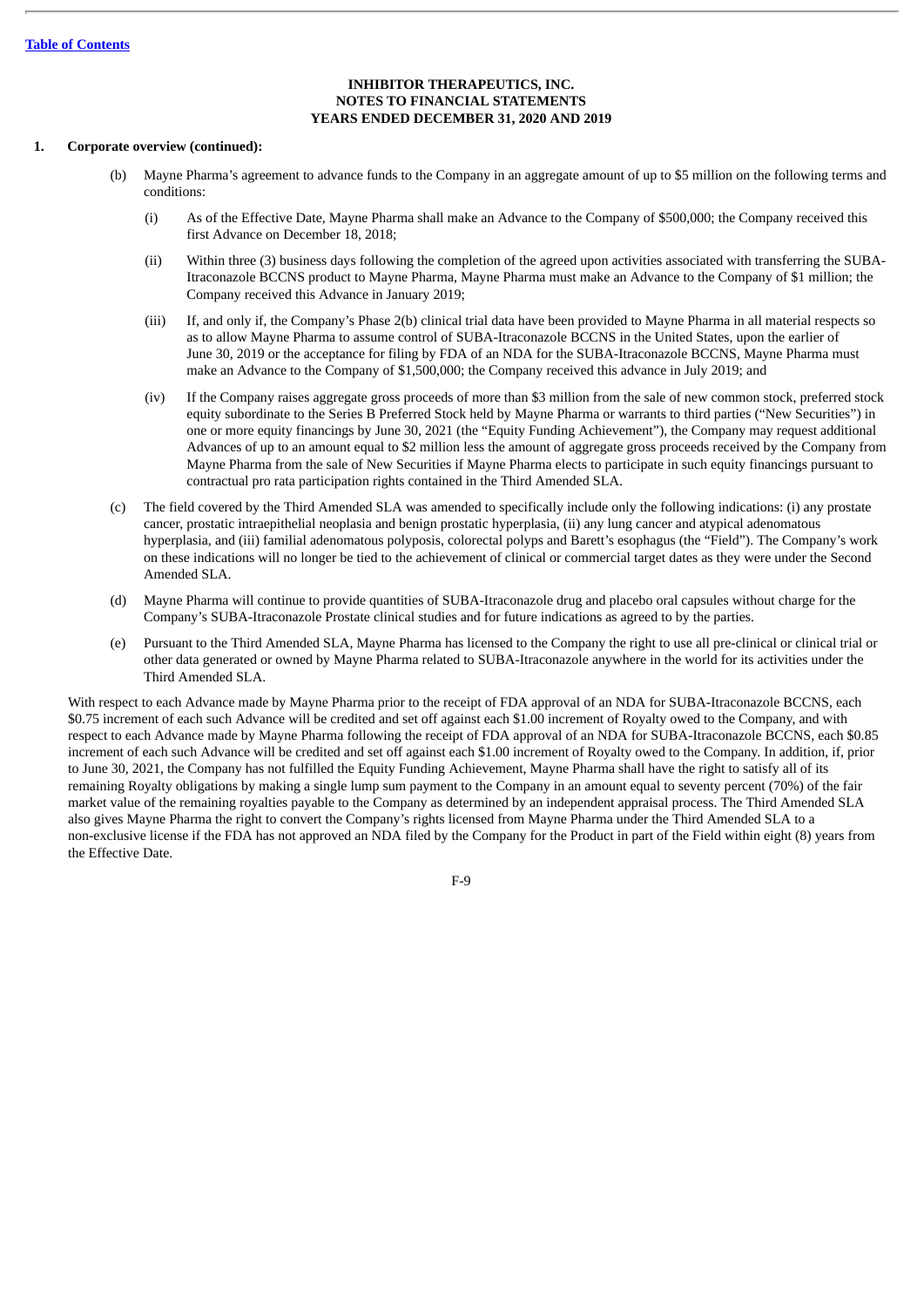**INHIBITOR THERAPEUTICS, INC.**
**NOTES TO FINANCIAL STATEMENTS**
**YEARS ENDED DECEMBER 31, 2020 AND 2019**

**1. Corporate overview (continued):**

(b) Mayne Pharma's agreement to advance funds to the Company in an aggregate amount of up to $5 million on the following terms and conditions:

(i) As of the Effective Date, Mayne Pharma shall make an Advance to the Company of $500,000; the Company received this first Advance on December 18, 2018;

(ii) Within three (3) business days following the completion of the agreed upon activities associated with transferring the SUBA-Itraconazole BCCNS product to Mayne Pharma, Mayne Pharma must make an Advance to the Company of $1 million; the Company received this Advance in January 2019;

(iii) If, and only if, the Company's Phase 2(b) clinical trial data have been provided to Mayne Pharma in all material respects so as to allow Mayne Pharma to assume control of SUBA-Itraconazole BCCNS in the United States, upon the earlier of June 30, 2019 or the acceptance for filing by FDA of an NDA for the SUBA-Itraconazole BCCNS, Mayne Pharma must make an Advance to the Company of $1,500,000; the Company received this advance in July 2019; and

(iv) If the Company raises aggregate gross proceeds of more than $3 million from the sale of new common stock, preferred stock equity subordinate to the Series B Preferred Stock held by Mayne Pharma or warrants to third parties ("New Securities") in one or more equity financings by June 30, 2021 (the "Equity Funding Achievement"), the Company may request additional Advances of up to an amount equal to $2 million less the amount of aggregate gross proceeds received by the Company from Mayne Pharma from the sale of New Securities if Mayne Pharma elects to participate in such equity financings pursuant to contractual pro rata participation rights contained in the Third Amended SLA.

(c) The field covered by the Third Amended SLA was amended to specifically include only the following indications: (i) any prostate cancer, prostatic intraepithelial neoplasia and benign prostatic hyperplasia, (ii) any lung cancer and atypical adenomatous hyperplasia, and (iii) familial adenomatous polyposis, colorectal polyps and Barett's esophagus (the "Field"). The Company's work on these indications will no longer be tied to the achievement of clinical or commercial target dates as they were under the Second Amended SLA.

(d) Mayne Pharma will continue to provide quantities of SUBA-Itraconazole drug and placebo oral capsules without charge for the Company's SUBA-Itraconazole Prostate clinical studies and for future indications as agreed to by the parties.

(e) Pursuant to the Third Amended SLA, Mayne Pharma has licensed to the Company the right to use all pre-clinical or clinical trial or other data generated or owned by Mayne Pharma related to SUBA-Itraconazole anywhere in the world for its activities under the Third Amended SLA.

With respect to each Advance made by Mayne Pharma prior to the receipt of FDA approval of an NDA for SUBA-Itraconazole BCCNS, each $0.75 increment of each such Advance will be credited and set off against each $1.00 increment of Royalty owed to the Company, and with respect to each Advance made by Mayne Pharma following the receipt of FDA approval of an NDA for SUBA-Itraconazole BCCNS, each $0.85 increment of each such Advance will be credited and set off against each $1.00 increment of Royalty owed to the Company. In addition, if, prior to June 30, 2021, the Company has not fulfilled the Equity Funding Achievement, Mayne Pharma shall have the right to satisfy all of its remaining Royalty obligations by making a single lump sum payment to the Company in an amount equal to seventy percent (70%) of the fair market value of the remaining royalties payable to the Company as determined by an independent appraisal process. The Third Amended SLA also gives Mayne Pharma the right to convert the Company's rights licensed from Mayne Pharma under the Third Amended SLA to a non-exclusive license if the FDA has not approved an NDA filed by the Company for the Product in part of the Field within eight (8) years from the Effective Date.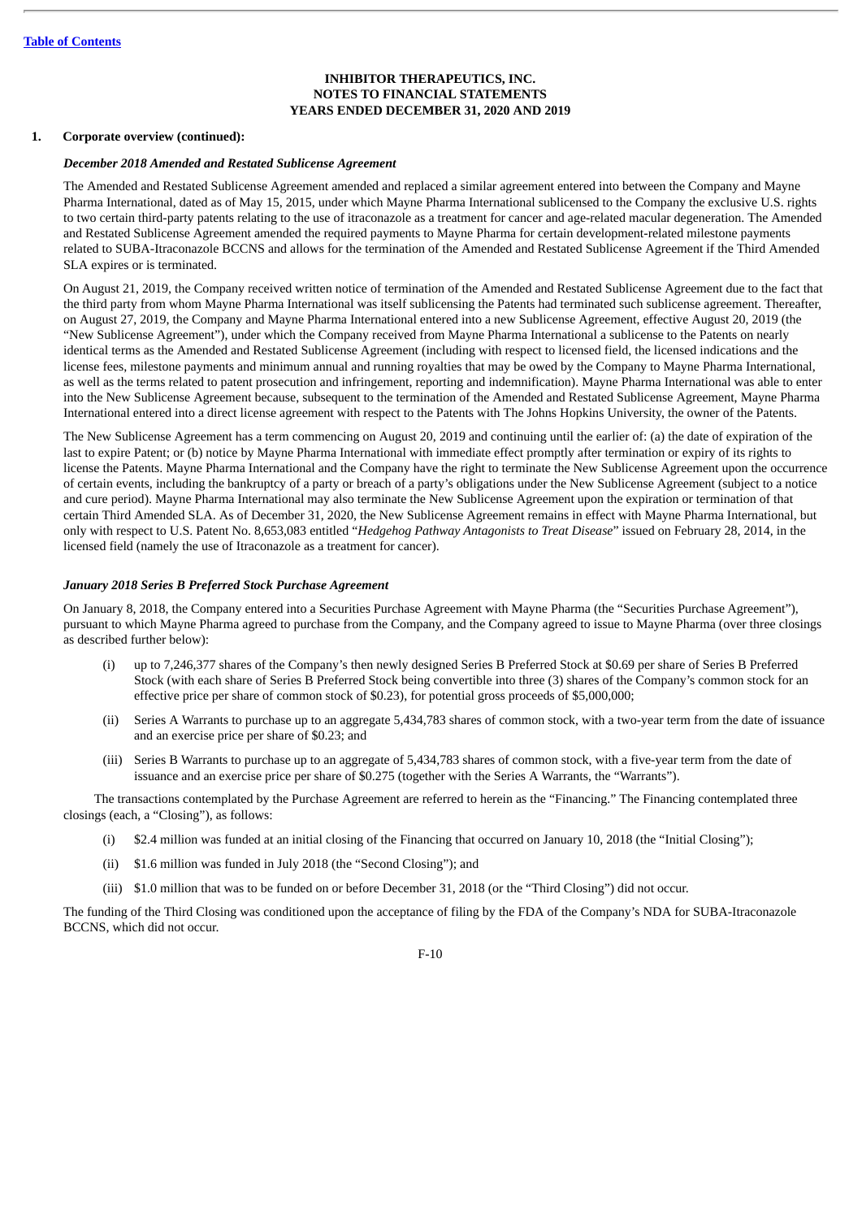**INHIBITOR THERAPEUTICS, INC.**
**NOTES TO FINANCIAL STATEMENTS**
**YEARS ENDED DECEMBER 31, 2020 AND 2019**

**1. Corporate overview (continued):**

***December 2018 Amended and Restated Sublicense Agreement***

The Amended and Restated Sublicense Agreement amended and replaced a similar agreement entered into between the Company and Mayne Pharma International, dated as of May 15, 2015, under which Mayne Pharma International sublicensed to the Company the exclusive U.S. rights to two certain third-party patents relating to the use of itraconazole as a treatment for cancer and age-related macular degeneration. The Amended and Restated Sublicense Agreement amended the required payments to Mayne Pharma for certain development-related milestone payments related to SUBA-Itraconazole BCCNS and allows for the termination of the Amended and Restated Sublicense Agreement if the Third Amended SLA expires or is terminated.

On August 21, 2019, the Company received written notice of termination of the Amended and Restated Sublicense Agreement due to the fact that the third party from whom Mayne Pharma International was itself sublicensing the Patents had terminated such sublicense agreement. Thereafter, on August 27, 2019, the Company and Mayne Pharma International entered into a new Sublicense Agreement, effective August 20, 2019 (the "New Sublicense Agreement"), under which the Company received from Mayne Pharma International a sublicense to the Patents on nearly identical terms as the Amended and Restated Sublicense Agreement (including with respect to licensed field, the licensed indications and the license fees, milestone payments and minimum annual and running royalties that may be owed by the Company to Mayne Pharma International, as well as the terms related to patent prosecution and infringement, reporting and indemnification). Mayne Pharma International was able to enter into the New Sublicense Agreement because, subsequent to the termination of the Amended and Restated Sublicense Agreement, Mayne Pharma International entered into a direct license agreement with respect to the Patents with The Johns Hopkins University, the owner of the Patents.

The New Sublicense Agreement has a term commencing on August 20, 2019 and continuing until the earlier of: (a) the date of expiration of the last to expire Patent; or (b) notice by Mayne Pharma International with immediate effect promptly after termination or expiry of its rights to license the Patents. Mayne Pharma International and the Company have the right to terminate the New Sublicense Agreement upon the occurrence of certain events, including the bankruptcy of a party or breach of a party's obligations under the New Sublicense Agreement (subject to a notice and cure period). Mayne Pharma International may also terminate the New Sublicense Agreement upon the expiration or termination of that certain Third Amended SLA. As of December 31, 2020, the New Sublicense Agreement remains in effect with Mayne Pharma International, but only with respect to U.S. Patent No. 8,653,083 entitled "*Hedgehog Pathway Antagonists to Treat Disease*" issued on February 28, 2014, in the licensed field (namely the use of Itraconazole as a treatment for cancer).

***January 2018 Series B Preferred Stock Purchase Agreement***

On January 8, 2018, the Company entered into a Securities Purchase Agreement with Mayne Pharma (the "Securities Purchase Agreement"), pursuant to which Mayne Pharma agreed to purchase from the Company, and the Company agreed to issue to Mayne Pharma (over three closings as described further below):

(i) up to 7,246,377 shares of the Company's then newly designed Series B Preferred Stock at $0.69 per share of Series B Preferred Stock (with each share of Series B Preferred Stock being convertible into three (3) shares of the Company's common stock for an effective price per share of common stock of $0.23), for potential gross proceeds of $5,000,000;

(ii) Series A Warrants to purchase up to an aggregate 5,434,783 shares of common stock, with a two-year term from the date of issuance and an exercise price per share of $0.23; and

(iii) Series B Warrants to purchase up to an aggregate of 5,434,783 shares of common stock, with a five-year term from the date of issuance and an exercise price per share of $0.275 (together with the Series A Warrants, the "Warrants").

The transactions contemplated by the Purchase Agreement are referred to herein as the "Financing." The Financing contemplated three closings (each, a "Closing"), as follows:

(i) $2.4 million was funded at an initial closing of the Financing that occurred on January 10, 2018 (the "Initial Closing");

(ii) $1.6 million was funded in July 2018 (the "Second Closing"); and

(iii) $1.0 million that was to be funded on or before December 31, 2018 (or the "Third Closing") did not occur.

The funding of the Third Closing was conditioned upon the acceptance of filing by the FDA of the Company's NDA for SUBA-Itraconazole BCCNS, which did not occur.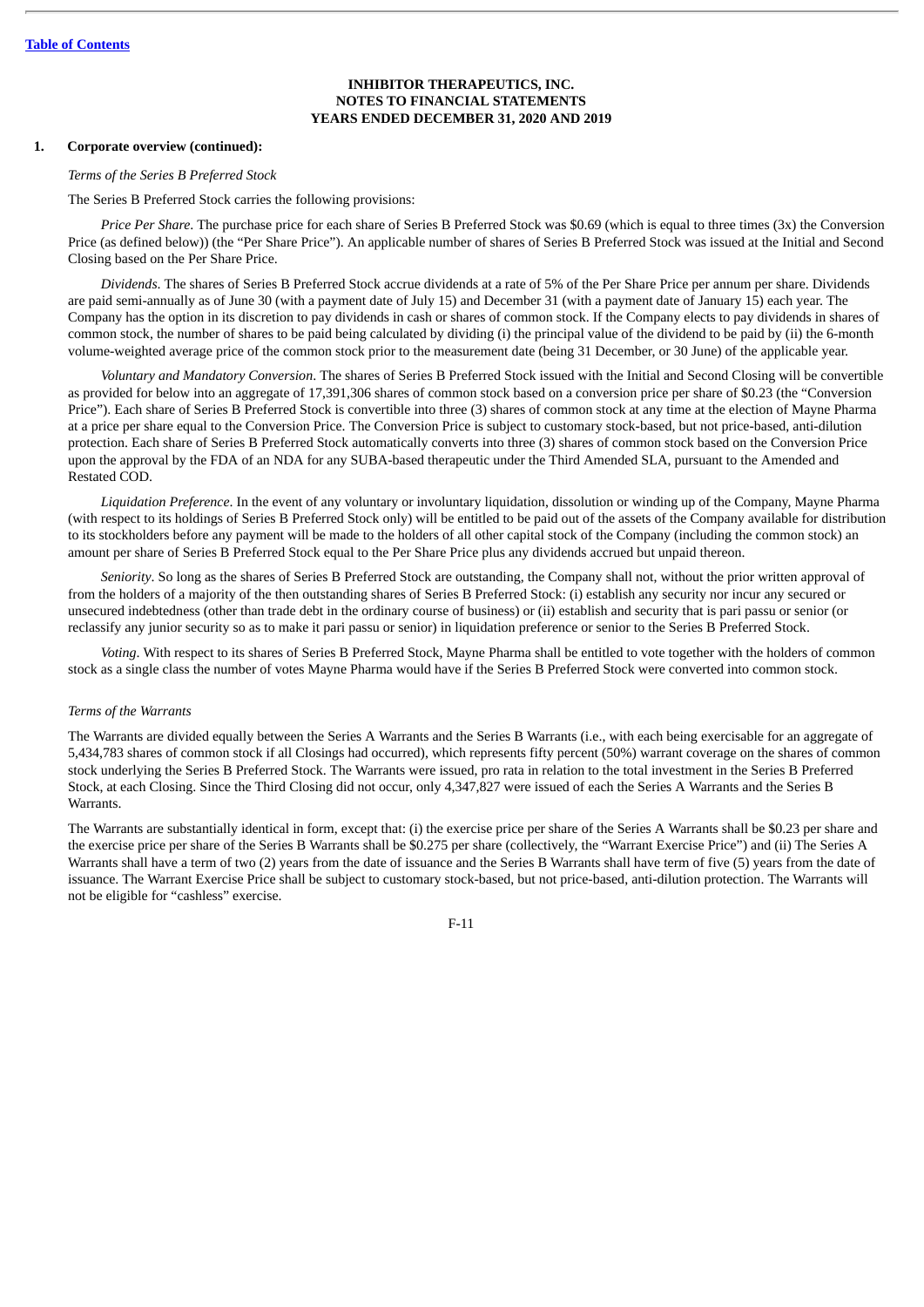[Table of Contents](#)

**INHIBITOR THERAPEUTICS, INC.**
**NOTES TO FINANCIAL STATEMENTS**
**YEARS ENDED DECEMBER 31, 2020 AND 2019**

**1. Corporate overview (continued):**

*Terms of the Series B Preferred Stock*

The Series B Preferred Stock carries the following provisions:

*Price Per Share*. The purchase price for each share of Series B Preferred Stock was $0.69 (which is equal to three times (3x) the Conversion Price (as defined below)) (the "Per Share Price"). An applicable number of shares of Series B Preferred Stock was issued at the Initial and Second Closing based on the Per Share Price.

*Dividends*. The shares of Series B Preferred Stock accrue dividends at a rate of 5% of the Per Share Price per annum per share. Dividends are paid semi-annually as of June 30 (with a payment date of July 15) and December 31 (with a payment date of January 15) each year. The Company has the option in its discretion to pay dividends in cash or shares of common stock. If the Company elects to pay dividends in shares of common stock, the number of shares to be paid being calculated by dividing (i) the principal value of the dividend to be paid by (ii) the 6-month volume-weighted average price of the common stock prior to the measurement date (being 31 December, or 30 June) of the applicable year.

*Voluntary and Mandatory Conversion*. The shares of Series B Preferred Stock issued with the Initial and Second Closing will be convertible as provided for below into an aggregate of 17,391,306 shares of common stock based on a conversion price per share of $0.23 (the "Conversion Price"). Each share of Series B Preferred Stock is convertible into three (3) shares of common stock at any time at the election of Mayne Pharma at a price per share equal to the Conversion Price. The Conversion Price is subject to customary stock-based, but not price-based, anti-dilution protection. Each share of Series B Preferred Stock automatically converts into three (3) shares of common stock based on the Conversion Price upon the approval by the FDA of an NDA for any SUBA-based therapeutic under the Third Amended SLA, pursuant to the Amended and Restated COD.

*Liquidation Preference*. In the event of any voluntary or involuntary liquidation, dissolution or winding up of the Company, Mayne Pharma (with respect to its holdings of Series B Preferred Stock only) will be entitled to be paid out of the assets of the Company available for distribution to its stockholders before any payment will be made to the holders of all other capital stock of the Company (including the common stock) an amount per share of Series B Preferred Stock equal to the Per Share Price plus any dividends accrued but unpaid thereon.

*Seniority*. So long as the shares of Series B Preferred Stock are outstanding, the Company shall not, without the prior written approval of from the holders of a majority of the then outstanding shares of Series B Preferred Stock: (i) establish any security nor incur any secured or unsecured indebtedness (other than trade debt in the ordinary course of business) or (ii) establish and security that is pari passu or senior (or reclassify any junior security so as to make it pari passu or senior) in liquidation preference or senior to the Series B Preferred Stock.

*Voting*. With respect to its shares of Series B Preferred Stock, Mayne Pharma shall be entitled to vote together with the holders of common stock as a single class the number of votes Mayne Pharma would have if the Series B Preferred Stock were converted into common stock.

*Terms of the Warrants*

The Warrants are divided equally between the Series A Warrants and the Series B Warrants (i.e., with each being exercisable for an aggregate of 5,434,783 shares of common stock if all Closings had occurred), which represents fifty percent (50%) warrant coverage on the shares of common stock underlying the Series B Preferred Stock. The Warrants were issued, pro rata in relation to the total investment in the Series B Preferred Stock, at each Closing. Since the Third Closing did not occur, only 4,347,827 were issued of each the Series A Warrants and the Series B Warrants.

The Warrants are substantially identical in form, except that: (i) the exercise price per share of the Series A Warrants shall be $0.23 per share and the exercise price per share of the Series B Warrants shall be $0.275 per share (collectively, the "Warrant Exercise Price") and (ii) The Series A Warrants shall have a term of two (2) years from the date of issuance and the Series B Warrants shall have term of five (5) years from the date of issuance. The Warrant Exercise Price shall be subject to customary stock-based, but not price-based, anti-dilution protection. The Warrants will not be eligible for "cashless" exercise.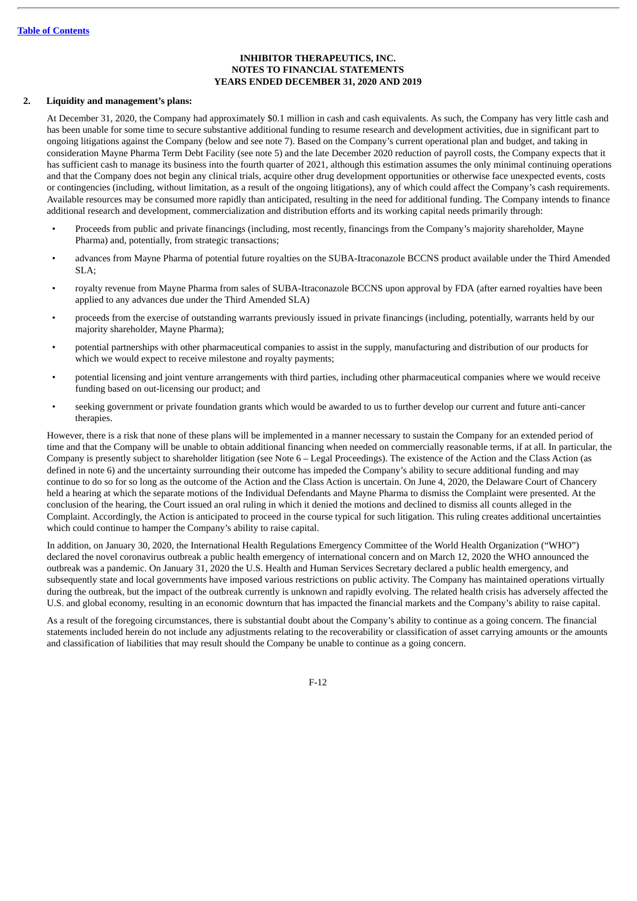**INHIBITOR THERAPEUTICS, INC.**
**NOTES TO FINANCIAL STATEMENTS**
**YEARS ENDED DECEMBER 31, 2020 AND 2019**

**2. Liquidity and management's plans:**

At December 31, 2020, the Company had approximately $0.1 million in cash and cash equivalents. As such, the Company has very little cash and has been unable for some time to secure substantive additional funding to resume research and development activities, due in significant part to ongoing litigations against the Company (below and see note 7). Based on the Company's current operational plan and budget, and taking in consideration Mayne Pharma Term Debt Facility (see note 5) and the late December 2020 reduction of payroll costs, the Company expects that it has sufficient cash to manage its business into the fourth quarter of 2021, although this estimation assumes the only minimal continuing operations and that the Company does not begin any clinical trials, acquire other drug development opportunities or otherwise face unexpected events, costs or contingencies (including, without limitation, as a result of the ongoing litigations), any of which could affect the Company's cash requirements. Available resources may be consumed more rapidly than anticipated, resulting in the need for additional funding. The Company intends to finance additional research and development, commercialization and distribution efforts and its working capital needs primarily through:

- Proceeds from public and private financings (including, most recently, financings from the Company's majority shareholder, Mayne Pharma) and, potentially, from strategic transactions;
- advances from Mayne Pharma of potential future royalties on the SUBA-Itraconazole BCCNS product available under the Third Amended SLA;
- royalty revenue from Mayne Pharma from sales of SUBA-Itraconazole BCCNS upon approval by FDA (after earned royalties have been applied to any advances due under the Third Amended SLA)
- proceeds from the exercise of outstanding warrants previously issued in private financings (including, potentially, warrants held by our majority shareholder, Mayne Pharma);
- potential partnerships with other pharmaceutical companies to assist in the supply, manufacturing and distribution of our products for which we would expect to receive milestone and royalty payments;
- potential licensing and joint venture arrangements with third parties, including other pharmaceutical companies where we would receive funding based on out-licensing our product; and
- seeking government or private foundation grants which would be awarded to us to further develop our current and future anti-cancer therapies.

However, there is a risk that none of these plans will be implemented in a manner necessary to sustain the Company for an extended period of time and that the Company will be unable to obtain additional financing when needed on commercially reasonable terms, if at all. In particular, the Company is presently subject to shareholder litigation (see Note 6 – Legal Proceedings). The existence of the Action and the Class Action (as defined in note 6) and the uncertainty surrounding their outcome has impeded the Company's ability to secure additional funding and may continue to do so for so long as the outcome of the Action and the Class Action is uncertain. On June 4, 2020, the Delaware Court of Chancery held a hearing at which the separate motions of the Individual Defendants and Mayne Pharma to dismiss the Complaint were presented. At the conclusion of the hearing, the Court issued an oral ruling in which it denied the motions and declined to dismiss all counts alleged in the Complaint. Accordingly, the Action is anticipated to proceed in the course typical for such litigation. This ruling creates additional uncertainties which could continue to hamper the Company's ability to raise capital.

In addition, on January 30, 2020, the International Health Regulations Emergency Committee of the World Health Organization ("WHO") declared the novel coronavirus outbreak a public health emergency of international concern and on March 12, 2020 the WHO announced the outbreak was a pandemic. On January 31, 2020 the U.S. Health and Human Services Secretary declared a public health emergency, and subsequently state and local governments have imposed various restrictions on public activity. The Company has maintained operations virtually during the outbreak, but the impact of the outbreak currently is unknown and rapidly evolving. The related health crisis has adversely affected the U.S. and global economy, resulting in an economic downturn that has impacted the financial markets and the Company's ability to raise capital.

As a result of the foregoing circumstances, there is substantial doubt about the Company's ability to continue as a going concern. The financial statements included herein do not include any adjustments relating to the recoverability or classification of asset carrying amounts or the amounts and classification of liabilities that may result should the Company be unable to continue as a going concern.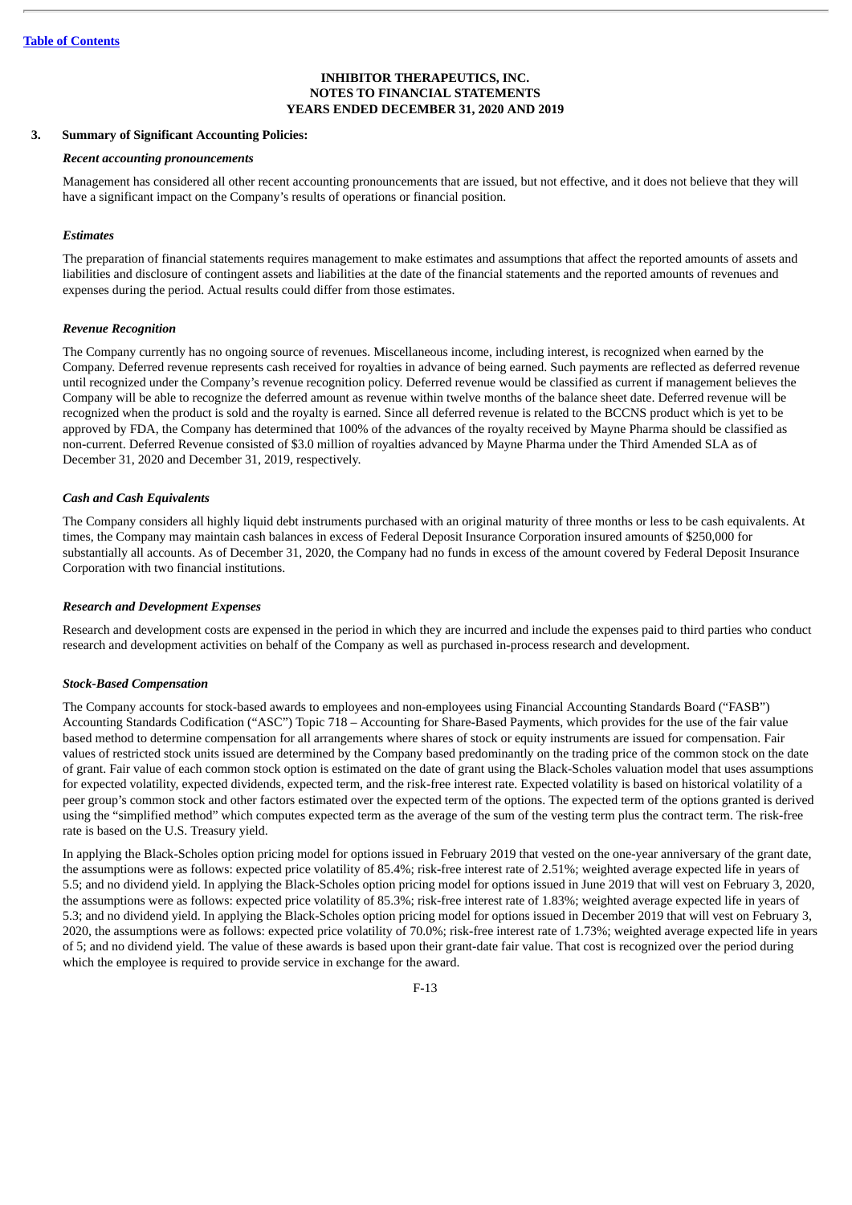**INHIBITOR THERAPEUTICS, INC.**
**NOTES TO FINANCIAL STATEMENTS**
**YEARS ENDED DECEMBER 31, 2020 AND 2019**

### 3. Summary of Significant Accounting Policies:

***Recent accounting pronouncements***

Management has considered all other recent accounting pronouncements that are issued, but not effective, and it does not believe that they will have a significant impact on the Company's results of operations or financial position.

***Estimates***

The preparation of financial statements requires management to make estimates and assumptions that affect the reported amounts of assets and liabilities and disclosure of contingent assets and liabilities at the date of the financial statements and the reported amounts of revenues and expenses during the period. Actual results could differ from those estimates.

***Revenue Recognition***

The Company currently has no ongoing source of revenues. Miscellaneous income, including interest, is recognized when earned by the Company. Deferred revenue represents cash received for royalties in advance of being earned. Such payments are reflected as deferred revenue until recognized under the Company's revenue recognition policy. Deferred revenue would be classified as current if management believes the Company will be able to recognize the deferred amount as revenue within twelve months of the balance sheet date. Deferred revenue will be recognized when the product is sold and the royalty is earned. Since all deferred revenue is related to the BCCNS product which is yet to be approved by FDA, the Company has determined that 100% of the advances of the royalty received by Mayne Pharma should be classified as non-current. Deferred Revenue consisted of $3.0 million of royalties advanced by Mayne Pharma under the Third Amended SLA as of December 31, 2020 and December 31, 2019, respectively.

***Cash and Cash Equivalents***

The Company considers all highly liquid debt instruments purchased with an original maturity of three months or less to be cash equivalents. At times, the Company may maintain cash balances in excess of Federal Deposit Insurance Corporation insured amounts of $250,000 for substantially all accounts. As of December 31, 2020, the Company had no funds in excess of the amount covered by Federal Deposit Insurance Corporation with two financial institutions.

***Research and Development Expenses***

Research and development costs are expensed in the period in which they are incurred and include the expenses paid to third parties who conduct research and development activities on behalf of the Company as well as purchased in-process research and development.

***Stock-Based Compensation***

The Company accounts for stock-based awards to employees and non-employees using Financial Accounting Standards Board ("FASB") Accounting Standards Codification ("ASC") Topic 718 – Accounting for Share-Based Payments, which provides for the use of the fair value based method to determine compensation for all arrangements where shares of stock or equity instruments are issued for compensation. Fair values of restricted stock units issued are determined by the Company based predominantly on the trading price of the common stock on the date of grant. Fair value of each common stock option is estimated on the date of grant using the Black-Scholes valuation model that uses assumptions for expected volatility, expected dividends, expected term, and the risk-free interest rate. Expected volatility is based on historical volatility of a peer group's common stock and other factors estimated over the expected term of the options. The expected term of the options granted is derived using the "simplified method" which computes expected term as the average of the sum of the vesting term plus the contract term. The risk-free rate is based on the U.S. Treasury yield.

In applying the Black-Scholes option pricing model for options issued in February 2019 that vested on the one-year anniversary of the grant date, the assumptions were as follows: expected price volatility of 85.4%; risk-free interest rate of 2.51%; weighted average expected life in years of 5.5; and no dividend yield. In applying the Black-Scholes option pricing model for options issued in June 2019 that will vest on February 3, 2020, the assumptions were as follows: expected price volatility of 85.3%; risk-free interest rate of 1.83%; weighted average expected life in years of 5.3; and no dividend yield. In applying the Black-Scholes option pricing model for options issued in December 2019 that will vest on February 3, 2020, the assumptions were as follows: expected price volatility of 70.0%; risk-free interest rate of 1.73%; weighted average expected life in years of 5; and no dividend yield. The value of these awards is based upon their grant-date fair value. That cost is recognized over the period during which the employee is required to provide service in exchange for the award.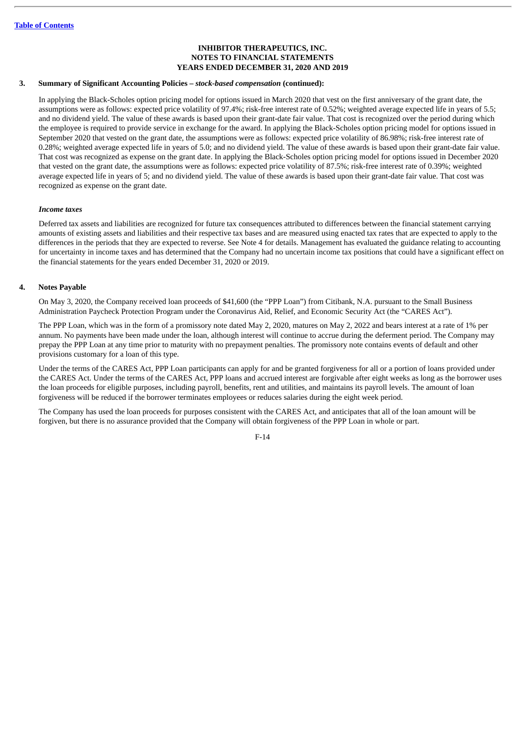**INHIBITOR THERAPEUTICS, INC.**
**NOTES TO FINANCIAL STATEMENTS**
**YEARS ENDED DECEMBER 31, 2020 AND 2019**

**3. Summary of Significant Accounting Policies –** ***stock-based compensation*** **(continued):**

In applying the Black-Scholes option pricing model for options issued in March 2020 that vest on the first anniversary of the grant date, the assumptions were as follows: expected price volatility of 97.4%; risk-free interest rate of 0.52%; weighted average expected life in years of 5.5; and no dividend yield. The value of these awards is based upon their grant-date fair value. That cost is recognized over the period during which the employee is required to provide service in exchange for the award. In applying the Black-Scholes option pricing model for options issued in September 2020 that vested on the grant date, the assumptions were as follows: expected price volatility of 86.98%; risk-free interest rate of 0.28%; weighted average expected life in years of 5.0; and no dividend yield. The value of these awards is based upon their grant-date fair value. That cost was recognized as expense on the grant date. In applying the Black-Scholes option pricing model for options issued in December 2020 that vested on the grant date, the assumptions were as follows: expected price volatility of 87.5%; risk-free interest rate of 0.39%; weighted average expected life in years of 5; and no dividend yield. The value of these awards is based upon their grant-date fair value. That cost was recognized as expense on the grant date.

***Income taxes***

Deferred tax assets and liabilities are recognized for future tax consequences attributed to differences between the financial statement carrying amounts of existing assets and liabilities and their respective tax bases and are measured using enacted tax rates that are expected to apply to the differences in the periods that they are expected to reverse. See Note 4 for details. Management has evaluated the guidance relating to accounting for uncertainty in income taxes and has determined that the Company had no uncertain income tax positions that could have a significant effect on the financial statements for the years ended December 31, 2020 or 2019.

**4. Notes Payable**

On May 3, 2020, the Company received loan proceeds of $41,600 (the "PPP Loan") from Citibank, N.A. pursuant to the Small Business Administration Paycheck Protection Program under the Coronavirus Aid, Relief, and Economic Security Act (the "CARES Act").

The PPP Loan, which was in the form of a promissory note dated May 2, 2020, matures on May 2, 2022 and bears interest at a rate of 1% per annum. No payments have been made under the loan, although interest will continue to accrue during the deferment period. The Company may prepay the PPP Loan at any time prior to maturity with no prepayment penalties. The promissory note contains events of default and other provisions customary for a loan of this type.

Under the terms of the CARES Act, PPP Loan participants can apply for and be granted forgiveness for all or a portion of loans provided under the CARES Act. Under the terms of the CARES Act, PPP loans and accrued interest are forgivable after eight weeks as long as the borrower uses the loan proceeds for eligible purposes, including payroll, benefits, rent and utilities, and maintains its payroll levels. The amount of loan forgiveness will be reduced if the borrower terminates employees or reduces salaries during the eight week period.

The Company has used the loan proceeds for purposes consistent with the CARES Act, and anticipates that all of the loan amount will be forgiven, but there is no assurance provided that the Company will obtain forgiveness of the PPP Loan in whole or part.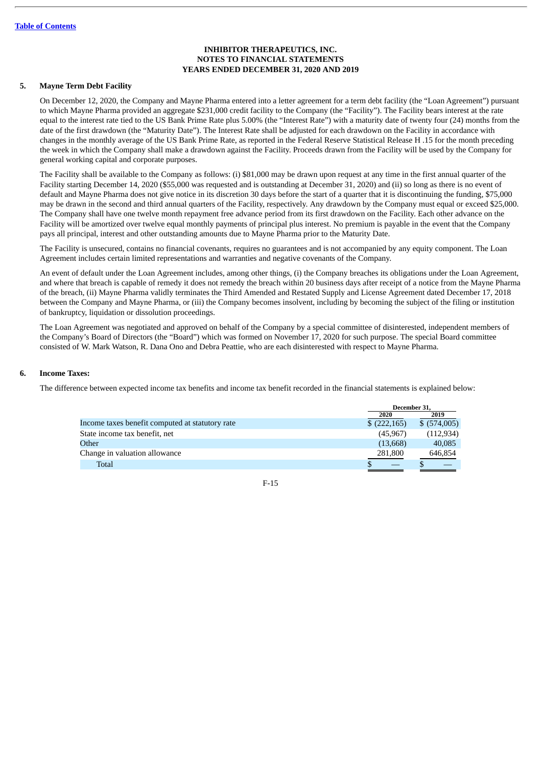[Table of Contents](#)

**INHIBITOR THERAPEUTICS, INC.**
**NOTES TO FINANCIAL STATEMENTS**
**YEARS ENDED DECEMBER 31, 2020 AND 2019**

## 5. Mayne Term Debt Facility

On December 12, 2020, the Company and Mayne Pharma entered into a letter agreement for a term debt facility (the "Loan Agreement") pursuant to which Mayne Pharma provided an aggregate $231,000 credit facility to the Company (the "Facility"). The Facility bears interest at the rate equal to the interest rate tied to the US Bank Prime Rate plus 5.00% (the "Interest Rate") with a maturity date of twenty four (24) months from the date of the first drawdown (the "Maturity Date"). The Interest Rate shall be adjusted for each drawdown on the Facility in accordance with changes in the monthly average of the US Bank Prime Rate, as reported in the Federal Reserve Statistical Release H .15 for the month preceding the week in which the Company shall make a drawdown against the Facility. Proceeds drawn from the Facility will be used by the Company for general working capital and corporate purposes.

The Facility shall be available to the Company as follows: (i) $81,000 may be drawn upon request at any time in the first annual quarter of the Facility starting December 14, 2020 ($55,000 was requested and is outstanding at December 31, 2020) and (ii) so long as there is no event of default and Mayne Pharma does not give notice in its discretion 30 days before the start of a quarter that it is discontinuing the funding, $75,000 may be drawn in the second and third annual quarters of the Facility, respectively. Any drawdown by the Company must equal or exceed $25,000. The Company shall have one twelve month repayment free advance period from its first drawdown on the Facility. Each other advance on the Facility will be amortized over twelve equal monthly payments of principal plus interest. No premium is payable in the event that the Company pays all principal, interest and other outstanding amounts due to Mayne Pharma prior to the Maturity Date.

The Facility is unsecured, contains no financial covenants, requires no guarantees and is not accompanied by any equity component. The Loan Agreement includes certain limited representations and warranties and negative covenants of the Company.

An event of default under the Loan Agreement includes, among other things, (i) the Company breaches its obligations under the Loan Agreement, and where that breach is capable of remedy it does not remedy the breach within 20 business days after receipt of a notice from the Mayne Pharma of the breach, (ii) Mayne Pharma validly terminates the Third Amended and Restated Supply and License Agreement dated December 17, 2018 between the Company and Mayne Pharma, or (iii) the Company becomes insolvent, including by becoming the subject of the filing or institution of bankruptcy, liquidation or dissolution proceedings.

The Loan Agreement was negotiated and approved on behalf of the Company by a special committee of disinterested, independent members of the Company's Board of Directors (the "Board") which was formed on November 17, 2020 for such purpose. The special Board committee consisted of W. Mark Watson, R. Dana Ono and Debra Peattie, who are each disinterested with respect to Mayne Pharma.

## 6. Income Taxes:

The difference between expected income tax benefits and income tax benefit recorded in the financial statements is explained below:

| | December 31, | |
|---|---|---|
| | 2020 | 2019 |
| Income taxes benefit computed at statutory rate | $ (222,165) | $ (574,005) |
| State income tax benefit, net | (45,967) | (112,934) |
| Other | (13,668) | 40,085 |
| Change in valuation allowance | 281,800 | 646,854 |
| Total | $ — | $ — |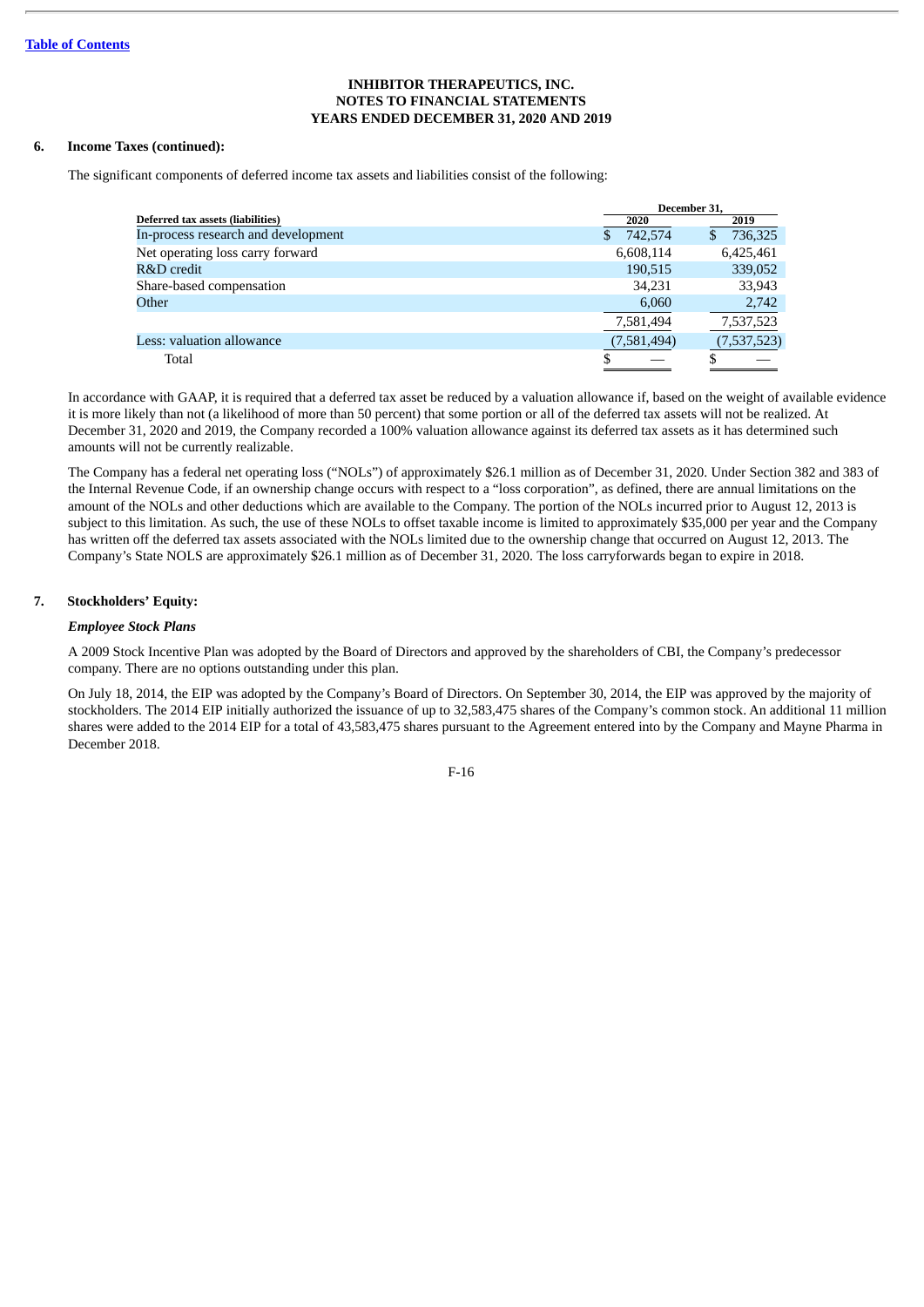INHIBITOR THERAPEUTICS, INC.
NOTES TO FINANCIAL STATEMENTS
YEARS ENDED DECEMBER 31, 2020 AND 2019

**6. Income Taxes (continued):**

The significant components of deferred income tax assets and liabilities consist of the following:

| Deferred tax assets (liabilities) | December 31, 2020 | December 31, 2019 |
|---|---|---|
| In-process research and development | $ 742,574 | $ 736,325 |
| Net operating loss carry forward | 6,608,114 | 6,425,461 |
| R&D credit | 190,515 | 339,052 |
| Share-based compensation | 34,231 | 33,943 |
| Other | 6,060 | 2,742 |
| | 7,581,494 | 7,537,523 |
| Less: valuation allowance | (7,581,494) | (7,537,523) |
| Total | $ — | $ — |

In accordance with GAAP, it is required that a deferred tax asset be reduced by a valuation allowance if, based on the weight of available evidence it is more likely than not (a likelihood of more than 50 percent) that some portion or all of the deferred tax assets will not be realized. At December 31, 2020 and 2019, the Company recorded a 100% valuation allowance against its deferred tax assets as it has determined such amounts will not be currently realizable.

The Company has a federal net operating loss ("NOLs") of approximately $26.1 million as of December 31, 2020. Under Section 382 and 383 of the Internal Revenue Code, if an ownership change occurs with respect to a "loss corporation", as defined, there are annual limitations on the amount of the NOLs and other deductions which are available to the Company. The portion of the NOLs incurred prior to August 12, 2013 is subject to this limitation. As such, the use of these NOLs to offset taxable income is limited to approximately $35,000 per year and the Company has written off the deferred tax assets associated with the NOLs limited due to the ownership change that occurred on August 12, 2013. The Company's State NOLS are approximately $26.1 million as of December 31, 2020. The loss carryforwards began to expire in 2018.

**7. Stockholders' Equity:**

***Employee Stock Plans***

A 2009 Stock Incentive Plan was adopted by the Board of Directors and approved by the shareholders of CBI, the Company's predecessor company. There are no options outstanding under this plan.

On July 18, 2014, the EIP was adopted by the Company's Board of Directors. On September 30, 2014, the EIP was approved by the majority of stockholders. The 2014 EIP initially authorized the issuance of up to 32,583,475 shares of the Company's common stock. An additional 11 million shares were added to the 2014 EIP for a total of 43,583,475 shares pursuant to the Agreement entered into by the Company and Mayne Pharma in December 2018.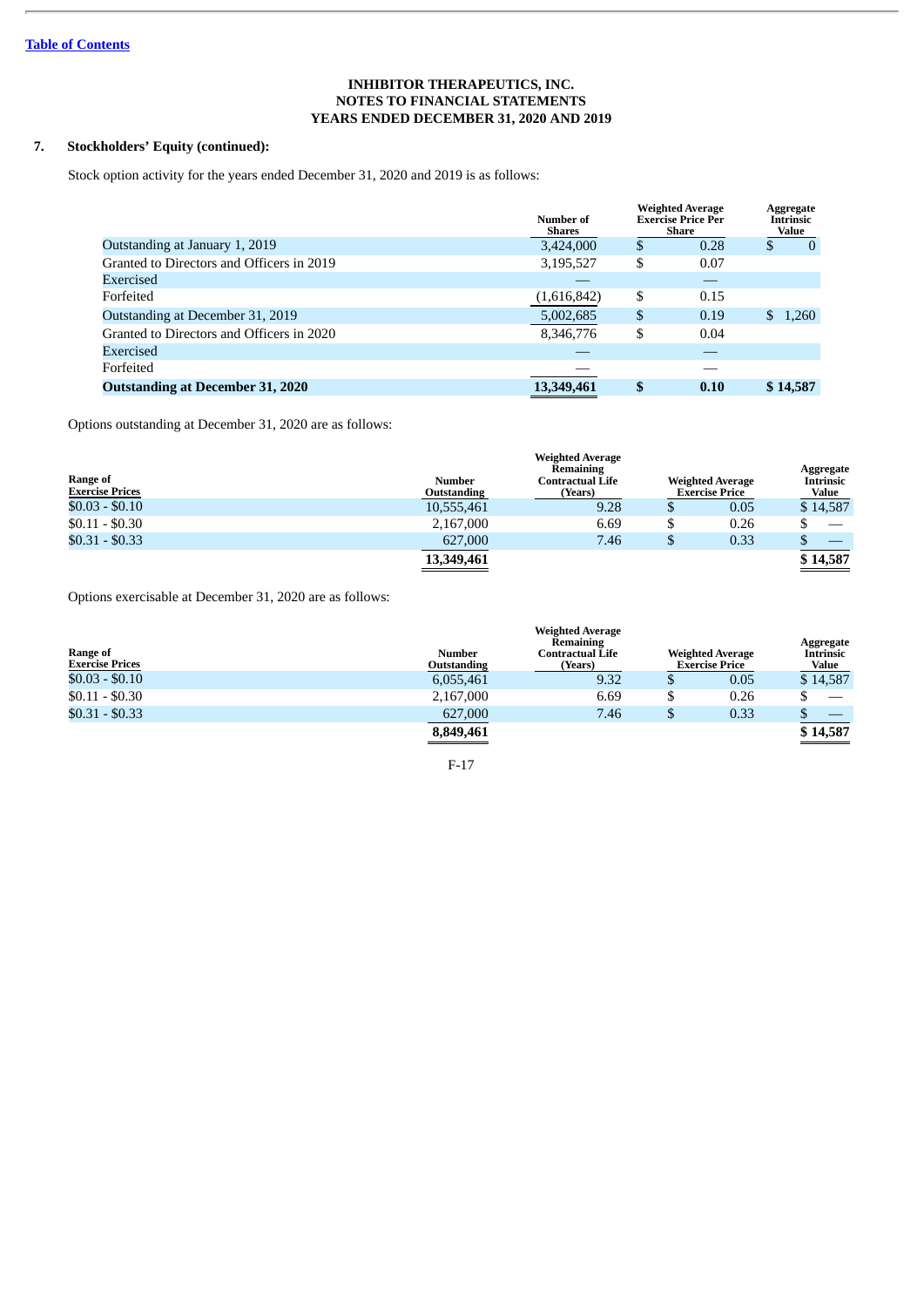INHIBITOR THERAPEUTICS, INC.
NOTES TO FINANCIAL STATEMENTS
YEARS ENDED DECEMBER 31, 2020 AND 2019

## 7. Stockholders' Equity (continued):

Stock option activity for the years ended December 31, 2020 and 2019 is as follows:

| | Number of Shares | Weighted Average Exercise Price Per Share | Aggregate Intrinsic Value |
|---|---|---|---|
| Outstanding at January 1, 2019 | 3,424,000 | $ 0.28 | $ 0 |
| Granted to Directors and Officers in 2019 | 3,195,527 | $ 0.07 | |
| Exercised | — | — | |
| Forfeited | (1,616,842) | $ 0.15 | |
| Outstanding at December 31, 2019 | 5,002,685 | $ 0.19 | $ 1,260 |
| Granted to Directors and Officers in 2020 | 8,346,776 | $ 0.04 | |
| Exercised | — | — | |
| Forfeited | — | — | |
| **Outstanding at December 31, 2020** | **13,349,461** | **$ 0.10** | **$ 14,587** |

Options outstanding at December 31, 2020 are as follows:

| Range of Exercise Prices | Number Outstanding | Weighted Average Remaining Contractual Life (Years) | Weighted Average Exercise Price | Aggregate Intrinsic Value |
|---|---|---|---|---|
| $0.03 - $0.10 | 10,555,461 | 9.28 | $ 0.05 | $ 14,587 |
| $0.11 - $0.30 | 2,167,000 | 6.69 | $ 0.26 | $ — |
| $0.31 - $0.33 | 627,000 | 7.46 | $ 0.33 | $ — |
| | 13,349,461 | | | $ 14,587 |

Options exercisable at December 31, 2020 are as follows:

| Range of Exercise Prices | Number Outstanding | Weighted Average Remaining Contractual Life (Years) | Weighted Average Exercise Price | Aggregate Intrinsic Value |
|---|---|---|---|---|
| $0.03 - $0.10 | 6,055,461 | 9.32 | $ 0.05 | $ 14,587 |
| $0.11 - $0.30 | 2,167,000 | 6.69 | $ 0.26 | $ — |
| $0.31 - $0.33 | 627,000 | 7.46 | $ 0.33 | $ — |
| | 8,849,461 | | | $ 14,587 |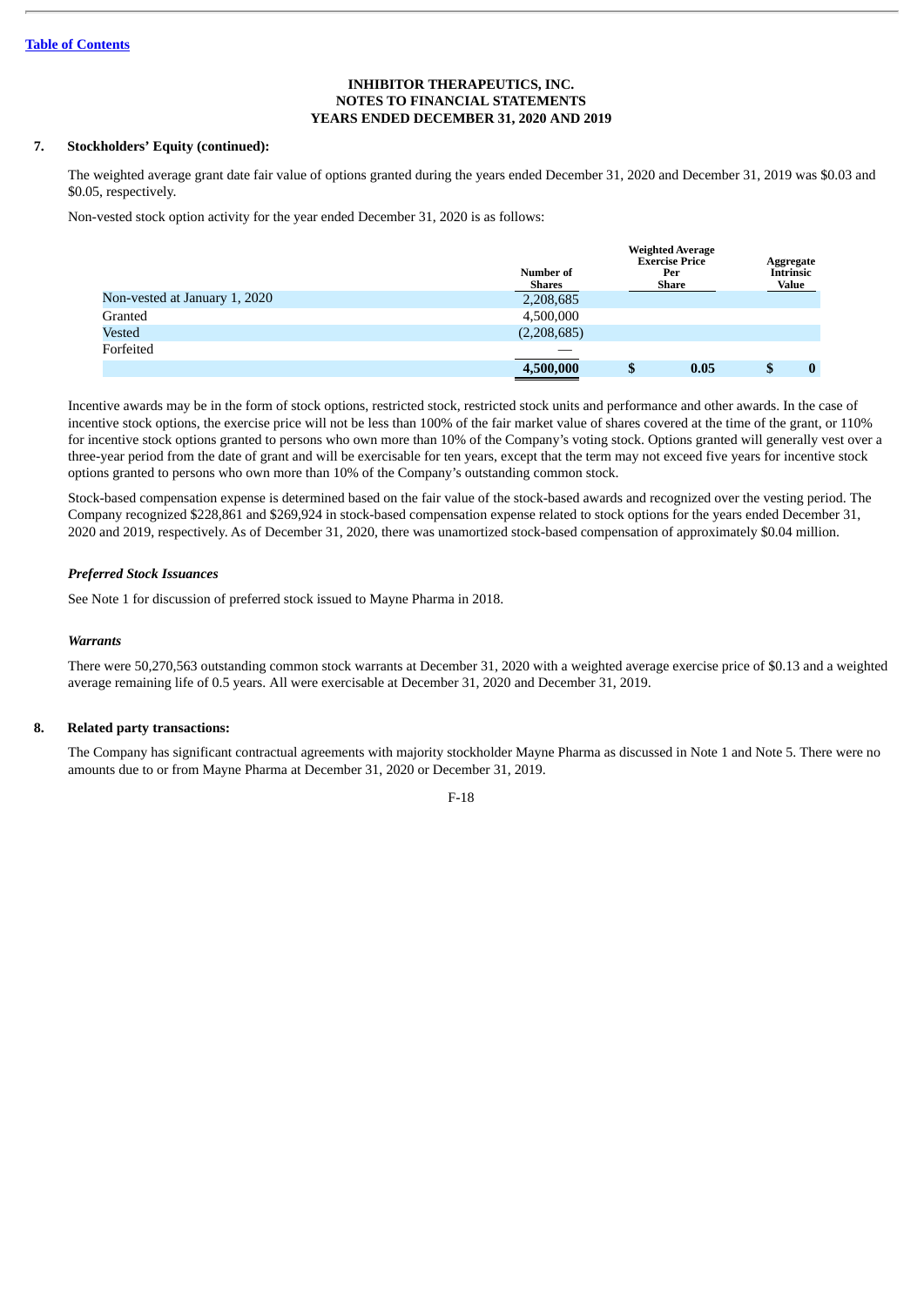INHIBITOR THERAPEUTICS, INC.
NOTES TO FINANCIAL STATEMENTS
YEARS ENDED DECEMBER 31, 2020 AND 2019

## 7. Stockholders' Equity (continued):

The weighted average grant date fair value of options granted during the years ended December 31, 2020 and December 31, 2019 was $0.03 and $0.05, respectively.

Non-vested stock option activity for the year ended December 31, 2020 is as follows:

| | Number of Shares | Weighted Average Exercise Price Per Share | Aggregate Intrinsic Value |
|---|---|---|---|
| Non-vested at January 1, 2020 | 2,208,685 | | |
| Granted | 4,500,000 | | |
| Vested | (2,208,685) | | |
| Forfeited | — | | |
| | **4,500,000** | **$ 0.05** | **$ 0** |

Incentive awards may be in the form of stock options, restricted stock, restricted stock units and performance and other awards. In the case of incentive stock options, the exercise price will not be less than 100% of the fair market value of shares covered at the time of the grant, or 110% for incentive stock options granted to persons who own more than 10% of the Company's voting stock. Options granted will generally vest over a three-year period from the date of grant and will be exercisable for ten years, except that the term may not exceed five years for incentive stock options granted to persons who own more than 10% of the Company's outstanding common stock.

Stock-based compensation expense is determined based on the fair value of the stock-based awards and recognized over the vesting period. The Company recognized $228,861 and $269,924 in stock-based compensation expense related to stock options for the years ended December 31, 2020 and 2019, respectively. As of December 31, 2020, there was unamortized stock-based compensation of approximately $0.04 million.

### *Preferred Stock Issuances*

See Note 1 for discussion of preferred stock issued to Mayne Pharma in 2018.

### *Warrants*

There were 50,270,563 outstanding common stock warrants at December 31, 2020 with a weighted average exercise price of $0.13 and a weighted average remaining life of 0.5 years. All were exercisable at December 31, 2020 and December 31, 2019.

## 8. Related party transactions:

The Company has significant contractual agreements with majority stockholder Mayne Pharma as discussed in Note 1 and Note 5. There were no amounts due to or from Mayne Pharma at December 31, 2020 or December 31, 2019.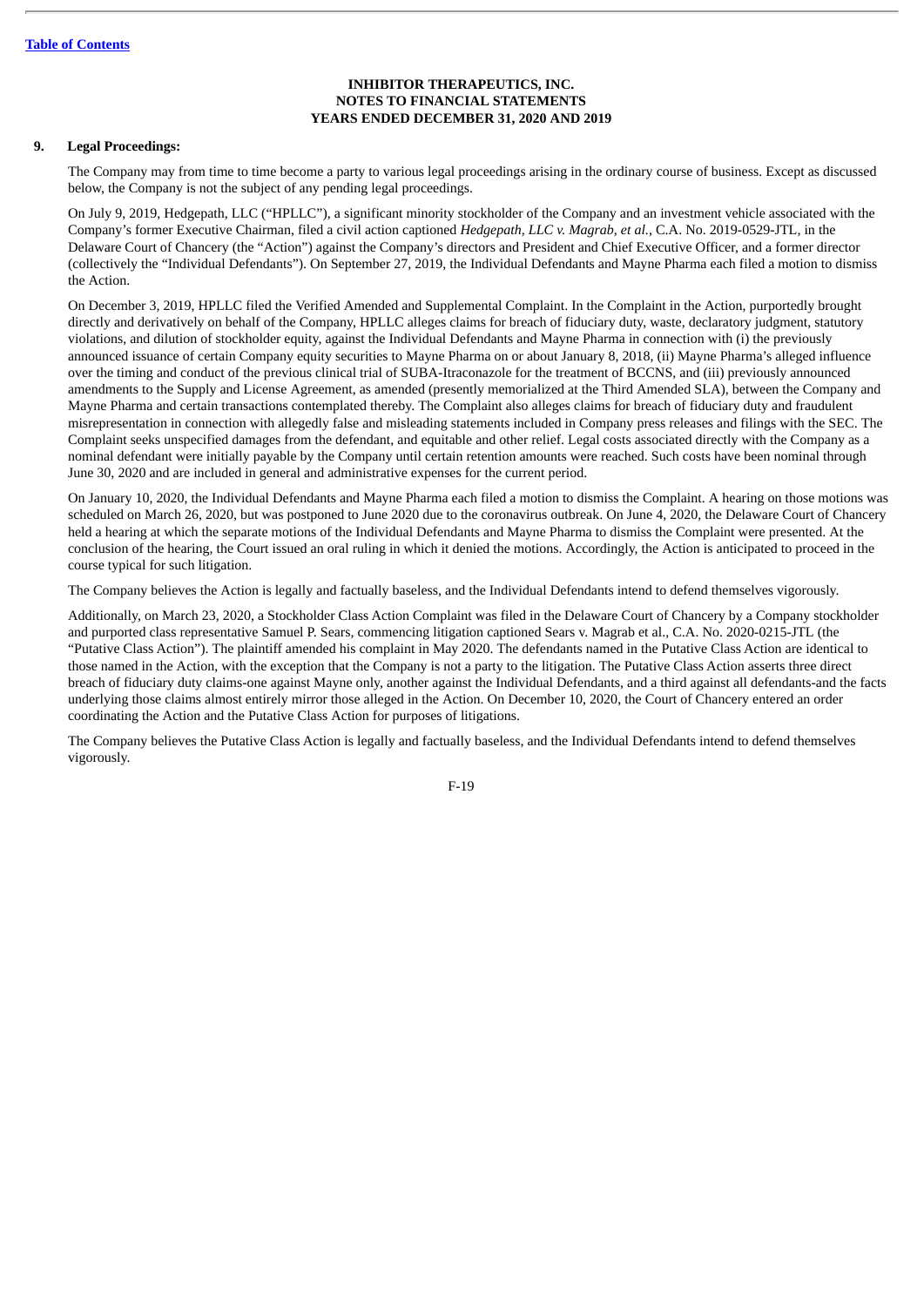**INHIBITOR THERAPEUTICS, INC.**
**NOTES TO FINANCIAL STATEMENTS**
**YEARS ENDED DECEMBER 31, 2020 AND 2019**

**9. Legal Proceedings:**

The Company may from time to time become a party to various legal proceedings arising in the ordinary course of business. Except as discussed below, the Company is not the subject of any pending legal proceedings.

On July 9, 2019, Hedgepath, LLC ("HPLLC"), a significant minority stockholder of the Company and an investment vehicle associated with the Company's former Executive Chairman, filed a civil action captioned *Hedgepath, LLC v. Magrab, et al.*, C.A. No. 2019-0529-JTL, in the Delaware Court of Chancery (the "Action") against the Company's directors and President and Chief Executive Officer, and a former director (collectively the "Individual Defendants"). On September 27, 2019, the Individual Defendants and Mayne Pharma each filed a motion to dismiss the Action.

On December 3, 2019, HPLLC filed the Verified Amended and Supplemental Complaint. In the Complaint in the Action, purportedly brought directly and derivatively on behalf of the Company, HPLLC alleges claims for breach of fiduciary duty, waste, declaratory judgment, statutory violations, and dilution of stockholder equity, against the Individual Defendants and Mayne Pharma in connection with (i) the previously announced issuance of certain Company equity securities to Mayne Pharma on or about January 8, 2018, (ii) Mayne Pharma's alleged influence over the timing and conduct of the previous clinical trial of SUBA-Itraconazole for the treatment of BCCNS, and (iii) previously announced amendments to the Supply and License Agreement, as amended (presently memorialized at the Third Amended SLA), between the Company and Mayne Pharma and certain transactions contemplated thereby. The Complaint also alleges claims for breach of fiduciary duty and fraudulent misrepresentation in connection with allegedly false and misleading statements included in Company press releases and filings with the SEC. The Complaint seeks unspecified damages from the defendant, and equitable and other relief. Legal costs associated directly with the Company as a nominal defendant were initially payable by the Company until certain retention amounts were reached. Such costs have been nominal through June 30, 2020 and are included in general and administrative expenses for the current period.

On January 10, 2020, the Individual Defendants and Mayne Pharma each filed a motion to dismiss the Complaint. A hearing on those motions was scheduled on March 26, 2020, but was postponed to June 2020 due to the coronavirus outbreak. On June 4, 2020, the Delaware Court of Chancery held a hearing at which the separate motions of the Individual Defendants and Mayne Pharma to dismiss the Complaint were presented. At the conclusion of the hearing, the Court issued an oral ruling in which it denied the motions. Accordingly, the Action is anticipated to proceed in the course typical for such litigation.

The Company believes the Action is legally and factually baseless, and the Individual Defendants intend to defend themselves vigorously.

Additionally, on March 23, 2020, a Stockholder Class Action Complaint was filed in the Delaware Court of Chancery by a Company stockholder and purported class representative Samuel P. Sears, commencing litigation captioned Sears v. Magrab et al., C.A. No. 2020-0215-JTL (the "Putative Class Action"). The plaintiff amended his complaint in May 2020. The defendants named in the Putative Class Action are identical to those named in the Action, with the exception that the Company is not a party to the litigation. The Putative Class Action asserts three direct breach of fiduciary duty claims-one against Mayne only, another against the Individual Defendants, and a third against all defendants-and the facts underlying those claims almost entirely mirror those alleged in the Action. On December 10, 2020, the Court of Chancery entered an order coordinating the Action and the Putative Class Action for purposes of litigations.

The Company believes the Putative Class Action is legally and factually baseless, and the Individual Defendants intend to defend themselves vigorously.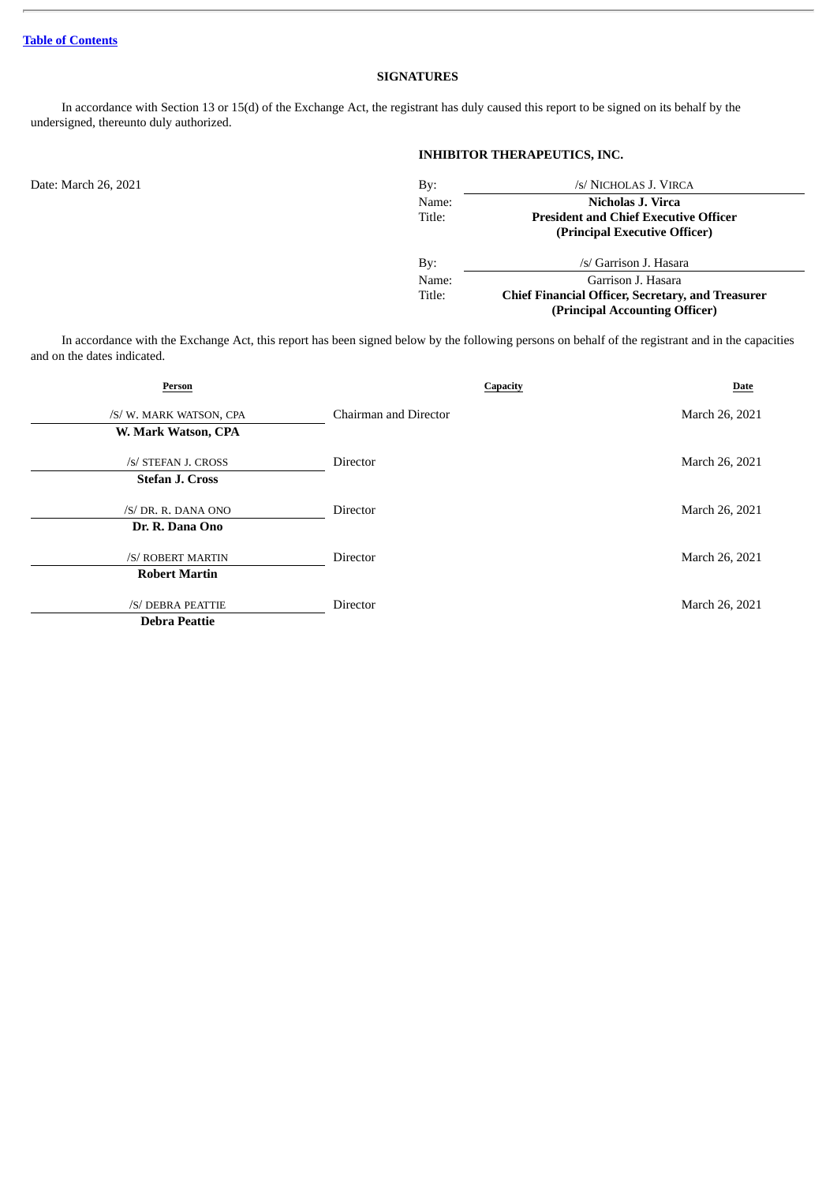## SIGNATURES

In accordance with Section 13 or 15(d) of the Exchange Act, the registrant has duly caused this report to be signed on its behalf by the undersigned, thereunto duly authorized.

**INHIBITOR THERAPEUTICS, INC.**

Date: March 26, 2021

| | |
|---|---|
| By: | /s/ NICHOLAS J. VIRCA |
| Name: | **Nicholas J. Virca** |
| Title: | **President and Chief Executive Officer (Principal Executive Officer)** |
| By: | /s/ Garrison J. Hasara |
| Name: | Garrison J. Hasara |
| Title: | **Chief Financial Officer, Secretary, and Treasurer (Principal Accounting Officer)** |

In accordance with the Exchange Act, this report has been signed below by the following persons on behalf of the registrant and in the capacities and on the dates indicated.

| Person | Capacity | Date |
|---|---|---|
| /S/ W. MARK WATSON, CPA<br>**W. Mark Watson, CPA** | Chairman and Director | March 26, 2021 |
| /S/ STEFAN J. CROSS<br>**Stefan J. Cross** | Director | March 26, 2021 |
| /S/ DR. R. DANA ONO<br>**Dr. R. Dana Ono** | Director | March 26, 2021 |
| /S/ ROBERT MARTIN<br>**Robert Martin** | Director | March 26, 2021 |
| /S/ DEBRA PEATTIE<br>**Debra Peattie** | Director | March 26, 2021 |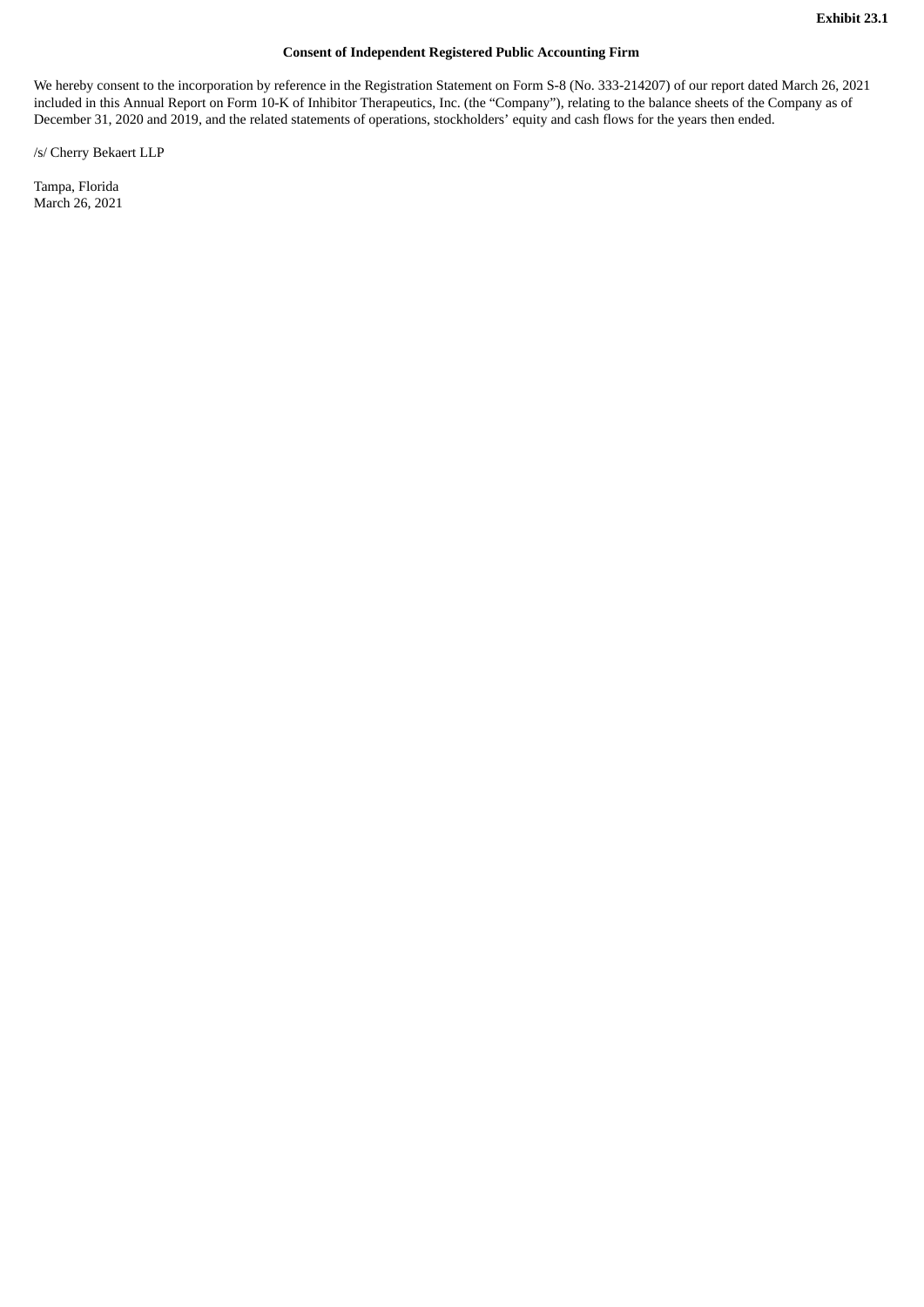**Exhibit 23.1**

**Consent of Independent Registered Public Accounting Firm**

We hereby consent to the incorporation by reference in the Registration Statement on Form S-8 (No. 333-214207) of our report dated March 26, 2021 included in this Annual Report on Form 10-K of Inhibitor Therapeutics, Inc. (the "Company"), relating to the balance sheets of the Company as of December 31, 2020 and 2019, and the related statements of operations, stockholders' equity and cash flows for the years then ended.

/s/ Cherry Bekaert LLP

Tampa, Florida
March 26, 2021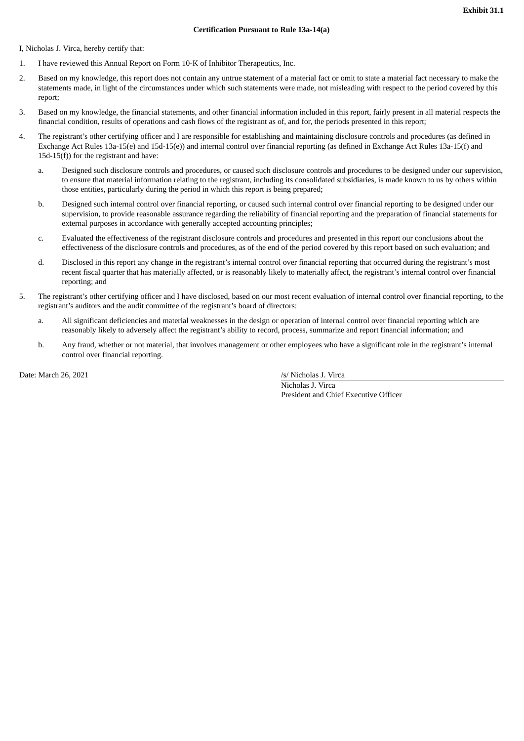**Exhibit 31.1**

**Certification Pursuant to Rule 13a-14(a)**

I, Nicholas J. Virca, hereby certify that:

1. I have reviewed this Annual Report on Form 10-K of Inhibitor Therapeutics, Inc.
2. Based on my knowledge, this report does not contain any untrue statement of a material fact or omit to state a material fact necessary to make the statements made, in light of the circumstances under which such statements were made, not misleading with respect to the period covered by this report;
3. Based on my knowledge, the financial statements, and other financial information included in this report, fairly present in all material respects the financial condition, results of operations and cash flows of the registrant as of, and for, the periods presented in this report;
4. The registrant's other certifying officer and I are responsible for establishing and maintaining disclosure controls and procedures (as defined in Exchange Act Rules 13a-15(e) and 15d-15(e)) and internal control over financial reporting (as defined in Exchange Act Rules 13a-15(f) and 15d-15(f)) for the registrant and have:
   a. Designed such disclosure controls and procedures, or caused such disclosure controls and procedures to be designed under our supervision, to ensure that material information relating to the registrant, including its consolidated subsidiaries, is made known to us by others within those entities, particularly during the period in which this report is being prepared;
   b. Designed such internal control over financial reporting, or caused such internal control over financial reporting to be designed under our supervision, to provide reasonable assurance regarding the reliability of financial reporting and the preparation of financial statements for external purposes in accordance with generally accepted accounting principles;
   c. Evaluated the effectiveness of the registrant disclosure controls and procedures and presented in this report our conclusions about the effectiveness of the disclosure controls and procedures, as of the end of the period covered by this report based on such evaluation; and
   d. Disclosed in this report any change in the registrant's internal control over financial reporting that occurred during the registrant's most recent fiscal quarter that has materially affected, or is reasonably likely to materially affect, the registrant's internal control over financial reporting; and
5. The registrant's other certifying officer and I have disclosed, based on our most recent evaluation of internal control over financial reporting, to the registrant's auditors and the audit committee of the registrant's board of directors:
   a. All significant deficiencies and material weaknesses in the design or operation of internal control over financial reporting which are reasonably likely to adversely affect the registrant's ability to record, process, summarize and report financial information; and
   b. Any fraud, whether or not material, that involves management or other employees who have a significant role in the registrant's internal control over financial reporting.

Date: March 26, 2021

/s/ Nicholas J. Virca
Nicholas J. Virca
President and Chief Executive Officer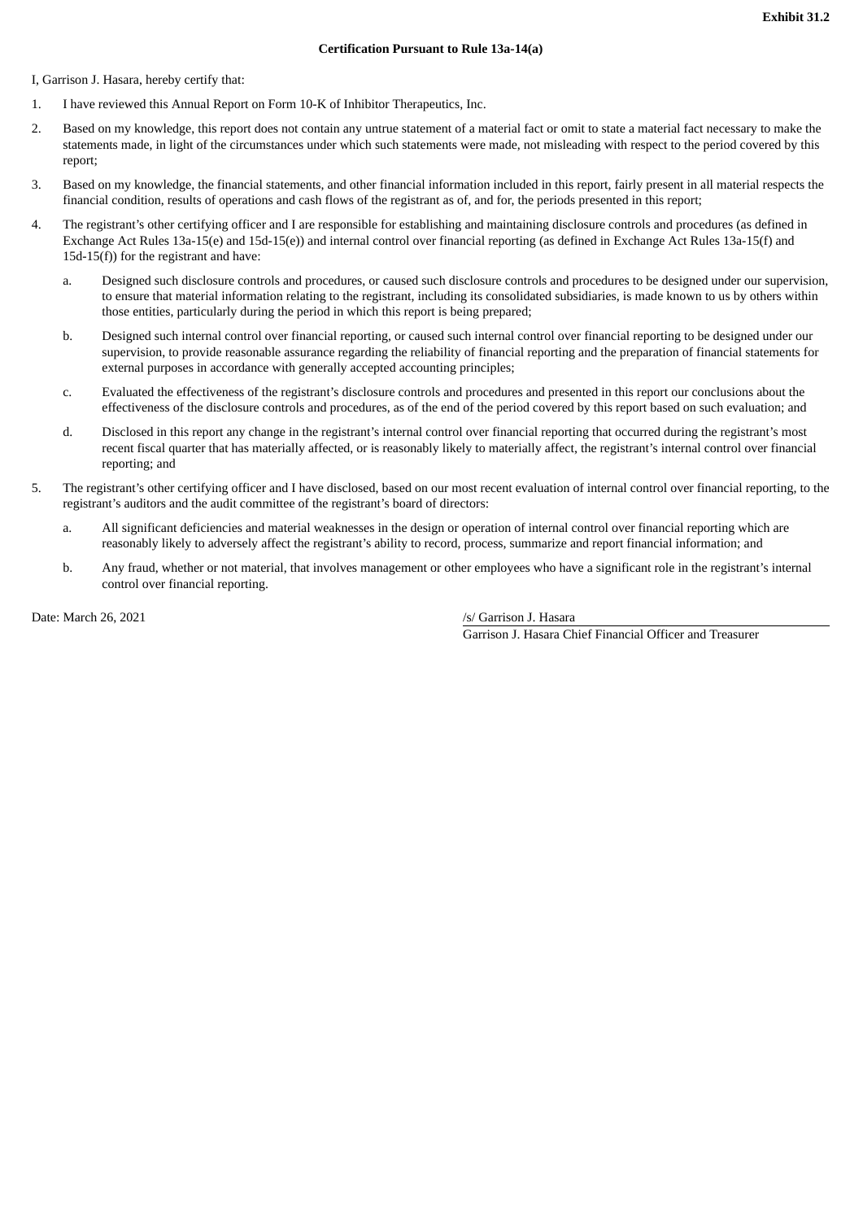**Exhibit 31.2**

**Certification Pursuant to Rule 13a-14(a)**

I, Garrison J. Hasara, hereby certify that:

1. I have reviewed this Annual Report on Form 10-K of Inhibitor Therapeutics, Inc.

2. Based on my knowledge, this report does not contain any untrue statement of a material fact or omit to state a material fact necessary to make the statements made, in light of the circumstances under which such statements were made, not misleading with respect to the period covered by this report;

3. Based on my knowledge, the financial statements, and other financial information included in this report, fairly present in all material respects the financial condition, results of operations and cash flows of the registrant as of, and for, the periods presented in this report;

4. The registrant's other certifying officer and I are responsible for establishing and maintaining disclosure controls and procedures (as defined in Exchange Act Rules 13a-15(e) and 15d-15(e)) and internal control over financial reporting (as defined in Exchange Act Rules 13a-15(f) and 15d-15(f)) for the registrant and have:

   a. Designed such disclosure controls and procedures, or caused such disclosure controls and procedures to be designed under our supervision, to ensure that material information relating to the registrant, including its consolidated subsidiaries, is made known to us by others within those entities, particularly during the period in which this report is being prepared;

   b. Designed such internal control over financial reporting, or caused such internal control over financial reporting to be designed under our supervision, to provide reasonable assurance regarding the reliability of financial reporting and the preparation of financial statements for external purposes in accordance with generally accepted accounting principles;

   c. Evaluated the effectiveness of the registrant's disclosure controls and procedures and presented in this report our conclusions about the effectiveness of the disclosure controls and procedures, as of the end of the period covered by this report based on such evaluation; and

   d. Disclosed in this report any change in the registrant's internal control over financial reporting that occurred during the registrant's most recent fiscal quarter that has materially affected, or is reasonably likely to materially affect, the registrant's internal control over financial reporting; and

5. The registrant's other certifying officer and I have disclosed, based on our most recent evaluation of internal control over financial reporting, to the registrant's auditors and the audit committee of the registrant's board of directors:

   a. All significant deficiencies and material weaknesses in the design or operation of internal control over financial reporting which are reasonably likely to adversely affect the registrant's ability to record, process, summarize and report financial information; and

   b. Any fraud, whether or not material, that involves management or other employees who have a significant role in the registrant's internal control over financial reporting.

Date: March 26, 2021

/s/ Garrison J. Hasara
Garrison J. Hasara Chief Financial Officer and Treasurer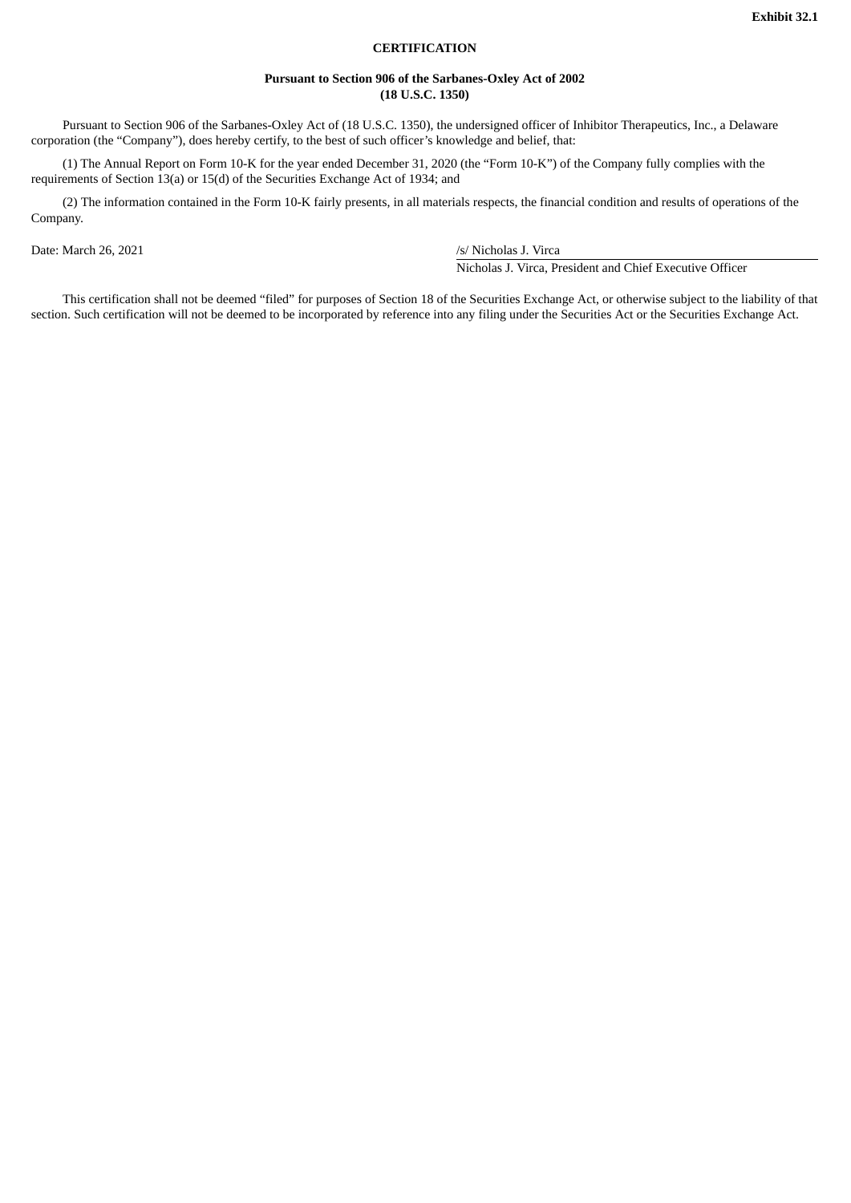**Exhibit 32.1**

# CERTIFICATION

## Pursuant to Section 906 of the Sarbanes-Oxley Act of 2002 (18 U.S.C. 1350)

Pursuant to Section 906 of the Sarbanes-Oxley Act of (18 U.S.C. 1350), the undersigned officer of Inhibitor Therapeutics, Inc., a Delaware corporation (the "Company"), does hereby certify, to the best of such officer's knowledge and belief, that:

(1) The Annual Report on Form 10-K for the year ended December 31, 2020 (the "Form 10-K") of the Company fully complies with the requirements of Section 13(a) or 15(d) of the Securities Exchange Act of 1934; and

(2) The information contained in the Form 10-K fairly presents, in all materials respects, the financial condition and results of operations of the Company.

Date: March 26, 2021

/s/ Nicholas J. Virca

Nicholas J. Virca, President and Chief Executive Officer

This certification shall not be deemed "filed" for purposes of Section 18 of the Securities Exchange Act, or otherwise subject to the liability of that section. Such certification will not be deemed to be incorporated by reference into any filing under the Securities Act or the Securities Exchange Act.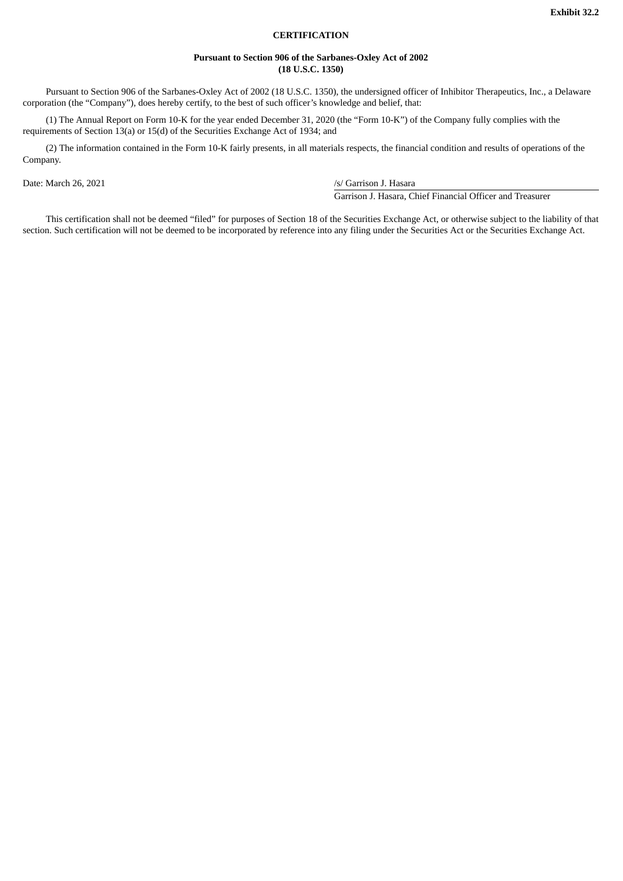**Exhibit 32.2**

**CERTIFICATION**

**Pursuant to Section 906 of the Sarbanes-Oxley Act of 2002**
**(18 U.S.C. 1350)**

Pursuant to Section 906 of the Sarbanes-Oxley Act of 2002 (18 U.S.C. 1350), the undersigned officer of Inhibitor Therapeutics, Inc., a Delaware corporation (the "Company"), does hereby certify, to the best of such officer's knowledge and belief, that:

(1) The Annual Report on Form 10-K for the year ended December 31, 2020 (the "Form 10-K") of the Company fully complies with the requirements of Section 13(a) or 15(d) of the Securities Exchange Act of 1934; and

(2) The information contained in the Form 10-K fairly presents, in all materials respects, the financial condition and results of operations of the Company.

Date: March 26, 2021

/s/ Garrison J. Hasara

Garrison J. Hasara, Chief Financial Officer and Treasurer

This certification shall not be deemed "filed" for purposes of Section 18 of the Securities Exchange Act, or otherwise subject to the liability of that section. Such certification will not be deemed to be incorporated by reference into any filing under the Securities Act or the Securities Exchange Act.